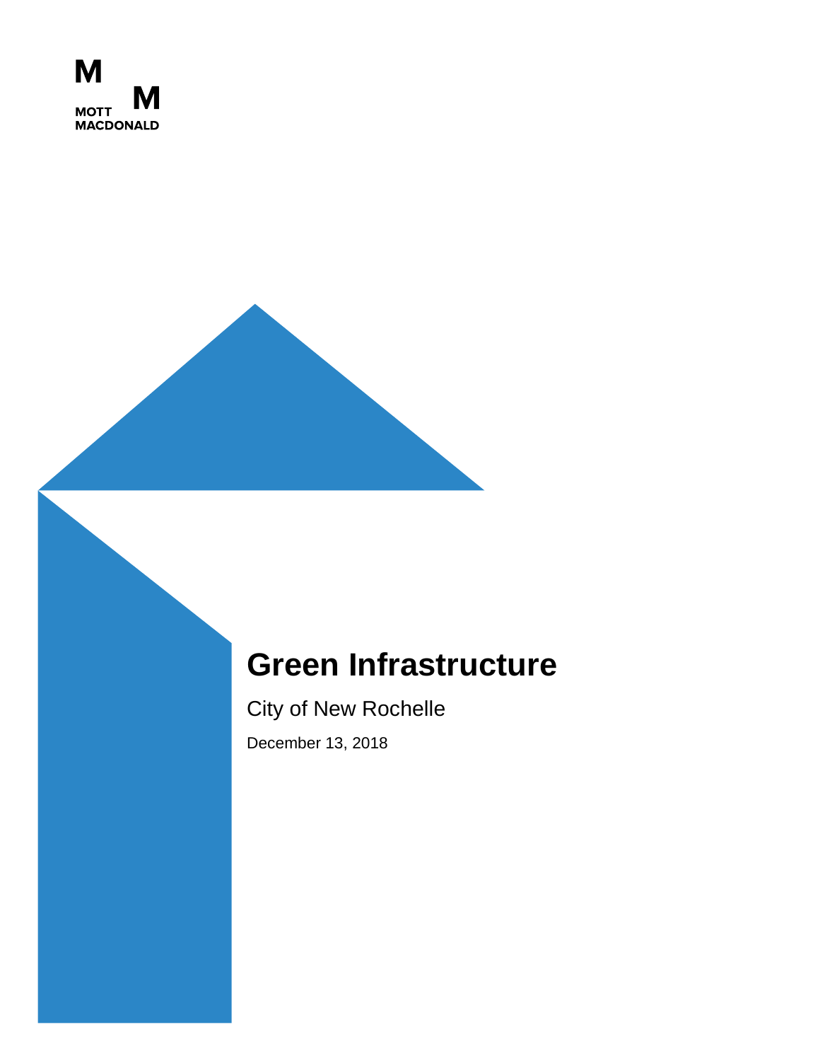M M
MOTT
MACDONALD

# Green Infrastructure

City of New Rochelle

December 13, 2018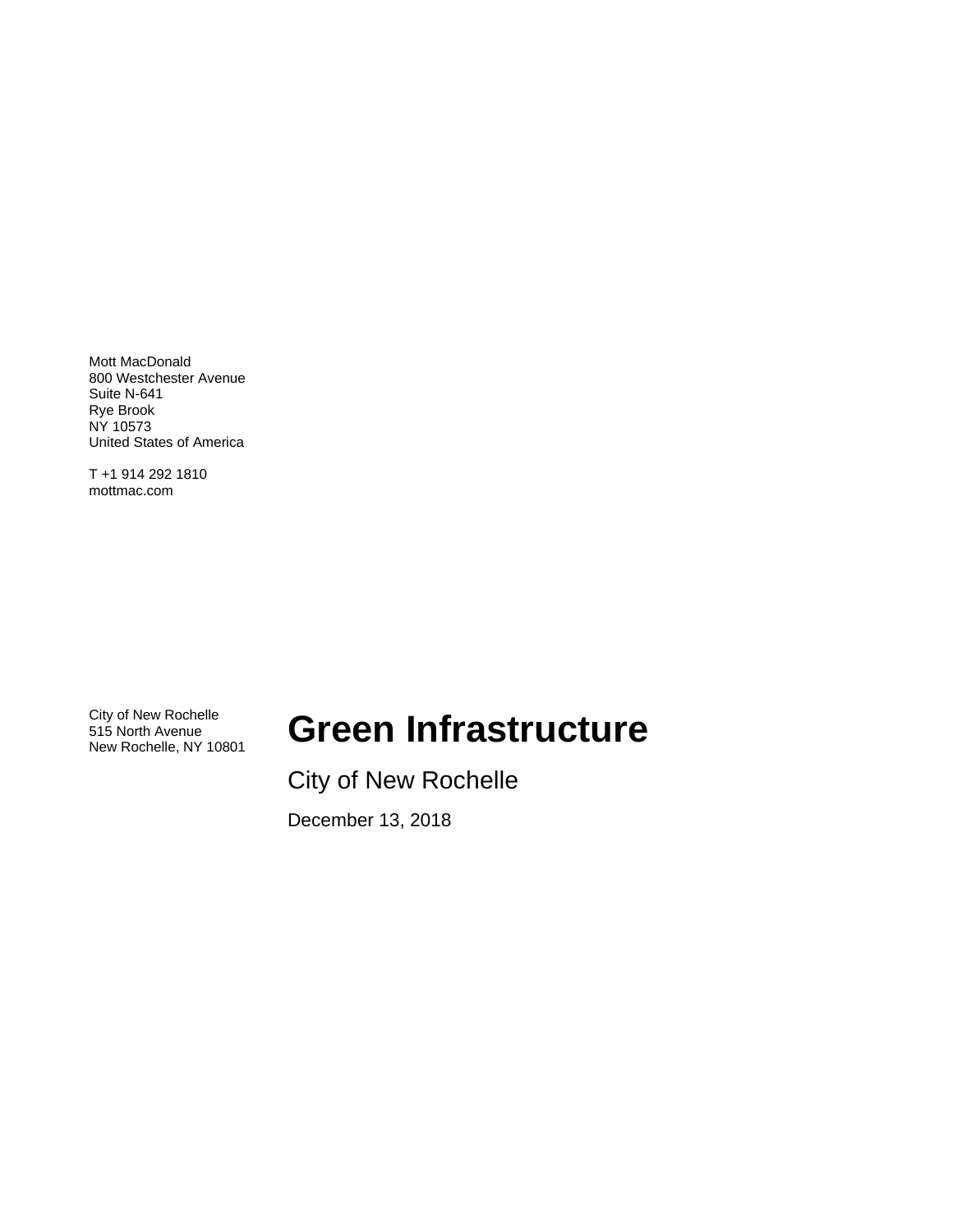Mott MacDonald
800 Westchester Avenue
Suite N-641
Rye Brook
NY 10573
United States of America

T +1 914 292 1810
mottmac.com

City of New Rochelle
515 North Avenue
New Rochelle, NY 10801

# Green Infrastructure

City of New Rochelle

December 13, 2018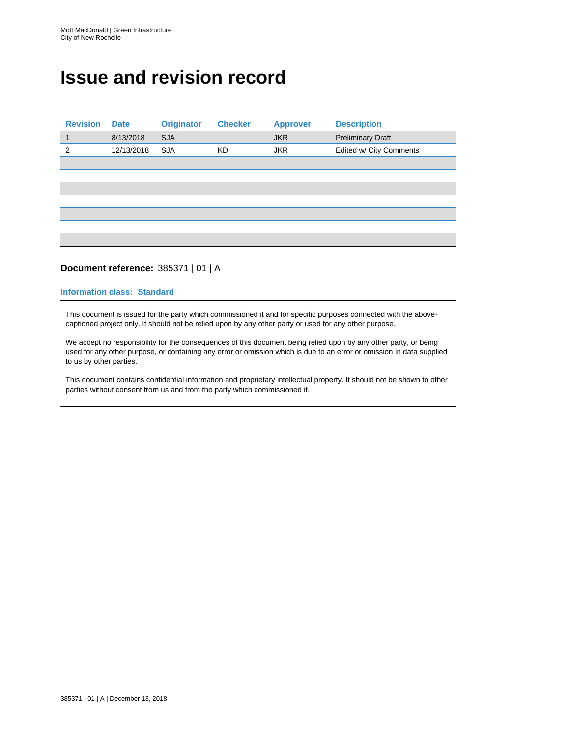# Issue and revision record

| Revision | Date | Originator | Checker | Approver | Description |
| --- | --- | --- | --- | --- | --- |
| 1 | 8/13/2018 | SJA | | JKR | Preliminary Draft |
| 2 | 12/13/2018 | SJA | KD | JKR | Edited w/ City Comments |
| | | | | | |
| | | | | | |
| | | | | | |
| | | | | | |
| | | | | | |
| | | | | | |
| | | | | | |

**Document reference:** 385371 | 01 | A

**Information class: Standard**

This document is issued for the party which commissioned it and for specific purposes connected with the above-captioned project only. It should not be relied upon by any other party or used for any other purpose.

We accept no responsibility for the consequences of this document being relied upon by any other party, or being used for any other purpose, or containing any error or omission which is due to an error or omission in data supplied to us by other parties.

This document contains confidential information and proprietary intellectual property. It should not be shown to other parties without consent from us and from the party which commissioned it.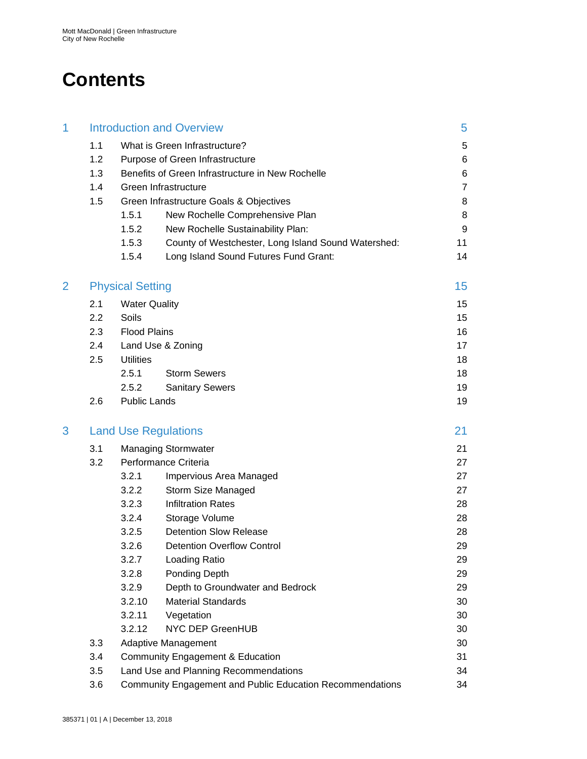# Contents

| | | |
|---|---|---|
| **1** | **Introduction and Overview** | **5** |
| 1.1 | What is Green Infrastructure? | 5 |
| 1.2 | Purpose of Green Infrastructure | 6 |
| 1.3 | Benefits of Green Infrastructure in New Rochelle | 6 |
| 1.4 | Green Infrastructure | 7 |
| 1.5 | Green Infrastructure Goals & Objectives | 8 |
| 1.5.1 | New Rochelle Comprehensive Plan | 8 |
| 1.5.2 | New Rochelle Sustainability Plan: | 9 |
| 1.5.3 | County of Westchester, Long Island Sound Watershed: | 11 |
| 1.5.4 | Long Island Sound Futures Fund Grant: | 14 |
| **2** | **Physical Setting** | **15** |
| 2.1 | Water Quality | 15 |
| 2.2 | Soils | 15 |
| 2.3 | Flood Plains | 16 |
| 2.4 | Land Use & Zoning | 17 |
| 2.5 | Utilities | 18 |
| 2.5.1 | Storm Sewers | 18 |
| 2.5.2 | Sanitary Sewers | 19 |
| 2.6 | Public Lands | 19 |
| **3** | **Land Use Regulations** | **21** |
| 3.1 | Managing Stormwater | 21 |
| 3.2 | Performance Criteria | 27 |
| 3.2.1 | Impervious Area Managed | 27 |
| 3.2.2 | Storm Size Managed | 27 |
| 3.2.3 | Infiltration Rates | 28 |
| 3.2.4 | Storage Volume | 28 |
| 3.2.5 | Detention Slow Release | 28 |
| 3.2.6 | Detention Overflow Control | 29 |
| 3.2.7 | Loading Ratio | 29 |
| 3.2.8 | Ponding Depth | 29 |
| 3.2.9 | Depth to Groundwater and Bedrock | 29 |
| 3.2.10 | Material Standards | 30 |
| 3.2.11 | Vegetation | 30 |
| 3.2.12 | NYC DEP GreenHUB | 30 |
| 3.3 | Adaptive Management | 30 |
| 3.4 | Community Engagement & Education | 31 |
| 3.5 | Land Use and Planning Recommendations | 34 |
| 3.6 | Community Engagement and Public Education Recommendations | 34 |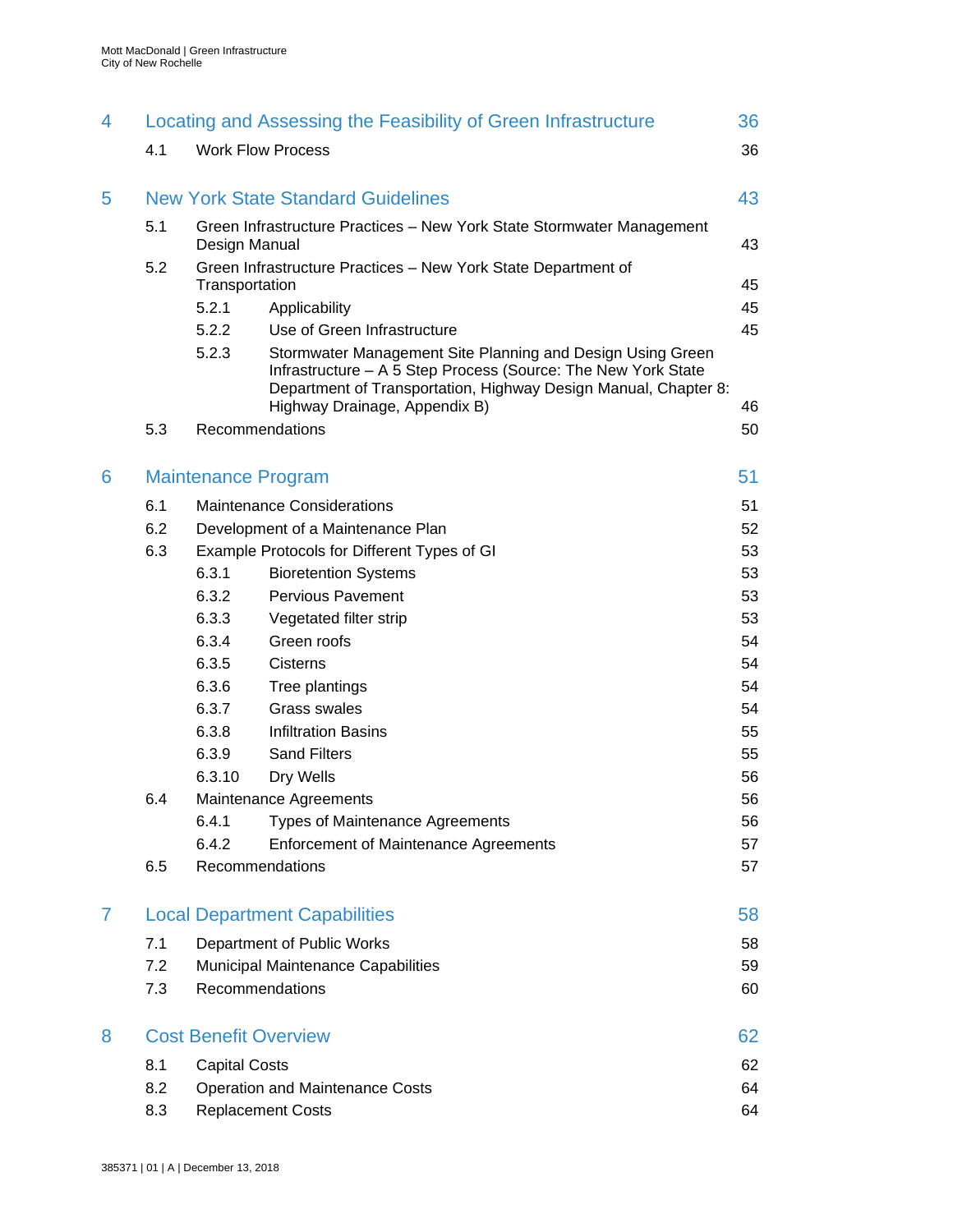| | | | |
|---|---|---|---|
| **4** | **Locating and Assessing the Feasibility of Green Infrastructure** | | **36** |
| | 4.1 | Work Flow Process | 36 |
| **5** | **New York State Standard Guidelines** | | **43** |
| | 5.1 | Green Infrastructure Practices – New York State Stormwater Management Design Manual | 43 |
| | 5.2 | Green Infrastructure Practices – New York State Department of Transportation | 45 |
| | 5.2.1 | Applicability | 45 |
| | 5.2.2 | Use of Green Infrastructure | 45 |
| | 5.2.3 | Stormwater Management Site Planning and Design Using Green Infrastructure – A 5 Step Process (Source: The New York State Department of Transportation, Highway Design Manual, Chapter 8: Highway Drainage, Appendix B) | 46 |
| | 5.3 | Recommendations | 50 |
| **6** | **Maintenance Program** | | **51** |
| | 6.1 | Maintenance Considerations | 51 |
| | 6.2 | Development of a Maintenance Plan | 52 |
| | 6.3 | Example Protocols for Different Types of GI | 53 |
| | 6.3.1 | Bioretention Systems | 53 |
| | 6.3.2 | Pervious Pavement | 53 |
| | 6.3.3 | Vegetated filter strip | 53 |
| | 6.3.4 | Green roofs | 54 |
| | 6.3.5 | Cisterns | 54 |
| | 6.3.6 | Tree plantings | 54 |
| | 6.3.7 | Grass swales | 54 |
| | 6.3.8 | Infiltration Basins | 55 |
| | 6.3.9 | Sand Filters | 55 |
| | 6.3.10 | Dry Wells | 56 |
| | 6.4 | Maintenance Agreements | 56 |
| | 6.4.1 | Types of Maintenance Agreements | 56 |
| | 6.4.2 | Enforcement of Maintenance Agreements | 57 |
| | 6.5 | Recommendations | 57 |
| **7** | **Local Department Capabilities** | | **58** |
| | 7.1 | Department of Public Works | 58 |
| | 7.2 | Municipal Maintenance Capabilities | 59 |
| | 7.3 | Recommendations | 60 |
| **8** | **Cost Benefit Overview** | | **62** |
| | 8.1 | Capital Costs | 62 |
| | 8.2 | Operation and Maintenance Costs | 64 |
| | 8.3 | Replacement Costs | 64 |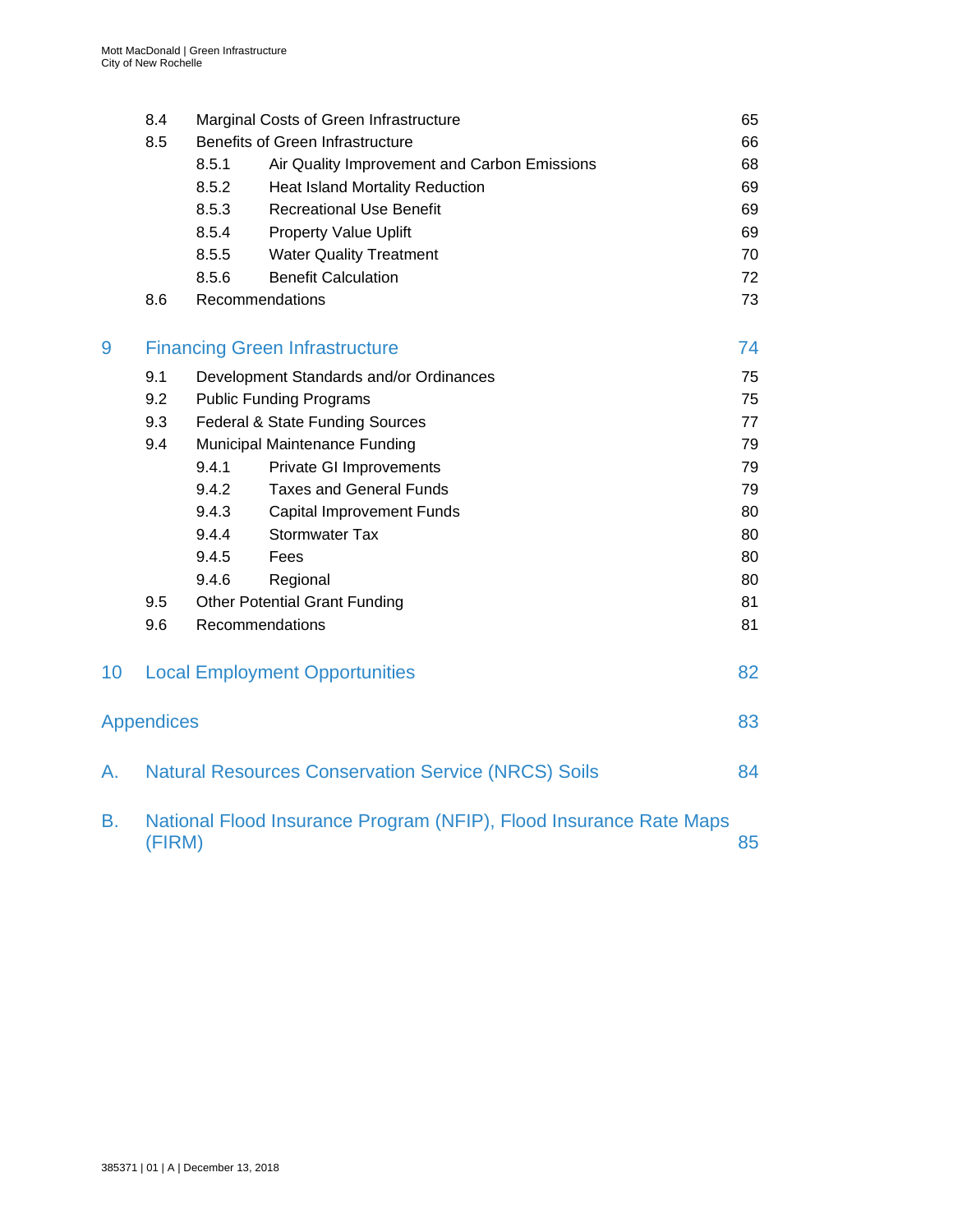| | | | |
|---|---|---|---|
| 8.4 | Marginal Costs of Green Infrastructure | | 65 |
| 8.5 | Benefits of Green Infrastructure | | 66 |
| | 8.5.1 | Air Quality Improvement and Carbon Emissions | 68 |
| | 8.5.2 | Heat Island Mortality Reduction | 69 |
| | 8.5.3 | Recreational Use Benefit | 69 |
| | 8.5.4 | Property Value Uplift | 69 |
| | 8.5.5 | Water Quality Treatment | 70 |
| | 8.5.6 | Benefit Calculation | 72 |
| 8.6 | Recommendations | | 73 |

**9 Financing Green Infrastructure** — 74

| | | | |
|---|---|---|---|
| 9.1 | Development Standards and/or Ordinances | | 75 |
| 9.2 | Public Funding Programs | | 75 |
| 9.3 | Federal & State Funding Sources | | 77 |
| 9.4 | Municipal Maintenance Funding | | 79 |
| | 9.4.1 | Private GI Improvements | 79 |
| | 9.4.2 | Taxes and General Funds | 79 |
| | 9.4.3 | Capital Improvement Funds | 80 |
| | 9.4.4 | Stormwater Tax | 80 |
| | 9.4.5 | Fees | 80 |
| | 9.4.6 | Regional | 80 |
| 9.5 | Other Potential Grant Funding | | 81 |
| 9.6 | Recommendations | | 81 |

**10 Local Employment Opportunities** — 82

**Appendices** — 83

**A. Natural Resources Conservation Service (NRCS) Soils** — 84

**B. National Flood Insurance Program (NFIP), Flood Insurance Rate Maps (FIRM)** — 85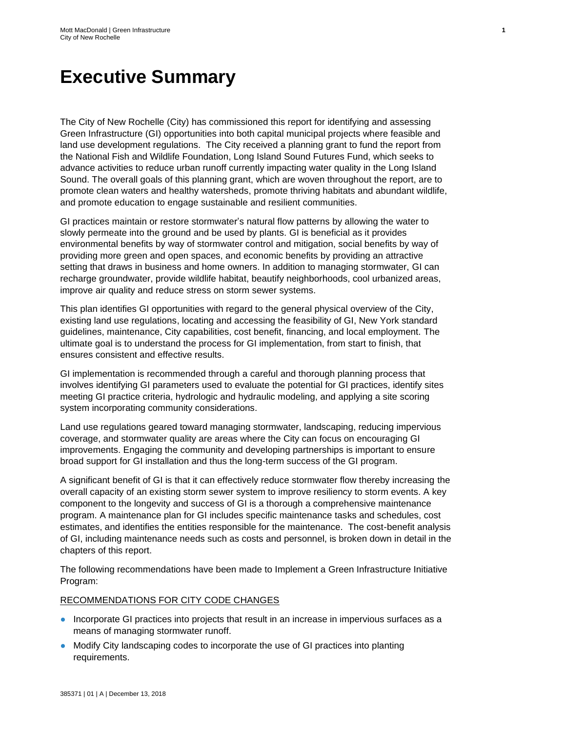# Executive Summary

The City of New Rochelle (City) has commissioned this report for identifying and assessing Green Infrastructure (GI) opportunities into both capital municipal projects where feasible and land use development regulations. The City received a planning grant to fund the report from the National Fish and Wildlife Foundation, Long Island Sound Futures Fund, which seeks to advance activities to reduce urban runoff currently impacting water quality in the Long Island Sound. The overall goals of this planning grant, which are woven throughout the report, are to promote clean waters and healthy watersheds, promote thriving habitats and abundant wildlife, and promote education to engage sustainable and resilient communities.

GI practices maintain or restore stormwater's natural flow patterns by allowing the water to slowly permeate into the ground and be used by plants. GI is beneficial as it provides environmental benefits by way of stormwater control and mitigation, social benefits by way of providing more green and open spaces, and economic benefits by providing an attractive setting that draws in business and home owners. In addition to managing stormwater, GI can recharge groundwater, provide wildlife habitat, beautify neighborhoods, cool urbanized areas, improve air quality and reduce stress on storm sewer systems.

This plan identifies GI opportunities with regard to the general physical overview of the City, existing land use regulations, locating and accessing the feasibility of GI, New York standard guidelines, maintenance, City capabilities, cost benefit, financing, and local employment. The ultimate goal is to understand the process for GI implementation, from start to finish, that ensures consistent and effective results.

GI implementation is recommended through a careful and thorough planning process that involves identifying GI parameters used to evaluate the potential for GI practices, identify sites meeting GI practice criteria, hydrologic and hydraulic modeling, and applying a site scoring system incorporating community considerations.

Land use regulations geared toward managing stormwater, landscaping, reducing impervious coverage, and stormwater quality are areas where the City can focus on encouraging GI improvements. Engaging the community and developing partnerships is important to ensure broad support for GI installation and thus the long-term success of the GI program.

A significant benefit of GI is that it can effectively reduce stormwater flow thereby increasing the overall capacity of an existing storm sewer system to improve resiliency to storm events. A key component to the longevity and success of GI is a thorough a comprehensive maintenance program. A maintenance plan for GI includes specific maintenance tasks and schedules, cost estimates, and identifies the entities responsible for the maintenance. The cost-benefit analysis of GI, including maintenance needs such as costs and personnel, is broken down in detail in the chapters of this report.

The following recommendations have been made to Implement a Green Infrastructure Initiative Program:

<u>RECOMMENDATIONS FOR CITY CODE CHANGES</u>

- Incorporate GI practices into projects that result in an increase in impervious surfaces as a means of managing stormwater runoff.
- Modify City landscaping codes to incorporate the use of GI practices into planting requirements.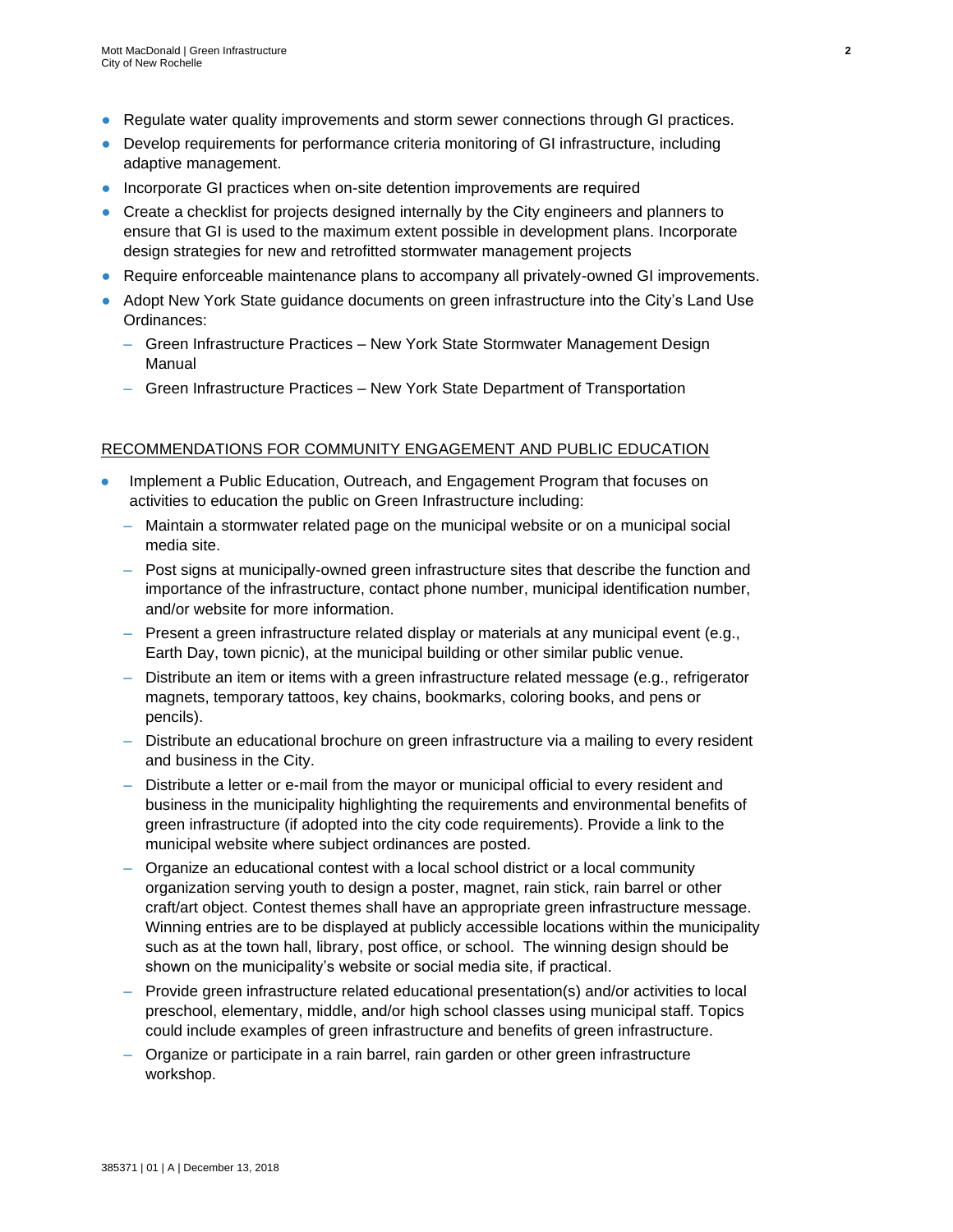- Regulate water quality improvements and storm sewer connections through GI practices.
- Develop requirements for performance criteria monitoring of GI infrastructure, including adaptive management.
- Incorporate GI practices when on-site detention improvements are required
- Create a checklist for projects designed internally by the City engineers and planners to ensure that GI is used to the maximum extent possible in development plans. Incorporate design strategies for new and retrofitted stormwater management projects
- Require enforceable maintenance plans to accompany all privately-owned GI improvements.
- Adopt New York State guidance documents on green infrastructure into the City's Land Use Ordinances:
  - Green Infrastructure Practices – New York State Stormwater Management Design Manual
  - Green Infrastructure Practices – New York State Department of Transportation

RECOMMENDATIONS FOR COMMUNITY ENGAGEMENT AND PUBLIC EDUCATION

- Implement a Public Education, Outreach, and Engagement Program that focuses on activities to education the public on Green Infrastructure including:
  - Maintain a stormwater related page on the municipal website or on a municipal social media site.
  - Post signs at municipally-owned green infrastructure sites that describe the function and importance of the infrastructure, contact phone number, municipal identification number, and/or website for more information.
  - Present a green infrastructure related display or materials at any municipal event (e.g., Earth Day, town picnic), at the municipal building or other similar public venue.
  - Distribute an item or items with a green infrastructure related message (e.g., refrigerator magnets, temporary tattoos, key chains, bookmarks, coloring books, and pens or pencils).
  - Distribute an educational brochure on green infrastructure via a mailing to every resident and business in the City.
  - Distribute a letter or e-mail from the mayor or municipal official to every resident and business in the municipality highlighting the requirements and environmental benefits of green infrastructure (if adopted into the city code requirements). Provide a link to the municipal website where subject ordinances are posted.
  - Organize an educational contest with a local school district or a local community organization serving youth to design a poster, magnet, rain stick, rain barrel or other craft/art object. Contest themes shall have an appropriate green infrastructure message. Winning entries are to be displayed at publicly accessible locations within the municipality such as at the town hall, library, post office, or school. The winning design should be shown on the municipality's website or social media site, if practical.
  - Provide green infrastructure related educational presentation(s) and/or activities to local preschool, elementary, middle, and/or high school classes using municipal staff. Topics could include examples of green infrastructure and benefits of green infrastructure.
  - Organize or participate in a rain barrel, rain garden or other green infrastructure workshop.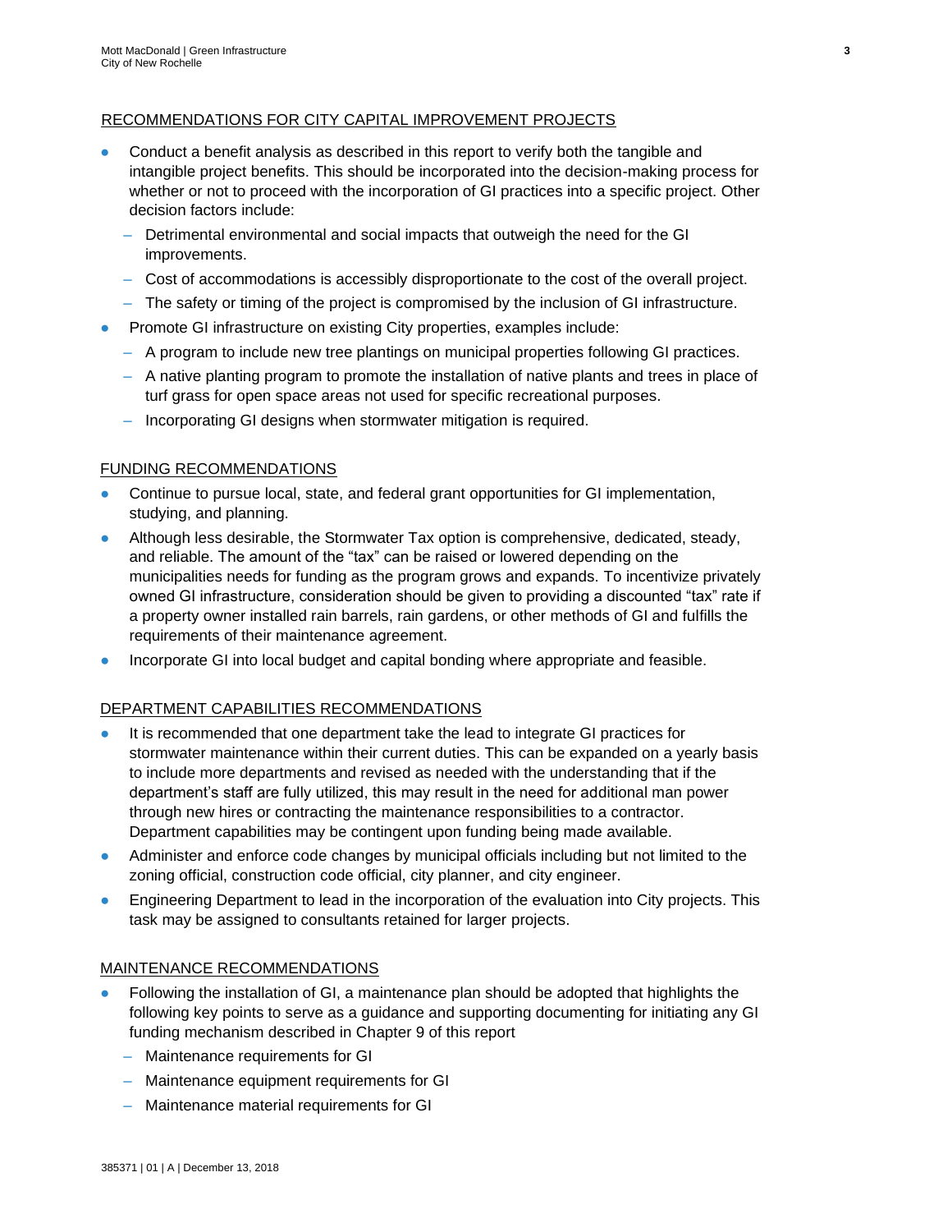RECOMMENDATIONS FOR CITY CAPITAL IMPROVEMENT PROJECTS

- Conduct a benefit analysis as described in this report to verify both the tangible and intangible project benefits. This should be incorporated into the decision-making process for whether or not to proceed with the incorporation of GI practices into a specific project. Other decision factors include:
  - Detrimental environmental and social impacts that outweigh the need for the GI improvements.
  - Cost of accommodations is accessibly disproportionate to the cost of the overall project.
  - The safety or timing of the project is compromised by the inclusion of GI infrastructure.
- Promote GI infrastructure on existing City properties, examples include:
  - A program to include new tree plantings on municipal properties following GI practices.
  - A native planting program to promote the installation of native plants and trees in place of turf grass for open space areas not used for specific recreational purposes.
  - Incorporating GI designs when stormwater mitigation is required.

FUNDING RECOMMENDATIONS

- Continue to pursue local, state, and federal grant opportunities for GI implementation, studying, and planning.
- Although less desirable, the Stormwater Tax option is comprehensive, dedicated, steady, and reliable. The amount of the "tax" can be raised or lowered depending on the municipalities needs for funding as the program grows and expands. To incentivize privately owned GI infrastructure, consideration should be given to providing a discounted "tax" rate if a property owner installed rain barrels, rain gardens, or other methods of GI and fulfills the requirements of their maintenance agreement.
- Incorporate GI into local budget and capital bonding where appropriate and feasible.

DEPARTMENT CAPABILITIES RECOMMENDATIONS

- It is recommended that one department take the lead to integrate GI practices for stormwater maintenance within their current duties. This can be expanded on a yearly basis to include more departments and revised as needed with the understanding that if the department's staff are fully utilized, this may result in the need for additional man power through new hires or contracting the maintenance responsibilities to a contractor. Department capabilities may be contingent upon funding being made available.
- Administer and enforce code changes by municipal officials including but not limited to the zoning official, construction code official, city planner, and city engineer.
- Engineering Department to lead in the incorporation of the evaluation into City projects. This task may be assigned to consultants retained for larger projects.

MAINTENANCE RECOMMENDATIONS

- Following the installation of GI, a maintenance plan should be adopted that highlights the following key points to serve as a guidance and supporting documenting for initiating any GI funding mechanism described in Chapter 9 of this report
  - Maintenance requirements for GI
  - Maintenance equipment requirements for GI
  - Maintenance material requirements for GI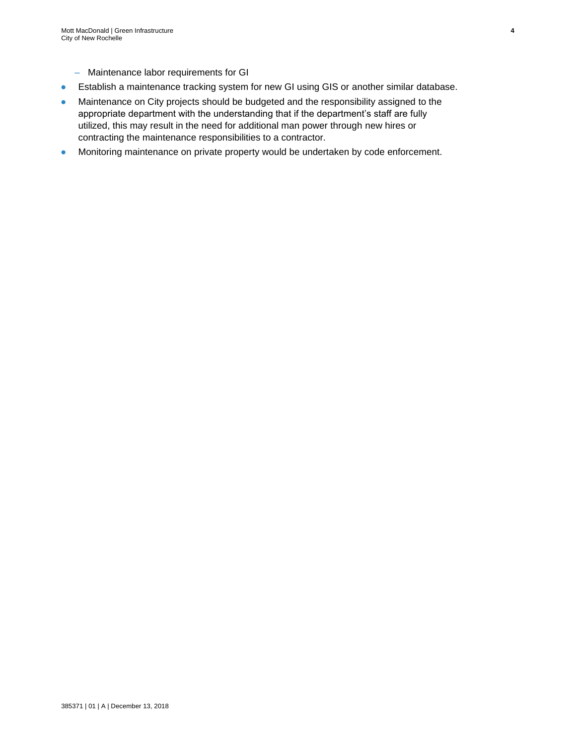- Maintenance labor requirements for GI
- Establish a maintenance tracking system for new GI using GIS or another similar database.
- Maintenance on City projects should be budgeted and the responsibility assigned to the appropriate department with the understanding that if the department's staff are fully utilized, this may result in the need for additional man power through new hires or contracting the maintenance responsibilities to a contractor.
- Monitoring maintenance on private property would be undertaken by code enforcement.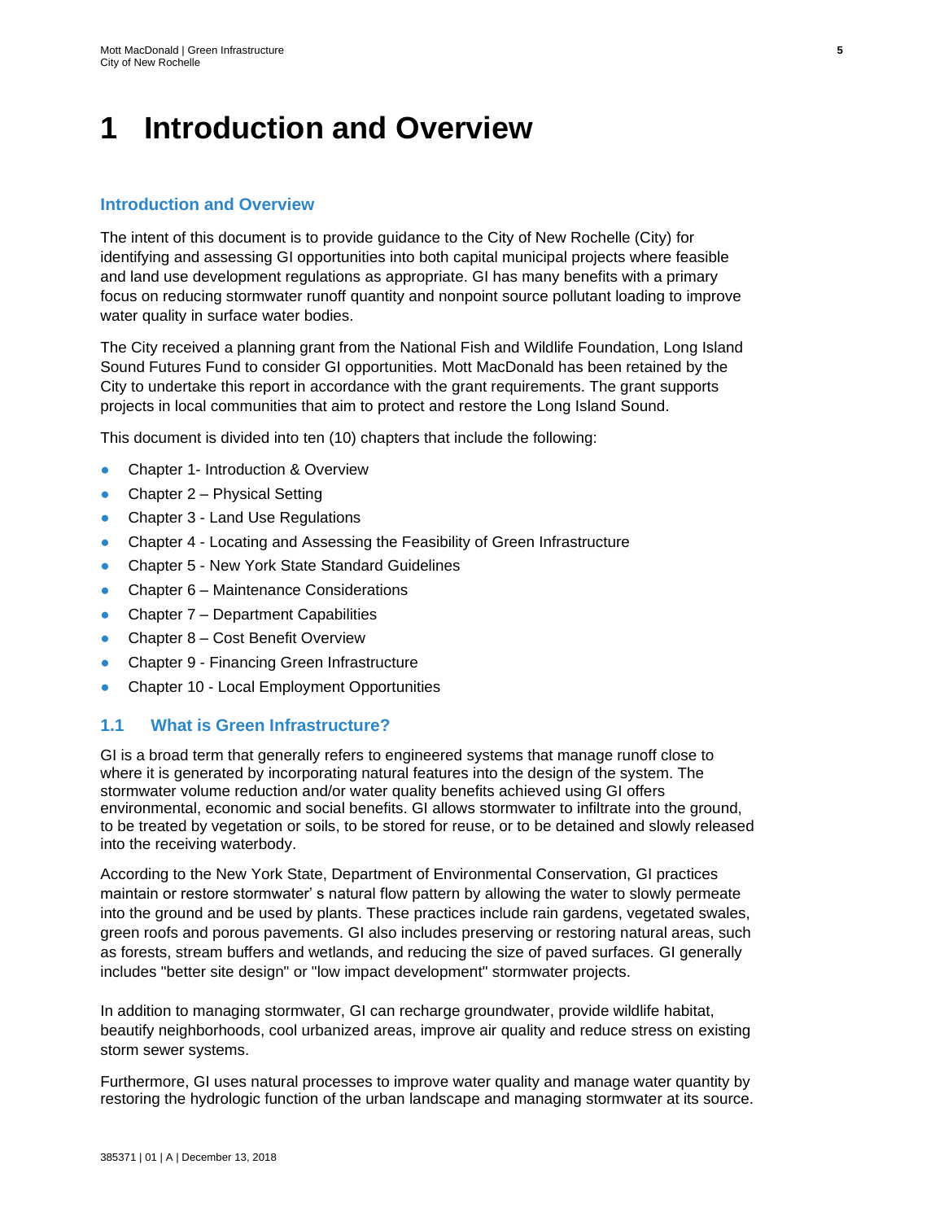# 1 Introduction and Overview

## Introduction and Overview

The intent of this document is to provide guidance to the City of New Rochelle (City) for identifying and assessing GI opportunities into both capital municipal projects where feasible and land use development regulations as appropriate. GI has many benefits with a primary focus on reducing stormwater runoff quantity and nonpoint source pollutant loading to improve water quality in surface water bodies.

The City received a planning grant from the National Fish and Wildlife Foundation, Long Island Sound Futures Fund to consider GI opportunities. Mott MacDonald has been retained by the City to undertake this report in accordance with the grant requirements. The grant supports projects in local communities that aim to protect and restore the Long Island Sound.

This document is divided into ten (10) chapters that include the following:

- Chapter 1- Introduction & Overview
- Chapter 2 – Physical Setting
- Chapter 3 - Land Use Regulations
- Chapter 4 - Locating and Assessing the Feasibility of Green Infrastructure
- Chapter 5 - New York State Standard Guidelines
- Chapter 6 – Maintenance Considerations
- Chapter 7 – Department Capabilities
- Chapter 8 – Cost Benefit Overview
- Chapter 9 - Financing Green Infrastructure
- Chapter 10 - Local Employment Opportunities

## 1.1 What is Green Infrastructure?

GI is a broad term that generally refers to engineered systems that manage runoff close to where it is generated by incorporating natural features into the design of the system. The stormwater volume reduction and/or water quality benefits achieved using GI offers environmental, economic and social benefits. GI allows stormwater to infiltrate into the ground, to be treated by vegetation or soils, to be stored for reuse, or to be detained and slowly released into the receiving waterbody.

According to the New York State, Department of Environmental Conservation, GI practices maintain or restore stormwater' s natural flow pattern by allowing the water to slowly permeate into the ground and be used by plants. These practices include rain gardens, vegetated swales, green roofs and porous pavements. GI also includes preserving or restoring natural areas, such as forests, stream buffers and wetlands, and reducing the size of paved surfaces. GI generally includes "better site design" or "low impact development" stormwater projects.

In addition to managing stormwater, GI can recharge groundwater, provide wildlife habitat, beautify neighborhoods, cool urbanized areas, improve air quality and reduce stress on existing storm sewer systems.

Furthermore, GI uses natural processes to improve water quality and manage water quantity by restoring the hydrologic function of the urban landscape and managing stormwater at its source.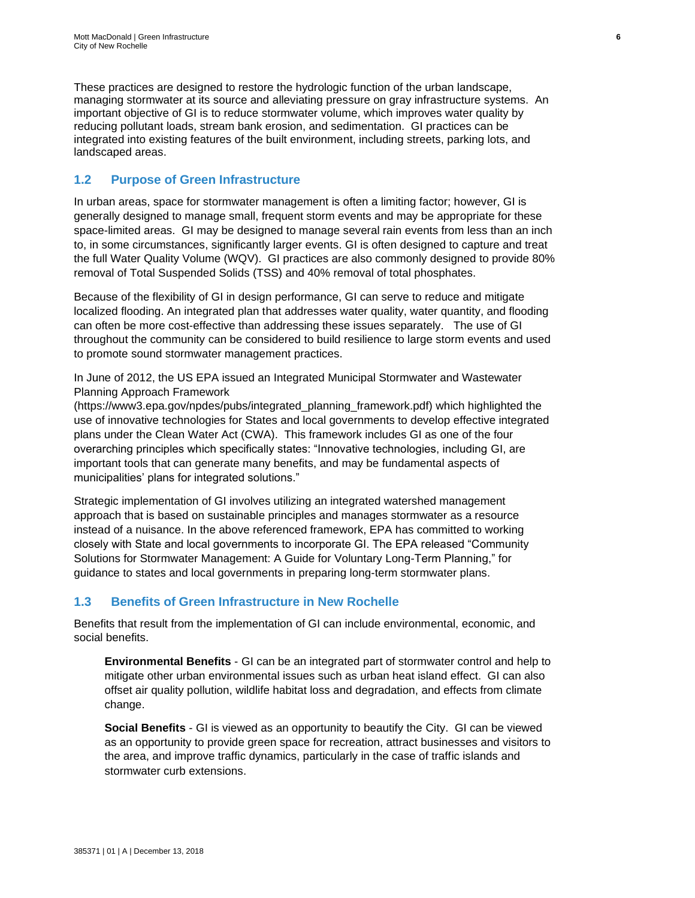These practices are designed to restore the hydrologic function of the urban landscape, managing stormwater at its source and alleviating pressure on gray infrastructure systems. An important objective of GI is to reduce stormwater volume, which improves water quality by reducing pollutant loads, stream bank erosion, and sedimentation. GI practices can be integrated into existing features of the built environment, including streets, parking lots, and landscaped areas.

## 1.2 Purpose of Green Infrastructure

In urban areas, space for stormwater management is often a limiting factor; however, GI is generally designed to manage small, frequent storm events and may be appropriate for these space-limited areas. GI may be designed to manage several rain events from less than an inch to, in some circumstances, significantly larger events. GI is often designed to capture and treat the full Water Quality Volume (WQV). GI practices are also commonly designed to provide 80% removal of Total Suspended Solids (TSS) and 40% removal of total phosphates.

Because of the flexibility of GI in design performance, GI can serve to reduce and mitigate localized flooding. An integrated plan that addresses water quality, water quantity, and flooding can often be more cost-effective than addressing these issues separately. The use of GI throughout the community can be considered to build resilience to large storm events and used to promote sound stormwater management practices.

In June of 2012, the US EPA issued an Integrated Municipal Stormwater and Wastewater Planning Approach Framework (https://www3.epa.gov/npdes/pubs/integrated_planning_framework.pdf) which highlighted the use of innovative technologies for States and local governments to develop effective integrated plans under the Clean Water Act (CWA). This framework includes GI as one of the four overarching principles which specifically states: “Innovative technologies, including GI, are important tools that can generate many benefits, and may be fundamental aspects of municipalities’ plans for integrated solutions.”

Strategic implementation of GI involves utilizing an integrated watershed management approach that is based on sustainable principles and manages stormwater as a resource instead of a nuisance. In the above referenced framework, EPA has committed to working closely with State and local governments to incorporate GI. The EPA released “Community Solutions for Stormwater Management: A Guide for Voluntary Long-Term Planning,” for guidance to states and local governments in preparing long-term stormwater plans.

## 1.3 Benefits of Green Infrastructure in New Rochelle

Benefits that result from the implementation of GI can include environmental, economic, and social benefits.

**Environmental Benefits** - GI can be an integrated part of stormwater control and help to mitigate other urban environmental issues such as urban heat island effect. GI can also offset air quality pollution, wildlife habitat loss and degradation, and effects from climate change.

**Social Benefits** - GI is viewed as an opportunity to beautify the City. GI can be viewed as an opportunity to provide green space for recreation, attract businesses and visitors to the area, and improve traffic dynamics, particularly in the case of traffic islands and stormwater curb extensions.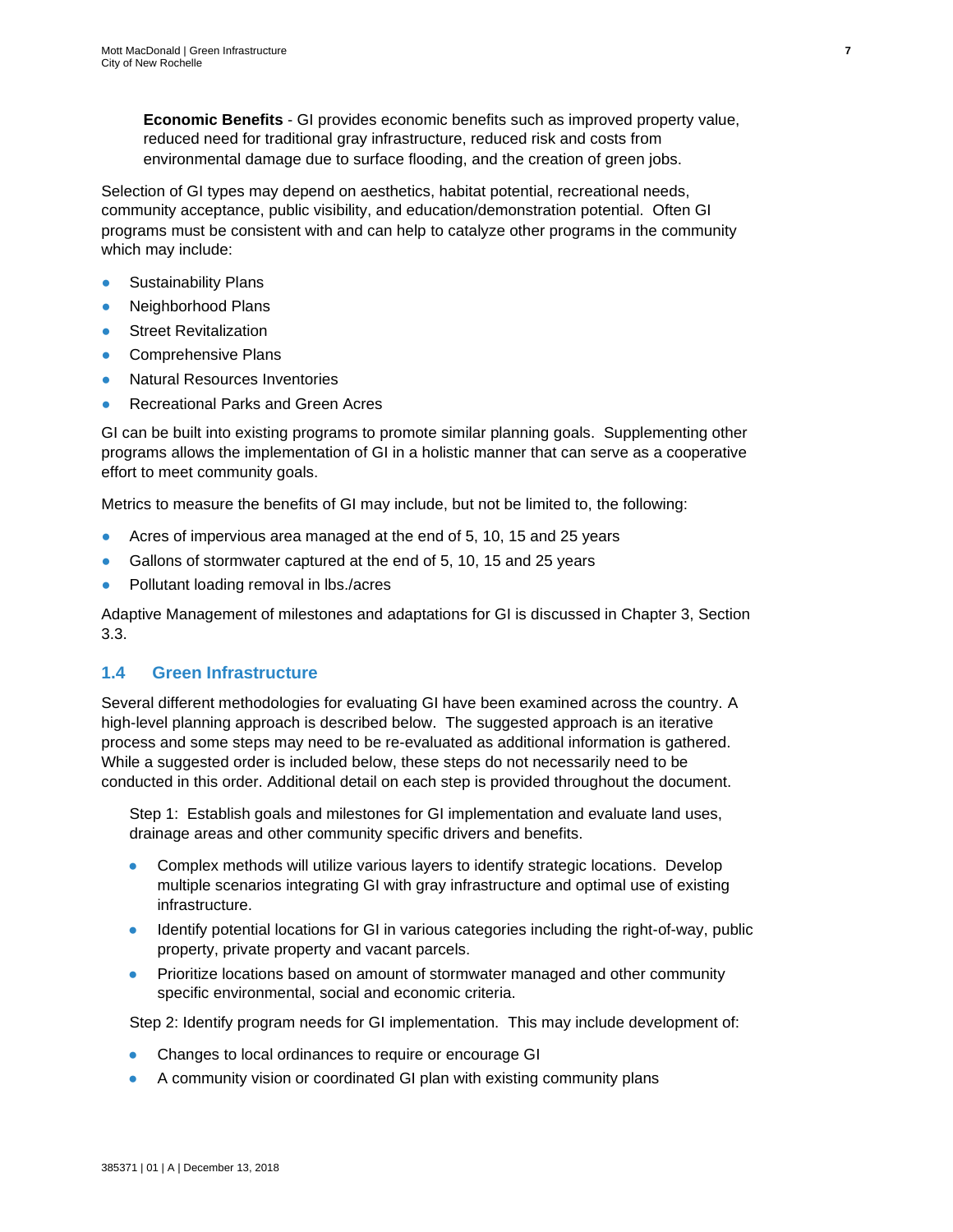**Economic Benefits** - GI provides economic benefits such as improved property value, reduced need for traditional gray infrastructure, reduced risk and costs from environmental damage due to surface flooding, and the creation of green jobs.

Selection of GI types may depend on aesthetics, habitat potential, recreational needs, community acceptance, public visibility, and education/demonstration potential. Often GI programs must be consistent with and can help to catalyze other programs in the community which may include:

- Sustainability Plans
- Neighborhood Plans
- Street Revitalization
- Comprehensive Plans
- Natural Resources Inventories
- Recreational Parks and Green Acres

GI can be built into existing programs to promote similar planning goals. Supplementing other programs allows the implementation of GI in a holistic manner that can serve as a cooperative effort to meet community goals.

Metrics to measure the benefits of GI may include, but not be limited to, the following:

- Acres of impervious area managed at the end of 5, 10, 15 and 25 years
- Gallons of stormwater captured at the end of 5, 10, 15 and 25 years
- Pollutant loading removal in lbs./acres

Adaptive Management of milestones and adaptations for GI is discussed in Chapter 3, Section 3.3.

## 1.4 Green Infrastructure

Several different methodologies for evaluating GI have been examined across the country. A high-level planning approach is described below. The suggested approach is an iterative process and some steps may need to be re-evaluated as additional information is gathered. While a suggested order is included below, these steps do not necessarily need to be conducted in this order. Additional detail on each step is provided throughout the document.

Step 1: Establish goals and milestones for GI implementation and evaluate land uses, drainage areas and other community specific drivers and benefits.

- Complex methods will utilize various layers to identify strategic locations. Develop multiple scenarios integrating GI with gray infrastructure and optimal use of existing infrastructure.
- Identify potential locations for GI in various categories including the right-of-way, public property, private property and vacant parcels.
- Prioritize locations based on amount of stormwater managed and other community specific environmental, social and economic criteria.

Step 2: Identify program needs for GI implementation. This may include development of:

- Changes to local ordinances to require or encourage GI
- A community vision or coordinated GI plan with existing community plans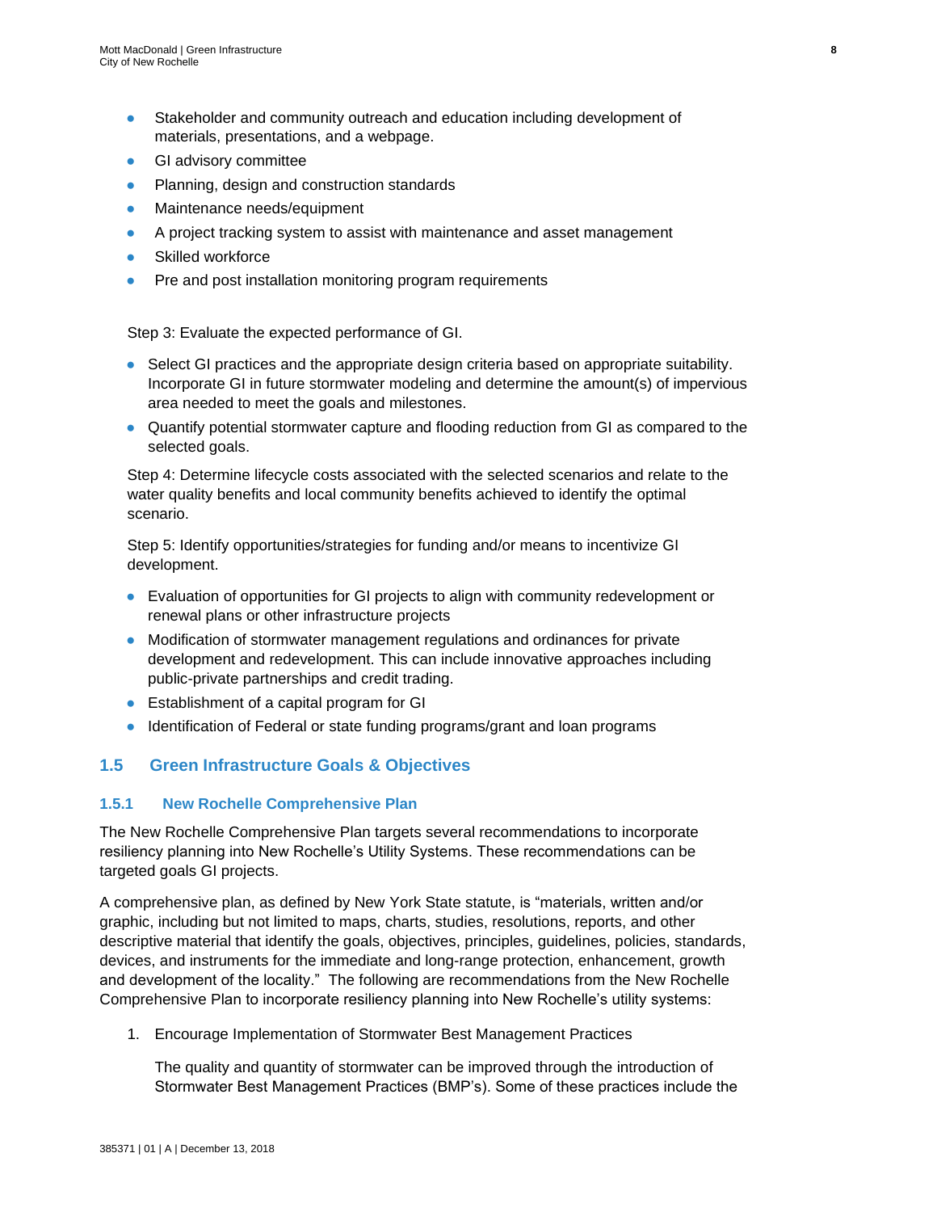- Stakeholder and community outreach and education including development of materials, presentations, and a webpage.
- GI advisory committee
- Planning, design and construction standards
- Maintenance needs/equipment
- A project tracking system to assist with maintenance and asset management
- Skilled workforce
- Pre and post installation monitoring program requirements

Step 3: Evaluate the expected performance of GI.

- Select GI practices and the appropriate design criteria based on appropriate suitability. Incorporate GI in future stormwater modeling and determine the amount(s) of impervious area needed to meet the goals and milestones.
- Quantify potential stormwater capture and flooding reduction from GI as compared to the selected goals.

Step 4: Determine lifecycle costs associated with the selected scenarios and relate to the water quality benefits and local community benefits achieved to identify the optimal scenario.

Step 5: Identify opportunities/strategies for funding and/or means to incentivize GI development.

- Evaluation of opportunities for GI projects to align with community redevelopment or renewal plans or other infrastructure projects
- Modification of stormwater management regulations and ordinances for private development and redevelopment. This can include innovative approaches including public-private partnerships and credit trading.
- Establishment of a capital program for GI
- Identification of Federal or state funding programs/grant and loan programs

## 1.5 Green Infrastructure Goals & Objectives

### 1.5.1 New Rochelle Comprehensive Plan

The New Rochelle Comprehensive Plan targets several recommendations to incorporate resiliency planning into New Rochelle's Utility Systems. These recommendations can be targeted goals GI projects.

A comprehensive plan, as defined by New York State statute, is "materials, written and/or graphic, including but not limited to maps, charts, studies, resolutions, reports, and other descriptive material that identify the goals, objectives, principles, guidelines, policies, standards, devices, and instruments for the immediate and long-range protection, enhancement, growth and development of the locality." The following are recommendations from the New Rochelle Comprehensive Plan to incorporate resiliency planning into New Rochelle's utility systems:

1. Encourage Implementation of Stormwater Best Management Practices

   The quality and quantity of stormwater can be improved through the introduction of Stormwater Best Management Practices (BMP's). Some of these practices include the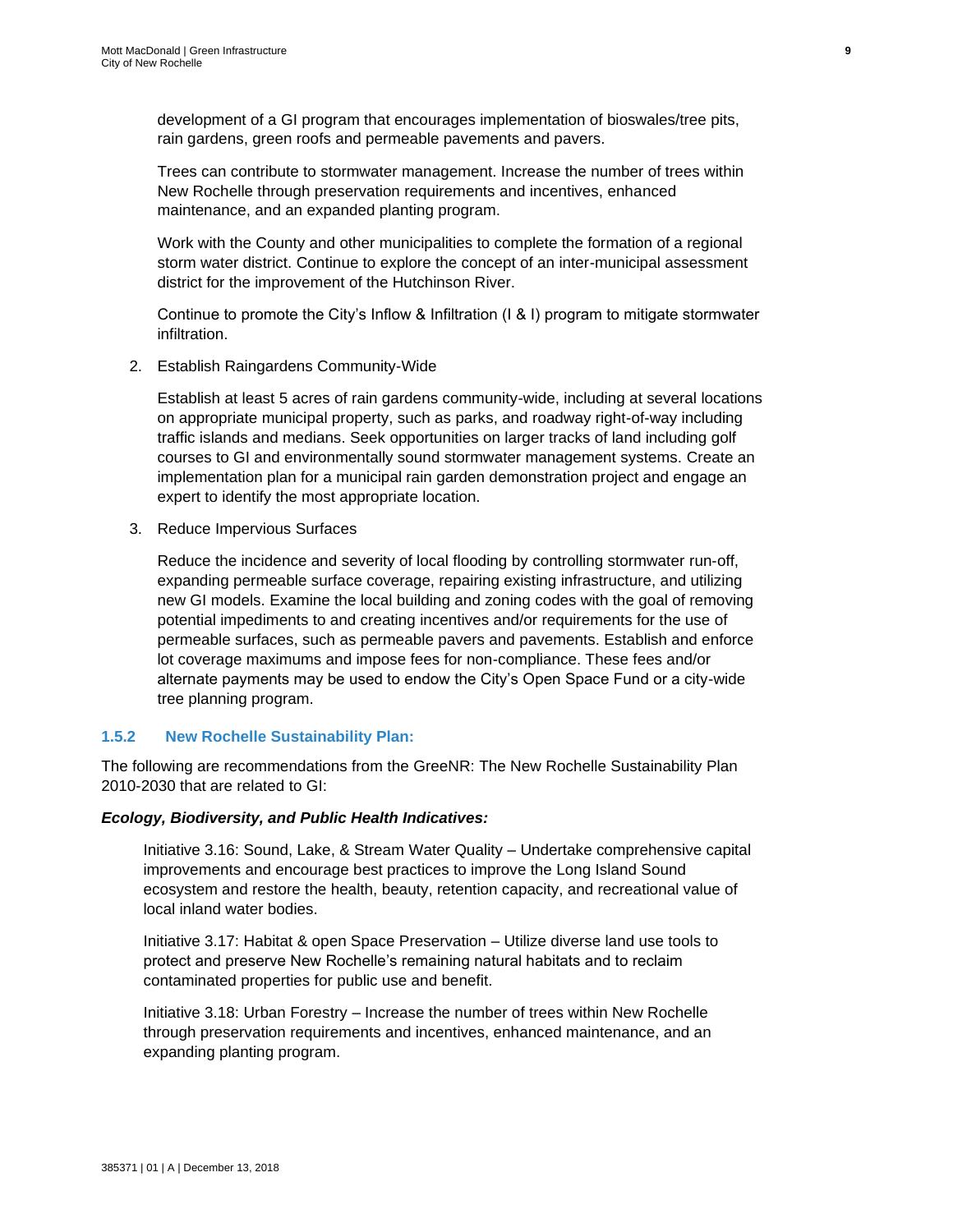development of a GI program that encourages implementation of bioswales/tree pits, rain gardens, green roofs and permeable pavements and pavers.

Trees can contribute to stormwater management. Increase the number of trees within New Rochelle through preservation requirements and incentives, enhanced maintenance, and an expanded planting program.

Work with the County and other municipalities to complete the formation of a regional storm water district. Continue to explore the concept of an inter-municipal assessment district for the improvement of the Hutchinson River.

Continue to promote the City's Inflow & Infiltration (I & I) program to mitigate stormwater infiltration.

2. Establish Raingardens Community-Wide

   Establish at least 5 acres of rain gardens community-wide, including at several locations on appropriate municipal property, such as parks, and roadway right-of-way including traffic islands and medians. Seek opportunities on larger tracks of land including golf courses to GI and environmentally sound stormwater management systems. Create an implementation plan for a municipal rain garden demonstration project and engage an expert to identify the most appropriate location.

3. Reduce Impervious Surfaces

   Reduce the incidence and severity of local flooding by controlling stormwater run-off, expanding permeable surface coverage, repairing existing infrastructure, and utilizing new GI models. Examine the local building and zoning codes with the goal of removing potential impediments to and creating incentives and/or requirements for the use of permeable surfaces, such as permeable pavers and pavements. Establish and enforce lot coverage maximums and impose fees for non-compliance. These fees and/or alternate payments may be used to endow the City's Open Space Fund or a city-wide tree planning program.

### 1.5.2 New Rochelle Sustainability Plan:

The following are recommendations from the GreeNR: The New Rochelle Sustainability Plan 2010-2030 that are related to GI:

***Ecology, Biodiversity, and Public Health Indicatives:***

Initiative 3.16: Sound, Lake, & Stream Water Quality – Undertake comprehensive capital improvements and encourage best practices to improve the Long Island Sound ecosystem and restore the health, beauty, retention capacity, and recreational value of local inland water bodies.

Initiative 3.17: Habitat & open Space Preservation – Utilize diverse land use tools to protect and preserve New Rochelle's remaining natural habitats and to reclaim contaminated properties for public use and benefit.

Initiative 3.18: Urban Forestry – Increase the number of trees within New Rochelle through preservation requirements and incentives, enhanced maintenance, and an expanding planting program.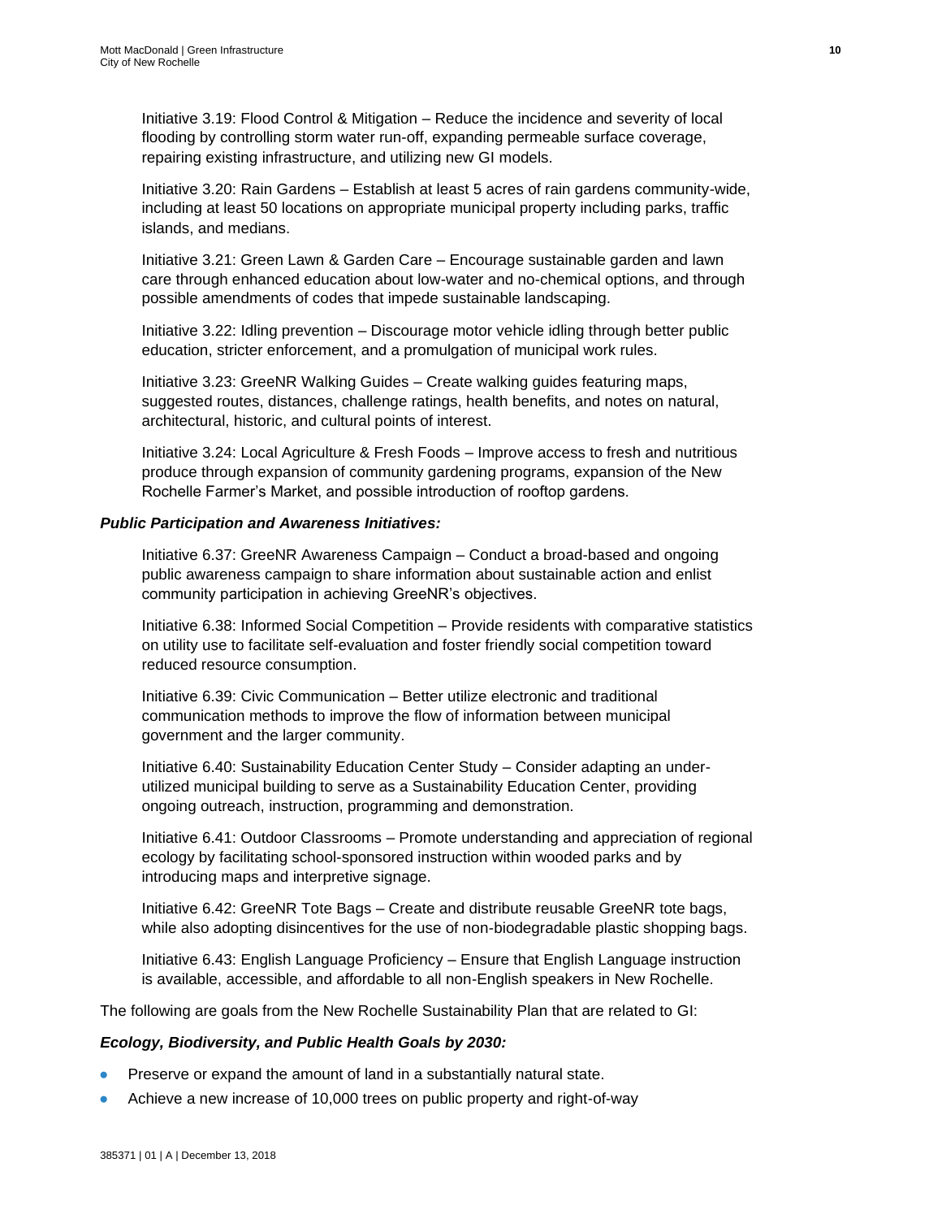Initiative 3.19: Flood Control & Mitigation – Reduce the incidence and severity of local flooding by controlling storm water run-off, expanding permeable surface coverage, repairing existing infrastructure, and utilizing new GI models.

Initiative 3.20: Rain Gardens – Establish at least 5 acres of rain gardens community-wide, including at least 50 locations on appropriate municipal property including parks, traffic islands, and medians.

Initiative 3.21: Green Lawn & Garden Care – Encourage sustainable garden and lawn care through enhanced education about low-water and no-chemical options, and through possible amendments of codes that impede sustainable landscaping.

Initiative 3.22: Idling prevention – Discourage motor vehicle idling through better public education, stricter enforcement, and a promulgation of municipal work rules.

Initiative 3.23: GreeNR Walking Guides – Create walking guides featuring maps, suggested routes, distances, challenge ratings, health benefits, and notes on natural, architectural, historic, and cultural points of interest.

Initiative 3.24: Local Agriculture & Fresh Foods – Improve access to fresh and nutritious produce through expansion of community gardening programs, expansion of the New Rochelle Farmer's Market, and possible introduction of rooftop gardens.

***Public Participation and Awareness Initiatives:***

Initiative 6.37: GreeNR Awareness Campaign – Conduct a broad-based and ongoing public awareness campaign to share information about sustainable action and enlist community participation in achieving GreeNR's objectives.

Initiative 6.38: Informed Social Competition – Provide residents with comparative statistics on utility use to facilitate self-evaluation and foster friendly social competition toward reduced resource consumption.

Initiative 6.39: Civic Communication – Better utilize electronic and traditional communication methods to improve the flow of information between municipal government and the larger community.

Initiative 6.40: Sustainability Education Center Study – Consider adapting an under-utilized municipal building to serve as a Sustainability Education Center, providing ongoing outreach, instruction, programming and demonstration.

Initiative 6.41: Outdoor Classrooms – Promote understanding and appreciation of regional ecology by facilitating school-sponsored instruction within wooded parks and by introducing maps and interpretive signage.

Initiative 6.42: GreeNR Tote Bags – Create and distribute reusable GreeNR tote bags, while also adopting disincentives for the use of non-biodegradable plastic shopping bags.

Initiative 6.43: English Language Proficiency – Ensure that English Language instruction is available, accessible, and affordable to all non-English speakers in New Rochelle.

The following are goals from the New Rochelle Sustainability Plan that are related to GI:

***Ecology, Biodiversity, and Public Health Goals by 2030:***

- Preserve or expand the amount of land in a substantially natural state.
- Achieve a new increase of 10,000 trees on public property and right-of-way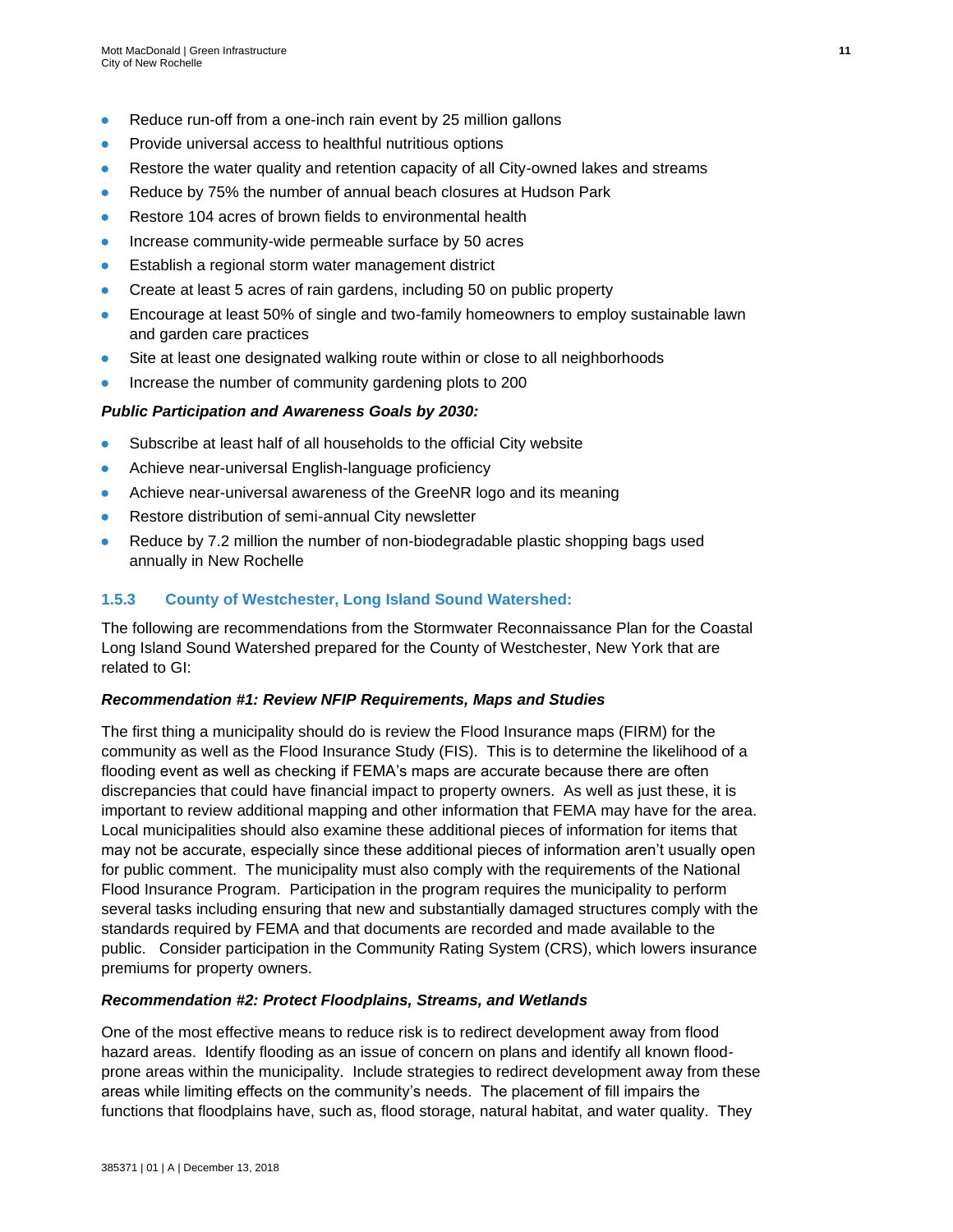- Reduce run-off from a one-inch rain event by 25 million gallons
- Provide universal access to healthful nutritious options
- Restore the water quality and retention capacity of all City-owned lakes and streams
- Reduce by 75% the number of annual beach closures at Hudson Park
- Restore 104 acres of brown fields to environmental health
- Increase community-wide permeable surface by 50 acres
- Establish a regional storm water management district
- Create at least 5 acres of rain gardens, including 50 on public property
- Encourage at least 50% of single and two-family homeowners to employ sustainable lawn and garden care practices
- Site at least one designated walking route within or close to all neighborhoods
- Increase the number of community gardening plots to 200

***Public Participation and Awareness Goals by 2030:***

- Subscribe at least half of all households to the official City website
- Achieve near-universal English-language proficiency
- Achieve near-universal awareness of the GreeNR logo and its meaning
- Restore distribution of semi-annual City newsletter
- Reduce by 7.2 million the number of non-biodegradable plastic shopping bags used annually in New Rochelle

### 1.5.3 County of Westchester, Long Island Sound Watershed:

The following are recommendations from the Stormwater Reconnaissance Plan for the Coastal Long Island Sound Watershed prepared for the County of Westchester, New York that are related to GI:

***Recommendation #1: Review NFIP Requirements, Maps and Studies***

The first thing a municipality should do is review the Flood Insurance maps (FIRM) for the community as well as the Flood Insurance Study (FIS). This is to determine the likelihood of a flooding event as well as checking if FEMA's maps are accurate because there are often discrepancies that could have financial impact to property owners. As well as just these, it is important to review additional mapping and other information that FEMA may have for the area. Local municipalities should also examine these additional pieces of information for items that may not be accurate, especially since these additional pieces of information aren't usually open for public comment. The municipality must also comply with the requirements of the National Flood Insurance Program. Participation in the program requires the municipality to perform several tasks including ensuring that new and substantially damaged structures comply with the standards required by FEMA and that documents are recorded and made available to the public. Consider participation in the Community Rating System (CRS), which lowers insurance premiums for property owners.

***Recommendation #2: Protect Floodplains, Streams, and Wetlands***

One of the most effective means to reduce risk is to redirect development away from flood hazard areas. Identify flooding as an issue of concern on plans and identify all known flood-prone areas within the municipality. Include strategies to redirect development away from these areas while limiting effects on the community's needs. The placement of fill impairs the functions that floodplains have, such as, flood storage, natural habitat, and water quality. They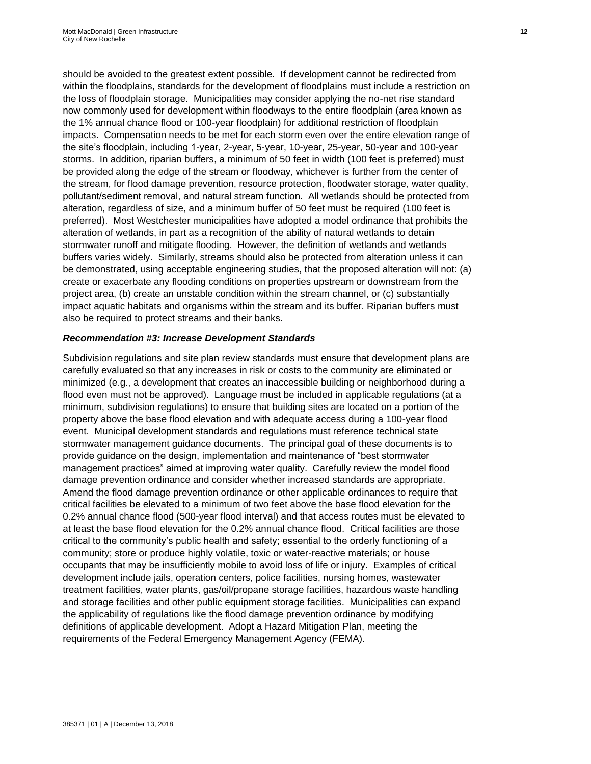should be avoided to the greatest extent possible. If development cannot be redirected from within the floodplains, standards for the development of floodplains must include a restriction on the loss of floodplain storage. Municipalities may consider applying the no-net rise standard now commonly used for development within floodways to the entire floodplain (area known as the 1% annual chance flood or 100-year floodplain) for additional restriction of floodplain impacts. Compensation needs to be met for each storm even over the entire elevation range of the site's floodplain, including 1-year, 2-year, 5-year, 10-year, 25-year, 50-year and 100-year storms. In addition, riparian buffers, a minimum of 50 feet in width (100 feet is preferred) must be provided along the edge of the stream or floodway, whichever is further from the center of the stream, for flood damage prevention, resource protection, floodwater storage, water quality, pollutant/sediment removal, and natural stream function. All wetlands should be protected from alteration, regardless of size, and a minimum buffer of 50 feet must be required (100 feet is preferred). Most Westchester municipalities have adopted a model ordinance that prohibits the alteration of wetlands, in part as a recognition of the ability of natural wetlands to detain stormwater runoff and mitigate flooding. However, the definition of wetlands and wetlands buffers varies widely. Similarly, streams should also be protected from alteration unless it can be demonstrated, using acceptable engineering studies, that the proposed alteration will not: (a) create or exacerbate any flooding conditions on properties upstream or downstream from the project area, (b) create an unstable condition within the stream channel, or (c) substantially impact aquatic habitats and organisms within the stream and its buffer. Riparian buffers must also be required to protect streams and their banks.

***Recommendation #3: Increase Development Standards***

Subdivision regulations and site plan review standards must ensure that development plans are carefully evaluated so that any increases in risk or costs to the community are eliminated or minimized (e.g., a development that creates an inaccessible building or neighborhood during a flood even must not be approved). Language must be included in applicable regulations (at a minimum, subdivision regulations) to ensure that building sites are located on a portion of the property above the base flood elevation and with adequate access during a 100-year flood event. Municipal development standards and regulations must reference technical state stormwater management guidance documents. The principal goal of these documents is to provide guidance on the design, implementation and maintenance of "best stormwater management practices" aimed at improving water quality. Carefully review the model flood damage prevention ordinance and consider whether increased standards are appropriate. Amend the flood damage prevention ordinance or other applicable ordinances to require that critical facilities be elevated to a minimum of two feet above the base flood elevation for the 0.2% annual chance flood (500-year flood interval) and that access routes must be elevated to at least the base flood elevation for the 0.2% annual chance flood. Critical facilities are those critical to the community's public health and safety; essential to the orderly functioning of a community; store or produce highly volatile, toxic or water-reactive materials; or house occupants that may be insufficiently mobile to avoid loss of life or injury. Examples of critical development include jails, operation centers, police facilities, nursing homes, wastewater treatment facilities, water plants, gas/oil/propane storage facilities, hazardous waste handling and storage facilities and other public equipment storage facilities. Municipalities can expand the applicability of regulations like the flood damage prevention ordinance by modifying definitions of applicable development. Adopt a Hazard Mitigation Plan, meeting the requirements of the Federal Emergency Management Agency (FEMA).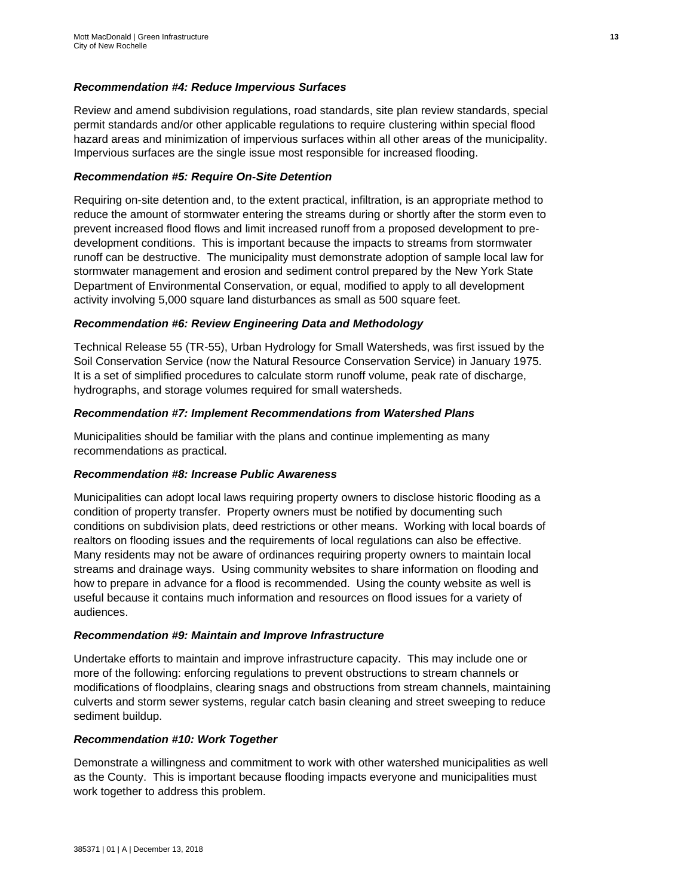### *Recommendation #4: Reduce Impervious Surfaces*

Review and amend subdivision regulations, road standards, site plan review standards, special permit standards and/or other applicable regulations to require clustering within special flood hazard areas and minimization of impervious surfaces within all other areas of the municipality. Impervious surfaces are the single issue most responsible for increased flooding.

### *Recommendation #5: Require On-Site Detention*

Requiring on-site detention and, to the extent practical, infiltration, is an appropriate method to reduce the amount of stormwater entering the streams during or shortly after the storm even to prevent increased flood flows and limit increased runoff from a proposed development to pre-development conditions. This is important because the impacts to streams from stormwater runoff can be destructive. The municipality must demonstrate adoption of sample local law for stormwater management and erosion and sediment control prepared by the New York State Department of Environmental Conservation, or equal, modified to apply to all development activity involving 5,000 square land disturbances as small as 500 square feet.

### *Recommendation #6: Review Engineering Data and Methodology*

Technical Release 55 (TR-55), Urban Hydrology for Small Watersheds, was first issued by the Soil Conservation Service (now the Natural Resource Conservation Service) in January 1975. It is a set of simplified procedures to calculate storm runoff volume, peak rate of discharge, hydrographs, and storage volumes required for small watersheds.

### *Recommendation #7: Implement Recommendations from Watershed Plans*

Municipalities should be familiar with the plans and continue implementing as many recommendations as practical.

### *Recommendation #8: Increase Public Awareness*

Municipalities can adopt local laws requiring property owners to disclose historic flooding as a condition of property transfer. Property owners must be notified by documenting such conditions on subdivision plats, deed restrictions or other means. Working with local boards of realtors on flooding issues and the requirements of local regulations can also be effective. Many residents may not be aware of ordinances requiring property owners to maintain local streams and drainage ways. Using community websites to share information on flooding and how to prepare in advance for a flood is recommended. Using the county website as well is useful because it contains much information and resources on flood issues for a variety of audiences.

### *Recommendation #9: Maintain and Improve Infrastructure*

Undertake efforts to maintain and improve infrastructure capacity. This may include one or more of the following: enforcing regulations to prevent obstructions to stream channels or modifications of floodplains, clearing snags and obstructions from stream channels, maintaining culverts and storm sewer systems, regular catch basin cleaning and street sweeping to reduce sediment buildup.

### *Recommendation #10: Work Together*

Demonstrate a willingness and commitment to work with other watershed municipalities as well as the County. This is important because flooding impacts everyone and municipalities must work together to address this problem.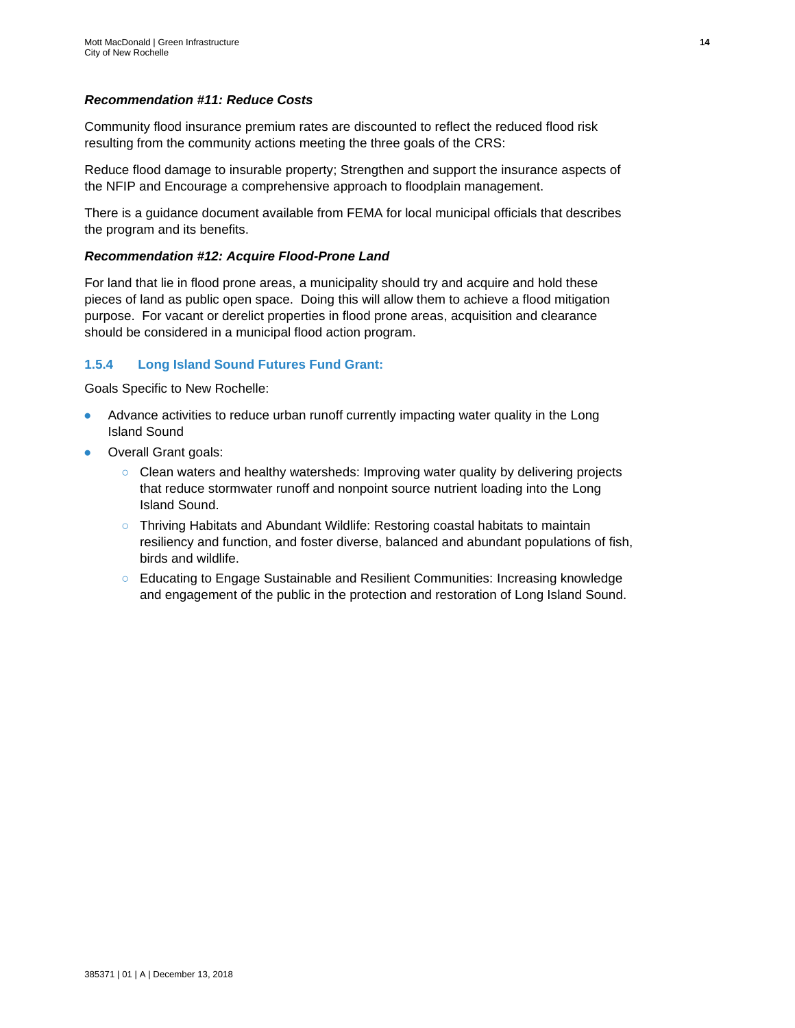***Recommendation #11: Reduce Costs***

Community flood insurance premium rates are discounted to reflect the reduced flood risk resulting from the community actions meeting the three goals of the CRS:

Reduce flood damage to insurable property; Strengthen and support the insurance aspects of the NFIP and Encourage a comprehensive approach to floodplain management.

There is a guidance document available from FEMA for local municipal officials that describes the program and its benefits.

***Recommendation #12: Acquire Flood-Prone Land***

For land that lie in flood prone areas, a municipality should try and acquire and hold these pieces of land as public open space. Doing this will allow them to achieve a flood mitigation purpose. For vacant or derelict properties in flood prone areas, acquisition and clearance should be considered in a municipal flood action program.

### 1.5.4 Long Island Sound Futures Fund Grant:

Goals Specific to New Rochelle:

- Advance activities to reduce urban runoff currently impacting water quality in the Long Island Sound
- Overall Grant goals:
  - Clean waters and healthy watersheds: Improving water quality by delivering projects that reduce stormwater runoff and nonpoint source nutrient loading into the Long Island Sound.
  - Thriving Habitats and Abundant Wildlife: Restoring coastal habitats to maintain resiliency and function, and foster diverse, balanced and abundant populations of fish, birds and wildlife.
  - Educating to Engage Sustainable and Resilient Communities: Increasing knowledge and engagement of the public in the protection and restoration of Long Island Sound.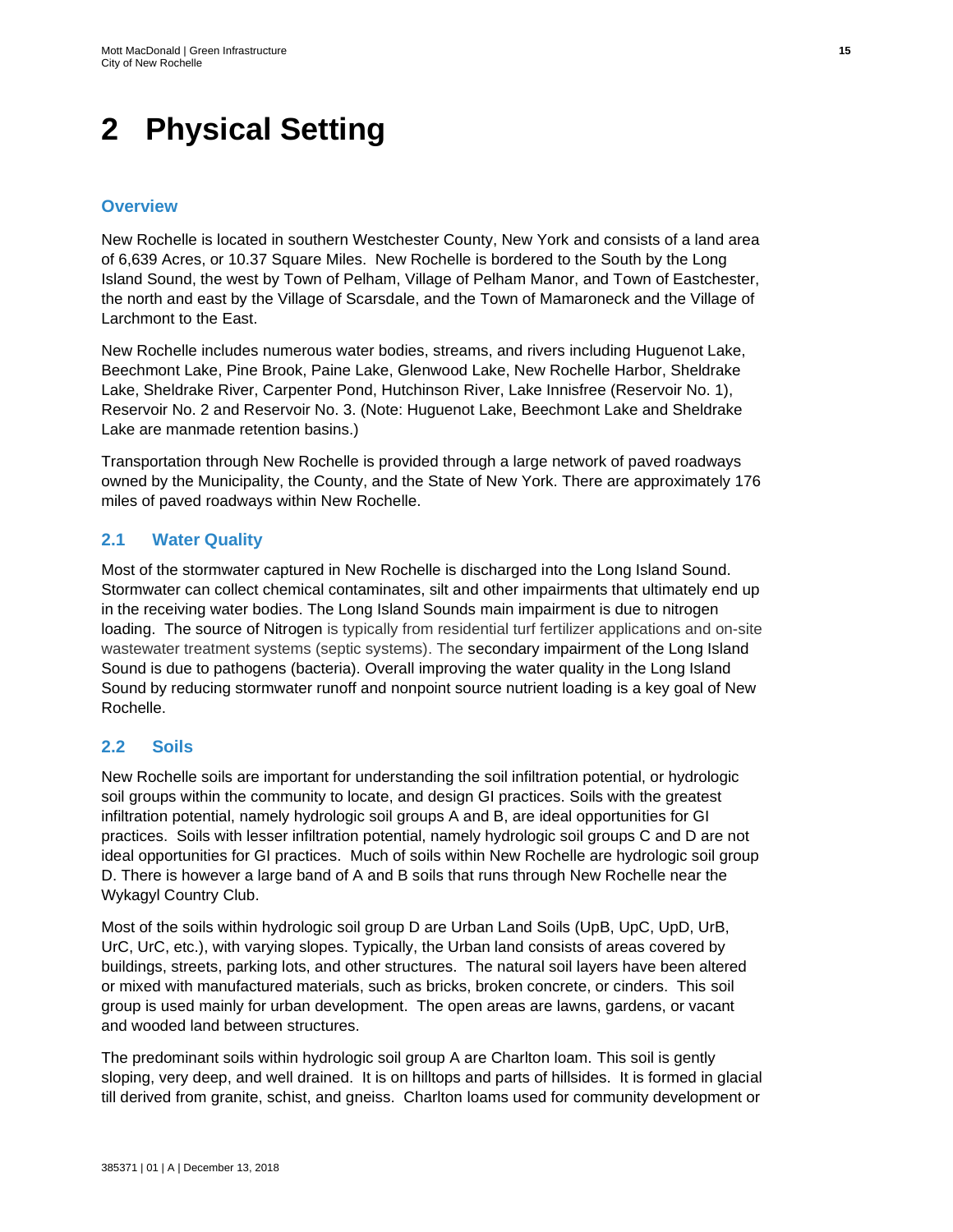# 2 Physical Setting

### Overview

New Rochelle is located in southern Westchester County, New York and consists of a land area of 6,639 Acres, or 10.37 Square Miles. New Rochelle is bordered to the South by the Long Island Sound, the west by Town of Pelham, Village of Pelham Manor, and Town of Eastchester, the north and east by the Village of Scarsdale, and the Town of Mamaroneck and the Village of Larchmont to the East.

New Rochelle includes numerous water bodies, streams, and rivers including Huguenot Lake, Beechmont Lake, Pine Brook, Paine Lake, Glenwood Lake, New Rochelle Harbor, Sheldrake Lake, Sheldrake River, Carpenter Pond, Hutchinson River, Lake Innisfree (Reservoir No. 1), Reservoir No. 2 and Reservoir No. 3. (Note: Huguenot Lake, Beechmont Lake and Sheldrake Lake are manmade retention basins.)

Transportation through New Rochelle is provided through a large network of paved roadways owned by the Municipality, the County, and the State of New York. There are approximately 176 miles of paved roadways within New Rochelle.

## 2.1 Water Quality

Most of the stormwater captured in New Rochelle is discharged into the Long Island Sound. Stormwater can collect chemical contaminates, silt and other impairments that ultimately end up in the receiving water bodies. The Long Island Sounds main impairment is due to nitrogen loading. The source of Nitrogen is typically from residential turf fertilizer applications and on-site wastewater treatment systems (septic systems). The secondary impairment of the Long Island Sound is due to pathogens (bacteria). Overall improving the water quality in the Long Island Sound by reducing stormwater runoff and nonpoint source nutrient loading is a key goal of New Rochelle.

## 2.2 Soils

New Rochelle soils are important for understanding the soil infiltration potential, or hydrologic soil groups within the community to locate, and design GI practices. Soils with the greatest infiltration potential, namely hydrologic soil groups A and B, are ideal opportunities for GI practices. Soils with lesser infiltration potential, namely hydrologic soil groups C and D are not ideal opportunities for GI practices. Much of soils within New Rochelle are hydrologic soil group D. There is however a large band of A and B soils that runs through New Rochelle near the Wykagyl Country Club.

Most of the soils within hydrologic soil group D are Urban Land Soils (UpB, UpC, UpD, UrB, UrC, UrC, etc.), with varying slopes. Typically, the Urban land consists of areas covered by buildings, streets, parking lots, and other structures. The natural soil layers have been altered or mixed with manufactured materials, such as bricks, broken concrete, or cinders. This soil group is used mainly for urban development. The open areas are lawns, gardens, or vacant and wooded land between structures.

The predominant soils within hydrologic soil group A are Charlton loam. This soil is gently sloping, very deep, and well drained. It is on hilltops and parts of hillsides. It is formed in glacial till derived from granite, schist, and gneiss. Charlton loams used for community development or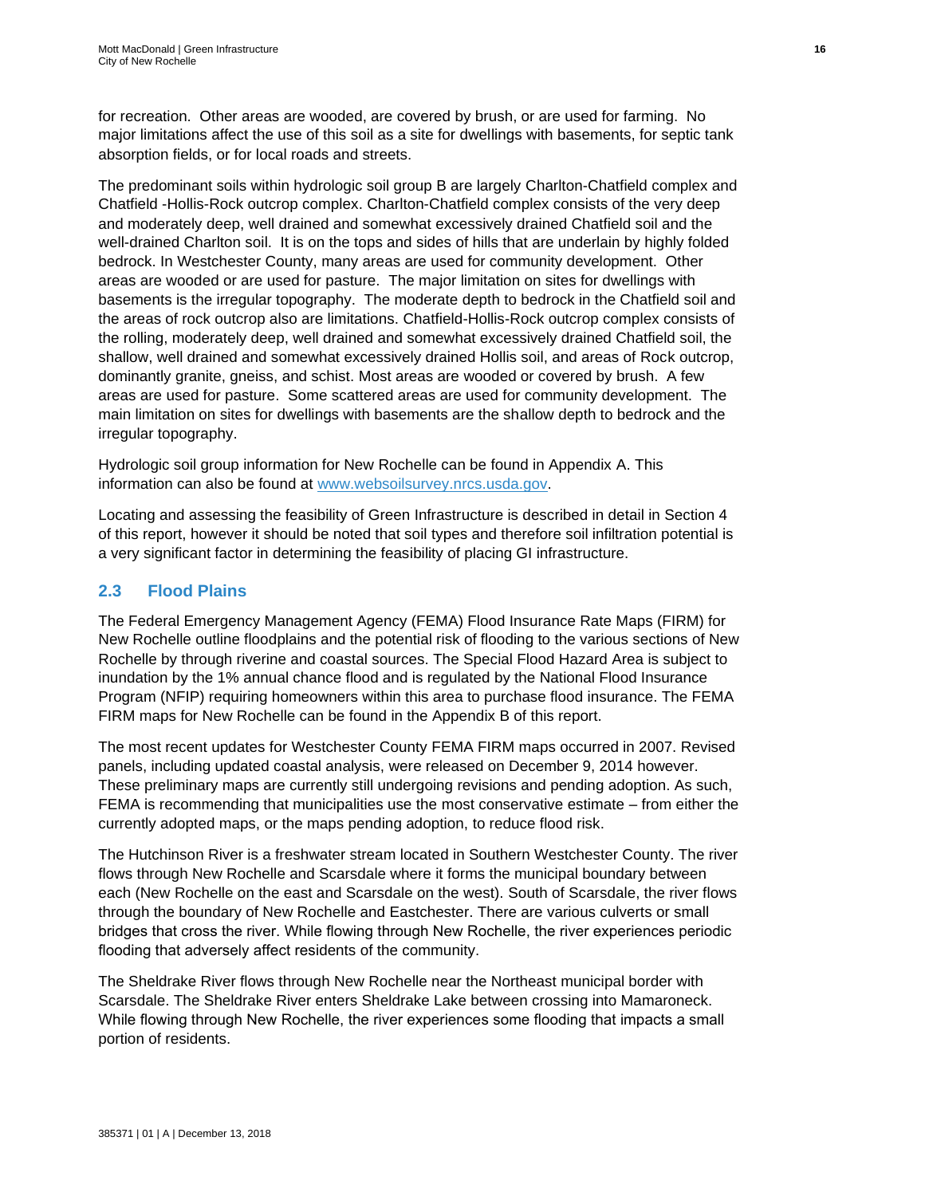for recreation. Other areas are wooded, are covered by brush, or are used for farming. No major limitations affect the use of this soil as a site for dwellings with basements, for septic tank absorption fields, or for local roads and streets.

The predominant soils within hydrologic soil group B are largely Charlton-Chatfield complex and Chatfield -Hollis-Rock outcrop complex. Charlton-Chatfield complex consists of the very deep and moderately deep, well drained and somewhat excessively drained Chatfield soil and the well-drained Charlton soil. It is on the tops and sides of hills that are underlain by highly folded bedrock. In Westchester County, many areas are used for community development. Other areas are wooded or are used for pasture. The major limitation on sites for dwellings with basements is the irregular topography. The moderate depth to bedrock in the Chatfield soil and the areas of rock outcrop also are limitations. Chatfield-Hollis-Rock outcrop complex consists of the rolling, moderately deep, well drained and somewhat excessively drained Chatfield soil, the shallow, well drained and somewhat excessively drained Hollis soil, and areas of Rock outcrop, dominantly granite, gneiss, and schist. Most areas are wooded or covered by brush. A few areas are used for pasture. Some scattered areas are used for community development. The main limitation on sites for dwellings with basements are the shallow depth to bedrock and the irregular topography.

Hydrologic soil group information for New Rochelle can be found in Appendix A. This information can also be found at [www.websoilsurvey.nrcs.usda.gov](http://www.websoilsurvey.nrcs.usda.gov).

Locating and assessing the feasibility of Green Infrastructure is described in detail in Section 4 of this report, however it should be noted that soil types and therefore soil infiltration potential is a very significant factor in determining the feasibility of placing GI infrastructure.

## 2.3 Flood Plains

The Federal Emergency Management Agency (FEMA) Flood Insurance Rate Maps (FIRM) for New Rochelle outline floodplains and the potential risk of flooding to the various sections of New Rochelle by through riverine and coastal sources. The Special Flood Hazard Area is subject to inundation by the 1% annual chance flood and is regulated by the National Flood Insurance Program (NFIP) requiring homeowners within this area to purchase flood insurance. The FEMA FIRM maps for New Rochelle can be found in the Appendix B of this report.

The most recent updates for Westchester County FEMA FIRM maps occurred in 2007. Revised panels, including updated coastal analysis, were released on December 9, 2014 however. These preliminary maps are currently still undergoing revisions and pending adoption. As such, FEMA is recommending that municipalities use the most conservative estimate – from either the currently adopted maps, or the maps pending adoption, to reduce flood risk.

The Hutchinson River is a freshwater stream located in Southern Westchester County. The river flows through New Rochelle and Scarsdale where it forms the municipal boundary between each (New Rochelle on the east and Scarsdale on the west). South of Scarsdale, the river flows through the boundary of New Rochelle and Eastchester. There are various culverts or small bridges that cross the river. While flowing through New Rochelle, the river experiences periodic flooding that adversely affect residents of the community.

The Sheldrake River flows through New Rochelle near the Northeast municipal border with Scarsdale. The Sheldrake River enters Sheldrake Lake between crossing into Mamaroneck. While flowing through New Rochelle, the river experiences some flooding that impacts a small portion of residents.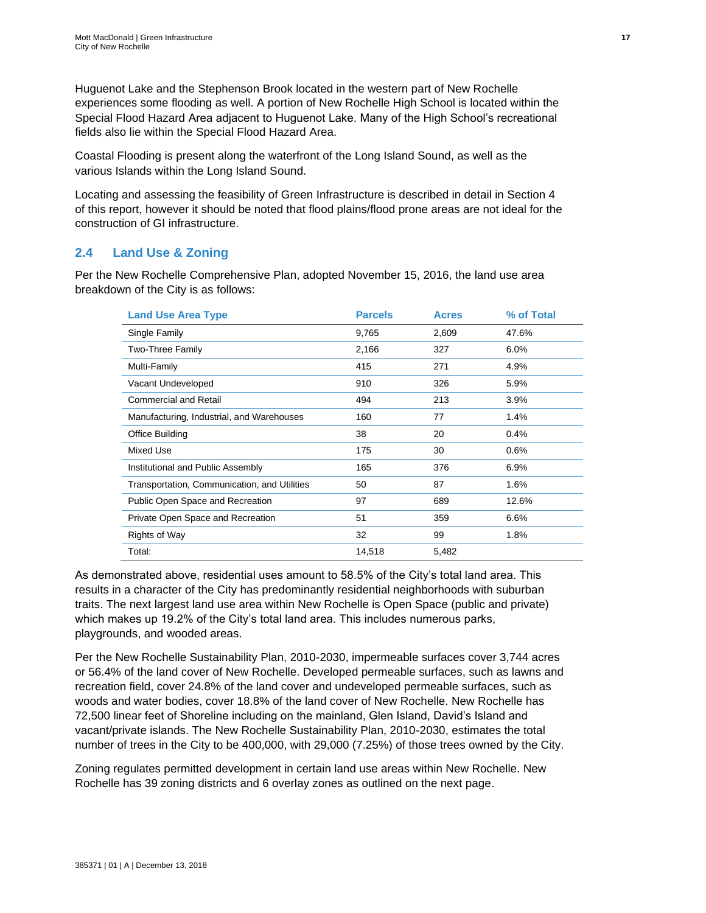Huguenot Lake and the Stephenson Brook located in the western part of New Rochelle experiences some flooding as well. A portion of New Rochelle High School is located within the Special Flood Hazard Area adjacent to Huguenot Lake. Many of the High School's recreational fields also lie within the Special Flood Hazard Area.

Coastal Flooding is present along the waterfront of the Long Island Sound, as well as the various Islands within the Long Island Sound.

Locating and assessing the feasibility of Green Infrastructure is described in detail in Section 4 of this report, however it should be noted that flood plains/flood prone areas are not ideal for the construction of GI infrastructure.

## 2.4 Land Use & Zoning

Per the New Rochelle Comprehensive Plan, adopted November 15, 2016, the land use area breakdown of the City is as follows:

| Land Use Area Type | Parcels | Acres | % of Total |
|---|---|---|---|
| Single Family | 9,765 | 2,609 | 47.6% |
| Two-Three Family | 2,166 | 327 | 6.0% |
| Multi-Family | 415 | 271 | 4.9% |
| Vacant Undeveloped | 910 | 326 | 5.9% |
| Commercial and Retail | 494 | 213 | 3.9% |
| Manufacturing, Industrial, and Warehouses | 160 | 77 | 1.4% |
| Office Building | 38 | 20 | 0.4% |
| Mixed Use | 175 | 30 | 0.6% |
| Institutional and Public Assembly | 165 | 376 | 6.9% |
| Transportation, Communication, and Utilities | 50 | 87 | 1.6% |
| Public Open Space and Recreation | 97 | 689 | 12.6% |
| Private Open Space and Recreation | 51 | 359 | 6.6% |
| Rights of Way | 32 | 99 | 1.8% |
| Total: | 14,518 | 5,482 | |

As demonstrated above, residential uses amount to 58.5% of the City's total land area. This results in a character of the City has predominantly residential neighborhoods with suburban traits. The next largest land use area within New Rochelle is Open Space (public and private) which makes up 19.2% of the City's total land area. This includes numerous parks, playgrounds, and wooded areas.

Per the New Rochelle Sustainability Plan, 2010-2030, impermeable surfaces cover 3,744 acres or 56.4% of the land cover of New Rochelle. Developed permeable surfaces, such as lawns and recreation field, cover 24.8% of the land cover and undeveloped permeable surfaces, such as woods and water bodies, cover 18.8% of the land cover of New Rochelle. New Rochelle has 72,500 linear feet of Shoreline including on the mainland, Glen Island, David's Island and vacant/private islands. The New Rochelle Sustainability Plan, 2010-2030, estimates the total number of trees in the City to be 400,000, with 29,000 (7.25%) of those trees owned by the City.

Zoning regulates permitted development in certain land use areas within New Rochelle. New Rochelle has 39 zoning districts and 6 overlay zones as outlined on the next page.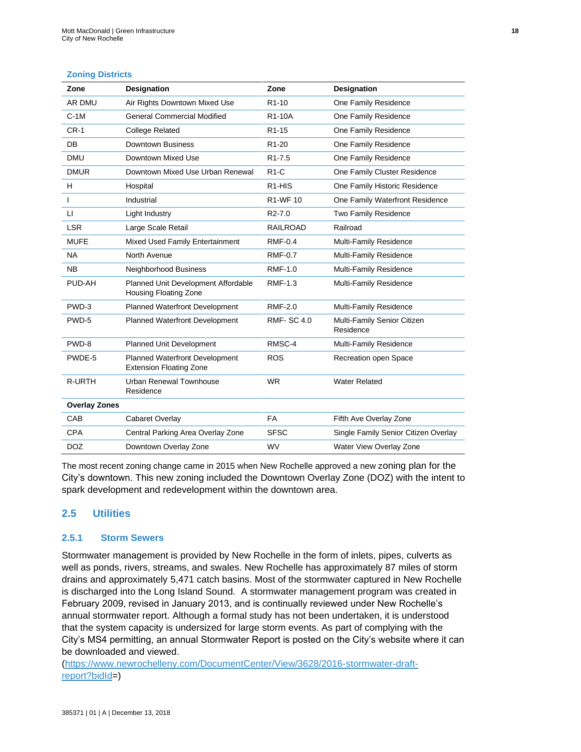**Zoning Districts**

| Zone | Designation | Zone | Designation |
|---|---|---|---|
| AR DMU | Air Rights Downtown Mixed Use | R1-10 | One Family Residence |
| C-1M | General Commercial Modified | R1-10A | One Family Residence |
| CR-1 | College Related | R1-15 | One Family Residence |
| DB | Downtown Business | R1-20 | One Family Residence |
| DMU | Downtown Mixed Use | R1-7.5 | One Family Residence |
| DMUR | Downtown Mixed Use Urban Renewal | R1-C | One Family Cluster Residence |
| H | Hospital | R1-HIS | One Family Historic Residence |
| I | Industrial | R1-WF 10 | One Family Waterfront Residence |
| LI | Light Industry | R2-7.0 | Two Family Residence |
| LSR | Large Scale Retail | RAILROAD | Railroad |
| MUFE | Mixed Used Family Entertainment | RMF-0.4 | Multi-Family Residence |
| NA | North Avenue | RMF-0.7 | Multi-Family Residence |
| NB | Neighborhood Business | RMF-1.0 | Multi-Family Residence |
| PUD-AH | Planned Unit Development Affordable Housing Floating Zone | RMF-1.3 | Multi-Family Residence |
| PWD-3 | Planned Waterfront Development | RMF-2.0 | Multi-Family Residence |
| PWD-5 | Planned Waterfront Development | RMF- SC 4.0 | Multi-Family Senior Citizen Residence |
| PWD-8 | Planned Unit Development | RMSC-4 | Multi-Family Residence |
| PWDE-5 | Planned Waterfront Development Extension Floating Zone | ROS | Recreation open Space |
| R-URTH | Urban Renewal Townhouse Residence | WR | Water Related |
| **Overlay Zones** | | | |
| CAB | Cabaret Overlay | FA | Fifth Ave Overlay Zone |
| CPA | Central Parking Area Overlay Zone | SFSC | Single Family Senior Citizen Overlay |
| DOZ | Downtown Overlay Zone | WV | Water View Overlay Zone |

The most recent zoning change came in 2015 when New Rochelle approved a new zoning plan for the City's downtown. This new zoning included the Downtown Overlay Zone (DOZ) with the intent to spark development and redevelopment within the downtown area.

## 2.5 Utilities

### 2.5.1 Storm Sewers

Stormwater management is provided by New Rochelle in the form of inlets, pipes, culverts as well as ponds, rivers, streams, and swales. New Rochelle has approximately 87 miles of storm drains and approximately 5,471 catch basins. Most of the stormwater captured in New Rochelle is discharged into the Long Island Sound. A stormwater management program was created in February 2009, revised in January 2013, and is continually reviewed under New Rochelle's annual stormwater report. Although a formal study has not been undertaken, it is understood that the system capacity is undersized for large storm events. As part of complying with the City's MS4 permitting, an annual Stormwater Report is posted on the City's website where it can be downloaded and viewed. (https://www.newrochelleny.com/DocumentCenter/View/3628/2016-stormwater-draft-report?bidId=)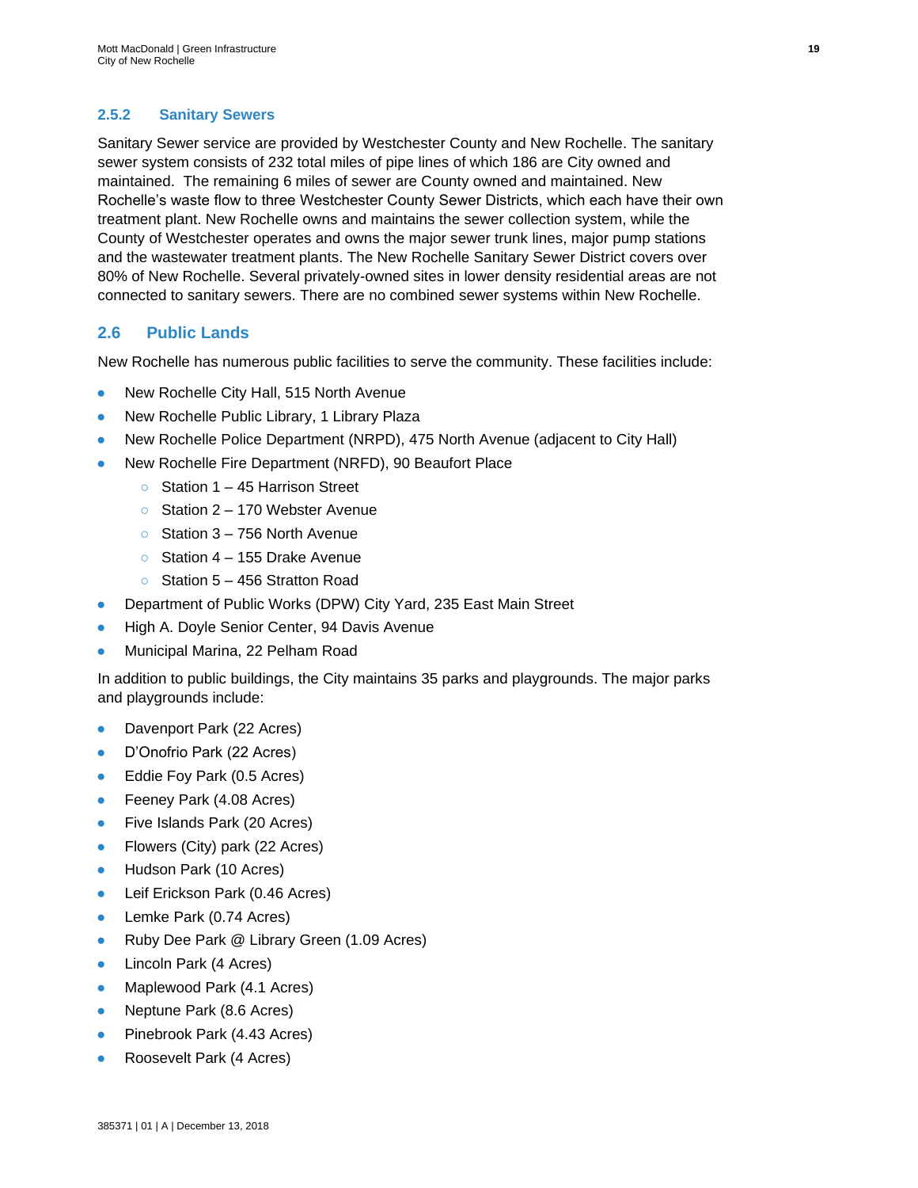### 2.5.2 Sanitary Sewers

Sanitary Sewer service are provided by Westchester County and New Rochelle. The sanitary sewer system consists of 232 total miles of pipe lines of which 186 are City owned and maintained. The remaining 6 miles of sewer are County owned and maintained. New Rochelle's waste flow to three Westchester County Sewer Districts, which each have their own treatment plant. New Rochelle owns and maintains the sewer collection system, while the County of Westchester operates and owns the major sewer trunk lines, major pump stations and the wastewater treatment plants. The New Rochelle Sanitary Sewer District covers over 80% of New Rochelle. Several privately-owned sites in lower density residential areas are not connected to sanitary sewers. There are no combined sewer systems within New Rochelle.

## 2.6 Public Lands

New Rochelle has numerous public facilities to serve the community. These facilities include:

- New Rochelle City Hall, 515 North Avenue
- New Rochelle Public Library, 1 Library Plaza
- New Rochelle Police Department (NRPD), 475 North Avenue (adjacent to City Hall)
- New Rochelle Fire Department (NRFD), 90 Beaufort Place
  - Station 1 – 45 Harrison Street
  - Station 2 – 170 Webster Avenue
  - Station 3 – 756 North Avenue
  - Station 4 – 155 Drake Avenue
  - Station 5 – 456 Stratton Road
- Department of Public Works (DPW) City Yard, 235 East Main Street
- High A. Doyle Senior Center, 94 Davis Avenue
- Municipal Marina, 22 Pelham Road

In addition to public buildings, the City maintains 35 parks and playgrounds. The major parks and playgrounds include:

- Davenport Park (22 Acres)
- D'Onofrio Park (22 Acres)
- Eddie Foy Park (0.5 Acres)
- Feeney Park (4.08 Acres)
- Five Islands Park (20 Acres)
- Flowers (City) park (22 Acres)
- Hudson Park (10 Acres)
- Leif Erickson Park (0.46 Acres)
- Lemke Park (0.74 Acres)
- Ruby Dee Park @ Library Green (1.09 Acres)
- Lincoln Park (4 Acres)
- Maplewood Park (4.1 Acres)
- Neptune Park (8.6 Acres)
- Pinebrook Park (4.43 Acres)
- Roosevelt Park (4 Acres)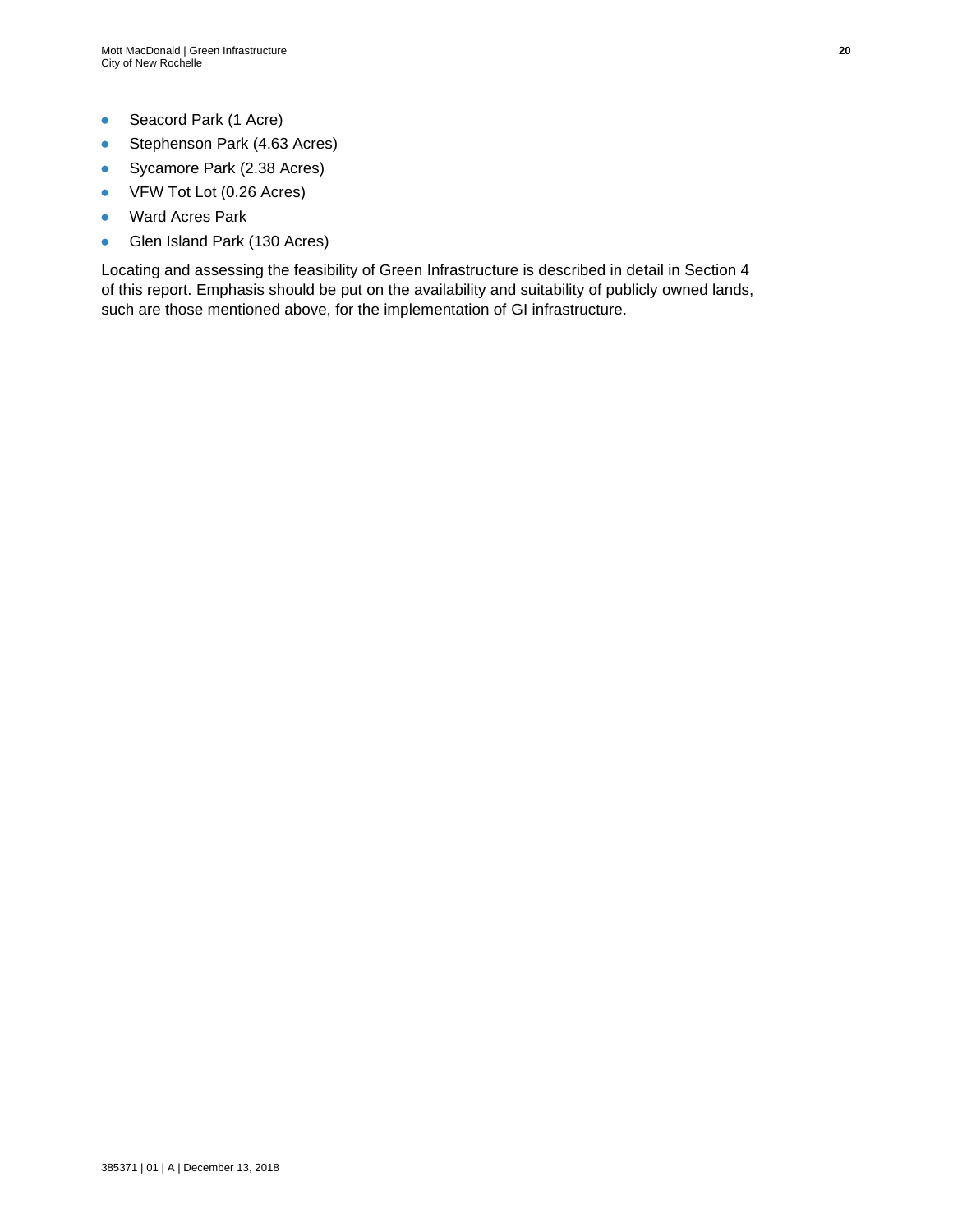- Seacord Park (1 Acre)
- Stephenson Park (4.63 Acres)
- Sycamore Park (2.38 Acres)
- VFW Tot Lot (0.26 Acres)
- Ward Acres Park
- Glen Island Park (130 Acres)

Locating and assessing the feasibility of Green Infrastructure is described in detail in Section 4 of this report. Emphasis should be put on the availability and suitability of publicly owned lands, such are those mentioned above, for the implementation of GI infrastructure.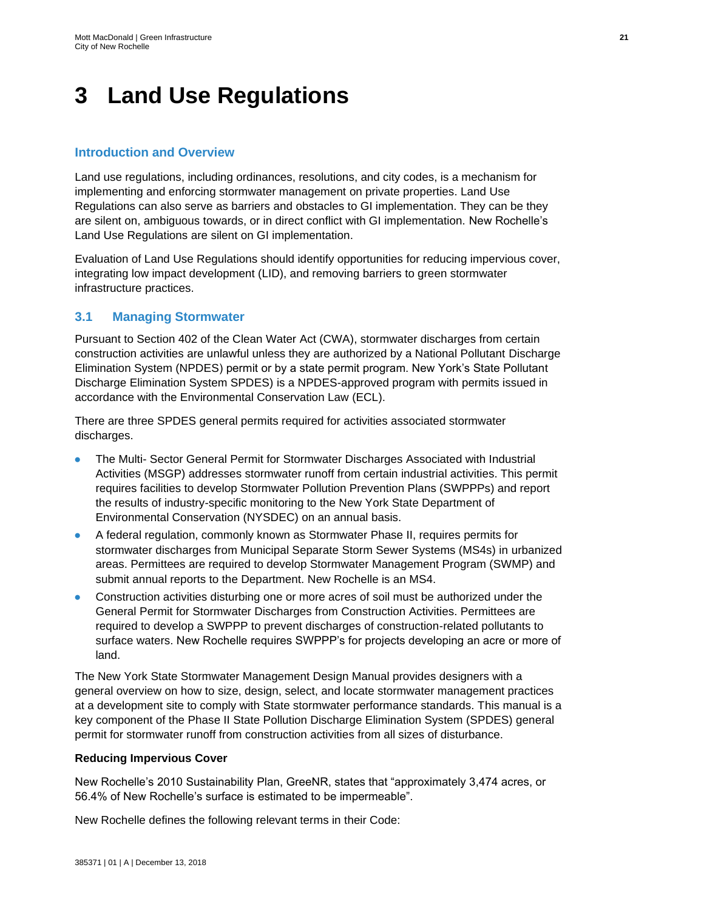# 3 Land Use Regulations

## Introduction and Overview

Land use regulations, including ordinances, resolutions, and city codes, is a mechanism for implementing and enforcing stormwater management on private properties. Land Use Regulations can also serve as barriers and obstacles to GI implementation. They can be they are silent on, ambiguous towards, or in direct conflict with GI implementation. New Rochelle's Land Use Regulations are silent on GI implementation.

Evaluation of Land Use Regulations should identify opportunities for reducing impervious cover, integrating low impact development (LID), and removing barriers to green stormwater infrastructure practices.

## 3.1 Managing Stormwater

Pursuant to Section 402 of the Clean Water Act (CWA), stormwater discharges from certain construction activities are unlawful unless they are authorized by a National Pollutant Discharge Elimination System (NPDES) permit or by a state permit program. New York's State Pollutant Discharge Elimination System SPDES) is a NPDES-approved program with permits issued in accordance with the Environmental Conservation Law (ECL).

There are three SPDES general permits required for activities associated stormwater discharges.

- The Multi- Sector General Permit for Stormwater Discharges Associated with Industrial Activities (MSGP) addresses stormwater runoff from certain industrial activities. This permit requires facilities to develop Stormwater Pollution Prevention Plans (SWPPPs) and report the results of industry-specific monitoring to the New York State Department of Environmental Conservation (NYSDEC) on an annual basis.
- A federal regulation, commonly known as Stormwater Phase II, requires permits for stormwater discharges from Municipal Separate Storm Sewer Systems (MS4s) in urbanized areas. Permittees are required to develop Stormwater Management Program (SWMP) and submit annual reports to the Department. New Rochelle is an MS4.
- Construction activities disturbing one or more acres of soil must be authorized under the General Permit for Stormwater Discharges from Construction Activities. Permittees are required to develop a SWPPP to prevent discharges of construction-related pollutants to surface waters. New Rochelle requires SWPPP's for projects developing an acre or more of land.

The New York State Stormwater Management Design Manual provides designers with a general overview on how to size, design, select, and locate stormwater management practices at a development site to comply with State stormwater performance standards. This manual is a key component of the Phase II State Pollution Discharge Elimination System (SPDES) general permit for stormwater runoff from construction activities from all sizes of disturbance.

**Reducing Impervious Cover**

New Rochelle's 2010 Sustainability Plan, GreeNR, states that "approximately 3,474 acres, or 56.4% of New Rochelle's surface is estimated to be impermeable".

New Rochelle defines the following relevant terms in their Code: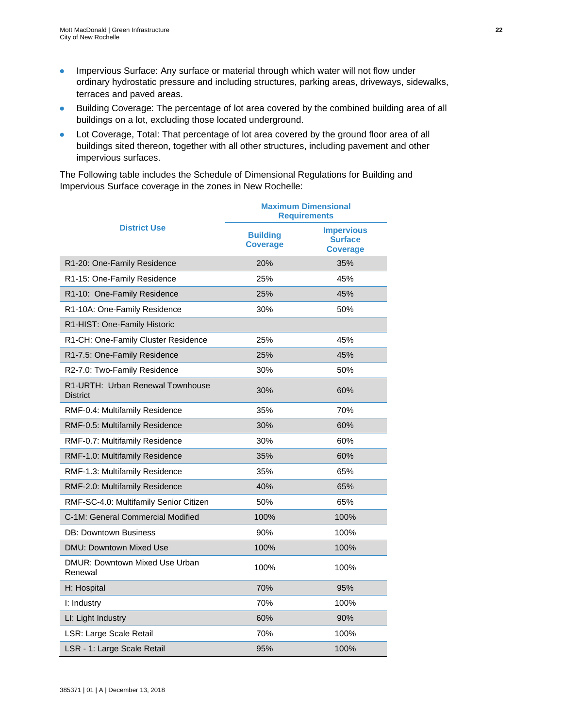- Impervious Surface: Any surface or material through which water will not flow under ordinary hydrostatic pressure and including structures, parking areas, driveways, sidewalks, terraces and paved areas.
- Building Coverage: The percentage of lot area covered by the combined building area of all buildings on a lot, excluding those located underground.
- Lot Coverage, Total: That percentage of lot area covered by the ground floor area of all buildings sited thereon, together with all other structures, including pavement and other impervious surfaces.

The Following table includes the Schedule of Dimensional Regulations for Building and Impervious Surface coverage in the zones in New Rochelle:

| District Use | Maximum Dimensional Requirements | |
|---|---|---|
| | Building Coverage | Impervious Surface Coverage |
| R1-20: One-Family Residence | 20% | 35% |
| R1-15: One-Family Residence | 25% | 45% |
| R1-10: One-Family Residence | 25% | 45% |
| R1-10A: One-Family Residence | 30% | 50% |
| R1-HIST: One-Family Historic | | |
| R1-CH: One-Family Cluster Residence | 25% | 45% |
| R1-7.5: One-Family Residence | 25% | 45% |
| R2-7.0: Two-Family Residence | 30% | 50% |
| R1-URTH: Urban Renewal Townhouse District | 30% | 60% |
| RMF-0.4: Multifamily Residence | 35% | 70% |
| RMF-0.5: Multifamily Residence | 30% | 60% |
| RMF-0.7: Multifamily Residence | 30% | 60% |
| RMF-1.0: Multifamily Residence | 35% | 60% |
| RMF-1.3: Multifamily Residence | 35% | 65% |
| RMF-2.0: Multifamily Residence | 40% | 65% |
| RMF-SC-4.0: Multifamily Senior Citizen | 50% | 65% |
| C-1M: General Commercial Modified | 100% | 100% |
| DB: Downtown Business | 90% | 100% |
| DMU: Downtown Mixed Use | 100% | 100% |
| DMUR: Downtown Mixed Use Urban Renewal | 100% | 100% |
| H: Hospital | 70% | 95% |
| I: Industry | 70% | 100% |
| LI: Light Industry | 60% | 90% |
| LSR: Large Scale Retail | 70% | 100% |
| LSR - 1: Large Scale Retail | 95% | 100% |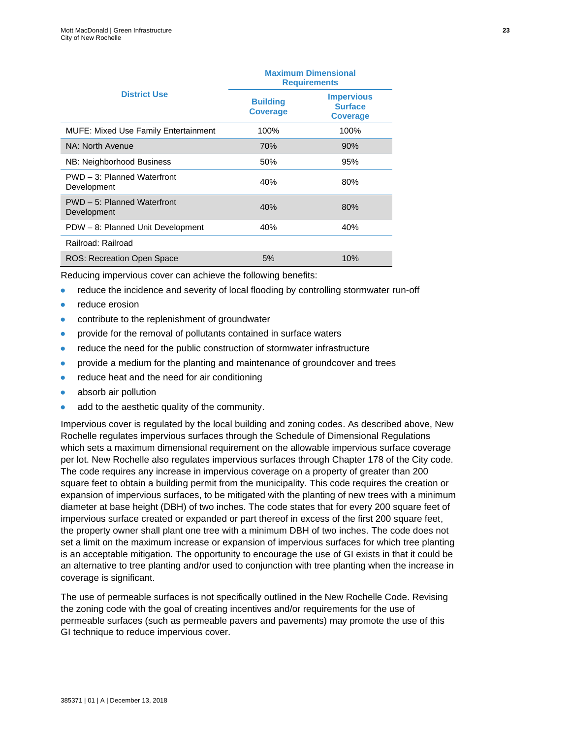| District Use | Maximum Dimensional Requirements | |
|---|---|---|
| | Building Coverage | Impervious Surface Coverage |
| MUFE: Mixed Use Family Entertainment | 100% | 100% |
| NA: North Avenue | 70% | 90% |
| NB: Neighborhood Business | 50% | 95% |
| PWD – 3: Planned Waterfront Development | 40% | 80% |
| PWD – 5: Planned Waterfront Development | 40% | 80% |
| PDW – 8: Planned Unit Development | 40% | 40% |
| Railroad: Railroad | | |
| ROS: Recreation Open Space | 5% | 10% |

Reducing impervious cover can achieve the following benefits:

- reduce the incidence and severity of local flooding by controlling stormwater run-off
- reduce erosion
- contribute to the replenishment of groundwater
- provide for the removal of pollutants contained in surface waters
- reduce the need for the public construction of stormwater infrastructure
- provide a medium for the planting and maintenance of groundcover and trees
- reduce heat and the need for air conditioning
- absorb air pollution
- add to the aesthetic quality of the community.

Impervious cover is regulated by the local building and zoning codes. As described above, New Rochelle regulates impervious surfaces through the Schedule of Dimensional Regulations which sets a maximum dimensional requirement on the allowable impervious surface coverage per lot. New Rochelle also regulates impervious surfaces through Chapter 178 of the City code. The code requires any increase in impervious coverage on a property of greater than 200 square feet to obtain a building permit from the municipality. This code requires the creation or expansion of impervious surfaces, to be mitigated with the planting of new trees with a minimum diameter at base height (DBH) of two inches. The code states that for every 200 square feet of impervious surface created or expanded or part thereof in excess of the first 200 square feet, the property owner shall plant one tree with a minimum DBH of two inches. The code does not set a limit on the maximum increase or expansion of impervious surfaces for which tree planting is an acceptable mitigation. The opportunity to encourage the use of GI exists in that it could be an alternative to tree planting and/or used to conjunction with tree planting when the increase in coverage is significant.

The use of permeable surfaces is not specifically outlined in the New Rochelle Code. Revising the zoning code with the goal of creating incentives and/or requirements for the use of permeable surfaces (such as permeable pavers and pavements) may promote the use of this GI technique to reduce impervious cover.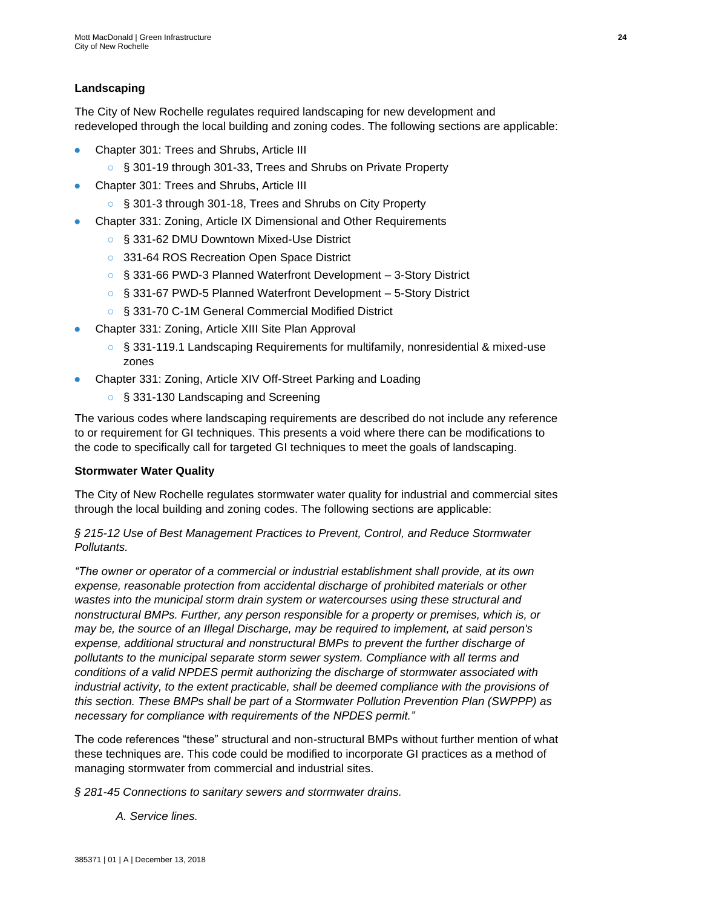### Landscaping

The City of New Rochelle regulates required landscaping for new development and redeveloped through the local building and zoning codes. The following sections are applicable:

- Chapter 301: Trees and Shrubs, Article III
  - § 301-19 through 301-33, Trees and Shrubs on Private Property
- Chapter 301: Trees and Shrubs, Article III
  - § 301-3 through 301-18, Trees and Shrubs on City Property
- Chapter 331: Zoning, Article IX Dimensional and Other Requirements
  - § 331-62 DMU Downtown Mixed-Use District
  - 331-64 ROS Recreation Open Space District
  - § 331-66 PWD-3 Planned Waterfront Development – 3-Story District
  - § 331-67 PWD-5 Planned Waterfront Development – 5-Story District
  - § 331-70 C-1M General Commercial Modified District
- Chapter 331: Zoning, Article XIII Site Plan Approval
  - § 331-119.1 Landscaping Requirements for multifamily, nonresidential & mixed-use zones
- Chapter 331: Zoning, Article XIV Off-Street Parking and Loading
  - § 331-130 Landscaping and Screening

The various codes where landscaping requirements are described do not include any reference to or requirement for GI techniques. This presents a void where there can be modifications to the code to specifically call for targeted GI techniques to meet the goals of landscaping.

### Stormwater Water Quality

The City of New Rochelle regulates stormwater water quality for industrial and commercial sites through the local building and zoning codes. The following sections are applicable:

*§ 215-12 Use of Best Management Practices to Prevent, Control, and Reduce Stormwater Pollutants.*

*"The owner or operator of a commercial or industrial establishment shall provide, at its own expense, reasonable protection from accidental discharge of prohibited materials or other wastes into the municipal storm drain system or watercourses using these structural and nonstructural BMPs. Further, any person responsible for a property or premises, which is, or may be, the source of an Illegal Discharge, may be required to implement, at said person's expense, additional structural and nonstructural BMPs to prevent the further discharge of pollutants to the municipal separate storm sewer system. Compliance with all terms and conditions of a valid NPDES permit authorizing the discharge of stormwater associated with industrial activity, to the extent practicable, shall be deemed compliance with the provisions of this section. These BMPs shall be part of a Stormwater Pollution Prevention Plan (SWPPP) as necessary for compliance with requirements of the NPDES permit."*

The code references "these" structural and non-structural BMPs without further mention of what these techniques are. This code could be modified to incorporate GI practices as a method of managing stormwater from commercial and industrial sites.

*§ 281-45 Connections to sanitary sewers and stormwater drains.*

*A. Service lines.*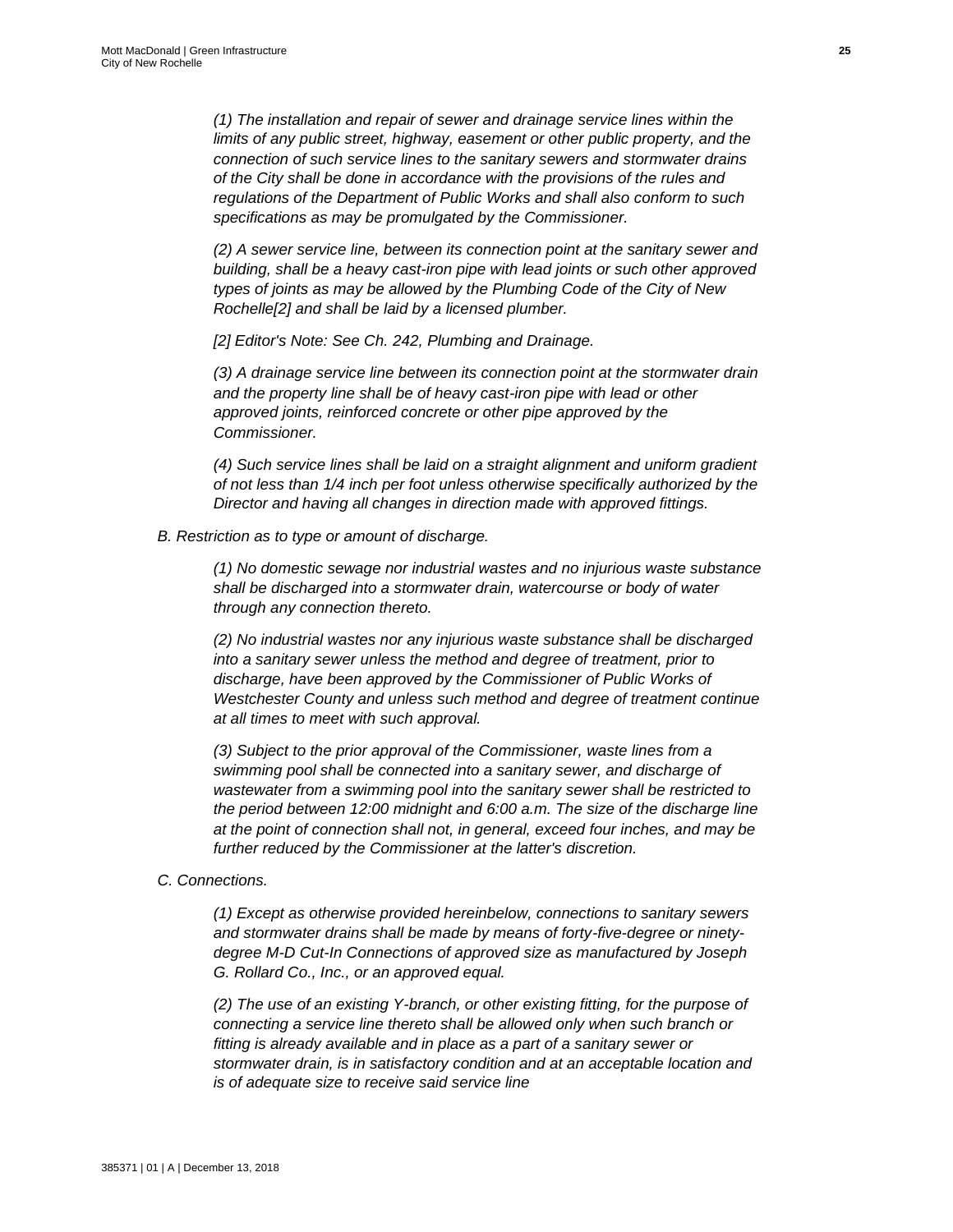*(1) The installation and repair of sewer and drainage service lines within the limits of any public street, highway, easement or other public property, and the connection of such service lines to the sanitary sewers and stormwater drains of the City shall be done in accordance with the provisions of the rules and regulations of the Department of Public Works and shall also conform to such specifications as may be promulgated by the Commissioner.*

*(2) A sewer service line, between its connection point at the sanitary sewer and building, shall be a heavy cast-iron pipe with lead joints or such other approved types of joints as may be allowed by the Plumbing Code of the City of New Rochelle[2] and shall be laid by a licensed plumber.*

*[2] Editor's Note: See Ch. 242, Plumbing and Drainage.*

*(3) A drainage service line between its connection point at the stormwater drain and the property line shall be of heavy cast-iron pipe with lead or other approved joints, reinforced concrete or other pipe approved by the Commissioner.*

*(4) Such service lines shall be laid on a straight alignment and uniform gradient of not less than 1/4 inch per foot unless otherwise specifically authorized by the Director and having all changes in direction made with approved fittings.*

*B. Restriction as to type or amount of discharge.*

*(1) No domestic sewage nor industrial wastes and no injurious waste substance shall be discharged into a stormwater drain, watercourse or body of water through any connection thereto.*

*(2) No industrial wastes nor any injurious waste substance shall be discharged into a sanitary sewer unless the method and degree of treatment, prior to discharge, have been approved by the Commissioner of Public Works of Westchester County and unless such method and degree of treatment continue at all times to meet with such approval.*

*(3) Subject to the prior approval of the Commissioner, waste lines from a swimming pool shall be connected into a sanitary sewer, and discharge of wastewater from a swimming pool into the sanitary sewer shall be restricted to the period between 12:00 midnight and 6:00 a.m. The size of the discharge line at the point of connection shall not, in general, exceed four inches, and may be further reduced by the Commissioner at the latter's discretion.*

*C. Connections.*

*(1) Except as otherwise provided hereinbelow, connections to sanitary sewers and stormwater drains shall be made by means of forty-five-degree or ninety-degree M-D Cut-In Connections of approved size as manufactured by Joseph G. Rollard Co., Inc., or an approved equal.*

*(2) The use of an existing Y-branch, or other existing fitting, for the purpose of connecting a service line thereto shall be allowed only when such branch or fitting is already available and in place as a part of a sanitary sewer or stormwater drain, is in satisfactory condition and at an acceptable location and is of adequate size to receive said service line*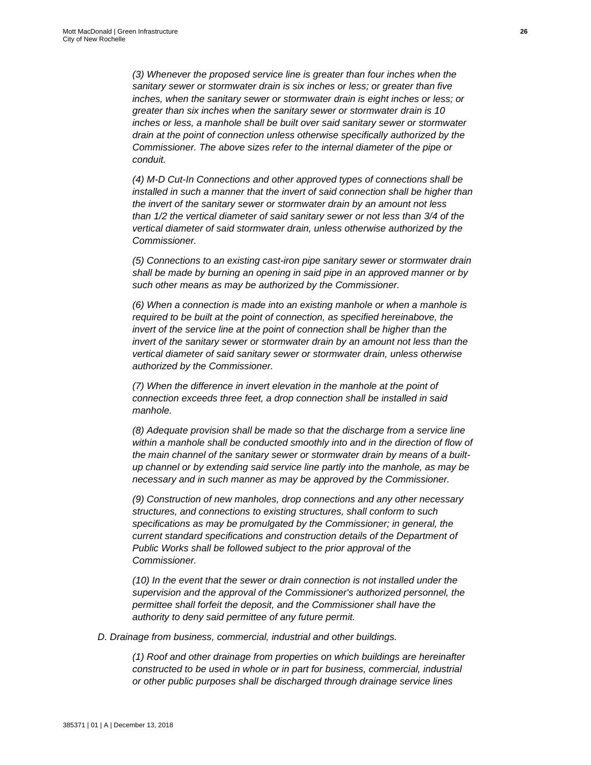*(3) Whenever the proposed service line is greater than four inches when the sanitary sewer or stormwater drain is six inches or less; or greater than five inches, when the sanitary sewer or stormwater drain is eight inches or less; or greater than six inches when the sanitary sewer or stormwater drain is 10 inches or less, a manhole shall be built over said sanitary sewer or stormwater drain at the point of connection unless otherwise specifically authorized by the Commissioner. The above sizes refer to the internal diameter of the pipe or conduit.*

*(4) M-D Cut-In Connections and other approved types of connections shall be installed in such a manner that the invert of said connection shall be higher than the invert of the sanitary sewer or stormwater drain by an amount not less than 1/2 the vertical diameter of said sanitary sewer or not less than 3/4 of the vertical diameter of said stormwater drain, unless otherwise authorized by the Commissioner.*

*(5) Connections to an existing cast-iron pipe sanitary sewer or stormwater drain shall be made by burning an opening in said pipe in an approved manner or by such other means as may be authorized by the Commissioner.*

*(6) When a connection is made into an existing manhole or when a manhole is required to be built at the point of connection, as specified hereinabove, the invert of the service line at the point of connection shall be higher than the invert of the sanitary sewer or stormwater drain by an amount not less than the vertical diameter of said sanitary sewer or stormwater drain, unless otherwise authorized by the Commissioner.*

*(7) When the difference in invert elevation in the manhole at the point of connection exceeds three feet, a drop connection shall be installed in said manhole.*

*(8) Adequate provision shall be made so that the discharge from a service line within a manhole shall be conducted smoothly into and in the direction of flow of the main channel of the sanitary sewer or stormwater drain by means of a built-up channel or by extending said service line partly into the manhole, as may be necessary and in such manner as may be approved by the Commissioner.*

*(9) Construction of new manholes, drop connections and any other necessary structures, and connections to existing structures, shall conform to such specifications as may be promulgated by the Commissioner; in general, the current standard specifications and construction details of the Department of Public Works shall be followed subject to the prior approval of the Commissioner.*

*(10) In the event that the sewer or drain connection is not installed under the supervision and the approval of the Commissioner's authorized personnel, the permittee shall forfeit the deposit, and the Commissioner shall have the authority to deny said permittee of any future permit.*

*D. Drainage from business, commercial, industrial and other buildings.*

*(1) Roof and other drainage from properties on which buildings are hereinafter constructed to be used in whole or in part for business, commercial, industrial or other public purposes shall be discharged through drainage service lines*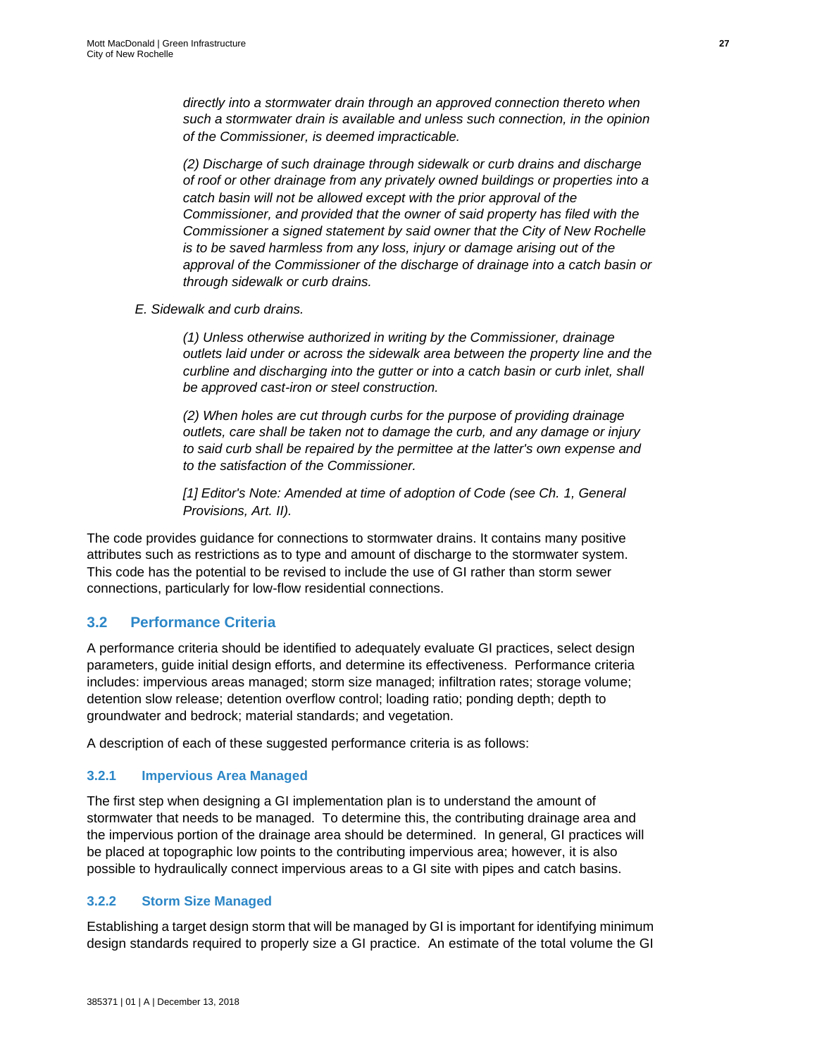*directly into a stormwater drain through an approved connection thereto when such a stormwater drain is available and unless such connection, in the opinion of the Commissioner, is deemed impracticable.*

*(2) Discharge of such drainage through sidewalk or curb drains and discharge of roof or other drainage from any privately owned buildings or properties into a catch basin will not be allowed except with the prior approval of the Commissioner, and provided that the owner of said property has filed with the Commissioner a signed statement by said owner that the City of New Rochelle is to be saved harmless from any loss, injury or damage arising out of the approval of the Commissioner of the discharge of drainage into a catch basin or through sidewalk or curb drains.*

*E. Sidewalk and curb drains.*

*(1) Unless otherwise authorized in writing by the Commissioner, drainage outlets laid under or across the sidewalk area between the property line and the curbline and discharging into the gutter or into a catch basin or curb inlet, shall be approved cast-iron or steel construction.*

*(2) When holes are cut through curbs for the purpose of providing drainage outlets, care shall be taken not to damage the curb, and any damage or injury to said curb shall be repaired by the permittee at the latter's own expense and to the satisfaction of the Commissioner.*

*[1] Editor's Note: Amended at time of adoption of Code (see Ch. 1, General Provisions, Art. II).*

The code provides guidance for connections to stormwater drains. It contains many positive attributes such as restrictions as to type and amount of discharge to the stormwater system. This code has the potential to be revised to include the use of GI rather than storm sewer connections, particularly for low-flow residential connections.

## 3.2 Performance Criteria

A performance criteria should be identified to adequately evaluate GI practices, select design parameters, guide initial design efforts, and determine its effectiveness. Performance criteria includes: impervious areas managed; storm size managed; infiltration rates; storage volume; detention slow release; detention overflow control; loading ratio; ponding depth; depth to groundwater and bedrock; material standards; and vegetation.

A description of each of these suggested performance criteria is as follows:

### 3.2.1 Impervious Area Managed

The first step when designing a GI implementation plan is to understand the amount of stormwater that needs to be managed. To determine this, the contributing drainage area and the impervious portion of the drainage area should be determined. In general, GI practices will be placed at topographic low points to the contributing impervious area; however, it is also possible to hydraulically connect impervious areas to a GI site with pipes and catch basins.

### 3.2.2 Storm Size Managed

Establishing a target design storm that will be managed by GI is important for identifying minimum design standards required to properly size a GI practice. An estimate of the total volume the GI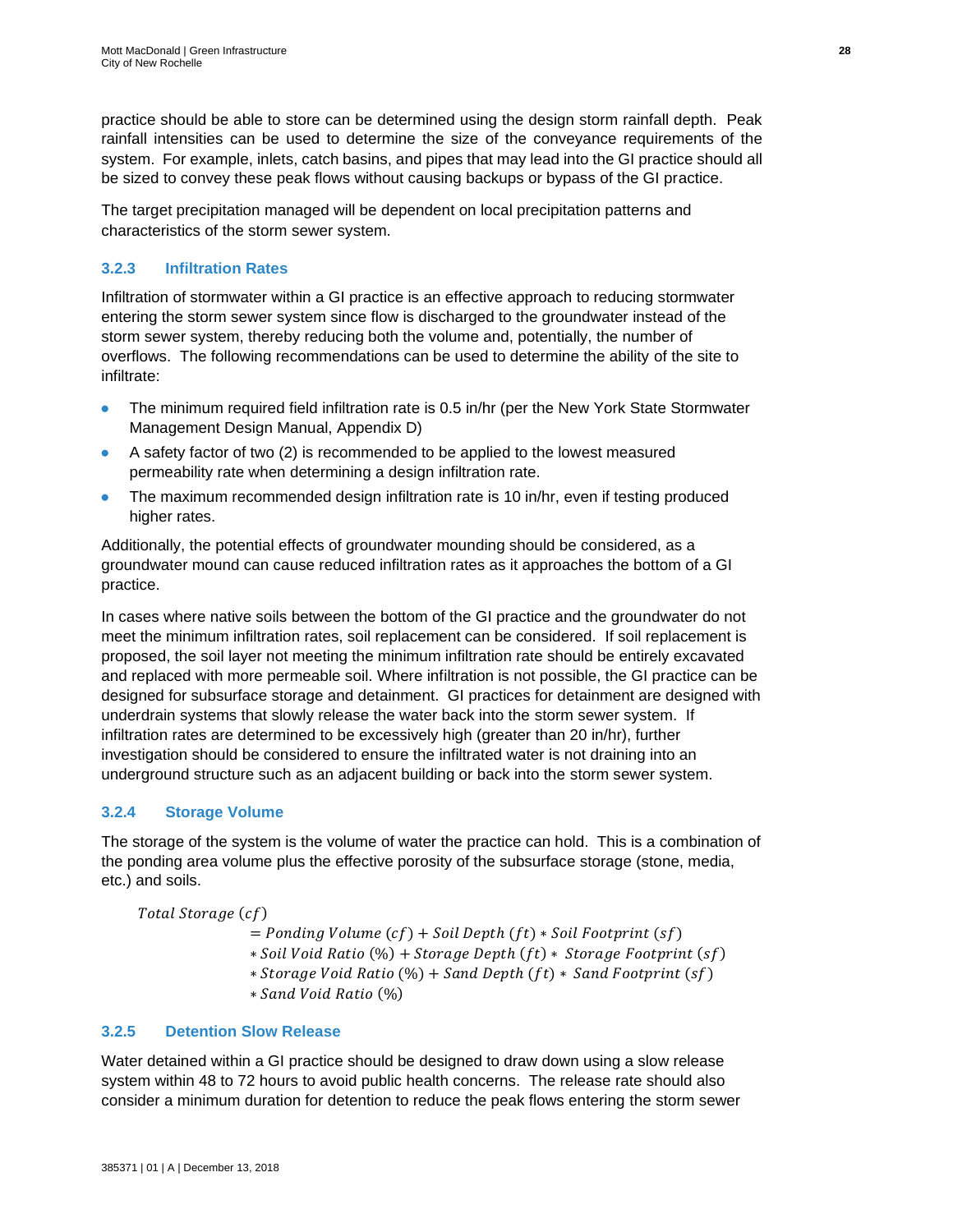practice should be able to store can be determined using the design storm rainfall depth. Peak rainfall intensities can be used to determine the size of the conveyance requirements of the system. For example, inlets, catch basins, and pipes that may lead into the GI practice should all be sized to convey these peak flows without causing backups or bypass of the GI practice.

The target precipitation managed will be dependent on local precipitation patterns and characteristics of the storm sewer system.

### 3.2.3 Infiltration Rates

Infiltration of stormwater within a GI practice is an effective approach to reducing stormwater entering the storm sewer system since flow is discharged to the groundwater instead of the storm sewer system, thereby reducing both the volume and, potentially, the number of overflows. The following recommendations can be used to determine the ability of the site to infiltrate:

- The minimum required field infiltration rate is 0.5 in/hr (per the New York State Stormwater Management Design Manual, Appendix D)
- A safety factor of two (2) is recommended to be applied to the lowest measured permeability rate when determining a design infiltration rate.
- The maximum recommended design infiltration rate is 10 in/hr, even if testing produced higher rates.

Additionally, the potential effects of groundwater mounding should be considered, as a groundwater mound can cause reduced infiltration rates as it approaches the bottom of a GI practice.

In cases where native soils between the bottom of the GI practice and the groundwater do not meet the minimum infiltration rates, soil replacement can be considered. If soil replacement is proposed, the soil layer not meeting the minimum infiltration rate should be entirely excavated and replaced with more permeable soil. Where infiltration is not possible, the GI practice can be designed for subsurface storage and detainment. GI practices for detainment are designed with underdrain systems that slowly release the water back into the storm sewer system. If infiltration rates are determined to be excessively high (greater than 20 in/hr), further investigation should be considered to ensure the infiltrated water is not draining into an underground structure such as an adjacent building or back into the storm sewer system.

### 3.2.4 Storage Volume

The storage of the system is the volume of water the practice can hold. This is a combination of the ponding area volume plus the effective porosity of the subsurface storage (stone, media, etc.) and soils.

$$
\begin{aligned}
\text{Total Storage } (cf) &= \text{Ponding Volume } (cf) + \text{Soil Depth } (ft) * \text{Soil Footprint } (sf) \\
&* \text{Soil Void Ratio } (\%) + \text{Storage Depth } (ft) * \text{Storage Footprint } (sf) \\
&* \text{Storage Void Ratio } (\%) + \text{Sand Depth } (ft) * \text{Sand Footprint } (sf) \\
&* \text{Sand Void Ratio } (\%)
\end{aligned}
$$

### 3.2.5 Detention Slow Release

Water detained within a GI practice should be designed to draw down using a slow release system within 48 to 72 hours to avoid public health concerns. The release rate should also consider a minimum duration for detention to reduce the peak flows entering the storm sewer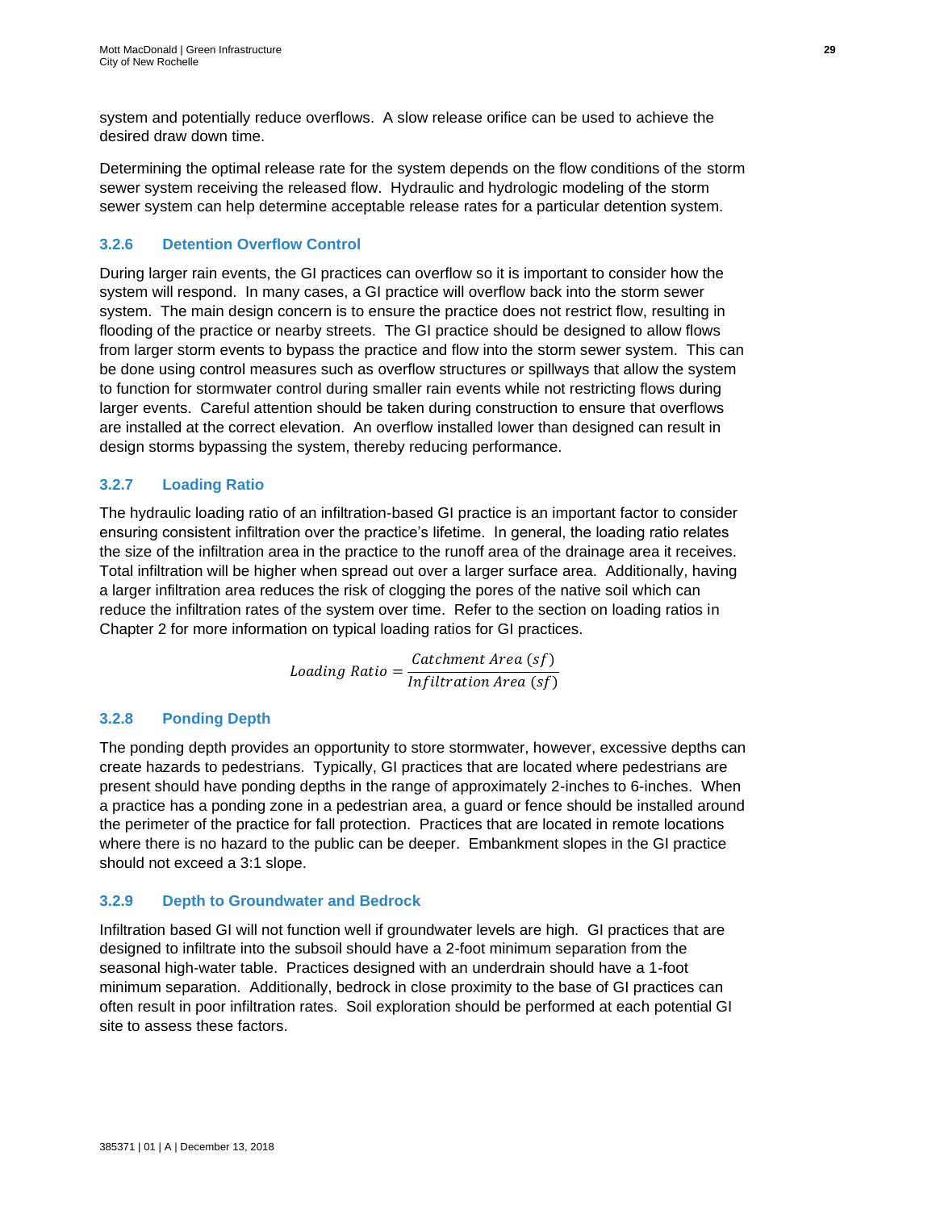system and potentially reduce overflows. A slow release orifice can be used to achieve the desired draw down time.

Determining the optimal release rate for the system depends on the flow conditions of the storm sewer system receiving the released flow. Hydraulic and hydrologic modeling of the storm sewer system can help determine acceptable release rates for a particular detention system.

### 3.2.6 Detention Overflow Control

During larger rain events, the GI practices can overflow so it is important to consider how the system will respond. In many cases, a GI practice will overflow back into the storm sewer system. The main design concern is to ensure the practice does not restrict flow, resulting in flooding of the practice or nearby streets. The GI practice should be designed to allow flows from larger storm events to bypass the practice and flow into the storm sewer system. This can be done using control measures such as overflow structures or spillways that allow the system to function for stormwater control during smaller rain events while not restricting flows during larger events. Careful attention should be taken during construction to ensure that overflows are installed at the correct elevation. An overflow installed lower than designed can result in design storms bypassing the system, thereby reducing performance.

### 3.2.7 Loading Ratio

The hydraulic loading ratio of an infiltration-based GI practice is an important factor to consider ensuring consistent infiltration over the practice's lifetime. In general, the loading ratio relates the size of the infiltration area in the practice to the runoff area of the drainage area it receives. Total infiltration will be higher when spread out over a larger surface area. Additionally, having a larger infiltration area reduces the risk of clogging the pores of the native soil which can reduce the infiltration rates of the system over time. Refer to the section on loading ratios in Chapter 2 for more information on typical loading ratios for GI practices.

$$Loading\ Ratio = \frac{Catchment\ Area\ (sf)}{Infiltration\ Area\ (sf)}$$

### 3.2.8 Ponding Depth

The ponding depth provides an opportunity to store stormwater, however, excessive depths can create hazards to pedestrians. Typically, GI practices that are located where pedestrians are present should have ponding depths in the range of approximately 2-inches to 6-inches. When a practice has a ponding zone in a pedestrian area, a guard or fence should be installed around the perimeter of the practice for fall protection. Practices that are located in remote locations where there is no hazard to the public can be deeper. Embankment slopes in the GI practice should not exceed a 3:1 slope.

### 3.2.9 Depth to Groundwater and Bedrock

Infiltration based GI will not function well if groundwater levels are high. GI practices that are designed to infiltrate into the subsoil should have a 2-foot minimum separation from the seasonal high-water table. Practices designed with an underdrain should have a 1-foot minimum separation. Additionally, bedrock in close proximity to the base of GI practices can often result in poor infiltration rates. Soil exploration should be performed at each potential GI site to assess these factors.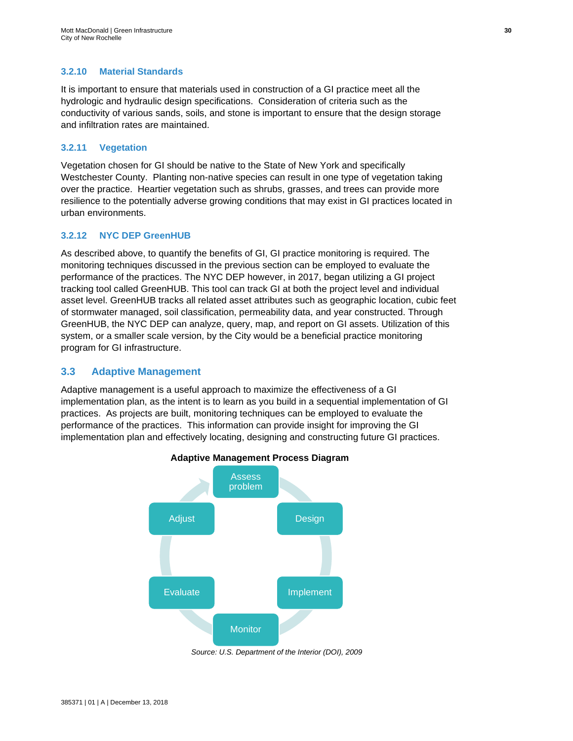### 3.2.10 Material Standards

It is important to ensure that materials used in construction of a GI practice meet all the hydrologic and hydraulic design specifications. Consideration of criteria such as the conductivity of various sands, soils, and stone is important to ensure that the design storage and infiltration rates are maintained.

### 3.2.11 Vegetation

Vegetation chosen for GI should be native to the State of New York and specifically Westchester County. Planting non-native species can result in one type of vegetation taking over the practice. Heartier vegetation such as shrubs, grasses, and trees can provide more resilience to the potentially adverse growing conditions that may exist in GI practices located in urban environments.

### 3.2.12 NYC DEP GreenHUB

As described above, to quantify the benefits of GI, GI practice monitoring is required. The monitoring techniques discussed in the previous section can be employed to evaluate the performance of the practices. The NYC DEP however, in 2017, began utilizing a GI project tracking tool called GreenHUB. This tool can track GI at both the project level and individual asset level. GreenHUB tracks all related asset attributes such as geographic location, cubic feet of stormwater managed, soil classification, permeability data, and year constructed. Through GreenHUB, the NYC DEP can analyze, query, map, and report on GI assets. Utilization of this system, or a smaller scale version, by the City would be a beneficial practice monitoring program for GI infrastructure.

## 3.3 Adaptive Management

Adaptive management is a useful approach to maximize the effectiveness of a GI implementation plan, as the intent is to learn as you build in a sequential implementation of GI practices. As projects are built, monitoring techniques can be employed to evaluate the performance of the practices. This information can provide insight for improving the GI implementation plan and effectively locating, designing and constructing future GI practices.

**Adaptive Management Process Diagram**

Assess problem → Design → Implement → Monitor → Evaluate → Adjust → Assess problem

*Source: U.S. Department of the Interior (DOI), 2009*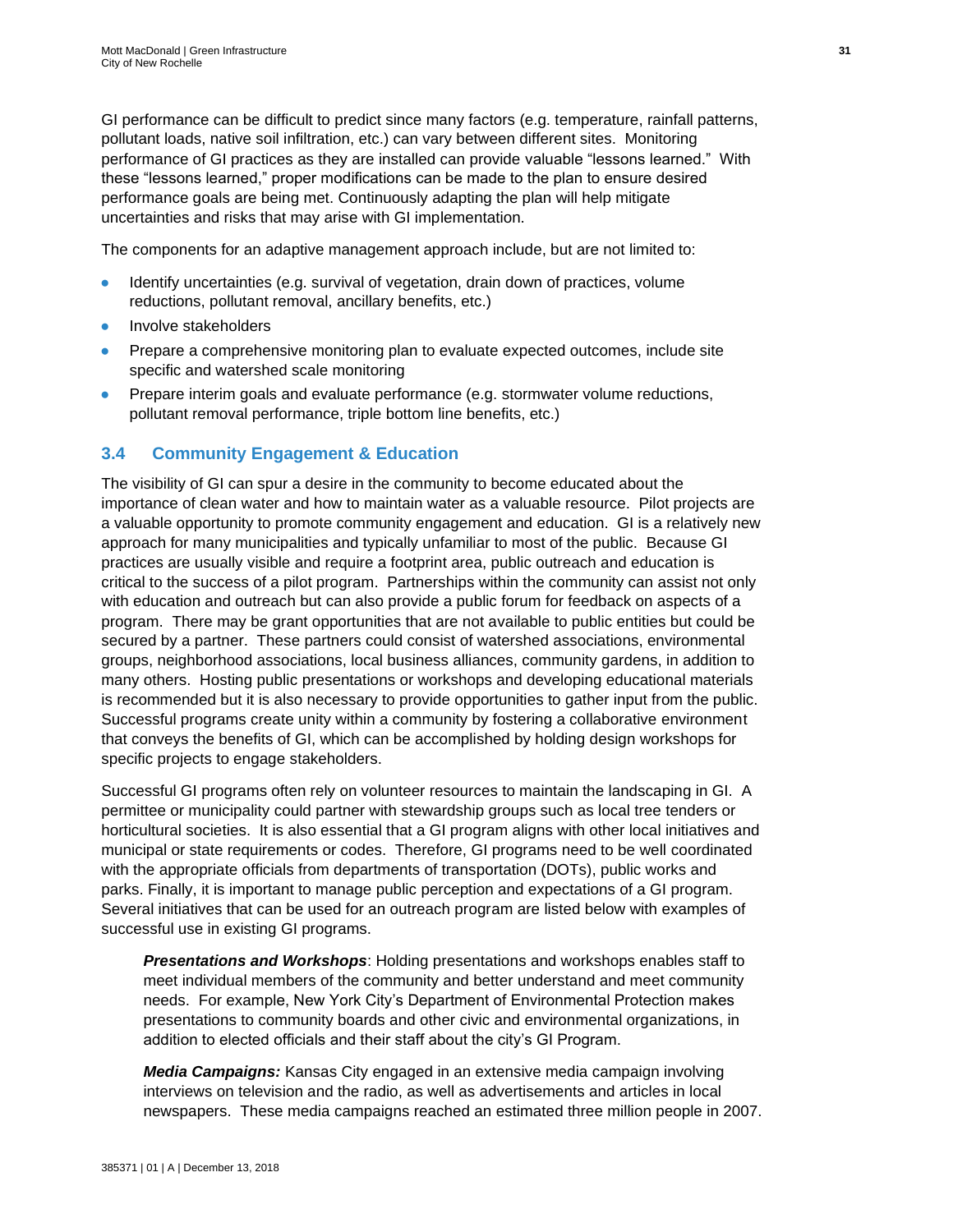GI performance can be difficult to predict since many factors (e.g. temperature, rainfall patterns, pollutant loads, native soil infiltration, etc.) can vary between different sites. Monitoring performance of GI practices as they are installed can provide valuable "lessons learned." With these "lessons learned," proper modifications can be made to the plan to ensure desired performance goals are being met. Continuously adapting the plan will help mitigate uncertainties and risks that may arise with GI implementation.

The components for an adaptive management approach include, but are not limited to:

- Identify uncertainties (e.g. survival of vegetation, drain down of practices, volume reductions, pollutant removal, ancillary benefits, etc.)
- Involve stakeholders
- Prepare a comprehensive monitoring plan to evaluate expected outcomes, include site specific and watershed scale monitoring
- Prepare interim goals and evaluate performance (e.g. stormwater volume reductions, pollutant removal performance, triple bottom line benefits, etc.)

## 3.4 Community Engagement & Education

The visibility of GI can spur a desire in the community to become educated about the importance of clean water and how to maintain water as a valuable resource. Pilot projects are a valuable opportunity to promote community engagement and education. GI is a relatively new approach for many municipalities and typically unfamiliar to most of the public. Because GI practices are usually visible and require a footprint area, public outreach and education is critical to the success of a pilot program. Partnerships within the community can assist not only with education and outreach but can also provide a public forum for feedback on aspects of a program. There may be grant opportunities that are not available to public entities but could be secured by a partner. These partners could consist of watershed associations, environmental groups, neighborhood associations, local business alliances, community gardens, in addition to many others. Hosting public presentations or workshops and developing educational materials is recommended but it is also necessary to provide opportunities to gather input from the public. Successful programs create unity within a community by fostering a collaborative environment that conveys the benefits of GI, which can be accomplished by holding design workshops for specific projects to engage stakeholders.

Successful GI programs often rely on volunteer resources to maintain the landscaping in GI. A permittee or municipality could partner with stewardship groups such as local tree tenders or horticultural societies. It is also essential that a GI program aligns with other local initiatives and municipal or state requirements or codes. Therefore, GI programs need to be well coordinated with the appropriate officials from departments of transportation (DOTs), public works and parks. Finally, it is important to manage public perception and expectations of a GI program. Several initiatives that can be used for an outreach program are listed below with examples of successful use in existing GI programs.

***Presentations and Workshops***: Holding presentations and workshops enables staff to meet individual members of the community and better understand and meet community needs. For example, New York City's Department of Environmental Protection makes presentations to community boards and other civic and environmental organizations, in addition to elected officials and their staff about the city's GI Program.

***Media Campaigns:*** Kansas City engaged in an extensive media campaign involving interviews on television and the radio, as well as advertisements and articles in local newspapers. These media campaigns reached an estimated three million people in 2007.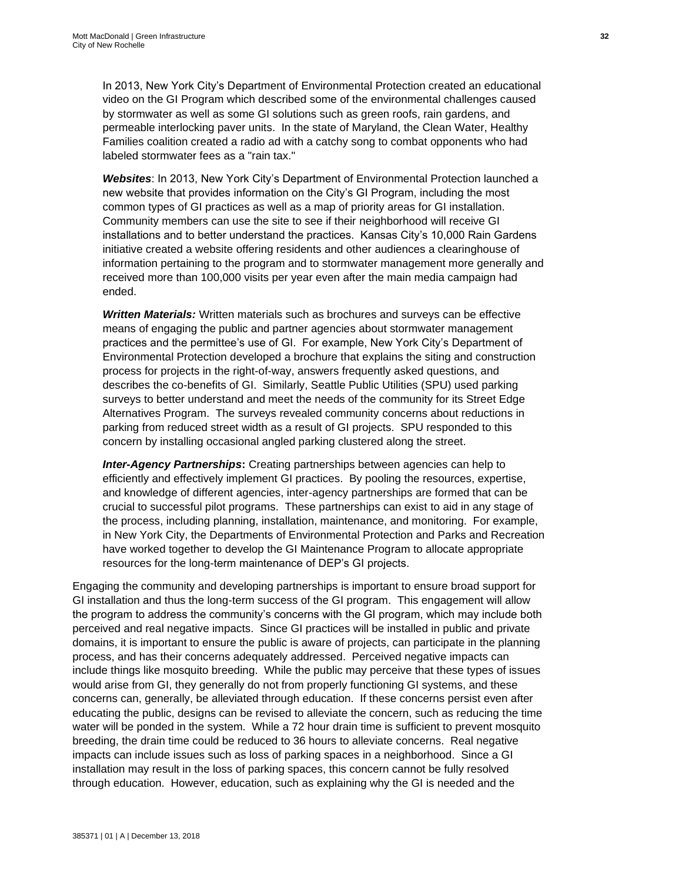In 2013, New York City's Department of Environmental Protection created an educational video on the GI Program which described some of the environmental challenges caused by stormwater as well as some GI solutions such as green roofs, rain gardens, and permeable interlocking paver units. In the state of Maryland, the Clean Water, Healthy Families coalition created a radio ad with a catchy song to combat opponents who had labeled stormwater fees as a "rain tax."

***Websites***: In 2013, New York City's Department of Environmental Protection launched a new website that provides information on the City's GI Program, including the most common types of GI practices as well as a map of priority areas for GI installation. Community members can use the site to see if their neighborhood will receive GI installations and to better understand the practices. Kansas City's 10,000 Rain Gardens initiative created a website offering residents and other audiences a clearinghouse of information pertaining to the program and to stormwater management more generally and received more than 100,000 visits per year even after the main media campaign had ended.

***Written Materials:*** Written materials such as brochures and surveys can be effective means of engaging the public and partner agencies about stormwater management practices and the permittee's use of GI. For example, New York City's Department of Environmental Protection developed a brochure that explains the siting and construction process for projects in the right-of-way, answers frequently asked questions, and describes the co-benefits of GI. Similarly, Seattle Public Utilities (SPU) used parking surveys to better understand and meet the needs of the community for its Street Edge Alternatives Program. The surveys revealed community concerns about reductions in parking from reduced street width as a result of GI projects. SPU responded to this concern by installing occasional angled parking clustered along the street.

***Inter-Agency Partnerships*:** Creating partnerships between agencies can help to efficiently and effectively implement GI practices. By pooling the resources, expertise, and knowledge of different agencies, inter-agency partnerships are formed that can be crucial to successful pilot programs. These partnerships can exist to aid in any stage of the process, including planning, installation, maintenance, and monitoring. For example, in New York City, the Departments of Environmental Protection and Parks and Recreation have worked together to develop the GI Maintenance Program to allocate appropriate resources for the long-term maintenance of DEP's GI projects.

Engaging the community and developing partnerships is important to ensure broad support for GI installation and thus the long-term success of the GI program. This engagement will allow the program to address the community's concerns with the GI program, which may include both perceived and real negative impacts. Since GI practices will be installed in public and private domains, it is important to ensure the public is aware of projects, can participate in the planning process, and has their concerns adequately addressed. Perceived negative impacts can include things like mosquito breeding. While the public may perceive that these types of issues would arise from GI, they generally do not from properly functioning GI systems, and these concerns can, generally, be alleviated through education. If these concerns persist even after educating the public, designs can be revised to alleviate the concern, such as reducing the time water will be ponded in the system. While a 72 hour drain time is sufficient to prevent mosquito breeding, the drain time could be reduced to 36 hours to alleviate concerns. Real negative impacts can include issues such as loss of parking spaces in a neighborhood. Since a GI installation may result in the loss of parking spaces, this concern cannot be fully resolved through education. However, education, such as explaining why the GI is needed and the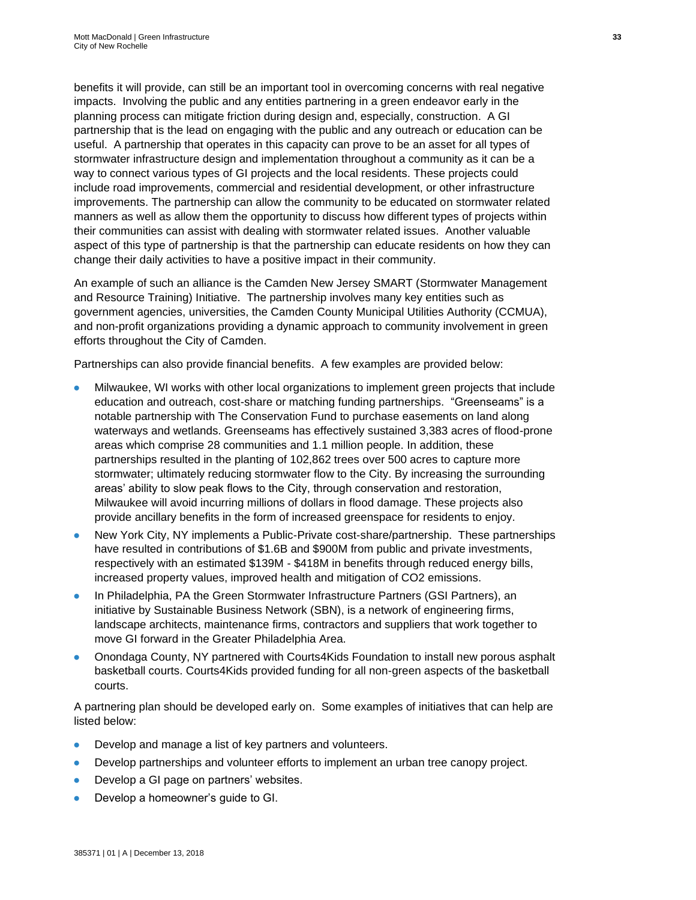benefits it will provide, can still be an important tool in overcoming concerns with real negative impacts. Involving the public and any entities partnering in a green endeavor early in the planning process can mitigate friction during design and, especially, construction. A GI partnership that is the lead on engaging with the public and any outreach or education can be useful. A partnership that operates in this capacity can prove to be an asset for all types of stormwater infrastructure design and implementation throughout a community as it can be a way to connect various types of GI projects and the local residents. These projects could include road improvements, commercial and residential development, or other infrastructure improvements. The partnership can allow the community to be educated on stormwater related manners as well as allow them the opportunity to discuss how different types of projects within their communities can assist with dealing with stormwater related issues. Another valuable aspect of this type of partnership is that the partnership can educate residents on how they can change their daily activities to have a positive impact in their community.

An example of such an alliance is the Camden New Jersey SMART (Stormwater Management and Resource Training) Initiative. The partnership involves many key entities such as government agencies, universities, the Camden County Municipal Utilities Authority (CCMUA), and non-profit organizations providing a dynamic approach to community involvement in green efforts throughout the City of Camden.

Partnerships can also provide financial benefits. A few examples are provided below:

- Milwaukee, WI works with other local organizations to implement green projects that include education and outreach, cost-share or matching funding partnerships. "Greenseams" is a notable partnership with The Conservation Fund to purchase easements on land along waterways and wetlands. Greenseams has effectively sustained 3,383 acres of flood-prone areas which comprise 28 communities and 1.1 million people. In addition, these partnerships resulted in the planting of 102,862 trees over 500 acres to capture more stormwater; ultimately reducing stormwater flow to the City. By increasing the surrounding areas' ability to slow peak flows to the City, through conservation and restoration, Milwaukee will avoid incurring millions of dollars in flood damage. These projects also provide ancillary benefits in the form of increased greenspace for residents to enjoy.
- New York City, NY implements a Public-Private cost-share/partnership. These partnerships have resulted in contributions of $1.6B and $900M from public and private investments, respectively with an estimated $139M - $418M in benefits through reduced energy bills, increased property values, improved health and mitigation of $CO_2$ emissions.
- In Philadelphia, PA the Green Stormwater Infrastructure Partners (GSI Partners), an initiative by Sustainable Business Network (SBN), is a network of engineering firms, landscape architects, maintenance firms, contractors and suppliers that work together to move GI forward in the Greater Philadelphia Area.
- Onondaga County, NY partnered with Courts4Kids Foundation to install new porous asphalt basketball courts. Courts4Kids provided funding for all non-green aspects of the basketball courts.

A partnering plan should be developed early on. Some examples of initiatives that can help are listed below:

- Develop and manage a list of key partners and volunteers.
- Develop partnerships and volunteer efforts to implement an urban tree canopy project.
- Develop a GI page on partners' websites.
- Develop a homeowner's guide to GI.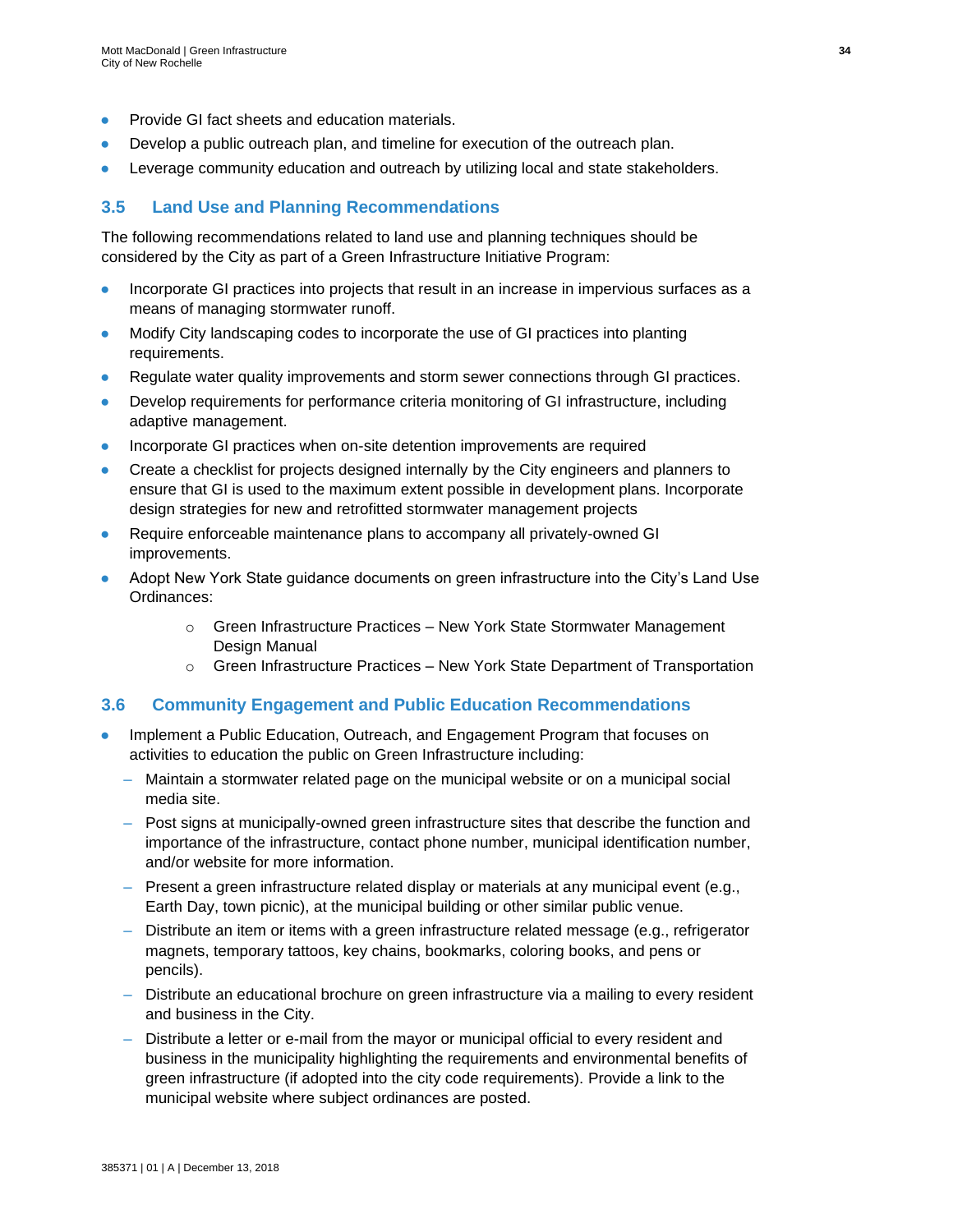- Provide GI fact sheets and education materials.
- Develop a public outreach plan, and timeline for execution of the outreach plan.
- Leverage community education and outreach by utilizing local and state stakeholders.

## 3.5 Land Use and Planning Recommendations

The following recommendations related to land use and planning techniques should be considered by the City as part of a Green Infrastructure Initiative Program:

- Incorporate GI practices into projects that result in an increase in impervious surfaces as a means of managing stormwater runoff.
- Modify City landscaping codes to incorporate the use of GI practices into planting requirements.
- Regulate water quality improvements and storm sewer connections through GI practices.
- Develop requirements for performance criteria monitoring of GI infrastructure, including adaptive management.
- Incorporate GI practices when on-site detention improvements are required
- Create a checklist for projects designed internally by the City engineers and planners to ensure that GI is used to the maximum extent possible in development plans. Incorporate design strategies for new and retrofitted stormwater management projects
- Require enforceable maintenance plans to accompany all privately-owned GI improvements.
- Adopt New York State guidance documents on green infrastructure into the City's Land Use Ordinances:
    - Green Infrastructure Practices – New York State Stormwater Management Design Manual
    - Green Infrastructure Practices – New York State Department of Transportation

## 3.6 Community Engagement and Public Education Recommendations

- Implement a Public Education, Outreach, and Engagement Program that focuses on activities to education the public on Green Infrastructure including:
    - Maintain a stormwater related page on the municipal website or on a municipal social media site.
    - Post signs at municipally-owned green infrastructure sites that describe the function and importance of the infrastructure, contact phone number, municipal identification number, and/or website for more information.
    - Present a green infrastructure related display or materials at any municipal event (e.g., Earth Day, town picnic), at the municipal building or other similar public venue.
    - Distribute an item or items with a green infrastructure related message (e.g., refrigerator magnets, temporary tattoos, key chains, bookmarks, coloring books, and pens or pencils).
    - Distribute an educational brochure on green infrastructure via a mailing to every resident and business in the City.
    - Distribute a letter or e-mail from the mayor or municipal official to every resident and business in the municipality highlighting the requirements and environmental benefits of green infrastructure (if adopted into the city code requirements). Provide a link to the municipal website where subject ordinances are posted.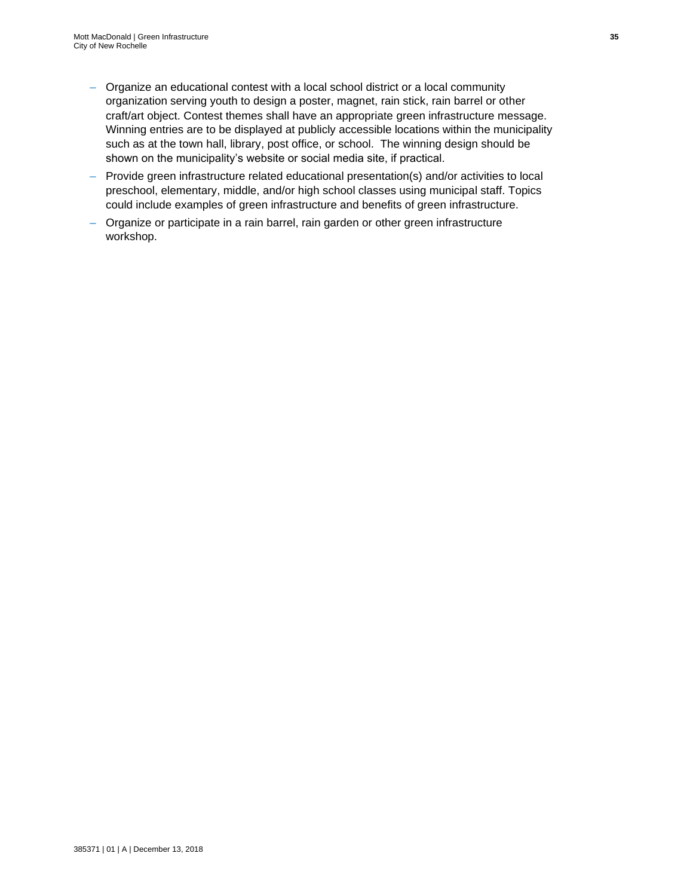- Organize an educational contest with a local school district or a local community organization serving youth to design a poster, magnet, rain stick, rain barrel or other craft/art object. Contest themes shall have an appropriate green infrastructure message. Winning entries are to be displayed at publicly accessible locations within the municipality such as at the town hall, library, post office, or school. The winning design should be shown on the municipality's website or social media site, if practical.
- Provide green infrastructure related educational presentation(s) and/or activities to local preschool, elementary, middle, and/or high school classes using municipal staff. Topics could include examples of green infrastructure and benefits of green infrastructure.
- Organize or participate in a rain barrel, rain garden or other green infrastructure workshop.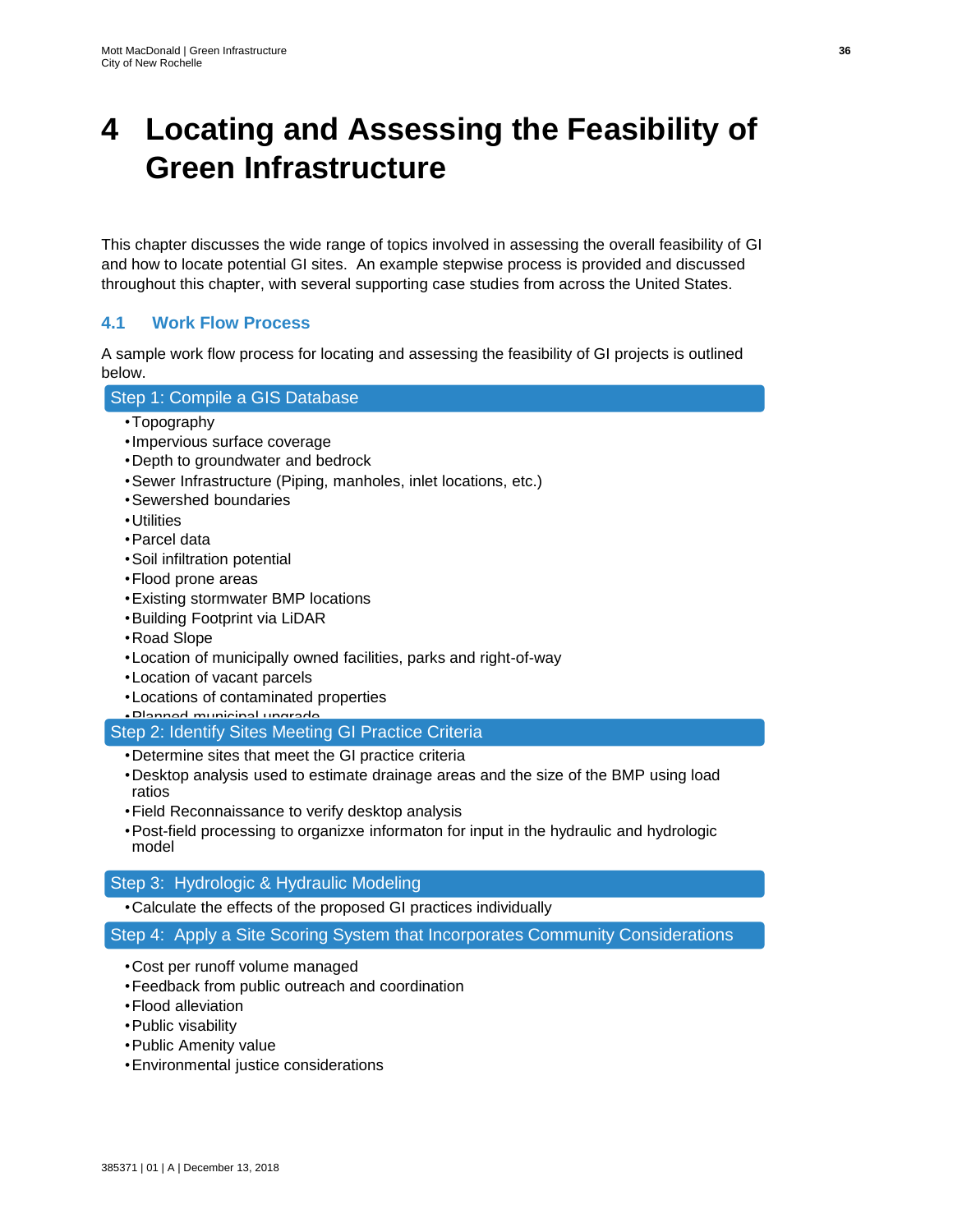// Page has partially cut-off bullet "Planned municipal upgrade" - reproduce best reading.

# 4 Locating and Assessing the Feasibility of Green Infrastructure

This chapter discusses the wide range of topics involved in assessing the overall feasibility of GI and how to locate potential GI sites. An example stepwise process is provided and discussed throughout this chapter, with several supporting case studies from across the United States.

## 4.1 Work Flow Process

A sample work flow process for locating and assessing the feasibility of GI projects is outlined below.

**Step 1: Compile a GIS Database**

- Topography
- Impervious surface coverage
- Depth to groundwater and bedrock
- Sewer Infrastructure (Piping, manholes, inlet locations, etc.)
- Sewershed boundaries
- Utilities
- Parcel data
- Soil infiltration potential
- Flood prone areas
- Existing stormwater BMP locations
- Building Footprint via LiDAR
- Road Slope
- Location of municipally owned facilities, parks and right-of-way
- Location of vacant parcels
- Locations of contaminated properties
- Planned municipal upgrade

**Step 2: Identify Sites Meeting GI Practice Criteria**

- Determine sites that meet the GI practice criteria
- Desktop analysis used to estimate drainage areas and the size of the BMP using load ratios
- Field Reconnaissance to verify desktop analysis
- Post-field processing to organizxe informaton for input in the hydraulic and hydrologic model

**Step 3: Hydrologic & Hydraulic Modeling**

- Calculate the effects of the proposed GI practices individually

**Step 4: Apply a Site Scoring System that Incorporates Community Considerations**

- Cost per runoff volume managed
- Feedback from public outreach and coordination
- Flood alleviation
- Public visability
- Public Amenity value
- Environmental justice considerations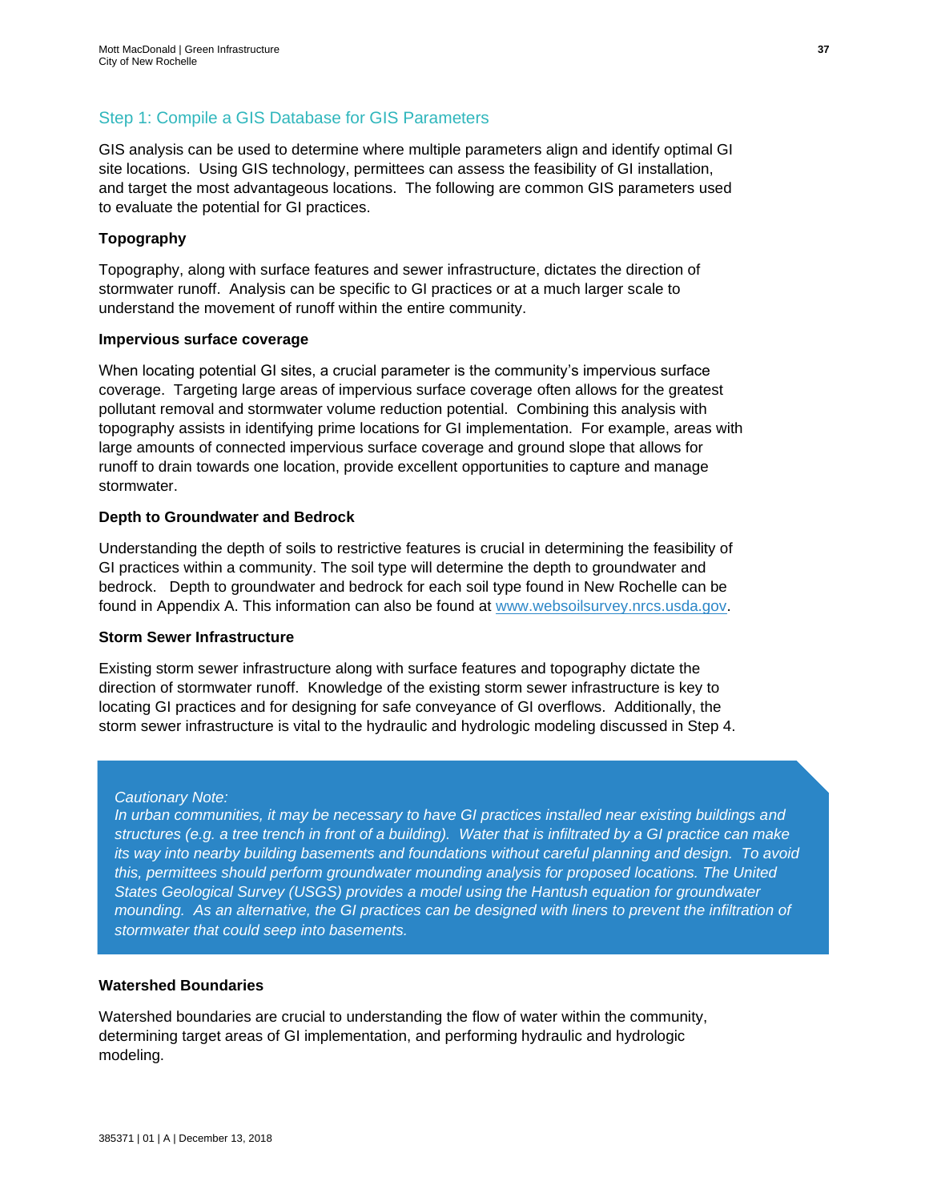## Step 1: Compile a GIS Database for GIS Parameters

GIS analysis can be used to determine where multiple parameters align and identify optimal GI site locations. Using GIS technology, permittees can assess the feasibility of GI installation, and target the most advantageous locations. The following are common GIS parameters used to evaluate the potential for GI practices.

### Topography

Topography, along with surface features and sewer infrastructure, dictates the direction of stormwater runoff. Analysis can be specific to GI practices or at a much larger scale to understand the movement of runoff within the entire community.

### Impervious surface coverage

When locating potential GI sites, a crucial parameter is the community's impervious surface coverage. Targeting large areas of impervious surface coverage often allows for the greatest pollutant removal and stormwater volume reduction potential. Combining this analysis with topography assists in identifying prime locations for GI implementation. For example, areas with large amounts of connected impervious surface coverage and ground slope that allows for runoff to drain towards one location, provide excellent opportunities to capture and manage stormwater.

### Depth to Groundwater and Bedrock

Understanding the depth of soils to restrictive features is crucial in determining the feasibility of GI practices within a community. The soil type will determine the depth to groundwater and bedrock. Depth to groundwater and bedrock for each soil type found in New Rochelle can be found in Appendix A. This information can also be found at [www.websoilsurvey.nrcs.usda.gov](www.websoilsurvey.nrcs.usda.gov).

### Storm Sewer Infrastructure

Existing storm sewer infrastructure along with surface features and topography dictate the direction of stormwater runoff. Knowledge of the existing storm sewer infrastructure is key to locating GI practices and for designing for safe conveyance of GI overflows. Additionally, the storm sewer infrastructure is vital to the hydraulic and hydrologic modeling discussed in Step 4.

> *Cautionary Note:*
> *In urban communities, it may be necessary to have GI practices installed near existing buildings and structures (e.g. a tree trench in front of a building). Water that is infiltrated by a GI practice can make its way into nearby building basements and foundations without careful planning and design. To avoid this, permittees should perform groundwater mounding analysis for proposed locations. The United States Geological Survey (USGS) provides a model using the Hantush equation for groundwater mounding. As an alternative, the GI practices can be designed with liners to prevent the infiltration of stormwater that could seep into basements.*

### Watershed Boundaries

Watershed boundaries are crucial to understanding the flow of water within the community, determining target areas of GI implementation, and performing hydraulic and hydrologic modeling.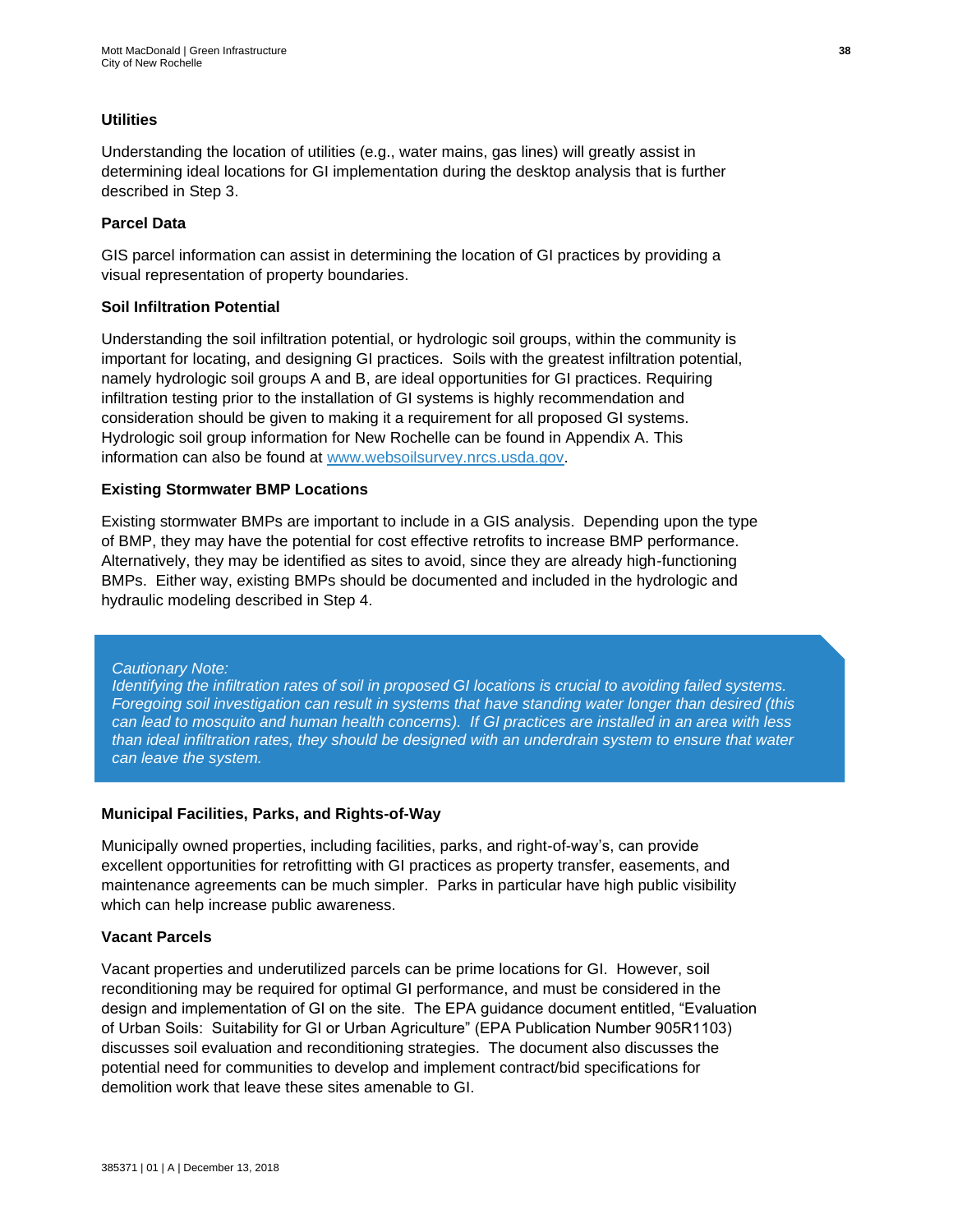### Utilities

Understanding the location of utilities (e.g., water mains, gas lines) will greatly assist in determining ideal locations for GI implementation during the desktop analysis that is further described in Step 3.

### Parcel Data

GIS parcel information can assist in determining the location of GI practices by providing a visual representation of property boundaries.

### Soil Infiltration Potential

Understanding the soil infiltration potential, or hydrologic soil groups, within the community is important for locating, and designing GI practices. Soils with the greatest infiltration potential, namely hydrologic soil groups A and B, are ideal opportunities for GI practices. Requiring infiltration testing prior to the installation of GI systems is highly recommendation and consideration should be given to making it a requirement for all proposed GI systems. Hydrologic soil group information for New Rochelle can be found in Appendix A. This information can also be found at [www.websoilsurvey.nrcs.usda.gov](http://www.websoilsurvey.nrcs.usda.gov).

### Existing Stormwater BMP Locations

Existing stormwater BMPs are important to include in a GIS analysis. Depending upon the type of BMP, they may have the potential for cost effective retrofits to increase BMP performance. Alternatively, they may be identified as sites to avoid, since they are already high-functioning BMPs. Either way, existing BMPs should be documented and included in the hydrologic and hydraulic modeling described in Step 4.

> *Cautionary Note:*
> *Identifying the infiltration rates of soil in proposed GI locations is crucial to avoiding failed systems. Foregoing soil investigation can result in systems that have standing water longer than desired (this can lead to mosquito and human health concerns). If GI practices are installed in an area with less than ideal infiltration rates, they should be designed with an underdrain system to ensure that water can leave the system.*

### Municipal Facilities, Parks, and Rights-of-Way

Municipally owned properties, including facilities, parks, and right-of-way's, can provide excellent opportunities for retrofitting with GI practices as property transfer, easements, and maintenance agreements can be much simpler. Parks in particular have high public visibility which can help increase public awareness.

### Vacant Parcels

Vacant properties and underutilized parcels can be prime locations for GI. However, soil reconditioning may be required for optimal GI performance, and must be considered in the design and implementation of GI on the site. The EPA guidance document entitled, "Evaluation of Urban Soils: Suitability for GI or Urban Agriculture" (EPA Publication Number 905R1103) discusses soil evaluation and reconditioning strategies. The document also discusses the potential need for communities to develop and implement contract/bid specifications for demolition work that leave these sites amenable to GI.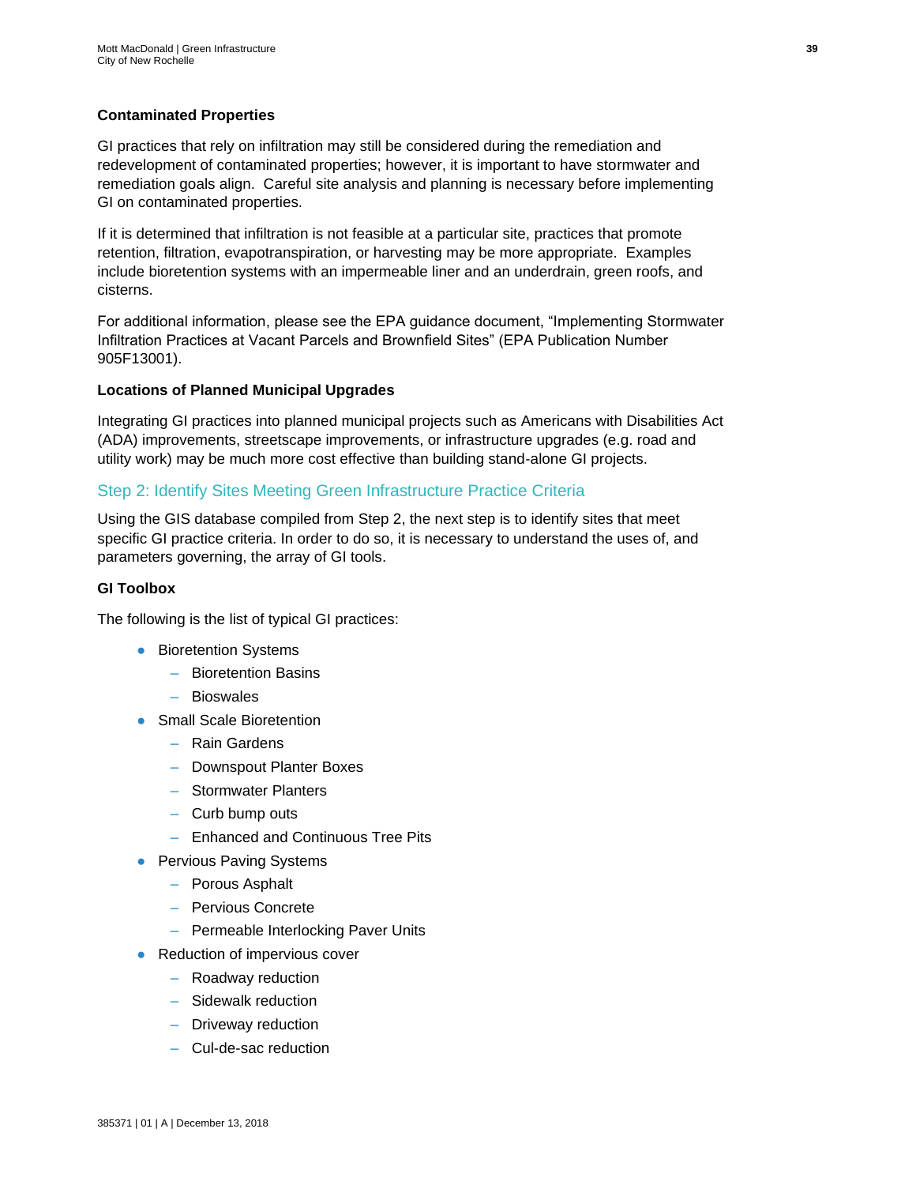#### Contaminated Properties

GI practices that rely on infiltration may still be considered during the remediation and redevelopment of contaminated properties; however, it is important to have stormwater and remediation goals align. Careful site analysis and planning is necessary before implementing GI on contaminated properties.

If it is determined that infiltration is not feasible at a particular site, practices that promote retention, filtration, evapotranspiration, or harvesting may be more appropriate. Examples include bioretention systems with an impermeable liner and an underdrain, green roofs, and cisterns.

For additional information, please see the EPA guidance document, “Implementing Stormwater Infiltration Practices at Vacant Parcels and Brownfield Sites” (EPA Publication Number 905F13001).

#### Locations of Planned Municipal Upgrades

Integrating GI practices into planned municipal projects such as Americans with Disabilities Act (ADA) improvements, streetscape improvements, or infrastructure upgrades (e.g. road and utility work) may be much more cost effective than building stand-alone GI projects.

### Step 2: Identify Sites Meeting Green Infrastructure Practice Criteria

Using the GIS database compiled from Step 2, the next step is to identify sites that meet specific GI practice criteria. In order to do so, it is necessary to understand the uses of, and parameters governing, the array of GI tools.

#### GI Toolbox

The following is the list of typical GI practices:

- Bioretention Systems
  - Bioretention Basins
  - Bioswales
- Small Scale Bioretention
  - Rain Gardens
  - Downspout Planter Boxes
  - Stormwater Planters
  - Curb bump outs
  - Enhanced and Continuous Tree Pits
- Pervious Paving Systems
  - Porous Asphalt
  - Pervious Concrete
  - Permeable Interlocking Paver Units
- Reduction of impervious cover
  - Roadway reduction
  - Sidewalk reduction
  - Driveway reduction
  - Cul-de-sac reduction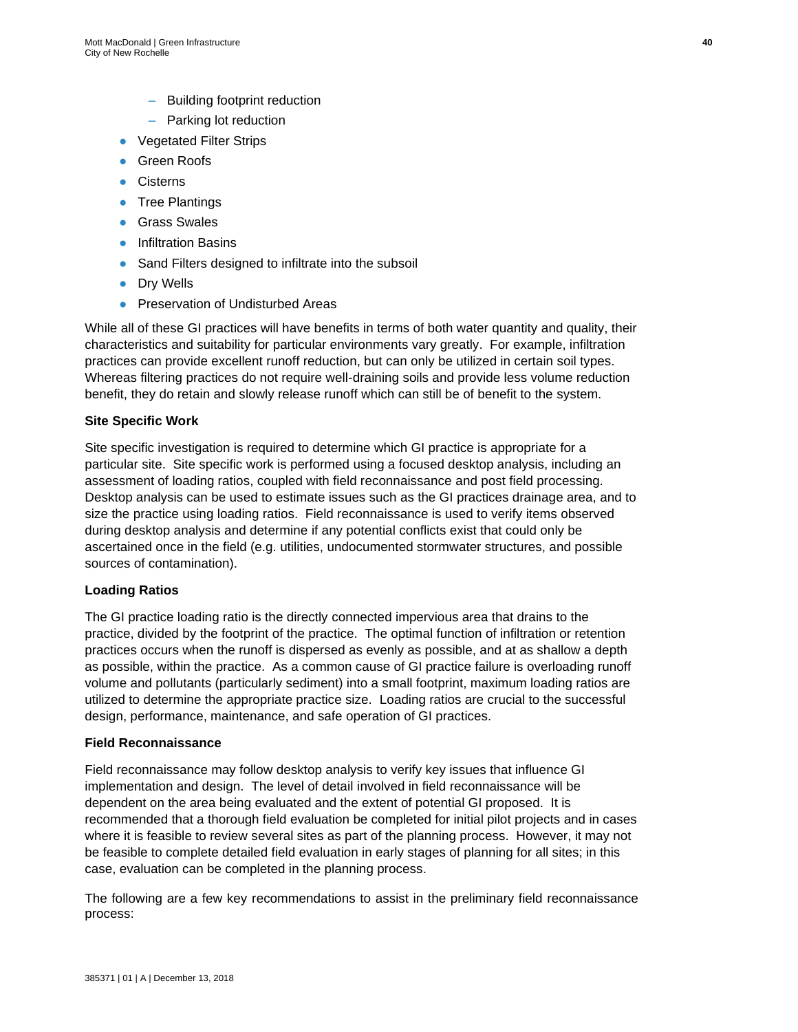- Building footprint reduction
  - Parking lot reduction
- Vegetated Filter Strips
- Green Roofs
- Cisterns
- Tree Plantings
- Grass Swales
- Infiltration Basins
- Sand Filters designed to infiltrate into the subsoil
- Dry Wells
- Preservation of Undisturbed Areas

While all of these GI practices will have benefits in terms of both water quantity and quality, their characteristics and suitability for particular environments vary greatly. For example, infiltration practices can provide excellent runoff reduction, but can only be utilized in certain soil types. Whereas filtering practices do not require well-draining soils and provide less volume reduction benefit, they do retain and slowly release runoff which can still be of benefit to the system.

**Site Specific Work**

Site specific investigation is required to determine which GI practice is appropriate for a particular site. Site specific work is performed using a focused desktop analysis, including an assessment of loading ratios, coupled with field reconnaissance and post field processing. Desktop analysis can be used to estimate issues such as the GI practices drainage area, and to size the practice using loading ratios. Field reconnaissance is used to verify items observed during desktop analysis and determine if any potential conflicts exist that could only be ascertained once in the field (e.g. utilities, undocumented stormwater structures, and possible sources of contamination).

**Loading Ratios**

The GI practice loading ratio is the directly connected impervious area that drains to the practice, divided by the footprint of the practice. The optimal function of infiltration or retention practices occurs when the runoff is dispersed as evenly as possible, and at as shallow a depth as possible, within the practice. As a common cause of GI practice failure is overloading runoff volume and pollutants (particularly sediment) into a small footprint, maximum loading ratios are utilized to determine the appropriate practice size. Loading ratios are crucial to the successful design, performance, maintenance, and safe operation of GI practices.

**Field Reconnaissance**

Field reconnaissance may follow desktop analysis to verify key issues that influence GI implementation and design. The level of detail involved in field reconnaissance will be dependent on the area being evaluated and the extent of potential GI proposed. It is recommended that a thorough field evaluation be completed for initial pilot projects and in cases where it is feasible to review several sites as part of the planning process. However, it may not be feasible to complete detailed field evaluation in early stages of planning for all sites; in this case, evaluation can be completed in the planning process.

The following are a few key recommendations to assist in the preliminary field reconnaissance process: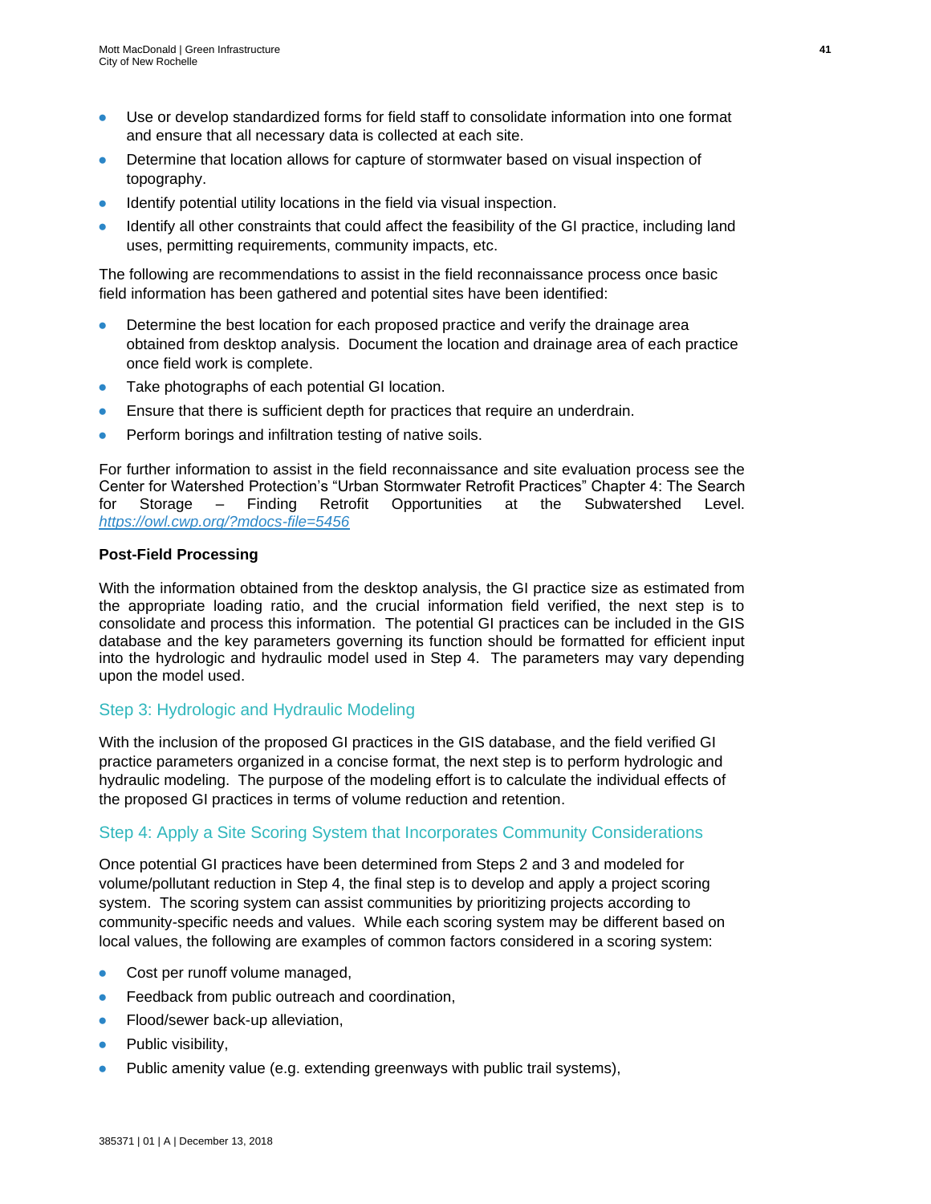- Use or develop standardized forms for field staff to consolidate information into one format and ensure that all necessary data is collected at each site.
- Determine that location allows for capture of stormwater based on visual inspection of topography.
- Identify potential utility locations in the field via visual inspection.
- Identify all other constraints that could affect the feasibility of the GI practice, including land uses, permitting requirements, community impacts, etc.

The following are recommendations to assist in the field reconnaissance process once basic field information has been gathered and potential sites have been identified:

- Determine the best location for each proposed practice and verify the drainage area obtained from desktop analysis. Document the location and drainage area of each practice once field work is complete.
- Take photographs of each potential GI location.
- Ensure that there is sufficient depth for practices that require an underdrain.
- Perform borings and infiltration testing of native soils.

For further information to assist in the field reconnaissance and site evaluation process see the Center for Watershed Protection's "Urban Stormwater Retrofit Practices" Chapter 4: The Search for Storage – Finding Retrofit Opportunities at the Subwatershed Level. *https://owl.cwp.org/?mdocs-file=5456*

**Post-Field Processing**

With the information obtained from the desktop analysis, the GI practice size as estimated from the appropriate loading ratio, and the crucial information field verified, the next step is to consolidate and process this information. The potential GI practices can be included in the GIS database and the key parameters governing its function should be formatted for efficient input into the hydrologic and hydraulic model used in Step 4. The parameters may vary depending upon the model used.

### Step 3: Hydrologic and Hydraulic Modeling

With the inclusion of the proposed GI practices in the GIS database, and the field verified GI practice parameters organized in a concise format, the next step is to perform hydrologic and hydraulic modeling. The purpose of the modeling effort is to calculate the individual effects of the proposed GI practices in terms of volume reduction and retention.

### Step 4: Apply a Site Scoring System that Incorporates Community Considerations

Once potential GI practices have been determined from Steps 2 and 3 and modeled for volume/pollutant reduction in Step 4, the final step is to develop and apply a project scoring system. The scoring system can assist communities by prioritizing projects according to community-specific needs and values. While each scoring system may be different based on local values, the following are examples of common factors considered in a scoring system:

- Cost per runoff volume managed,
- Feedback from public outreach and coordination,
- Flood/sewer back-up alleviation,
- Public visibility,
- Public amenity value (e.g. extending greenways with public trail systems),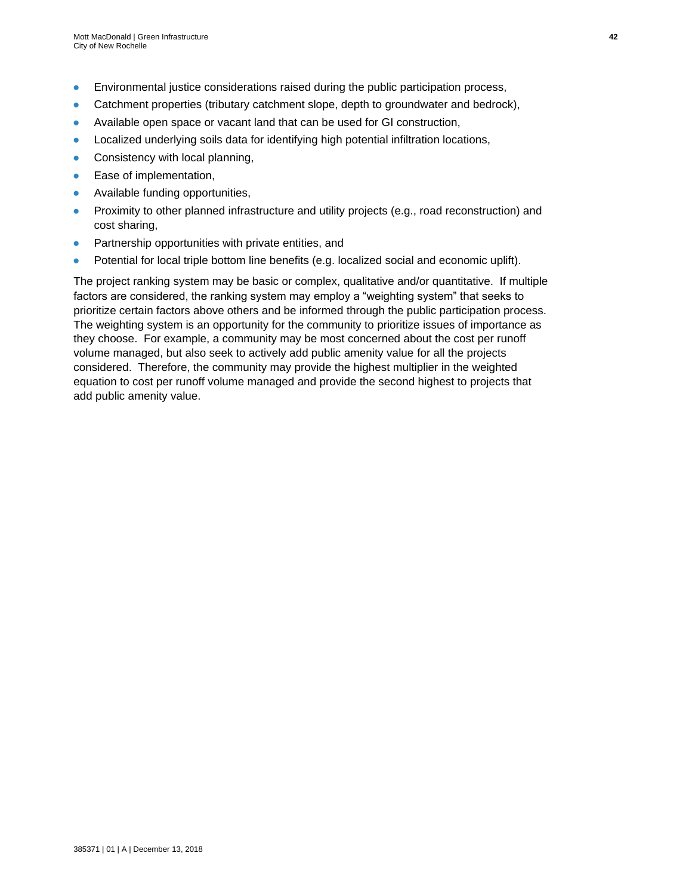- Environmental justice considerations raised during the public participation process,
- Catchment properties (tributary catchment slope, depth to groundwater and bedrock),
- Available open space or vacant land that can be used for GI construction,
- Localized underlying soils data for identifying high potential infiltration locations,
- Consistency with local planning,
- Ease of implementation,
- Available funding opportunities,
- Proximity to other planned infrastructure and utility projects (e.g., road reconstruction) and cost sharing,
- Partnership opportunities with private entities, and
- Potential for local triple bottom line benefits (e.g. localized social and economic uplift).

The project ranking system may be basic or complex, qualitative and/or quantitative. If multiple factors are considered, the ranking system may employ a "weighting system" that seeks to prioritize certain factors above others and be informed through the public participation process. The weighting system is an opportunity for the community to prioritize issues of importance as they choose. For example, a community may be most concerned about the cost per runoff volume managed, but also seek to actively add public amenity value for all the projects considered. Therefore, the community may provide the highest multiplier in the weighted equation to cost per runoff volume managed and provide the second highest to projects that add public amenity value.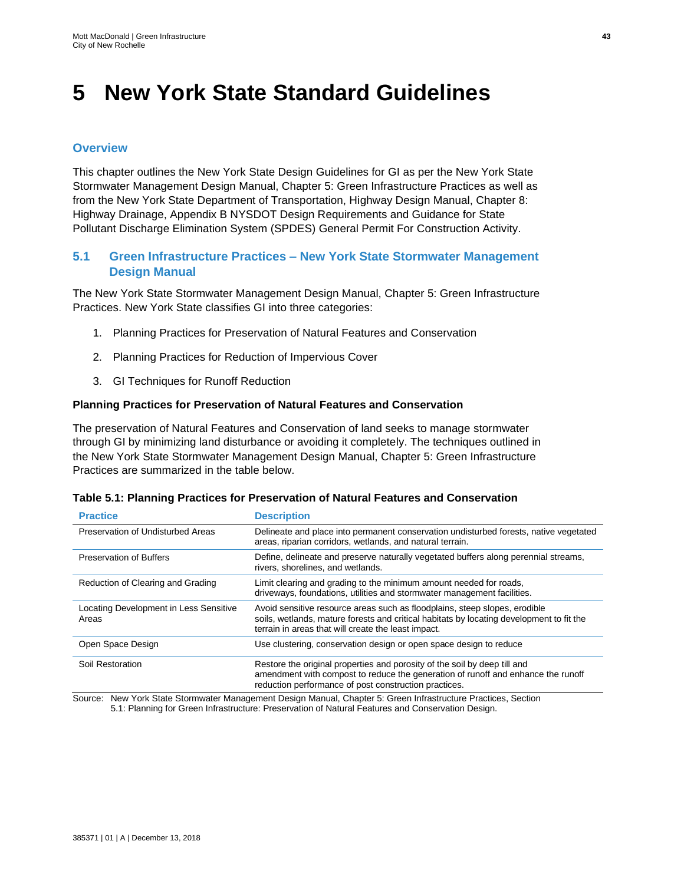# 5 New York State Standard Guidelines

## Overview

This chapter outlines the New York State Design Guidelines for GI as per the New York State Stormwater Management Design Manual, Chapter 5: Green Infrastructure Practices as well as from the New York State Department of Transportation, Highway Design Manual, Chapter 8: Highway Drainage, Appendix B NYSDOT Design Requirements and Guidance for State Pollutant Discharge Elimination System (SPDES) General Permit For Construction Activity.

## 5.1 Green Infrastructure Practices – New York State Stormwater Management Design Manual

The New York State Stormwater Management Design Manual, Chapter 5: Green Infrastructure Practices. New York State classifies GI into three categories:

1. Planning Practices for Preservation of Natural Features and Conservation
2. Planning Practices for Reduction of Impervious Cover
3. GI Techniques for Runoff Reduction

### Planning Practices for Preservation of Natural Features and Conservation

The preservation of Natural Features and Conservation of land seeks to manage stormwater through GI by minimizing land disturbance or avoiding it completely. The techniques outlined in the New York State Stormwater Management Design Manual, Chapter 5: Green Infrastructure Practices are summarized in the table below.

**Table 5.1: Planning Practices for Preservation of Natural Features and Conservation**

| Practice | Description |
|---|---|
| Preservation of Undisturbed Areas | Delineate and place into permanent conservation undisturbed forests, native vegetated areas, riparian corridors, wetlands, and natural terrain. |
| Preservation of Buffers | Define, delineate and preserve naturally vegetated buffers along perennial streams, rivers, shorelines, and wetlands. |
| Reduction of Clearing and Grading | Limit clearing and grading to the minimum amount needed for roads, driveways, foundations, utilities and stormwater management facilities. |
| Locating Development in Less Sensitive Areas | Avoid sensitive resource areas such as floodplains, steep slopes, erodible soils, wetlands, mature forests and critical habitats by locating development to fit the terrain in areas that will create the least impact. |
| Open Space Design | Use clustering, conservation design or open space design to reduce |
| Soil Restoration | Restore the original properties and porosity of the soil by deep till and amendment with compost to reduce the generation of runoff and enhance the runoff reduction performance of post construction practices. |

Source: New York State Stormwater Management Design Manual, Chapter 5: Green Infrastructure Practices, Section 5.1: Planning for Green Infrastructure: Preservation of Natural Features and Conservation Design.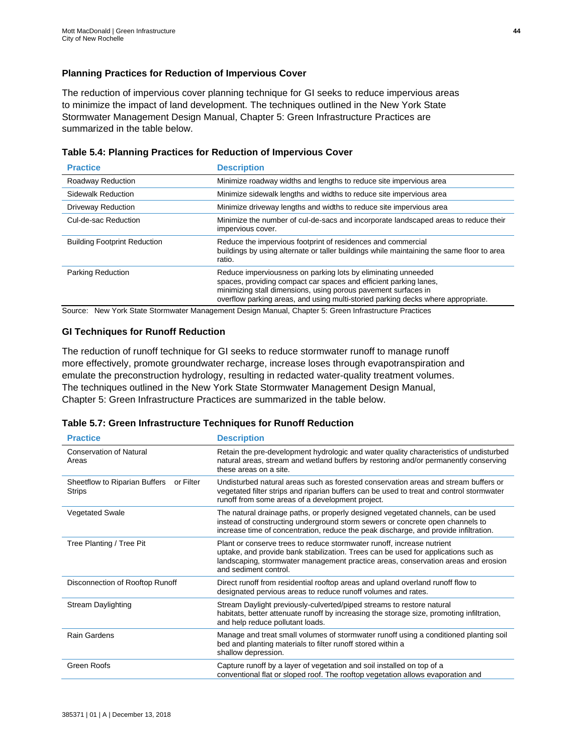### Planning Practices for Reduction of Impervious Cover

The reduction of impervious cover planning technique for GI seeks to reduce impervious areas to minimize the impact of land development. The techniques outlined in the New York State Stormwater Management Design Manual, Chapter 5: Green Infrastructure Practices are summarized in the table below.

**Table 5.4: Planning Practices for Reduction of Impervious Cover**

| Practice | Description |
| --- | --- |
| Roadway Reduction | Minimize roadway widths and lengths to reduce site impervious area |
| Sidewalk Reduction | Minimize sidewalk lengths and widths to reduce site impervious area |
| Driveway Reduction | Minimize driveway lengths and widths to reduce site impervious area |
| Cul-de-sac Reduction | Minimize the number of cul-de-sacs and incorporate landscaped areas to reduce their impervious cover. |
| Building Footprint Reduction | Reduce the impervious footprint of residences and commercial buildings by using alternate or taller buildings while maintaining the same floor to area ratio. |
| Parking Reduction | Reduce imperviousness on parking lots by eliminating unneeded spaces, providing compact car spaces and efficient parking lanes, minimizing stall dimensions, using porous pavement surfaces in overflow parking areas, and using multi-storied parking decks where appropriate. |

Source: New York State Stormwater Management Design Manual, Chapter 5: Green Infrastructure Practices

### GI Techniques for Runoff Reduction

The reduction of runoff technique for GI seeks to reduce stormwater runoff to manage runoff more effectively, promote groundwater recharge, increase loses through evapotranspiration and emulate the preconstruction hydrology, resulting in redacted water-quality treatment volumes. The techniques outlined in the New York State Stormwater Management Design Manual, Chapter 5: Green Infrastructure Practices are summarized in the table below.

**Table 5.7: Green Infrastructure Techniques for Runoff Reduction**

| Practice | Description |
| --- | --- |
| Conservation of Natural Areas | Retain the pre-development hydrologic and water quality characteristics of undisturbed natural areas, stream and wetland buffers by restoring and/or permanently conserving these areas on a site. |
| Sheetflow to Riparian Buffers or Filter Strips | Undisturbed natural areas such as forested conservation areas and stream buffers or vegetated filter strips and riparian buffers can be used to treat and control stormwater runoff from some areas of a development project. |
| Vegetated Swale | The natural drainage paths, or properly designed vegetated channels, can be used instead of constructing underground storm sewers or concrete open channels to increase time of concentration, reduce the peak discharge, and provide infiltration. |
| Tree Planting / Tree Pit | Plant or conserve trees to reduce stormwater runoff, increase nutrient uptake, and provide bank stabilization. Trees can be used for applications such as landscaping, stormwater management practice areas, conservation areas and erosion and sediment control. |
| Disconnection of Rooftop Runoff | Direct runoff from residential rooftop areas and upland overland runoff flow to designated pervious areas to reduce runoff volumes and rates. |
| Stream Daylighting | Stream Daylight previously-culverted/piped streams to restore natural habitats, better attenuate runoff by increasing the storage size, promoting infiltration, and help reduce pollutant loads. |
| Rain Gardens | Manage and treat small volumes of stormwater runoff using a conditioned planting soil bed and planting materials to filter runoff stored within a shallow depression. |
| Green Roofs | Capture runoff by a layer of vegetation and soil installed on top of a conventional flat or sloped roof. The rooftop vegetation allows evaporation and |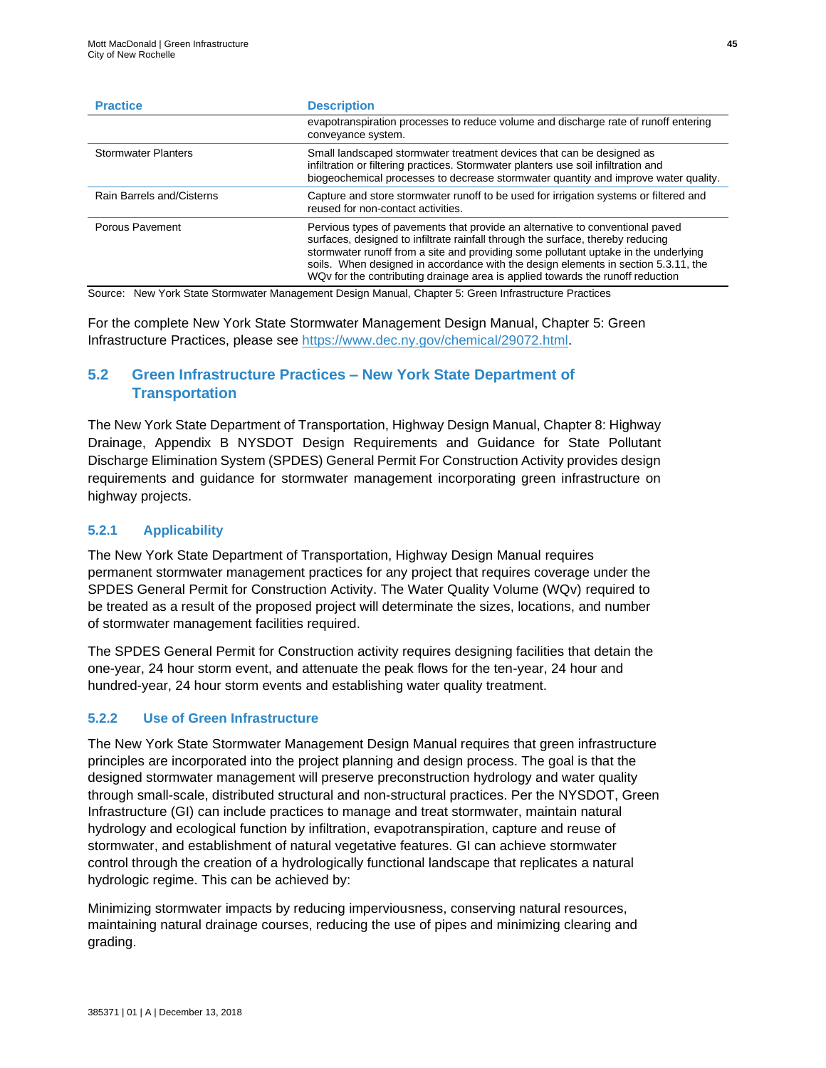| Practice | Description |
|---|---|
| | evapotranspiration processes to reduce volume and discharge rate of runoff entering conveyance system. |
| Stormwater Planters | Small landscaped stormwater treatment devices that can be designed as infiltration or filtering practices. Stormwater planters use soil infiltration and biogeochemical processes to decrease stormwater quantity and improve water quality. |
| Rain Barrels and/Cisterns | Capture and store stormwater runoff to be used for irrigation systems or filtered and reused for non-contact activities. |
| Porous Pavement | Pervious types of pavements that provide an alternative to conventional paved surfaces, designed to infiltrate rainfall through the surface, thereby reducing stormwater runoff from a site and providing some pollutant uptake in the underlying soils. When designed in accordance with the design elements in section 5.3.11, the WQv for the contributing drainage area is applied towards the runoff reduction |

Source: New York State Stormwater Management Design Manual, Chapter 5: Green Infrastructure Practices

For the complete New York State Stormwater Management Design Manual, Chapter 5: Green Infrastructure Practices, please see https://www.dec.ny.gov/chemical/29072.html.

## 5.2 Green Infrastructure Practices – New York State Department of Transportation

The New York State Department of Transportation, Highway Design Manual, Chapter 8: Highway Drainage, Appendix B NYSDOT Design Requirements and Guidance for State Pollutant Discharge Elimination System (SPDES) General Permit For Construction Activity provides design requirements and guidance for stormwater management incorporating green infrastructure on highway projects.

### 5.2.1 Applicability

The New York State Department of Transportation, Highway Design Manual requires permanent stormwater management practices for any project that requires coverage under the SPDES General Permit for Construction Activity. The Water Quality Volume (WQv) required to be treated as a result of the proposed project will determinate the sizes, locations, and number of stormwater management facilities required.

The SPDES General Permit for Construction activity requires designing facilities that detain the one-year, 24 hour storm event, and attenuate the peak flows for the ten-year, 24 hour and hundred-year, 24 hour storm events and establishing water quality treatment.

### 5.2.2 Use of Green Infrastructure

The New York State Stormwater Management Design Manual requires that green infrastructure principles are incorporated into the project planning and design process. The goal is that the designed stormwater management will preserve preconstruction hydrology and water quality through small-scale, distributed structural and non-structural practices. Per the NYSDOT, Green Infrastructure (GI) can include practices to manage and treat stormwater, maintain natural hydrology and ecological function by infiltration, evapotranspiration, capture and reuse of stormwater, and establishment of natural vegetative features. GI can achieve stormwater control through the creation of a hydrologically functional landscape that replicates a natural hydrologic regime. This can be achieved by:

Minimizing stormwater impacts by reducing imperviousness, conserving natural resources, maintaining natural drainage courses, reducing the use of pipes and minimizing clearing and grading.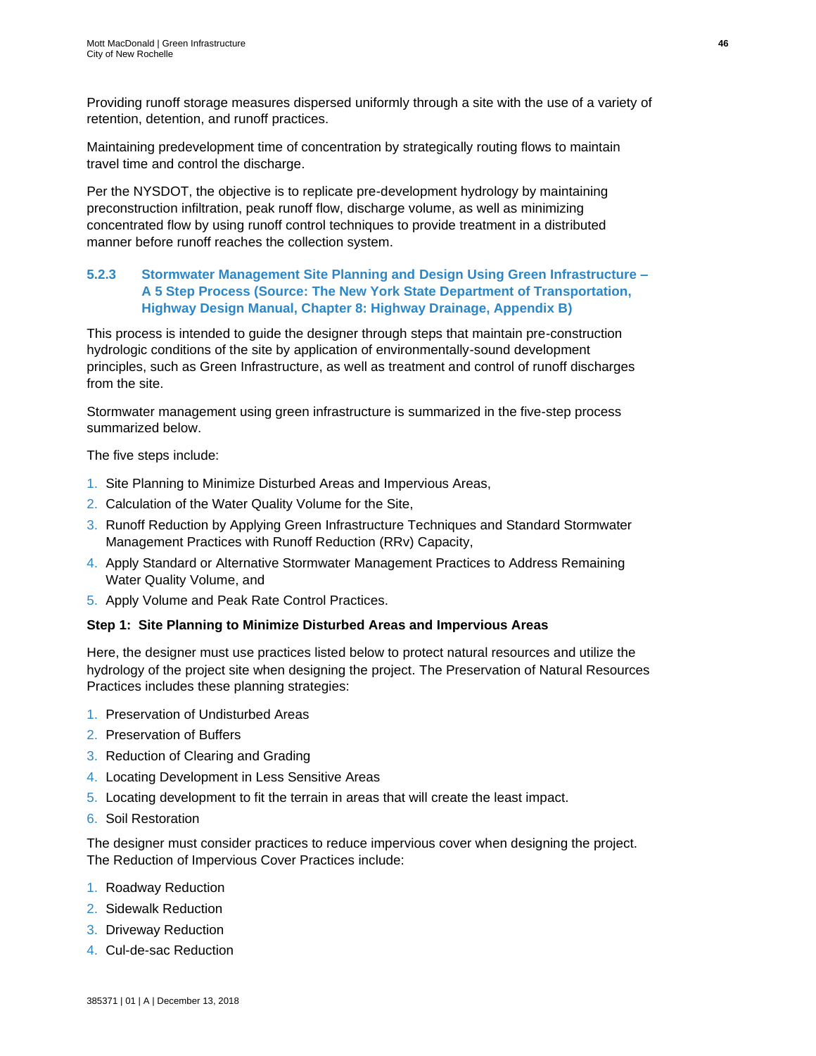Providing runoff storage measures dispersed uniformly through a site with the use of a variety of retention, detention, and runoff practices.

Maintaining predevelopment time of concentration by strategically routing flows to maintain travel time and control the discharge.

Per the NYSDOT, the objective is to replicate pre-development hydrology by maintaining preconstruction infiltration, peak runoff flow, discharge volume, as well as minimizing concentrated flow by using runoff control techniques to provide treatment in a distributed manner before runoff reaches the collection system.

### 5.2.3 Stormwater Management Site Planning and Design Using Green Infrastructure – A 5 Step Process (Source: The New York State Department of Transportation, Highway Design Manual, Chapter 8: Highway Drainage, Appendix B)

This process is intended to guide the designer through steps that maintain pre-construction hydrologic conditions of the site by application of environmentally-sound development principles, such as Green Infrastructure, as well as treatment and control of runoff discharges from the site.

Stormwater management using green infrastructure is summarized in the five-step process summarized below.

The five steps include:

1. Site Planning to Minimize Disturbed Areas and Impervious Areas,
2. Calculation of the Water Quality Volume for the Site,
3. Runoff Reduction by Applying Green Infrastructure Techniques and Standard Stormwater Management Practices with Runoff Reduction (RRv) Capacity,
4. Apply Standard or Alternative Stormwater Management Practices to Address Remaining Water Quality Volume, and
5. Apply Volume and Peak Rate Control Practices.

**Step 1: Site Planning to Minimize Disturbed Areas and Impervious Areas**

Here, the designer must use practices listed below to protect natural resources and utilize the hydrology of the project site when designing the project. The Preservation of Natural Resources Practices includes these planning strategies:

1. Preservation of Undisturbed Areas
2. Preservation of Buffers
3. Reduction of Clearing and Grading
4. Locating Development in Less Sensitive Areas
5. Locating development to fit the terrain in areas that will create the least impact.
6. Soil Restoration

The designer must consider practices to reduce impervious cover when designing the project. The Reduction of Impervious Cover Practices include:

1. Roadway Reduction
2. Sidewalk Reduction
3. Driveway Reduction
4. Cul-de-sac Reduction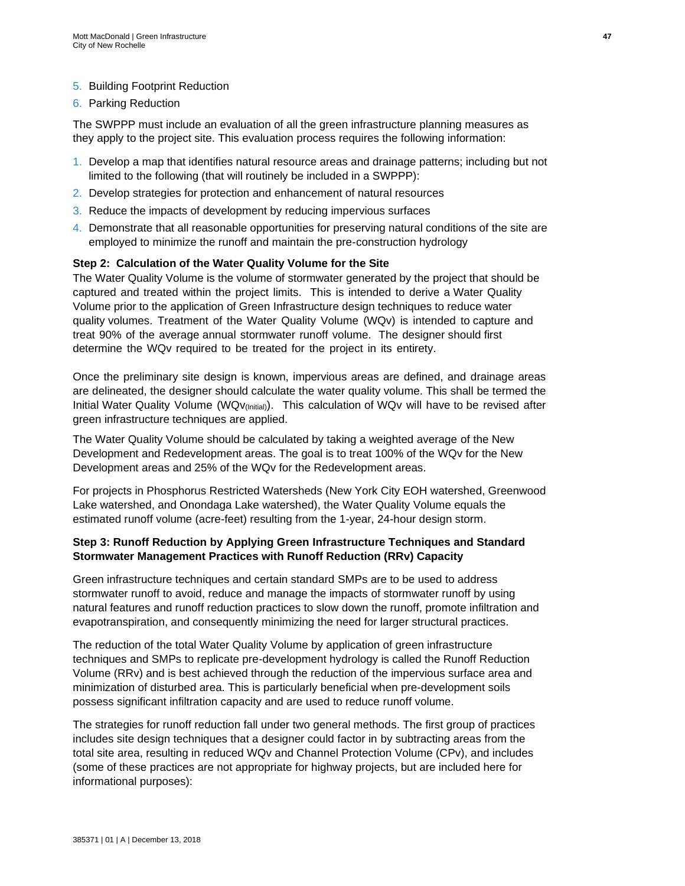5. Building Footprint Reduction
6. Parking Reduction

The SWPPP must include an evaluation of all the green infrastructure planning measures as they apply to the project site. This evaluation process requires the following information:

1. Develop a map that identifies natural resource areas and drainage patterns; including but not limited to the following (that will routinely be included in a SWPPP):
2. Develop strategies for protection and enhancement of natural resources
3. Reduce the impacts of development by reducing impervious surfaces
4. Demonstrate that all reasonable opportunities for preserving natural conditions of the site are employed to minimize the runoff and maintain the pre-construction hydrology

**Step 2: Calculation of the Water Quality Volume for the Site**

The Water Quality Volume is the volume of stormwater generated by the project that should be captured and treated within the project limits. This is intended to derive a Water Quality Volume prior to the application of Green Infrastructure design techniques to reduce water quality volumes. Treatment of the Water Quality Volume (WQv) is intended to capture and treat 90% of the average annual stormwater runoff volume. The designer should first determine the WQv required to be treated for the project in its entirety.

Once the preliminary site design is known, impervious areas are defined, and drainage areas are delineated, the designer should calculate the water quality volume. This shall be termed the Initial Water Quality Volume ($WQv_{(Initial)}$). This calculation of WQv will have to be revised after green infrastructure techniques are applied.

The Water Quality Volume should be calculated by taking a weighted average of the New Development and Redevelopment areas. The goal is to treat 100% of the WQv for the New Development areas and 25% of the WQv for the Redevelopment areas.

For projects in Phosphorus Restricted Watersheds (New York City EOH watershed, Greenwood Lake watershed, and Onondaga Lake watershed), the Water Quality Volume equals the estimated runoff volume (acre-feet) resulting from the 1-year, 24-hour design storm.

**Step 3: Runoff Reduction by Applying Green Infrastructure Techniques and Standard Stormwater Management Practices with Runoff Reduction (RRv) Capacity**

Green infrastructure techniques and certain standard SMPs are to be used to address stormwater runoff to avoid, reduce and manage the impacts of stormwater runoff by using natural features and runoff reduction practices to slow down the runoff, promote infiltration and evapotranspiration, and consequently minimizing the need for larger structural practices.

The reduction of the total Water Quality Volume by application of green infrastructure techniques and SMPs to replicate pre-development hydrology is called the Runoff Reduction Volume (RRv) and is best achieved through the reduction of the impervious surface area and minimization of disturbed area. This is particularly beneficial when pre-development soils possess significant infiltration capacity and are used to reduce runoff volume.

The strategies for runoff reduction fall under two general methods. The first group of practices includes site design techniques that a designer could factor in by subtracting areas from the total site area, resulting in reduced WQv and Channel Protection Volume (CPv), and includes (some of these practices are not appropriate for highway projects, but are included here for informational purposes):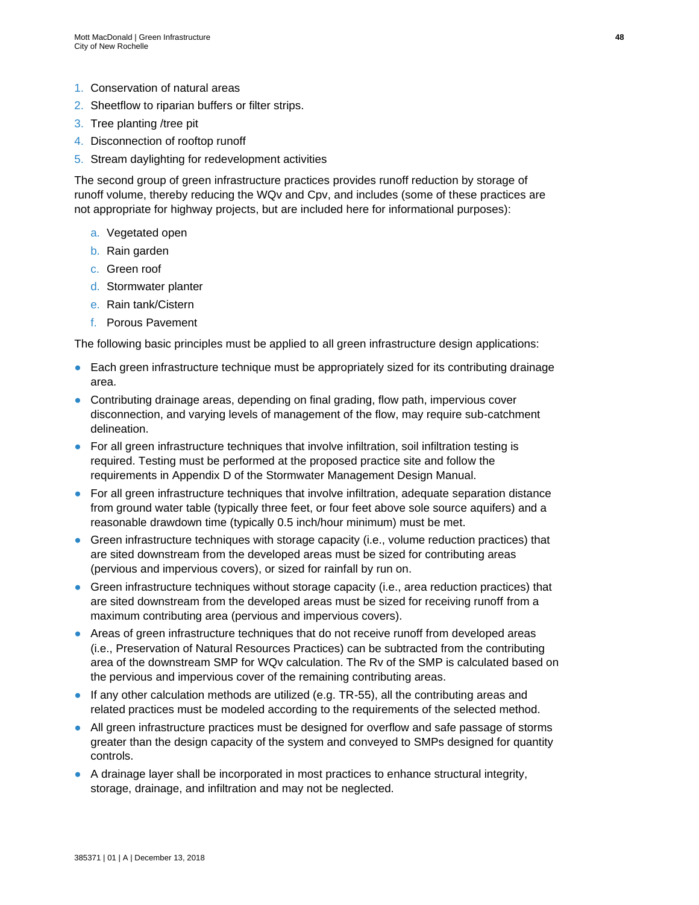1. Conservation of natural areas
2. Sheetflow to riparian buffers or filter strips.
3. Tree planting /tree pit
4. Disconnection of rooftop runoff
5. Stream daylighting for redevelopment activities

The second group of green infrastructure practices provides runoff reduction by storage of runoff volume, thereby reducing the WQv and Cpv, and includes (some of these practices are not appropriate for highway projects, but are included here for informational purposes):

a. Vegetated open
b. Rain garden
c. Green roof
d. Stormwater planter
e. Rain tank/Cistern
f. Porous Pavement

The following basic principles must be applied to all green infrastructure design applications:

- Each green infrastructure technique must be appropriately sized for its contributing drainage area.
- Contributing drainage areas, depending on final grading, flow path, impervious cover disconnection, and varying levels of management of the flow, may require sub-catchment delineation.
- For all green infrastructure techniques that involve infiltration, soil infiltration testing is required. Testing must be performed at the proposed practice site and follow the requirements in Appendix D of the Stormwater Management Design Manual.
- For all green infrastructure techniques that involve infiltration, adequate separation distance from ground water table (typically three feet, or four feet above sole source aquifers) and a reasonable drawdown time (typically 0.5 inch/hour minimum) must be met.
- Green infrastructure techniques with storage capacity (i.e., volume reduction practices) that are sited downstream from the developed areas must be sized for contributing areas (pervious and impervious covers), or sized for rainfall by run on.
- Green infrastructure techniques without storage capacity (i.e., area reduction practices) that are sited downstream from the developed areas must be sized for receiving runoff from a maximum contributing area (pervious and impervious covers).
- Areas of green infrastructure techniques that do not receive runoff from developed areas (i.e., Preservation of Natural Resources Practices) can be subtracted from the contributing area of the downstream SMP for WQv calculation. The Rv of the SMP is calculated based on the pervious and impervious cover of the remaining contributing areas.
- If any other calculation methods are utilized (e.g. TR-55), all the contributing areas and related practices must be modeled according to the requirements of the selected method.
- All green infrastructure practices must be designed for overflow and safe passage of storms greater than the design capacity of the system and conveyed to SMPs designed for quantity controls.
- A drainage layer shall be incorporated in most practices to enhance structural integrity, storage, drainage, and infiltration and may not be neglected.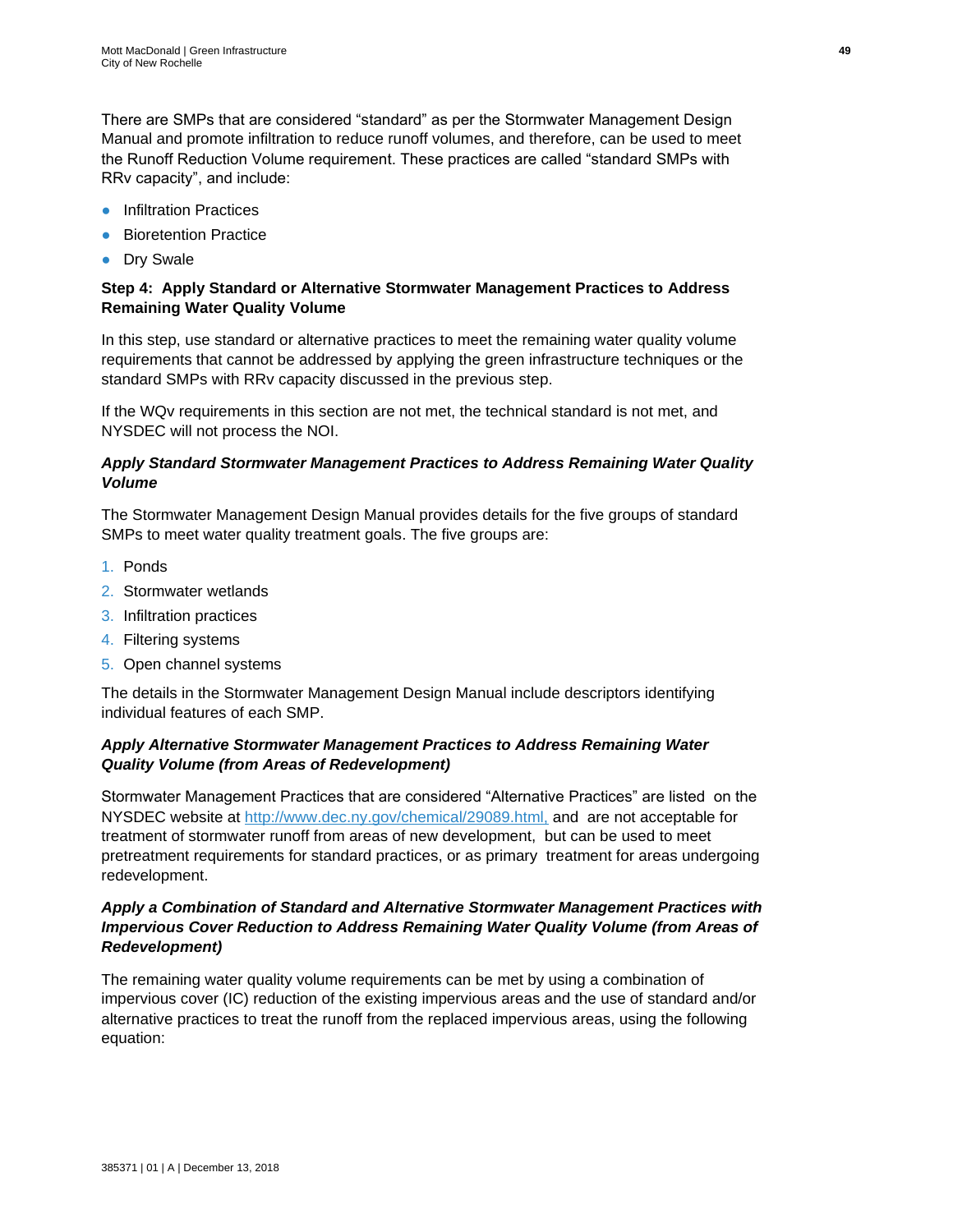There are SMPs that are considered “standard” as per the Stormwater Management Design Manual and promote infiltration to reduce runoff volumes, and therefore, can be used to meet the Runoff Reduction Volume requirement. These practices are called “standard SMPs with RRv capacity”, and include:

- Infiltration Practices
- Bioretention Practice
- Dry Swale

**Step 4: Apply Standard or Alternative Stormwater Management Practices to Address Remaining Water Quality Volume**

In this step, use standard or alternative practices to meet the remaining water quality volume requirements that cannot be addressed by applying the green infrastructure techniques or the standard SMPs with RRv capacity discussed in the previous step.

If the WQv requirements in this section are not met, the technical standard is not met, and NYSDEC will not process the NOI.

***Apply Standard Stormwater Management Practices to Address Remaining Water Quality Volume***

The Stormwater Management Design Manual provides details for the five groups of standard SMPs to meet water quality treatment goals. The five groups are:

1. Ponds
2. Stormwater wetlands
3. Infiltration practices
4. Filtering systems
5. Open channel systems

The details in the Stormwater Management Design Manual include descriptors identifying individual features of each SMP.

***Apply Alternative Stormwater Management Practices to Address Remaining Water Quality Volume (from Areas of Redevelopment)***

Stormwater Management Practices that are considered “Alternative Practices” are listed on the NYSDEC website at http://www.dec.ny.gov/chemical/29089.html, and are not acceptable for treatment of stormwater runoff from areas of new development, but can be used to meet pretreatment requirements for standard practices, or as primary treatment for areas undergoing redevelopment.

***Apply a Combination of Standard and Alternative Stormwater Management Practices with Impervious Cover Reduction to Address Remaining Water Quality Volume (from Areas of Redevelopment)***

The remaining water quality volume requirements can be met by using a combination of impervious cover (IC) reduction of the existing impervious areas and the use of standard and/or alternative practices to treat the runoff from the replaced impervious areas, using the following equation: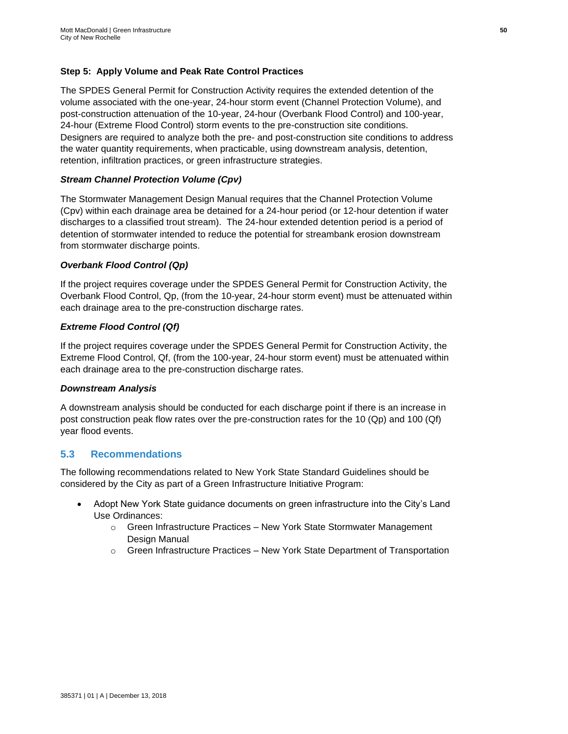**Step 5: Apply Volume and Peak Rate Control Practices**

The SPDES General Permit for Construction Activity requires the extended detention of the volume associated with the one-year, 24-hour storm event (Channel Protection Volume), and post-construction attenuation of the 10-year, 24-hour (Overbank Flood Control) and 100-year, 24-hour (Extreme Flood Control) storm events to the pre-construction site conditions. Designers are required to analyze both the pre- and post-construction site conditions to address the water quantity requirements, when practicable, using downstream analysis, detention, retention, infiltration practices, or green infrastructure strategies.

***Stream Channel Protection Volume (Cpv)***

The Stormwater Management Design Manual requires that the Channel Protection Volume (Cpv) within each drainage area be detained for a 24-hour period (or 12-hour detention if water discharges to a classified trout stream). The 24-hour extended detention period is a period of detention of stormwater intended to reduce the potential for streambank erosion downstream from stormwater discharge points.

***Overbank Flood Control (Qp)***

If the project requires coverage under the SPDES General Permit for Construction Activity, the Overbank Flood Control, Qp, (from the 10-year, 24-hour storm event) must be attenuated within each drainage area to the pre-construction discharge rates.

***Extreme Flood Control (Qf)***

If the project requires coverage under the SPDES General Permit for Construction Activity, the Extreme Flood Control, Qf, (from the 100-year, 24-hour storm event) must be attenuated within each drainage area to the pre-construction discharge rates.

***Downstream Analysis***

A downstream analysis should be conducted for each discharge point if there is an increase in post construction peak flow rates over the pre-construction rates for the 10 (Qp) and 100 (Qf) year flood events.

## 5.3 Recommendations

The following recommendations related to New York State Standard Guidelines should be considered by the City as part of a Green Infrastructure Initiative Program:

- Adopt New York State guidance documents on green infrastructure into the City's Land Use Ordinances:
  - Green Infrastructure Practices – New York State Stormwater Management Design Manual
  - Green Infrastructure Practices – New York State Department of Transportation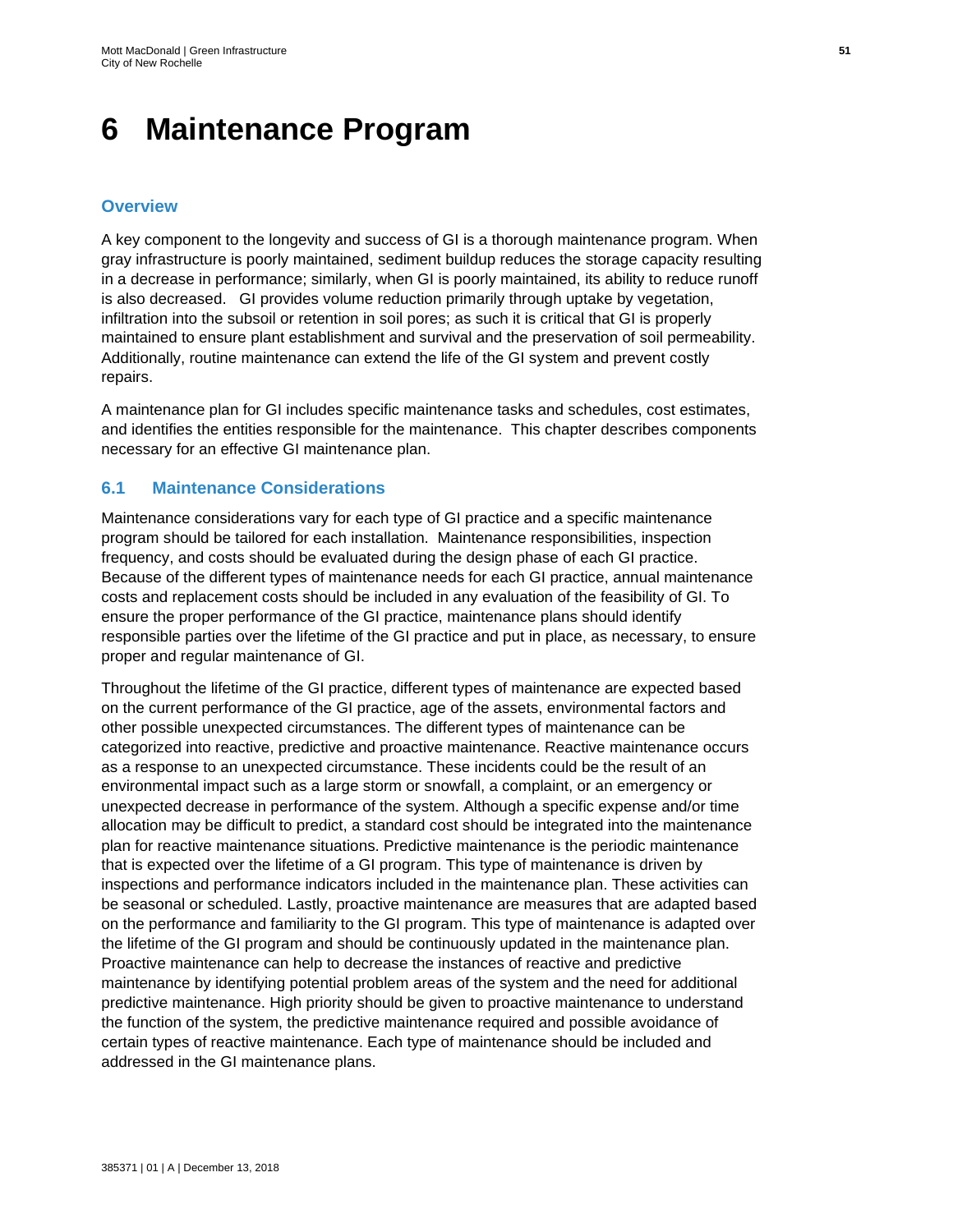# 6 Maintenance Program

## Overview

A key component to the longevity and success of GI is a thorough maintenance program. When gray infrastructure is poorly maintained, sediment buildup reduces the storage capacity resulting in a decrease in performance; similarly, when GI is poorly maintained, its ability to reduce runoff is also decreased. GI provides volume reduction primarily through uptake by vegetation, infiltration into the subsoil or retention in soil pores; as such it is critical that GI is properly maintained to ensure plant establishment and survival and the preservation of soil permeability. Additionally, routine maintenance can extend the life of the GI system and prevent costly repairs.

A maintenance plan for GI includes specific maintenance tasks and schedules, cost estimates, and identifies the entities responsible for the maintenance. This chapter describes components necessary for an effective GI maintenance plan.

## 6.1 Maintenance Considerations

Maintenance considerations vary for each type of GI practice and a specific maintenance program should be tailored for each installation. Maintenance responsibilities, inspection frequency, and costs should be evaluated during the design phase of each GI practice. Because of the different types of maintenance needs for each GI practice, annual maintenance costs and replacement costs should be included in any evaluation of the feasibility of GI. To ensure the proper performance of the GI practice, maintenance plans should identify responsible parties over the lifetime of the GI practice and put in place, as necessary, to ensure proper and regular maintenance of GI.

Throughout the lifetime of the GI practice, different types of maintenance are expected based on the current performance of the GI practice, age of the assets, environmental factors and other possible unexpected circumstances. The different types of maintenance can be categorized into reactive, predictive and proactive maintenance. Reactive maintenance occurs as a response to an unexpected circumstance. These incidents could be the result of an environmental impact such as a large storm or snowfall, a complaint, or an emergency or unexpected decrease in performance of the system. Although a specific expense and/or time allocation may be difficult to predict, a standard cost should be integrated into the maintenance plan for reactive maintenance situations. Predictive maintenance is the periodic maintenance that is expected over the lifetime of a GI program. This type of maintenance is driven by inspections and performance indicators included in the maintenance plan. These activities can be seasonal or scheduled. Lastly, proactive maintenance are measures that are adapted based on the performance and familiarity to the GI program. This type of maintenance is adapted over the lifetime of the GI program and should be continuously updated in the maintenance plan. Proactive maintenance can help to decrease the instances of reactive and predictive maintenance by identifying potential problem areas of the system and the need for additional predictive maintenance. High priority should be given to proactive maintenance to understand the function of the system, the predictive maintenance required and possible avoidance of certain types of reactive maintenance. Each type of maintenance should be included and addressed in the GI maintenance plans.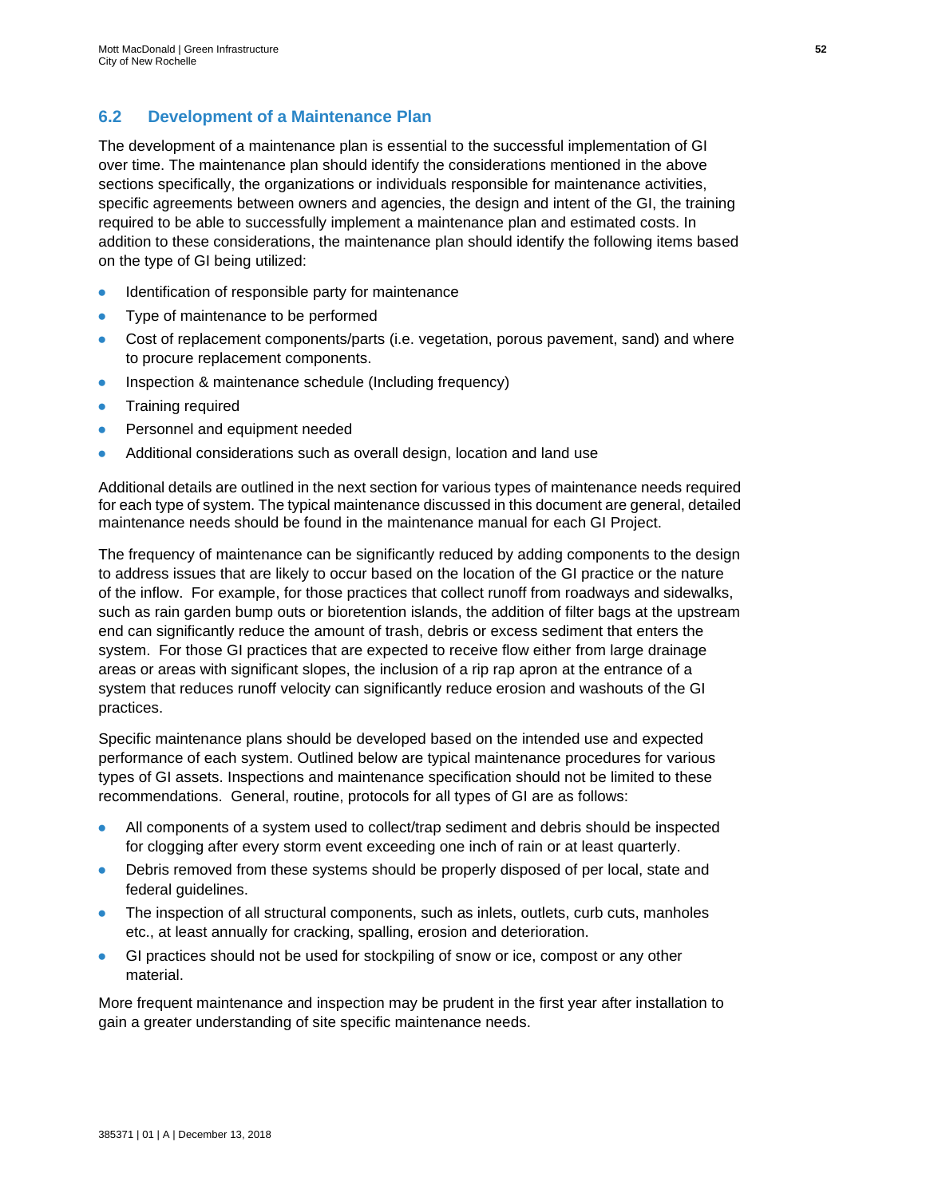## 6.2 Development of a Maintenance Plan

The development of a maintenance plan is essential to the successful implementation of GI over time. The maintenance plan should identify the considerations mentioned in the above sections specifically, the organizations or individuals responsible for maintenance activities, specific agreements between owners and agencies, the design and intent of the GI, the training required to be able to successfully implement a maintenance plan and estimated costs. In addition to these considerations, the maintenance plan should identify the following items based on the type of GI being utilized:

- Identification of responsible party for maintenance
- Type of maintenance to be performed
- Cost of replacement components/parts (i.e. vegetation, porous pavement, sand) and where to procure replacement components.
- Inspection & maintenance schedule (Including frequency)
- Training required
- Personnel and equipment needed
- Additional considerations such as overall design, location and land use

Additional details are outlined in the next section for various types of maintenance needs required for each type of system. The typical maintenance discussed in this document are general, detailed maintenance needs should be found in the maintenance manual for each GI Project.

The frequency of maintenance can be significantly reduced by adding components to the design to address issues that are likely to occur based on the location of the GI practice or the nature of the inflow. For example, for those practices that collect runoff from roadways and sidewalks, such as rain garden bump outs or bioretention islands, the addition of filter bags at the upstream end can significantly reduce the amount of trash, debris or excess sediment that enters the system. For those GI practices that are expected to receive flow either from large drainage areas or areas with significant slopes, the inclusion of a rip rap apron at the entrance of a system that reduces runoff velocity can significantly reduce erosion and washouts of the GI practices.

Specific maintenance plans should be developed based on the intended use and expected performance of each system. Outlined below are typical maintenance procedures for various types of GI assets. Inspections and maintenance specification should not be limited to these recommendations. General, routine, protocols for all types of GI are as follows:

- All components of a system used to collect/trap sediment and debris should be inspected for clogging after every storm event exceeding one inch of rain or at least quarterly.
- Debris removed from these systems should be properly disposed of per local, state and federal guidelines.
- The inspection of all structural components, such as inlets, outlets, curb cuts, manholes etc., at least annually for cracking, spalling, erosion and deterioration.
- GI practices should not be used for stockpiling of snow or ice, compost or any other material.

More frequent maintenance and inspection may be prudent in the first year after installation to gain a greater understanding of site specific maintenance needs.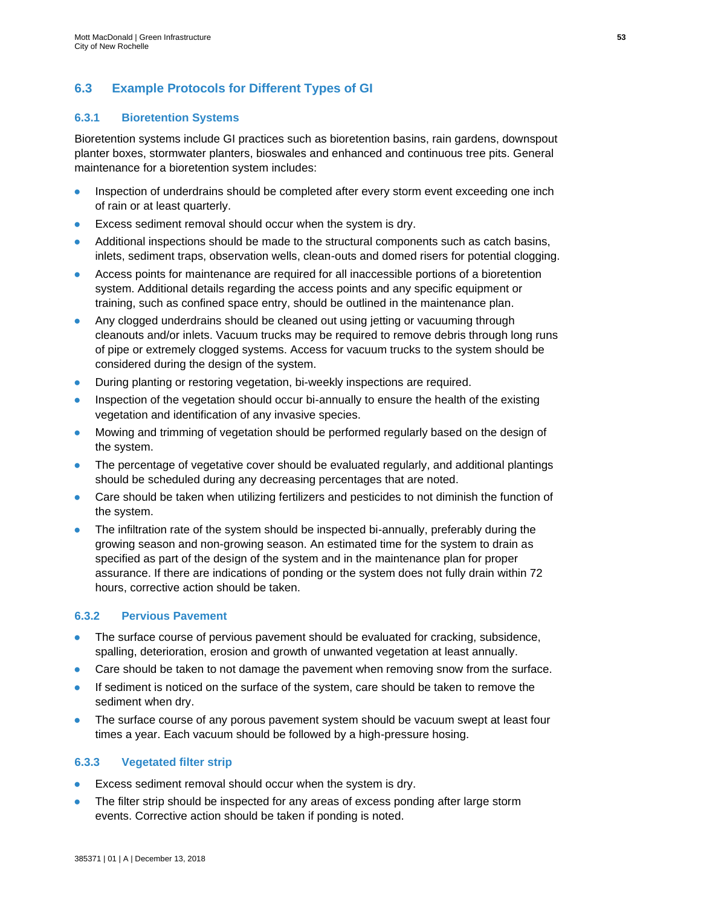## 6.3 Example Protocols for Different Types of GI

### 6.3.1 Bioretention Systems

Bioretention systems include GI practices such as bioretention basins, rain gardens, downspout planter boxes, stormwater planters, bioswales and enhanced and continuous tree pits. General maintenance for a bioretention system includes:

- Inspection of underdrains should be completed after every storm event exceeding one inch of rain or at least quarterly.
- Excess sediment removal should occur when the system is dry.
- Additional inspections should be made to the structural components such as catch basins, inlets, sediment traps, observation wells, clean-outs and domed risers for potential clogging.
- Access points for maintenance are required for all inaccessible portions of a bioretention system. Additional details regarding the access points and any specific equipment or training, such as confined space entry, should be outlined in the maintenance plan.
- Any clogged underdrains should be cleaned out using jetting or vacuuming through cleanouts and/or inlets. Vacuum trucks may be required to remove debris through long runs of pipe or extremely clogged systems. Access for vacuum trucks to the system should be considered during the design of the system.
- During planting or restoring vegetation, bi-weekly inspections are required.
- Inspection of the vegetation should occur bi-annually to ensure the health of the existing vegetation and identification of any invasive species.
- Mowing and trimming of vegetation should be performed regularly based on the design of the system.
- The percentage of vegetative cover should be evaluated regularly, and additional plantings should be scheduled during any decreasing percentages that are noted.
- Care should be taken when utilizing fertilizers and pesticides to not diminish the function of the system.
- The infiltration rate of the system should be inspected bi-annually, preferably during the growing season and non-growing season. An estimated time for the system to drain as specified as part of the design of the system and in the maintenance plan for proper assurance. If there are indications of ponding or the system does not fully drain within 72 hours, corrective action should be taken.

### 6.3.2 Pervious Pavement

- The surface course of pervious pavement should be evaluated for cracking, subsidence, spalling, deterioration, erosion and growth of unwanted vegetation at least annually.
- Care should be taken to not damage the pavement when removing snow from the surface.
- If sediment is noticed on the surface of the system, care should be taken to remove the sediment when dry.
- The surface course of any porous pavement system should be vacuum swept at least four times a year. Each vacuum should be followed by a high-pressure hosing.

### 6.3.3 Vegetated filter strip

- Excess sediment removal should occur when the system is dry.
- The filter strip should be inspected for any areas of excess ponding after large storm events. Corrective action should be taken if ponding is noted.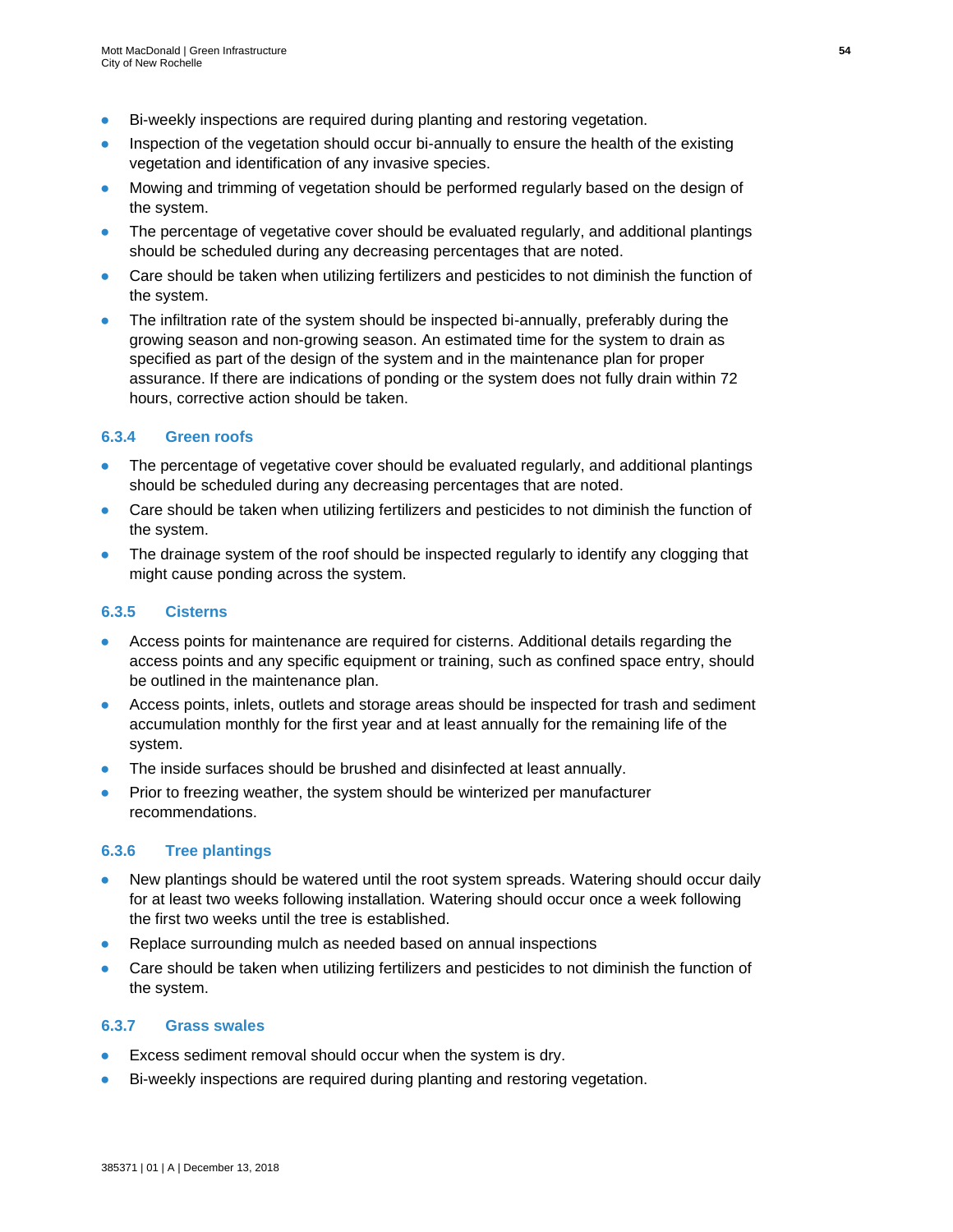- Bi-weekly inspections are required during planting and restoring vegetation.
- Inspection of the vegetation should occur bi-annually to ensure the health of the existing vegetation and identification of any invasive species.
- Mowing and trimming of vegetation should be performed regularly based on the design of the system.
- The percentage of vegetative cover should be evaluated regularly, and additional plantings should be scheduled during any decreasing percentages that are noted.
- Care should be taken when utilizing fertilizers and pesticides to not diminish the function of the system.
- The infiltration rate of the system should be inspected bi-annually, preferably during the growing season and non-growing season. An estimated time for the system to drain as specified as part of the design of the system and in the maintenance plan for proper assurance. If there are indications of ponding or the system does not fully drain within 72 hours, corrective action should be taken.

### 6.3.4 Green roofs

- The percentage of vegetative cover should be evaluated regularly, and additional plantings should be scheduled during any decreasing percentages that are noted.
- Care should be taken when utilizing fertilizers and pesticides to not diminish the function of the system.
- The drainage system of the roof should be inspected regularly to identify any clogging that might cause ponding across the system.

### 6.3.5 Cisterns

- Access points for maintenance are required for cisterns. Additional details regarding the access points and any specific equipment or training, such as confined space entry, should be outlined in the maintenance plan.
- Access points, inlets, outlets and storage areas should be inspected for trash and sediment accumulation monthly for the first year and at least annually for the remaining life of the system.
- The inside surfaces should be brushed and disinfected at least annually.
- Prior to freezing weather, the system should be winterized per manufacturer recommendations.

### 6.3.6 Tree plantings

- New plantings should be watered until the root system spreads. Watering should occur daily for at least two weeks following installation. Watering should occur once a week following the first two weeks until the tree is established.
- Replace surrounding mulch as needed based on annual inspections
- Care should be taken when utilizing fertilizers and pesticides to not diminish the function of the system.

### 6.3.7 Grass swales

- Excess sediment removal should occur when the system is dry.
- Bi-weekly inspections are required during planting and restoring vegetation.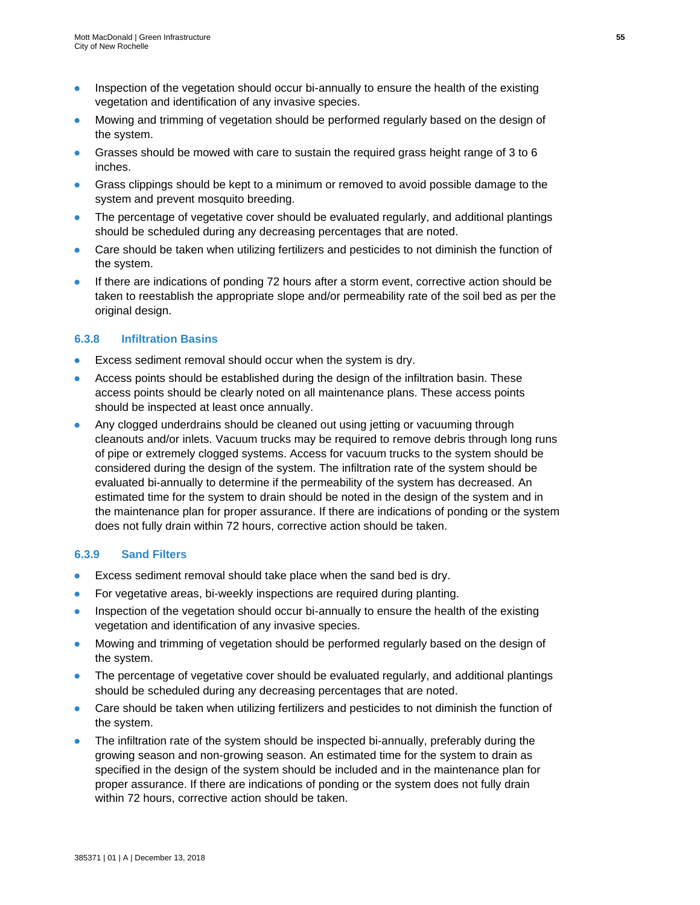- Inspection of the vegetation should occur bi-annually to ensure the health of the existing vegetation and identification of any invasive species.
- Mowing and trimming of vegetation should be performed regularly based on the design of the system.
- Grasses should be mowed with care to sustain the required grass height range of 3 to 6 inches.
- Grass clippings should be kept to a minimum or removed to avoid possible damage to the system and prevent mosquito breeding.
- The percentage of vegetative cover should be evaluated regularly, and additional plantings should be scheduled during any decreasing percentages that are noted.
- Care should be taken when utilizing fertilizers and pesticides to not diminish the function of the system.
- If there are indications of ponding 72 hours after a storm event, corrective action should be taken to reestablish the appropriate slope and/or permeability rate of the soil bed as per the original design.

### 6.3.8 Infiltration Basins

- Excess sediment removal should occur when the system is dry.
- Access points should be established during the design of the infiltration basin. These access points should be clearly noted on all maintenance plans. These access points should be inspected at least once annually.
- Any clogged underdrains should be cleaned out using jetting or vacuuming through cleanouts and/or inlets. Vacuum trucks may be required to remove debris through long runs of pipe or extremely clogged systems. Access for vacuum trucks to the system should be considered during the design of the system. The infiltration rate of the system should be evaluated bi-annually to determine if the permeability of the system has decreased. An estimated time for the system to drain should be noted in the design of the system and in the maintenance plan for proper assurance. If there are indications of ponding or the system does not fully drain within 72 hours, corrective action should be taken.

### 6.3.9 Sand Filters

- Excess sediment removal should take place when the sand bed is dry.
- For vegetative areas, bi-weekly inspections are required during planting.
- Inspection of the vegetation should occur bi-annually to ensure the health of the existing vegetation and identification of any invasive species.
- Mowing and trimming of vegetation should be performed regularly based on the design of the system.
- The percentage of vegetative cover should be evaluated regularly, and additional plantings should be scheduled during any decreasing percentages that are noted.
- Care should be taken when utilizing fertilizers and pesticides to not diminish the function of the system.
- The infiltration rate of the system should be inspected bi-annually, preferably during the growing season and non-growing season. An estimated time for the system to drain as specified in the design of the system should be included and in the maintenance plan for proper assurance. If there are indications of ponding or the system does not fully drain within 72 hours, corrective action should be taken.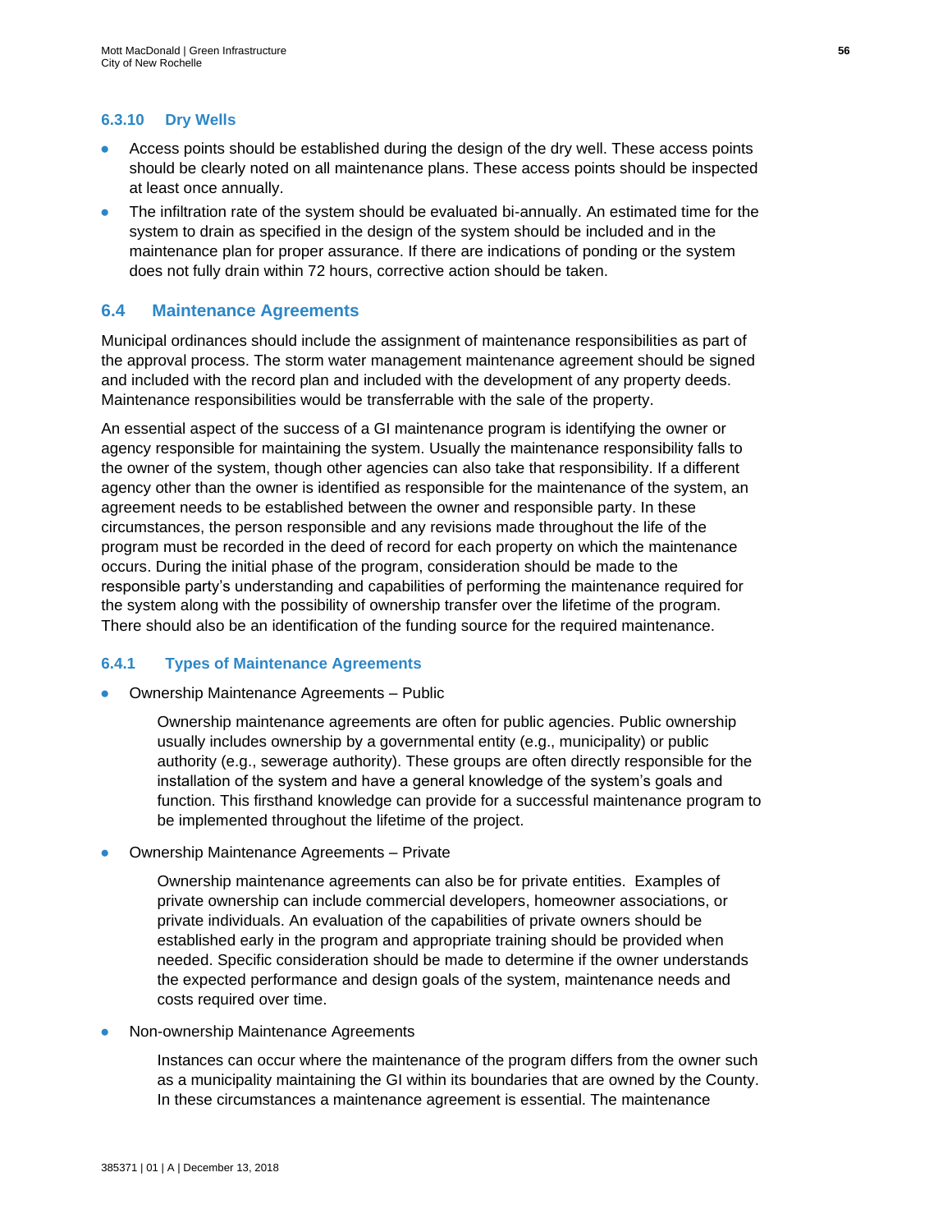### 6.3.10 Dry Wells

- Access points should be established during the design of the dry well. These access points should be clearly noted on all maintenance plans. These access points should be inspected at least once annually.
- The infiltration rate of the system should be evaluated bi-annually. An estimated time for the system to drain as specified in the design of the system should be included and in the maintenance plan for proper assurance. If there are indications of ponding or the system does not fully drain within 72 hours, corrective action should be taken.

## 6.4 Maintenance Agreements

Municipal ordinances should include the assignment of maintenance responsibilities as part of the approval process. The storm water management maintenance agreement should be signed and included with the record plan and included with the development of any property deeds. Maintenance responsibilities would be transferrable with the sale of the property.

An essential aspect of the success of a GI maintenance program is identifying the owner or agency responsible for maintaining the system. Usually the maintenance responsibility falls to the owner of the system, though other agencies can also take that responsibility. If a different agency other than the owner is identified as responsible for the maintenance of the system, an agreement needs to be established between the owner and responsible party. In these circumstances, the person responsible and any revisions made throughout the life of the program must be recorded in the deed of record for each property on which the maintenance occurs. During the initial phase of the program, consideration should be made to the responsible party's understanding and capabilities of performing the maintenance required for the system along with the possibility of ownership transfer over the lifetime of the program. There should also be an identification of the funding source for the required maintenance.

### 6.4.1 Types of Maintenance Agreements

- Ownership Maintenance Agreements – Public

  Ownership maintenance agreements are often for public agencies. Public ownership usually includes ownership by a governmental entity (e.g., municipality) or public authority (e.g., sewerage authority). These groups are often directly responsible for the installation of the system and have a general knowledge of the system's goals and function. This firsthand knowledge can provide for a successful maintenance program to be implemented throughout the lifetime of the project.

- Ownership Maintenance Agreements – Private

  Ownership maintenance agreements can also be for private entities. Examples of private ownership can include commercial developers, homeowner associations, or private individuals. An evaluation of the capabilities of private owners should be established early in the program and appropriate training should be provided when needed. Specific consideration should be made to determine if the owner understands the expected performance and design goals of the system, maintenance needs and costs required over time.

- Non-ownership Maintenance Agreements

  Instances can occur where the maintenance of the program differs from the owner such as a municipality maintaining the GI within its boundaries that are owned by the County. In these circumstances a maintenance agreement is essential. The maintenance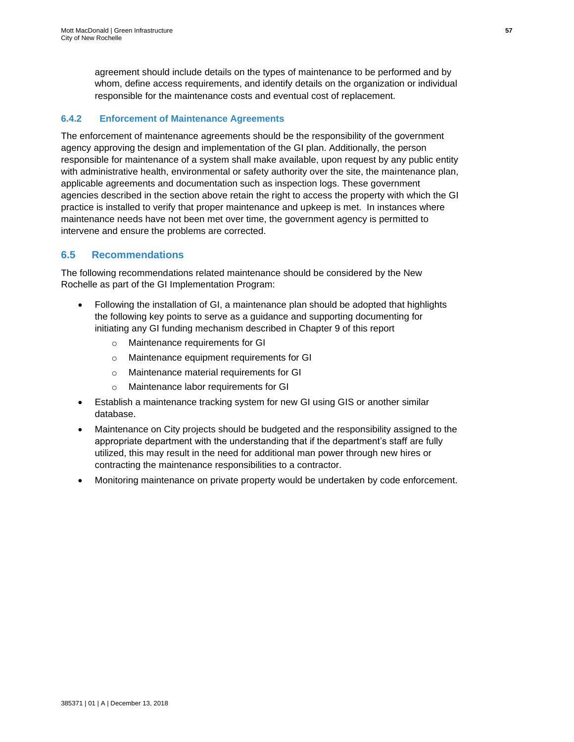agreement should include details on the types of maintenance to be performed and by whom, define access requirements, and identify details on the organization or individual responsible for the maintenance costs and eventual cost of replacement.

### 6.4.2 Enforcement of Maintenance Agreements

The enforcement of maintenance agreements should be the responsibility of the government agency approving the design and implementation of the GI plan. Additionally, the person responsible for maintenance of a system shall make available, upon request by any public entity with administrative health, environmental or safety authority over the site, the maintenance plan, applicable agreements and documentation such as inspection logs. These government agencies described in the section above retain the right to access the property with which the GI practice is installed to verify that proper maintenance and upkeep is met. In instances where maintenance needs have not been met over time, the government agency is permitted to intervene and ensure the problems are corrected.

## 6.5 Recommendations

The following recommendations related maintenance should be considered by the New Rochelle as part of the GI Implementation Program:

- Following the installation of GI, a maintenance plan should be adopted that highlights the following key points to serve as a guidance and supporting documenting for initiating any GI funding mechanism described in Chapter 9 of this report
  - Maintenance requirements for GI
  - Maintenance equipment requirements for GI
  - Maintenance material requirements for GI
  - Maintenance labor requirements for GI
- Establish a maintenance tracking system for new GI using GIS or another similar database.
- Maintenance on City projects should be budgeted and the responsibility assigned to the appropriate department with the understanding that if the department's staff are fully utilized, this may result in the need for additional man power through new hires or contracting the maintenance responsibilities to a contractor.
- Monitoring maintenance on private property would be undertaken by code enforcement.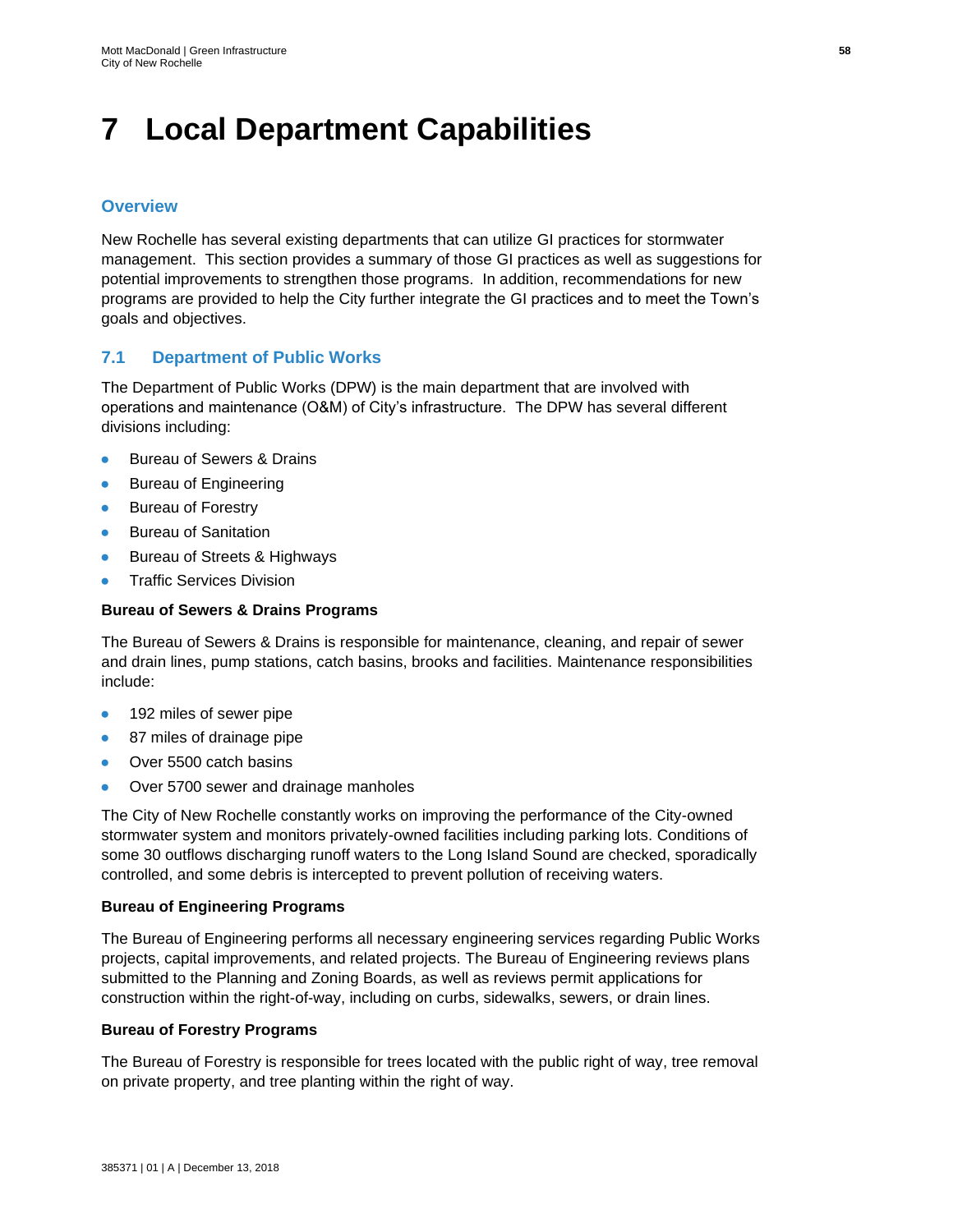# 7 Local Department Capabilities

## Overview

New Rochelle has several existing departments that can utilize GI practices for stormwater management. This section provides a summary of those GI practices as well as suggestions for potential improvements to strengthen those programs. In addition, recommendations for new programs are provided to help the City further integrate the GI practices and to meet the Town's goals and objectives.

## 7.1 Department of Public Works

The Department of Public Works (DPW) is the main department that are involved with operations and maintenance (O&M) of City's infrastructure. The DPW has several different divisions including:

- Bureau of Sewers & Drains
- Bureau of Engineering
- Bureau of Forestry
- Bureau of Sanitation
- Bureau of Streets & Highways
- Traffic Services Division

**Bureau of Sewers & Drains Programs**

The Bureau of Sewers & Drains is responsible for maintenance, cleaning, and repair of sewer and drain lines, pump stations, catch basins, brooks and facilities. Maintenance responsibilities include:

- 192 miles of sewer pipe
- 87 miles of drainage pipe
- Over 5500 catch basins
- Over 5700 sewer and drainage manholes

The City of New Rochelle constantly works on improving the performance of the City-owned stormwater system and monitors privately-owned facilities including parking lots. Conditions of some 30 outflows discharging runoff waters to the Long Island Sound are checked, sporadically controlled, and some debris is intercepted to prevent pollution of receiving waters.

**Bureau of Engineering Programs**

The Bureau of Engineering performs all necessary engineering services regarding Public Works projects, capital improvements, and related projects. The Bureau of Engineering reviews plans submitted to the Planning and Zoning Boards, as well as reviews permit applications for construction within the right-of-way, including on curbs, sidewalks, sewers, or drain lines.

**Bureau of Forestry Programs**

The Bureau of Forestry is responsible for trees located with the public right of way, tree removal on private property, and tree planting within the right of way.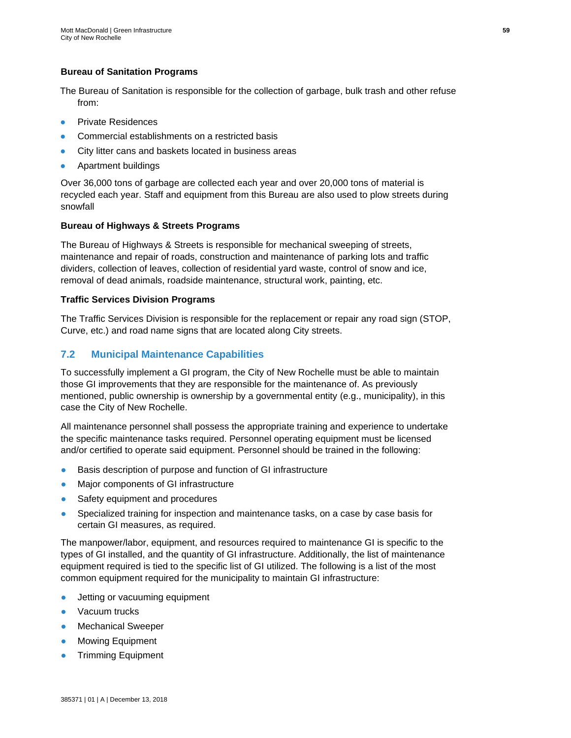**Bureau of Sanitation Programs**

The Bureau of Sanitation is responsible for the collection of garbage, bulk trash and other refuse from:

- Private Residences
- Commercial establishments on a restricted basis
- City litter cans and baskets located in business areas
- Apartment buildings

Over 36,000 tons of garbage are collected each year and over 20,000 tons of material is recycled each year. Staff and equipment from this Bureau are also used to plow streets during snowfall

**Bureau of Highways & Streets Programs**

The Bureau of Highways & Streets is responsible for mechanical sweeping of streets, maintenance and repair of roads, construction and maintenance of parking lots and traffic dividers, collection of leaves, collection of residential yard waste, control of snow and ice, removal of dead animals, roadside maintenance, structural work, painting, etc.

**Traffic Services Division Programs**

The Traffic Services Division is responsible for the replacement or repair any road sign (STOP, Curve, etc.) and road name signs that are located along City streets.

## 7.2 Municipal Maintenance Capabilities

To successfully implement a GI program, the City of New Rochelle must be able to maintain those GI improvements that they are responsible for the maintenance of. As previously mentioned, public ownership is ownership by a governmental entity (e.g., municipality), in this case the City of New Rochelle.

All maintenance personnel shall possess the appropriate training and experience to undertake the specific maintenance tasks required. Personnel operating equipment must be licensed and/or certified to operate said equipment. Personnel should be trained in the following:

- Basis description of purpose and function of GI infrastructure
- Major components of GI infrastructure
- Safety equipment and procedures
- Specialized training for inspection and maintenance tasks, on a case by case basis for certain GI measures, as required.

The manpower/labor, equipment, and resources required to maintenance GI is specific to the types of GI installed, and the quantity of GI infrastructure. Additionally, the list of maintenance equipment required is tied to the specific list of GI utilized. The following is a list of the most common equipment required for the municipality to maintain GI infrastructure:

- Jetting or vacuuming equipment
- Vacuum trucks
- Mechanical Sweeper
- Mowing Equipment
- Trimming Equipment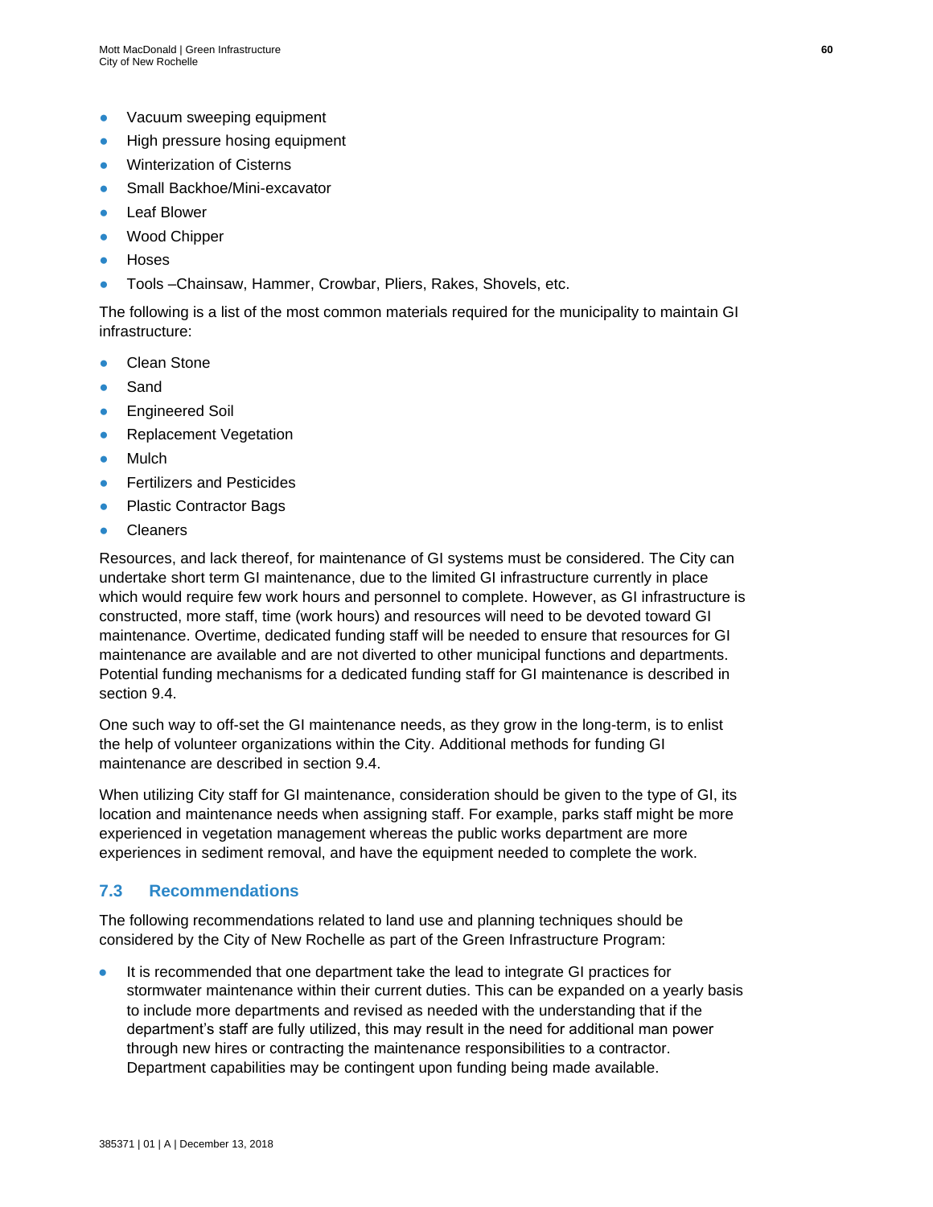- Vacuum sweeping equipment
- High pressure hosing equipment
- Winterization of Cisterns
- Small Backhoe/Mini-excavator
- Leaf Blower
- Wood Chipper
- Hoses
- Tools –Chainsaw, Hammer, Crowbar, Pliers, Rakes, Shovels, etc.

The following is a list of the most common materials required for the municipality to maintain GI infrastructure:

- Clean Stone
- Sand
- Engineered Soil
- Replacement Vegetation
- Mulch
- Fertilizers and Pesticides
- Plastic Contractor Bags
- Cleaners

Resources, and lack thereof, for maintenance of GI systems must be considered. The City can undertake short term GI maintenance, due to the limited GI infrastructure currently in place which would require few work hours and personnel to complete. However, as GI infrastructure is constructed, more staff, time (work hours) and resources will need to be devoted toward GI maintenance. Overtime, dedicated funding staff will be needed to ensure that resources for GI maintenance are available and are not diverted to other municipal functions and departments. Potential funding mechanisms for a dedicated funding staff for GI maintenance is described in section 9.4.

One such way to off-set the GI maintenance needs, as they grow in the long-term, is to enlist the help of volunteer organizations within the City. Additional methods for funding GI maintenance are described in section 9.4.

When utilizing City staff for GI maintenance, consideration should be given to the type of GI, its location and maintenance needs when assigning staff. For example, parks staff might be more experienced in vegetation management whereas the public works department are more experiences in sediment removal, and have the equipment needed to complete the work.

## 7.3 Recommendations

The following recommendations related to land use and planning techniques should be considered by the City of New Rochelle as part of the Green Infrastructure Program:

- It is recommended that one department take the lead to integrate GI practices for stormwater maintenance within their current duties. This can be expanded on a yearly basis to include more departments and revised as needed with the understanding that if the department's staff are fully utilized, this may result in the need for additional man power through new hires or contracting the maintenance responsibilities to a contractor. Department capabilities may be contingent upon funding being made available.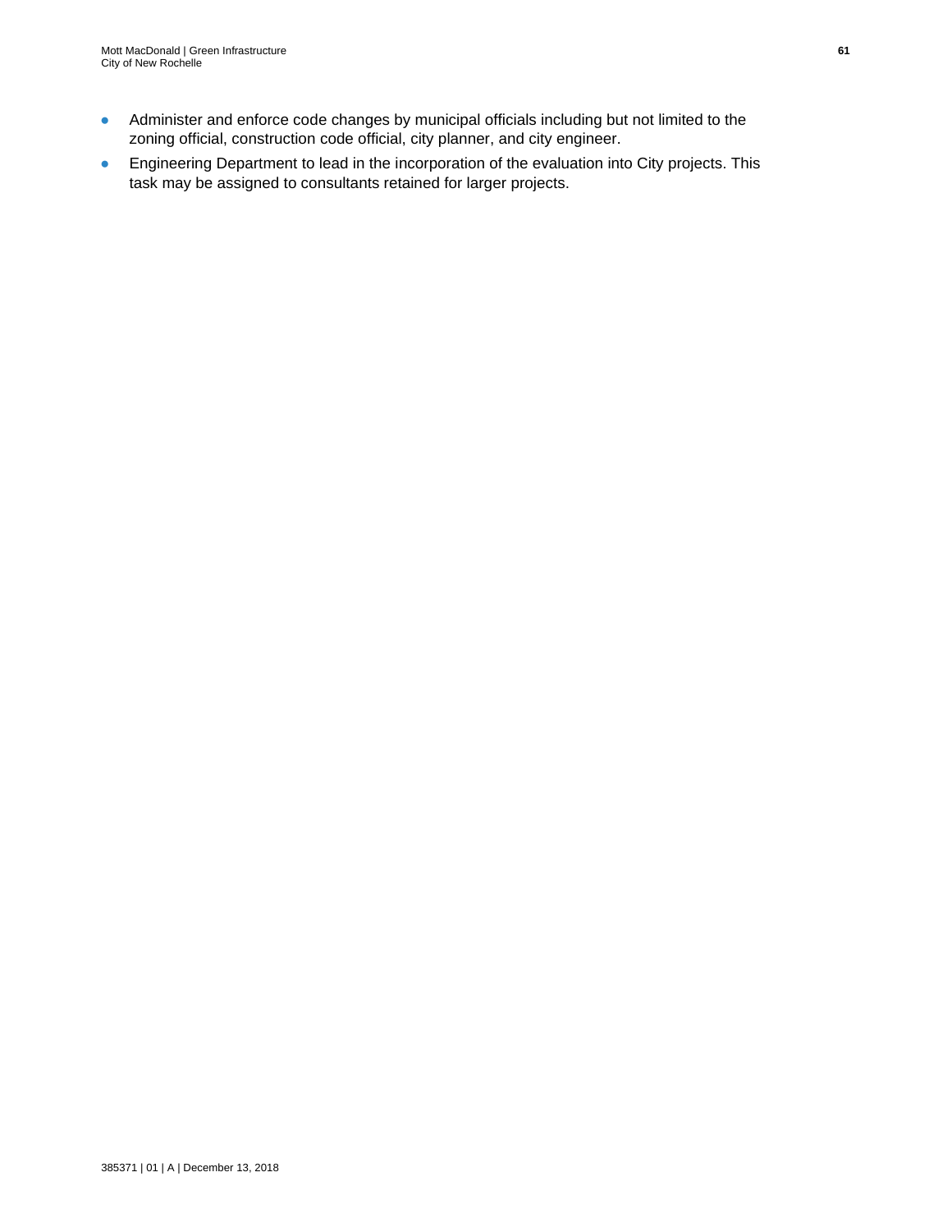- Administer and enforce code changes by municipal officials including but not limited to the zoning official, construction code official, city planner, and city engineer.
- Engineering Department to lead in the incorporation of the evaluation into City projects. This task may be assigned to consultants retained for larger projects.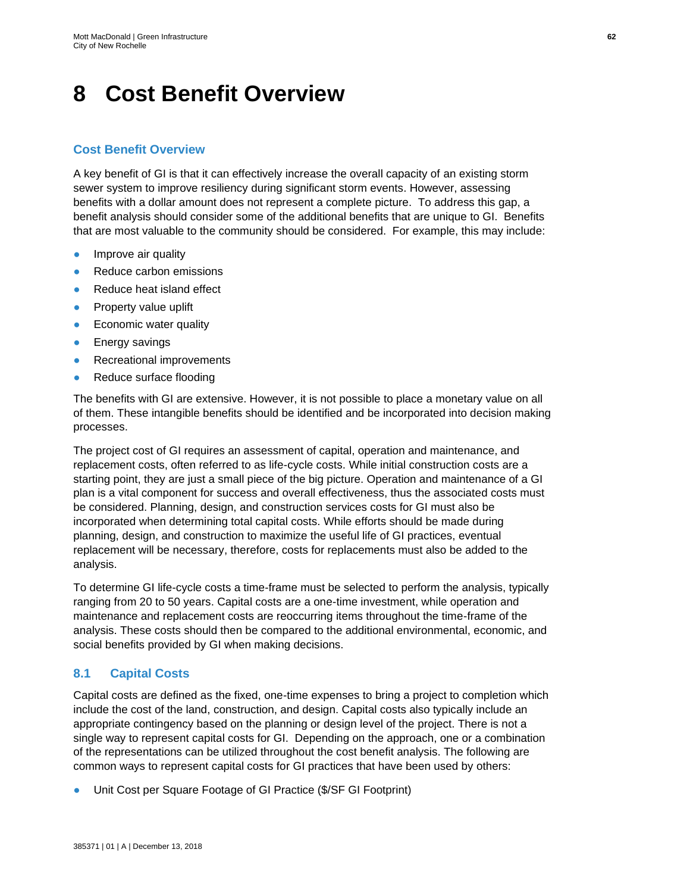# 8 Cost Benefit Overview

## Cost Benefit Overview

A key benefit of GI is that it can effectively increase the overall capacity of an existing storm sewer system to improve resiliency during significant storm events. However, assessing benefits with a dollar amount does not represent a complete picture. To address this gap, a benefit analysis should consider some of the additional benefits that are unique to GI. Benefits that are most valuable to the community should be considered. For example, this may include:

- Improve air quality
- Reduce carbon emissions
- Reduce heat island effect
- Property value uplift
- Economic water quality
- Energy savings
- Recreational improvements
- Reduce surface flooding

The benefits with GI are extensive. However, it is not possible to place a monetary value on all of them. These intangible benefits should be identified and be incorporated into decision making processes.

The project cost of GI requires an assessment of capital, operation and maintenance, and replacement costs, often referred to as life-cycle costs. While initial construction costs are a starting point, they are just a small piece of the big picture. Operation and maintenance of a GI plan is a vital component for success and overall effectiveness, thus the associated costs must be considered. Planning, design, and construction services costs for GI must also be incorporated when determining total capital costs. While efforts should be made during planning, design, and construction to maximize the useful life of GI practices, eventual replacement will be necessary, therefore, costs for replacements must also be added to the analysis.

To determine GI life-cycle costs a time-frame must be selected to perform the analysis, typically ranging from 20 to 50 years. Capital costs are a one-time investment, while operation and maintenance and replacement costs are reoccurring items throughout the time-frame of the analysis. These costs should then be compared to the additional environmental, economic, and social benefits provided by GI when making decisions.

## 8.1 Capital Costs

Capital costs are defined as the fixed, one-time expenses to bring a project to completion which include the cost of the land, construction, and design. Capital costs also typically include an appropriate contingency based on the planning or design level of the project. There is not a single way to represent capital costs for GI. Depending on the approach, one or a combination of the representations can be utilized throughout the cost benefit analysis. The following are common ways to represent capital costs for GI practices that have been used by others:

- Unit Cost per Square Footage of GI Practice ($/SF GI Footprint)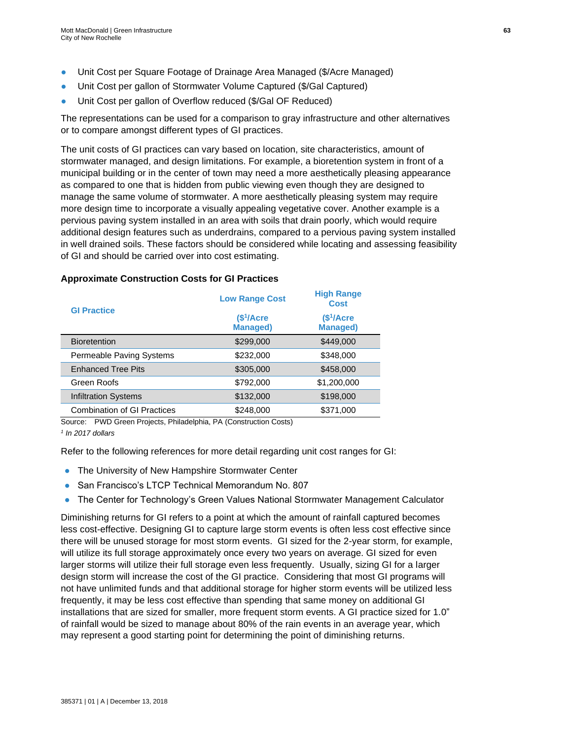- Unit Cost per Square Footage of Drainage Area Managed ($/Acre Managed)
- Unit Cost per gallon of Stormwater Volume Captured ($/Gal Captured)
- Unit Cost per gallon of Overflow reduced ($/Gal OF Reduced)

The representations can be used for a comparison to gray infrastructure and other alternatives or to compare amongst different types of GI practices.

The unit costs of GI practices can vary based on location, site characteristics, amount of stormwater managed, and design limitations. For example, a bioretention system in front of a municipal building or in the center of town may need a more aesthetically pleasing appearance as compared to one that is hidden from public viewing even though they are designed to manage the same volume of stormwater. A more aesthetically pleasing system may require more design time to incorporate a visually appealing vegetative cover. Another example is a pervious paving system installed in an area with soils that drain poorly, which would require additional design features such as underdrains, compared to a pervious paving system installed in well drained soils. These factors should be considered while locating and assessing feasibility of GI and should be carried over into cost estimating.

**Approximate Construction Costs for GI Practices**

| GI Practice | Low Range Cost ($[1]/Acre Managed) | High Range Cost ($[1]/Acre Managed) |
|---|---|---|
| Bioretention | $299,000 | $449,000 |
| Permeable Paving Systems | $232,000 | $348,000 |
| Enhanced Tree Pits | $305,000 | $458,000 |
| Green Roofs | $792,000 | $1,200,000 |
| Infiltration Systems | $132,000 | $198,000 |
| Combination of GI Practices | $248,000 | $371,000 |

Source: PWD Green Projects, Philadelphia, PA (Construction Costs)

[1] *In 2017 dollars*

Refer to the following references for more detail regarding unit cost ranges for GI:

- The University of New Hampshire Stormwater Center
- San Francisco's LTCP Technical Memorandum No. 807
- The Center for Technology's Green Values National Stormwater Management Calculator

Diminishing returns for GI refers to a point at which the amount of rainfall captured becomes less cost-effective. Designing GI to capture large storm events is often less cost effective since there will be unused storage for most storm events. GI sized for the 2-year storm, for example, will utilize its full storage approximately once every two years on average. GI sized for even larger storms will utilize their full storage even less frequently. Usually, sizing GI for a larger design storm will increase the cost of the GI practice. Considering that most GI programs will not have unlimited funds and that additional storage for higher storm events will be utilized less frequently, it may be less cost effective than spending that same money on additional GI installations that are sized for smaller, more frequent storm events. A GI practice sized for 1.0" of rainfall would be sized to manage about 80% of the rain events in an average year, which may represent a good starting point for determining the point of diminishing returns.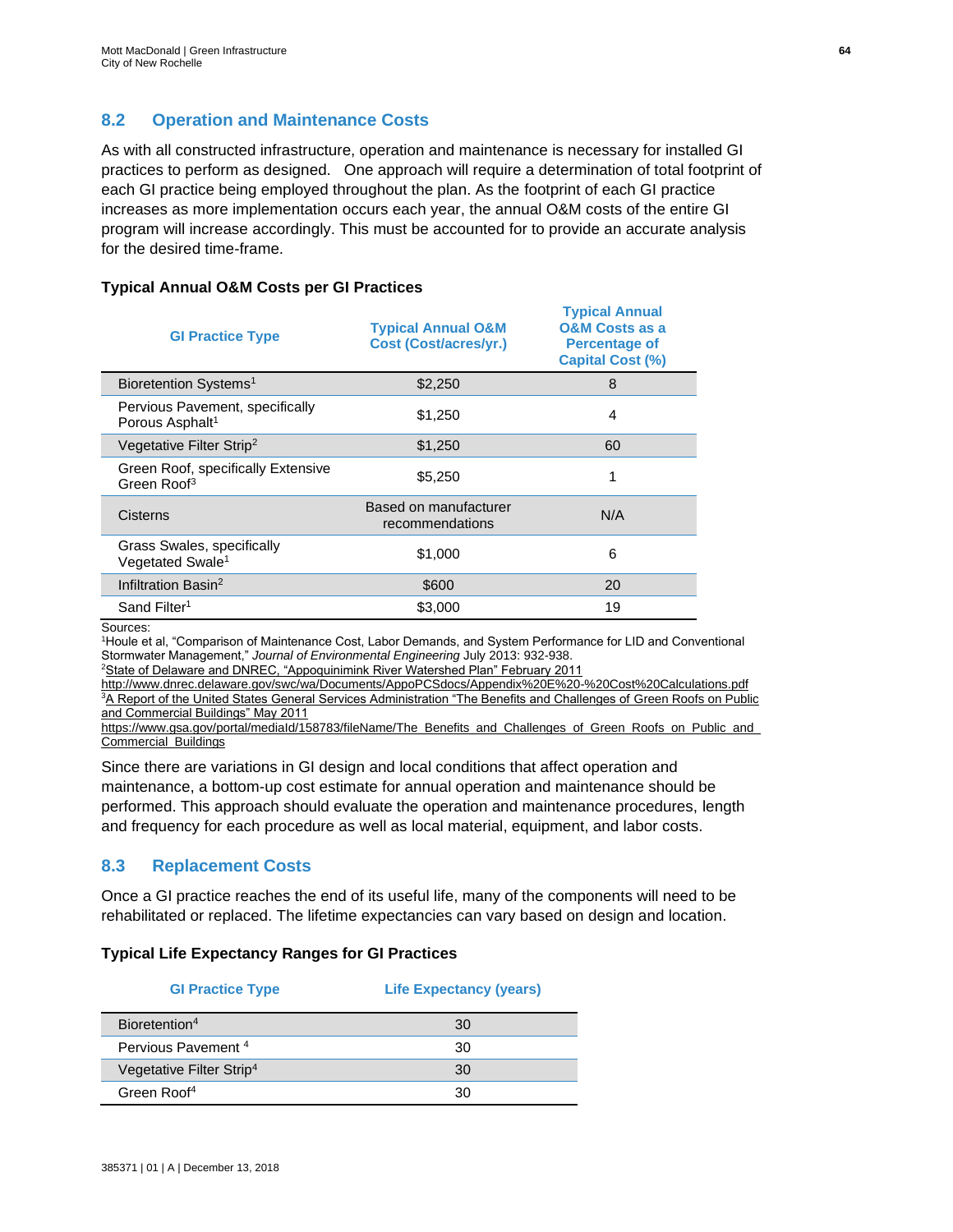## 8.2 Operation and Maintenance Costs

As with all constructed infrastructure, operation and maintenance is necessary for installed GI practices to perform as designed. One approach will require a determination of total footprint of each GI practice being employed throughout the plan. As the footprint of each GI practice increases as more implementation occurs each year, the annual O&M costs of the entire GI program will increase accordingly. This must be accounted for to provide an accurate analysis for the desired time-frame.

**Typical Annual O&M Costs per GI Practices**

| GI Practice Type | Typical Annual O&M Cost (Cost/acres/yr.) | Typical Annual O&M Costs as a Percentage of Capital Cost (%) |
|---|---|---|
| Bioretention Systems[1] | $2,250 | 8 |
| Pervious Pavement, specifically Porous Asphalt[1] | $1,250 | 4 |
| Vegetative Filter Strip[2] | $1,250 | 60 |
| Green Roof, specifically Extensive Green Roof[3] | $5,250 | 1 |
| Cisterns | Based on manufacturer recommendations | N/A |
| Grass Swales, specifically Vegetated Swale[1] | $1,000 | 6 |
| Infiltration Basin[2] | $600 | 20 |
| Sand Filter[1] | $3,000 | 19 |

Sources:
[1]Houle et al, "Comparison of Maintenance Cost, Labor Demands, and System Performance for LID and Conventional Stormwater Management," *Journal of Environmental Engineering* July 2013: 932-938.
[2]State of Delaware and DNREC, "Appoquinimink River Watershed Plan" February 2011
http://www.dnrec.delaware.gov/swc/wa/Documents/AppoPCSdocs/Appendix%20E%20-%20Cost%20Calculations.pdf
[3]A Report of the United States General Services Administration "The Benefits and Challenges of Green Roofs on Public and Commercial Buildings" May 2011
https://www.gsa.gov/portal/mediaId/158783/fileName/The_Benefits_and_Challenges_of_Green_Roofs_on_Public_and_Commercial_Buildings

Since there are variations in GI design and local conditions that affect operation and maintenance, a bottom-up cost estimate for annual operation and maintenance should be performed. This approach should evaluate the operation and maintenance procedures, length and frequency for each procedure as well as local material, equipment, and labor costs.

## 8.3 Replacement Costs

Once a GI practice reaches the end of its useful life, many of the components will need to be rehabilitated or replaced. The lifetime expectancies can vary based on design and location.

**Typical Life Expectancy Ranges for GI Practices**

| GI Practice Type | Life Expectancy (years) |
|---|---|
| Bioretention[4] | 30 |
| Pervious Pavement [4] | 30 |
| Vegetative Filter Strip[4] | 30 |
| Green Roof[4] | 30 |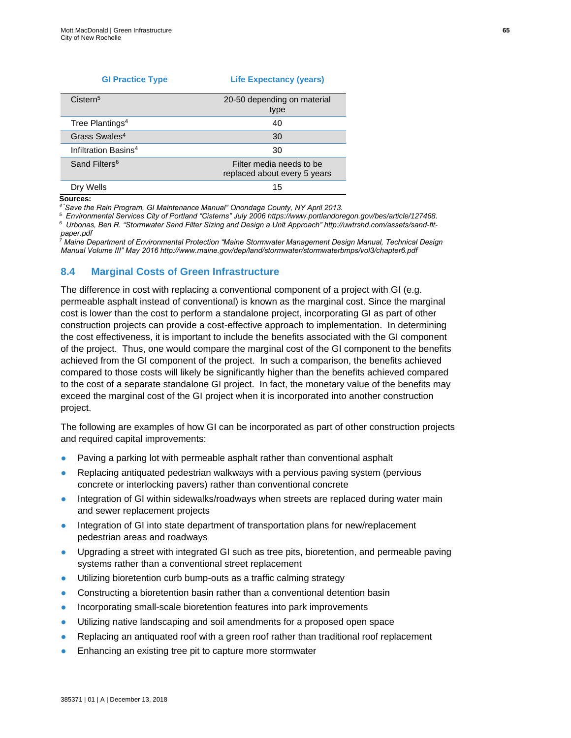| GI Practice Type | Life Expectancy (years) |
| --- | --- |
| Cistern[5] | 20-50 depending on material type |
| Tree Plantings[4] | 40 |
| Grass Swales[4] | 30 |
| Infiltration Basins[4] | 30 |
| Sand Filters[6] | Filter media needs to be replaced about every 5 years |
| Dry Wells | 15 |

**Sources:**

[4] *"Save the Rain Program, GI Maintenance Manual" Onondaga County, NY April 2013.*

[5] *Environmental Services City of Portland "Cisterns" July 2006 https://www.portlandoregon.gov/bes/article/127468.*

[6] *Urbonas, Ben R. "Stormwater Sand Filter Sizing and Design a Unit Approach" http://uwtrshd.com/assets/sand-flt-paper.pdf*

[7] *Maine Department of Environmental Protection "Maine Stormwater Management Design Manual, Technical Design Manual Volume III" May 2016 http://www.maine.gov/dep/land/stormwater/stormwaterbmps/vol3/chapter6.pdf*

## 8.4 Marginal Costs of Green Infrastructure

The difference in cost with replacing a conventional component of a project with GI (e.g. permeable asphalt instead of conventional) is known as the marginal cost. Since the marginal cost is lower than the cost to perform a standalone project, incorporating GI as part of other construction projects can provide a cost-effective approach to implementation. In determining the cost effectiveness, it is important to include the benefits associated with the GI component of the project. Thus, one would compare the marginal cost of the GI component to the benefits achieved from the GI component of the project. In such a comparison, the benefits achieved compared to those costs will likely be significantly higher than the benefits achieved compared to the cost of a separate standalone GI project. In fact, the monetary value of the benefits may exceed the marginal cost of the GI project when it is incorporated into another construction project.

The following are examples of how GI can be incorporated as part of other construction projects and required capital improvements:

- Paving a parking lot with permeable asphalt rather than conventional asphalt
- Replacing antiquated pedestrian walkways with a pervious paving system (pervious concrete or interlocking pavers) rather than conventional concrete
- Integration of GI within sidewalks/roadways when streets are replaced during water main and sewer replacement projects
- Integration of GI into state department of transportation plans for new/replacement pedestrian areas and roadways
- Upgrading a street with integrated GI such as tree pits, bioretention, and permeable paving systems rather than a conventional street replacement
- Utilizing bioretention curb bump-outs as a traffic calming strategy
- Constructing a bioretention basin rather than a conventional detention basin
- Incorporating small-scale bioretention features into park improvements
- Utilizing native landscaping and soil amendments for a proposed open space
- Replacing an antiquated roof with a green roof rather than traditional roof replacement
- Enhancing an existing tree pit to capture more stormwater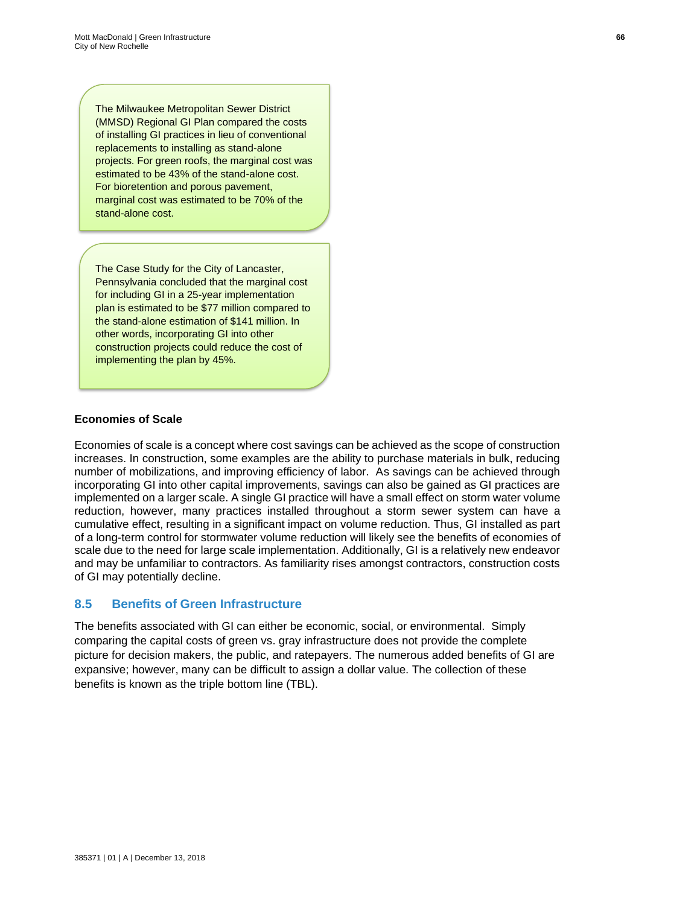The Milwaukee Metropolitan Sewer District (MMSD) Regional GI Plan compared the costs of installing GI practices in lieu of conventional replacements to installing as stand-alone projects. For green roofs, the marginal cost was estimated to be 43% of the stand-alone cost. For bioretention and porous pavement, marginal cost was estimated to be 70% of the stand-alone cost.

The Case Study for the City of Lancaster, Pennsylvania concluded that the marginal cost for including GI in a 25-year implementation plan is estimated to be $77 million compared to the stand-alone estimation of $141 million. In other words, incorporating GI into other construction projects could reduce the cost of implementing the plan by 45%.

**Economies of Scale**

Economies of scale is a concept where cost savings can be achieved as the scope of construction increases. In construction, some examples are the ability to purchase materials in bulk, reducing number of mobilizations, and improving efficiency of labor. As savings can be achieved through incorporating GI into other capital improvements, savings can also be gained as GI practices are implemented on a larger scale. A single GI practice will have a small effect on storm water volume reduction, however, many practices installed throughout a storm sewer system can have a cumulative effect, resulting in a significant impact on volume reduction. Thus, GI installed as part of a long-term control for stormwater volume reduction will likely see the benefits of economies of scale due to the need for large scale implementation. Additionally, GI is a relatively new endeavor and may be unfamiliar to contractors. As familiarity rises amongst contractors, construction costs of GI may potentially decline.

## 8.5 Benefits of Green Infrastructure

The benefits associated with GI can either be economic, social, or environmental. Simply comparing the capital costs of green vs. gray infrastructure does not provide the complete picture for decision makers, the public, and ratepayers. The numerous added benefits of GI are expansive; however, many can be difficult to assign a dollar value. The collection of these benefits is known as the triple bottom line (TBL).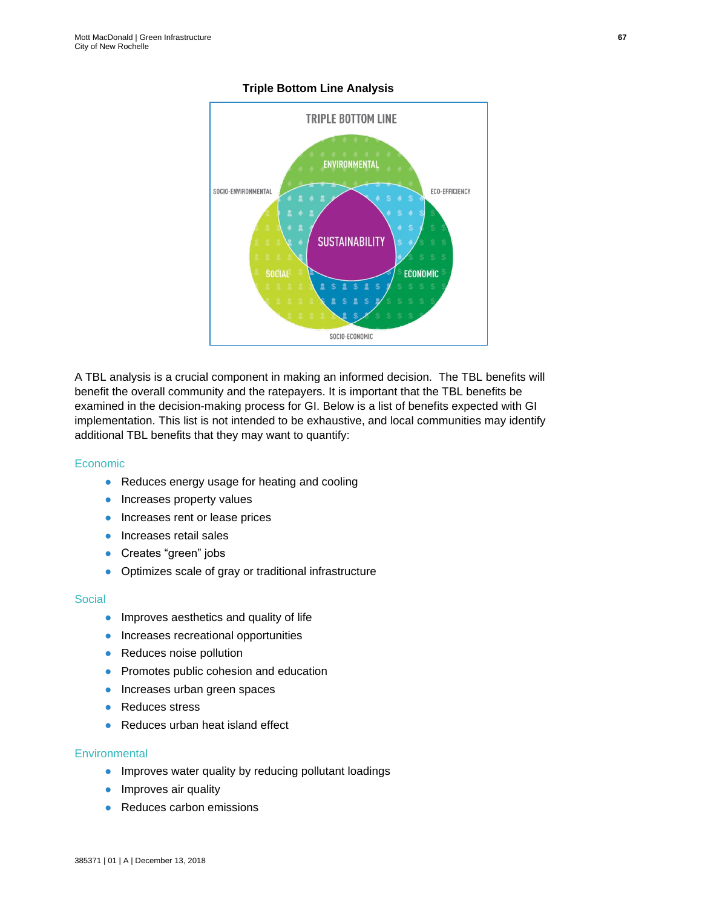**Triple Bottom Line Analysis**

TRIPLE BOTTOM LINE

ENVIRONMENTAL

SOCIO-ENVIRONMENTAL

ECO-EFFICIENCY

SUSTAINABILITY

SOCIAL

ECONOMIC

SOCIO-ECONOMIC

A TBL analysis is a crucial component in making an informed decision. The TBL benefits will benefit the overall community and the ratepayers. It is important that the TBL benefits be examined in the decision-making process for GI. Below is a list of benefits expected with GI implementation. This list is not intended to be exhaustive, and local communities may identify additional TBL benefits that they may want to quantify:

### Economic

- Reduces energy usage for heating and cooling
- Increases property values
- Increases rent or lease prices
- Increases retail sales
- Creates “green” jobs
- Optimizes scale of gray or traditional infrastructure

### Social

- Improves aesthetics and quality of life
- Increases recreational opportunities
- Reduces noise pollution
- Promotes public cohesion and education
- Increases urban green spaces
- Reduces stress
- Reduces urban heat island effect

### Environmental

- Improves water quality by reducing pollutant loadings
- Improves air quality
- Reduces carbon emissions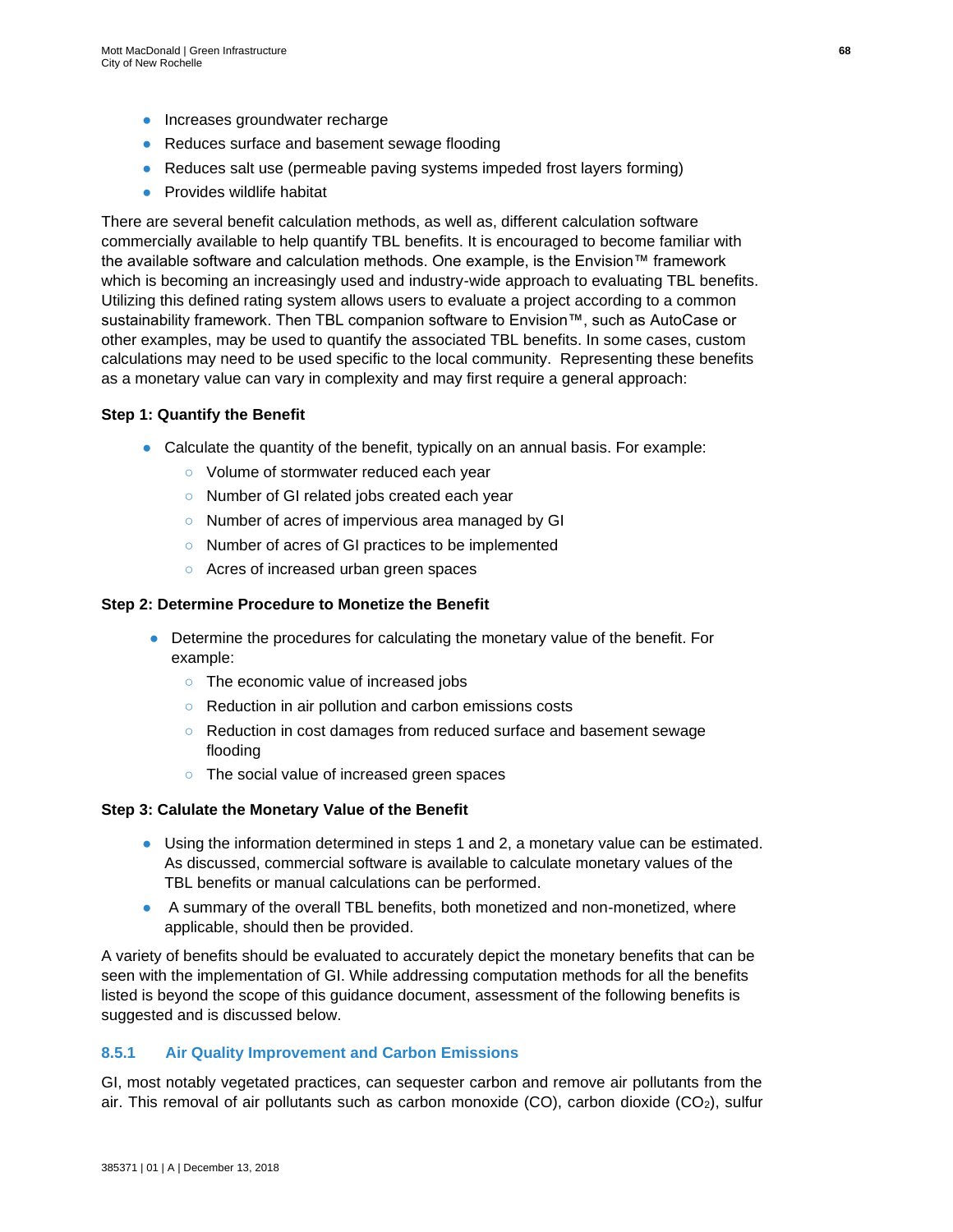- Increases groundwater recharge
- Reduces surface and basement sewage flooding
- Reduces salt use (permeable paving systems impeded frost layers forming)
- Provides wildlife habitat

There are several benefit calculation methods, as well as, different calculation software commercially available to help quantify TBL benefits. It is encouraged to become familiar with the available software and calculation methods. One example, is the Envision™ framework which is becoming an increasingly used and industry-wide approach to evaluating TBL benefits. Utilizing this defined rating system allows users to evaluate a project according to a common sustainability framework. Then TBL companion software to Envision™, such as AutoCase or other examples, may be used to quantify the associated TBL benefits. In some cases, custom calculations may need to be used specific to the local community. Representing these benefits as a monetary value can vary in complexity and may first require a general approach:

**Step 1: Quantify the Benefit**

- Calculate the quantity of the benefit, typically on an annual basis. For example:
  - Volume of stormwater reduced each year
  - Number of GI related jobs created each year
  - Number of acres of impervious area managed by GI
  - Number of acres of GI practices to be implemented
  - Acres of increased urban green spaces

**Step 2: Determine Procedure to Monetize the Benefit**

- Determine the procedures for calculating the monetary value of the benefit. For example:
  - The economic value of increased jobs
  - Reduction in air pollution and carbon emissions costs
  - Reduction in cost damages from reduced surface and basement sewage flooding
  - The social value of increased green spaces

**Step 3: Calulate the Monetary Value of the Benefit**

- Using the information determined in steps 1 and 2, a monetary value can be estimated. As discussed, commercial software is available to calculate monetary values of the TBL benefits or manual calculations can be performed.
- A summary of the overall TBL benefits, both monetized and non-monetized, where applicable, should then be provided.

A variety of benefits should be evaluated to accurately depict the monetary benefits that can be seen with the implementation of GI. While addressing computation methods for all the benefits listed is beyond the scope of this guidance document, assessment of the following benefits is suggested and is discussed below.

### 8.5.1 Air Quality Improvement and Carbon Emissions

GI, most notably vegetated practices, can sequester carbon and remove air pollutants from the air. This removal of air pollutants such as carbon monoxide (CO), carbon dioxide ($CO_2$), sulfur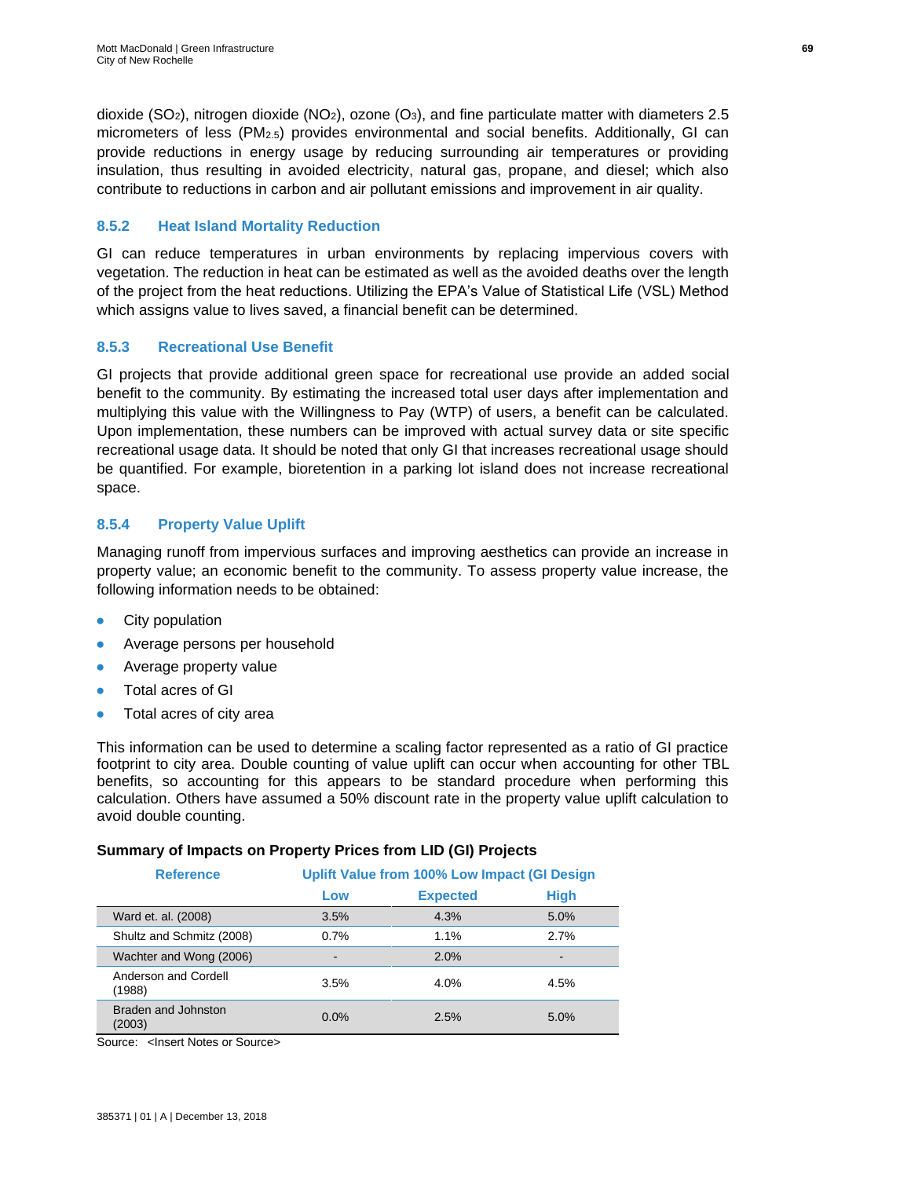dioxide ($SO_2$), nitrogen dioxide ($NO_2$), ozone ($O_3$), and fine particulate matter with diameters 2.5 micrometers of less ($PM_{2.5}$) provides environmental and social benefits. Additionally, GI can provide reductions in energy usage by reducing surrounding air temperatures or providing insulation, thus resulting in avoided electricity, natural gas, propane, and diesel; which also contribute to reductions in carbon and air pollutant emissions and improvement in air quality.

### 8.5.2 Heat Island Mortality Reduction

GI can reduce temperatures in urban environments by replacing impervious covers with vegetation. The reduction in heat can be estimated as well as the avoided deaths over the length of the project from the heat reductions. Utilizing the EPA's Value of Statistical Life (VSL) Method which assigns value to lives saved, a financial benefit can be determined.

### 8.5.3 Recreational Use Benefit

GI projects that provide additional green space for recreational use provide an added social benefit to the community. By estimating the increased total user days after implementation and multiplying this value with the Willingness to Pay (WTP) of users, a benefit can be calculated. Upon implementation, these numbers can be improved with actual survey data or site specific recreational usage data. It should be noted that only GI that increases recreational usage should be quantified. For example, bioretention in a parking lot island does not increase recreational space.

### 8.5.4 Property Value Uplift

Managing runoff from impervious surfaces and improving aesthetics can provide an increase in property value; an economic benefit to the community. To assess property value increase, the following information needs to be obtained:

- City population
- Average persons per household
- Average property value
- Total acres of GI
- Total acres of city area

This information can be used to determine a scaling factor represented as a ratio of GI practice footprint to city area. Double counting of value uplift can occur when accounting for other TBL benefits, so accounting for this appears to be standard procedure when performing this calculation. Others have assumed a 50% discount rate in the property value uplift calculation to avoid double counting.

**Summary of Impacts on Property Prices from LID (GI) Projects**

| Reference | Uplift Value from 100% Low Impact (GI Design | | |
|---|---|---|---|
| | Low | Expected | High |
| Ward et. al. (2008) | 3.5% | 4.3% | 5.0% |
| Shultz and Schmitz (2008) | 0.7% | 1.1% | 2.7% |
| Wachter and Wong (2006) | - | 2.0% | - |
| Anderson and Cordell (1988) | 3.5% | 4.0% | 4.5% |
| Braden and Johnston (2003) | 0.0% | 2.5% | 5.0% |

Source: <Insert Notes or Source>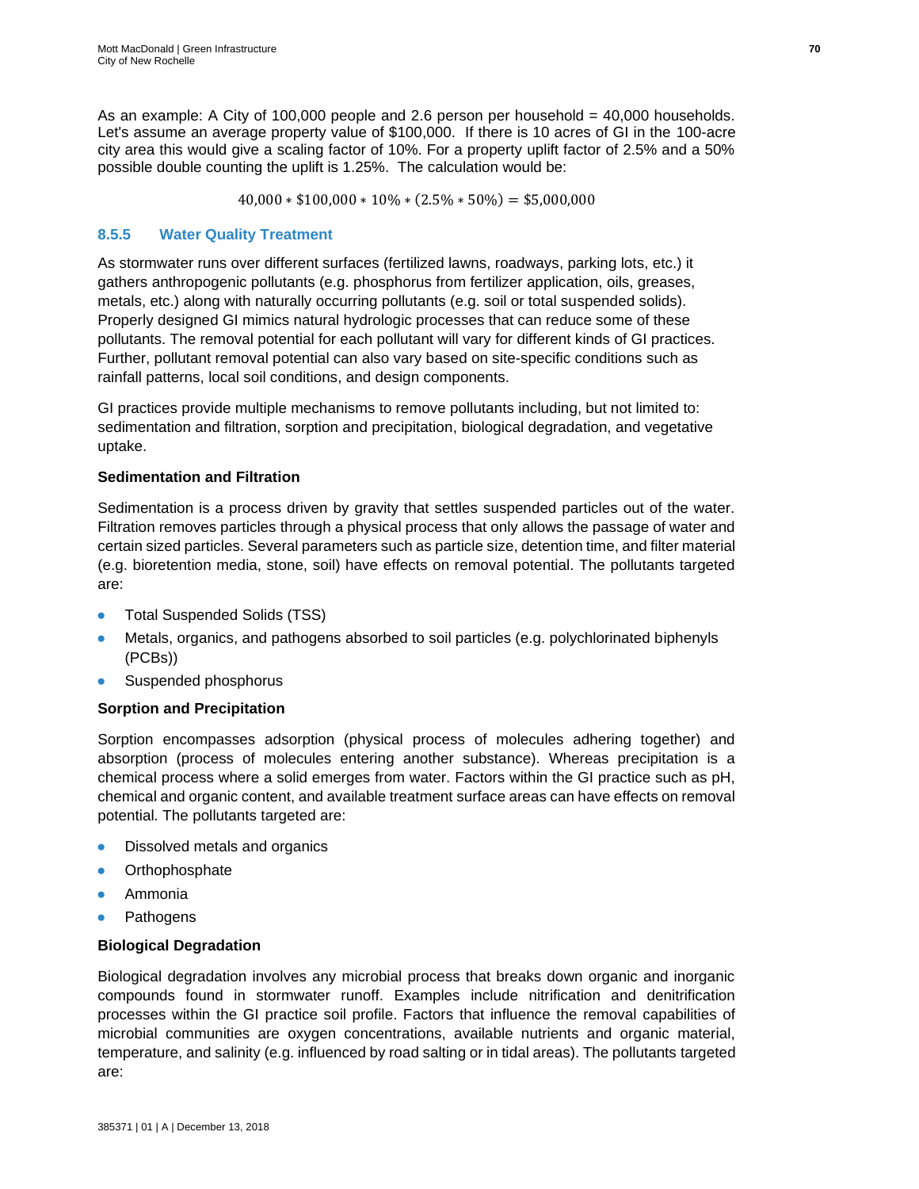As an example: A City of 100,000 people and 2.6 person per household = 40,000 households. Let's assume an average property value of $100,000. If there is 10 acres of GI in the 100-acre city area this would give a scaling factor of 10%. For a property uplift factor of 2.5% and a 50% possible double counting the uplift is 1.25%. The calculation would be:

$$40{,}000 * \$100{,}000 * 10\% * (2.5\% * 50\%) = \$5{,}000{,}000$$

### 8.5.5 Water Quality Treatment

As stormwater runs over different surfaces (fertilized lawns, roadways, parking lots, etc.) it gathers anthropogenic pollutants (e.g. phosphorus from fertilizer application, oils, greases, metals, etc.) along with naturally occurring pollutants (e.g. soil or total suspended solids). Properly designed GI mimics natural hydrologic processes that can reduce some of these pollutants. The removal potential for each pollutant will vary for different kinds of GI practices. Further, pollutant removal potential can also vary based on site-specific conditions such as rainfall patterns, local soil conditions, and design components.

GI practices provide multiple mechanisms to remove pollutants including, but not limited to: sedimentation and filtration, sorption and precipitation, biological degradation, and vegetative uptake.

**Sedimentation and Filtration**

Sedimentation is a process driven by gravity that settles suspended particles out of the water. Filtration removes particles through a physical process that only allows the passage of water and certain sized particles. Several parameters such as particle size, detention time, and filter material (e.g. bioretention media, stone, soil) have effects on removal potential. The pollutants targeted are:

- Total Suspended Solids (TSS)
- Metals, organics, and pathogens absorbed to soil particles (e.g. polychlorinated biphenyls (PCBs))
- Suspended phosphorus

**Sorption and Precipitation**

Sorption encompasses adsorption (physical process of molecules adhering together) and absorption (process of molecules entering another substance). Whereas precipitation is a chemical process where a solid emerges from water. Factors within the GI practice such as pH, chemical and organic content, and available treatment surface areas can have effects on removal potential. The pollutants targeted are:

- Dissolved metals and organics
- Orthophosphate
- Ammonia
- Pathogens

**Biological Degradation**

Biological degradation involves any microbial process that breaks down organic and inorganic compounds found in stormwater runoff. Examples include nitrification and denitrification processes within the GI practice soil profile. Factors that influence the removal capabilities of microbial communities are oxygen concentrations, available nutrients and organic material, temperature, and salinity (e.g. influenced by road salting or in tidal areas). The pollutants targeted are: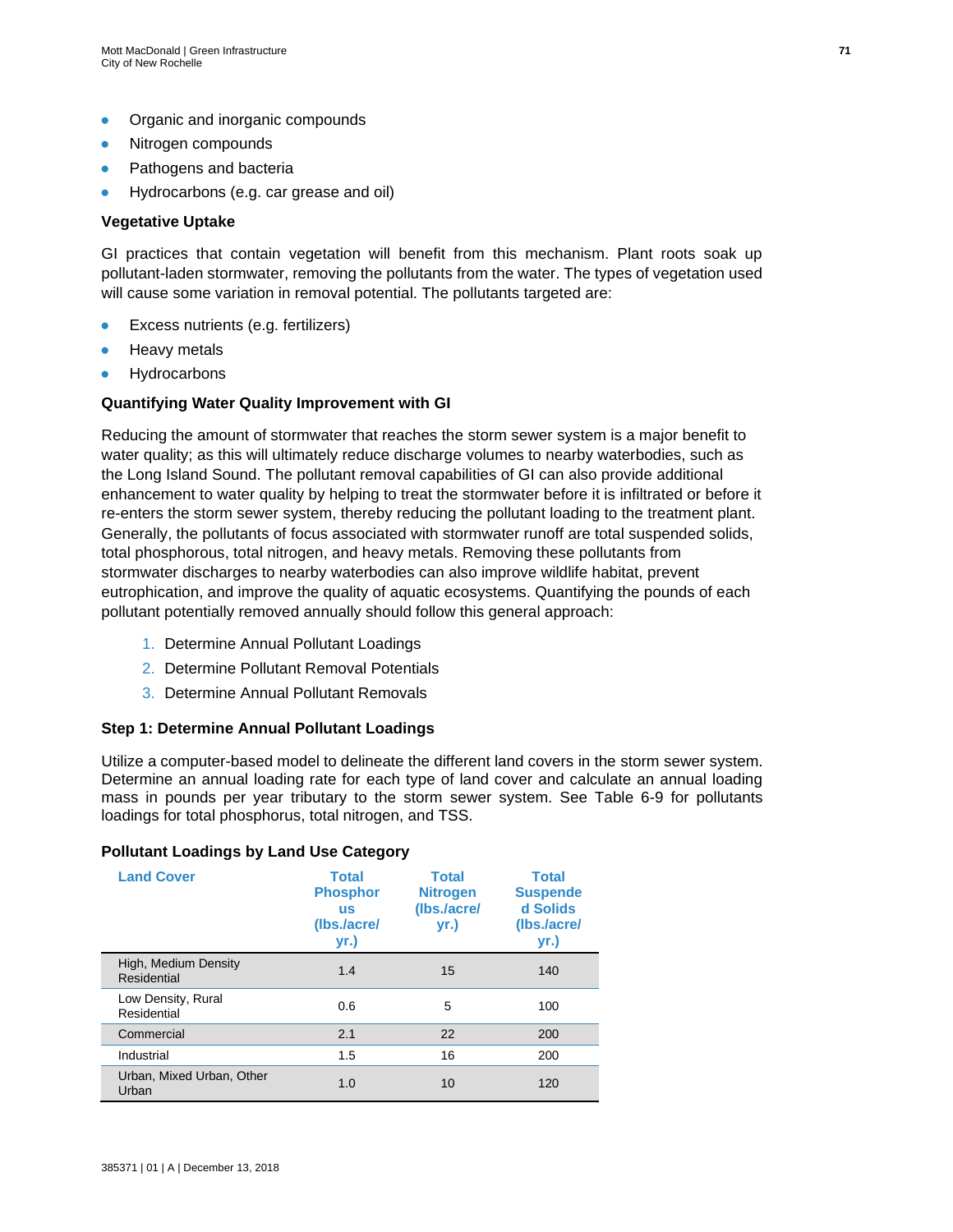- Organic and inorganic compounds
- Nitrogen compounds
- Pathogens and bacteria
- Hydrocarbons (e.g. car grease and oil)

**Vegetative Uptake**

GI practices that contain vegetation will benefit from this mechanism. Plant roots soak up pollutant-laden stormwater, removing the pollutants from the water. The types of vegetation used will cause some variation in removal potential. The pollutants targeted are:

- Excess nutrients (e.g. fertilizers)
- Heavy metals
- Hydrocarbons

**Quantifying Water Quality Improvement with GI**

Reducing the amount of stormwater that reaches the storm sewer system is a major benefit to water quality; as this will ultimately reduce discharge volumes to nearby waterbodies, such as the Long Island Sound. The pollutant removal capabilities of GI can also provide additional enhancement to water quality by helping to treat the stormwater before it is infiltrated or before it re-enters the storm sewer system, thereby reducing the pollutant loading to the treatment plant. Generally, the pollutants of focus associated with stormwater runoff are total suspended solids, total phosphorous, total nitrogen, and heavy metals. Removing these pollutants from stormwater discharges to nearby waterbodies can also improve wildlife habitat, prevent eutrophication, and improve the quality of aquatic ecosystems. Quantifying the pounds of each pollutant potentially removed annually should follow this general approach:

1. Determine Annual Pollutant Loadings
2. Determine Pollutant Removal Potentials
3. Determine Annual Pollutant Removals

**Step 1: Determine Annual Pollutant Loadings**

Utilize a computer-based model to delineate the different land covers in the storm sewer system. Determine an annual loading rate for each type of land cover and calculate an annual loading mass in pounds per year tributary to the storm sewer system. See Table 6-9 for pollutants loadings for total phosphorus, total nitrogen, and TSS.

**Pollutant Loadings by Land Use Category**

| Land Cover | Total Phosphorus (lbs./acre/ yr.) | Total Nitrogen (lbs./acre/ yr.) | Total Suspended Solids (lbs./acre/ yr.) |
|---|---|---|---|
| High, Medium Density Residential | 1.4 | 15 | 140 |
| Low Density, Rural Residential | 0.6 | 5 | 100 |
| Commercial | 2.1 | 22 | 200 |
| Industrial | 1.5 | 16 | 200 |
| Urban, Mixed Urban, Other Urban | 1.0 | 10 | 120 |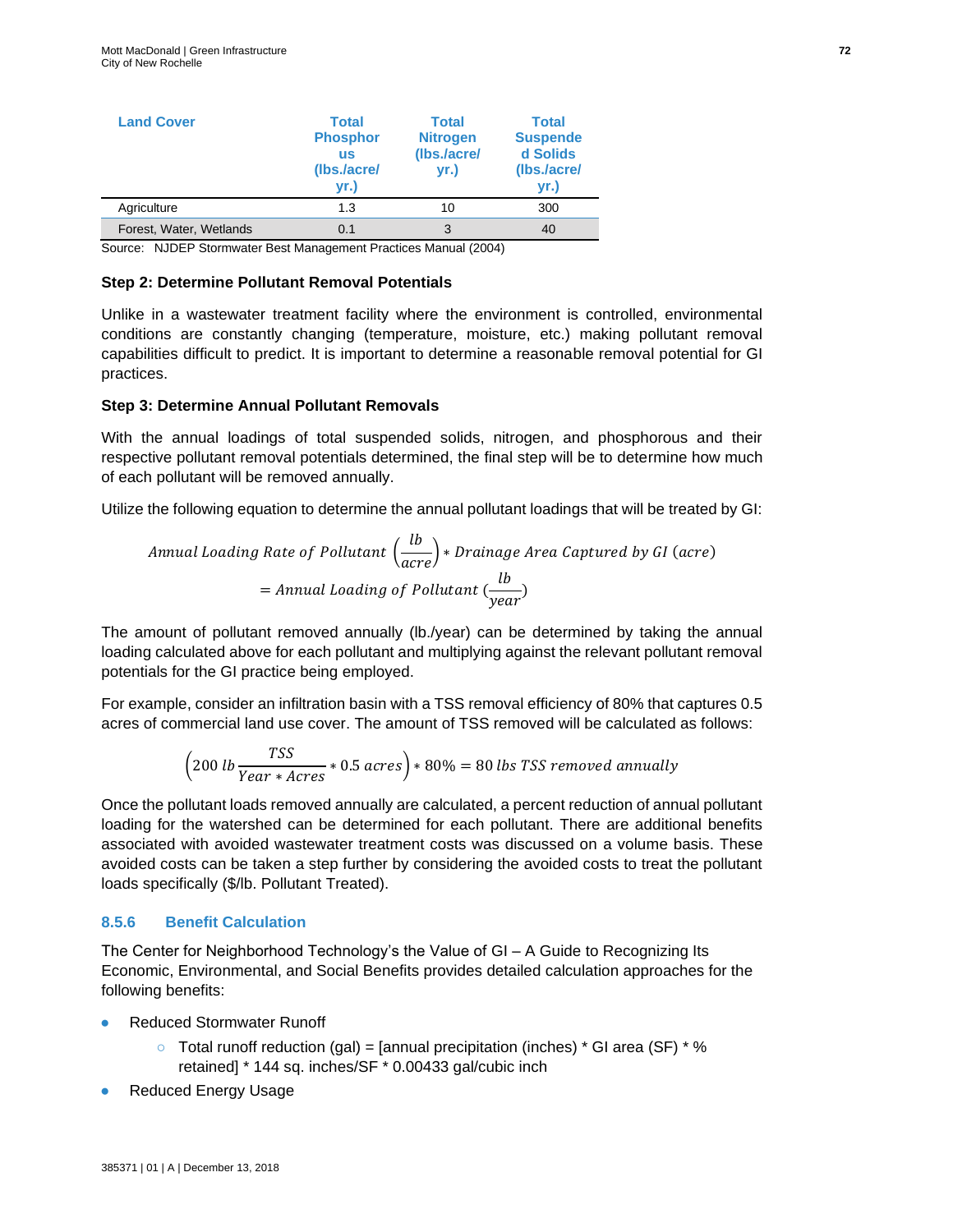| Land Cover | Total Phosphorus (lbs./acre/yr.) | Total Nitrogen (lbs./acre/yr.) | Total Suspended Solids (lbs./acre/yr.) |
|---|---|---|---|
| Agriculture | 1.3 | 10 | 300 |
| Forest, Water, Wetlands | 0.1 | 3 | 40 |

Source: NJDEP Stormwater Best Management Practices Manual (2004)

**Step 2: Determine Pollutant Removal Potentials**

Unlike in a wastewater treatment facility where the environment is controlled, environmental conditions are constantly changing (temperature, moisture, etc.) making pollutant removal capabilities difficult to predict. It is important to determine a reasonable removal potential for GI practices.

**Step 3: Determine Annual Pollutant Removals**

With the annual loadings of total suspended solids, nitrogen, and phosphorous and their respective pollutant removal potentials determined, the final step will be to determine how much of each pollutant will be removed annually.

Utilize the following equation to determine the annual pollutant loadings that will be treated by GI:

$$Annual\ Loading\ Rate\ of\ Pollutant\ \left(\frac{lb}{acre}\right) * Drainage\ Area\ Captured\ by\ GI\ (acre)$$
$$= Annual\ Loading\ of\ Pollutant\ \left(\frac{lb}{year}\right)$$

The amount of pollutant removed annually (lb./year) can be determined by taking the annual loading calculated above for each pollutant and multiplying against the relevant pollutant removal potentials for the GI practice being employed.

For example, consider an infiltration basin with a TSS removal efficiency of 80% that captures 0.5 acres of commercial land use cover. The amount of TSS removed will be calculated as follows:

$$\left(200\ lb\frac{TSS}{Year * Acres} * 0.5\ acres\right) * 80\% = 80\ lbs\ TSS\ removed\ annually$$

Once the pollutant loads removed annually are calculated, a percent reduction of annual pollutant loading for the watershed can be determined for each pollutant. There are additional benefits associated with avoided wastewater treatment costs was discussed on a volume basis. These avoided costs can be taken a step further by considering the avoided costs to treat the pollutant loads specifically ($/lb. Pollutant Treated).

### 8.5.6 Benefit Calculation

The Center for Neighborhood Technology's the Value of GI – A Guide to Recognizing Its Economic, Environmental, and Social Benefits provides detailed calculation approaches for the following benefits:

- Reduced Stormwater Runoff
  - Total runoff reduction (gal) = [annual precipitation (inches) * GI area (SF) * % retained] * 144 sq. inches/SF * 0.00433 gal/cubic inch
- Reduced Energy Usage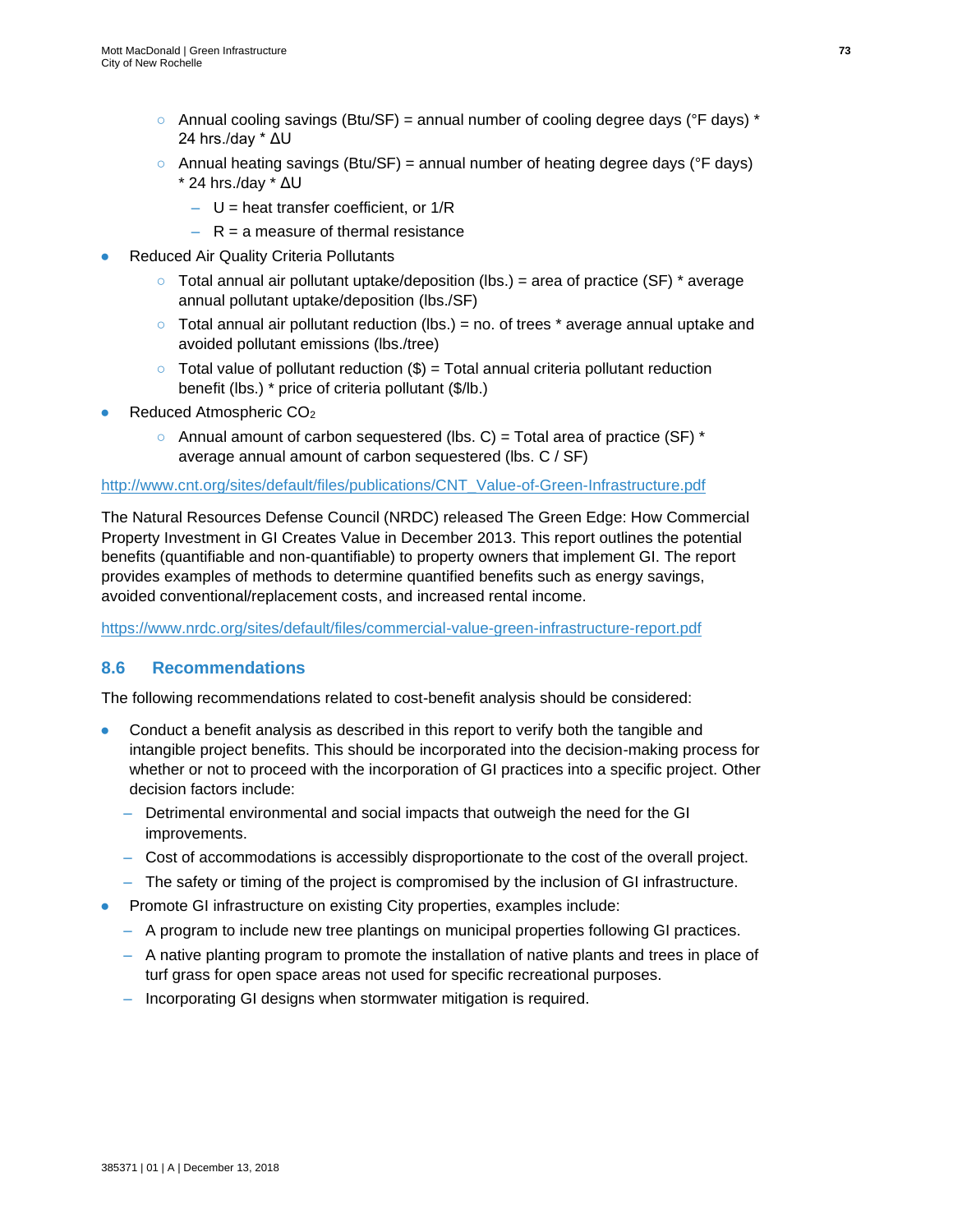- Annual cooling savings (Btu/SF) = annual number of cooling degree days (°F days) * 24 hrs./day * ΔU
  - Annual heating savings (Btu/SF) = annual number of heating degree days (°F days) * 24 hrs./day * ΔU
    - U = heat transfer coefficient, or 1/R
    - R = a measure of thermal resistance
- Reduced Air Quality Criteria Pollutants
  - Total annual air pollutant uptake/deposition (lbs.) = area of practice (SF) * average annual pollutant uptake/deposition (lbs./SF)
  - Total annual air pollutant reduction (lbs.) = no. of trees * average annual uptake and avoided pollutant emissions (lbs./tree)
  - Total value of pollutant reduction ($) = Total annual criteria pollutant reduction benefit (lbs.) * price of criteria pollutant ($/lb.)
- Reduced Atmospheric $CO_2$
  - Annual amount of carbon sequestered (lbs. C) = Total area of practice (SF) * average annual amount of carbon sequestered (lbs. C / SF)

http://www.cnt.org/sites/default/files/publications/CNT_Value-of-Green-Infrastructure.pdf

The Natural Resources Defense Council (NRDC) released The Green Edge: How Commercial Property Investment in GI Creates Value in December 2013. This report outlines the potential benefits (quantifiable and non-quantifiable) to property owners that implement GI. The report provides examples of methods to determine quantified benefits such as energy savings, avoided conventional/replacement costs, and increased rental income.

https://www.nrdc.org/sites/default/files/commercial-value-green-infrastructure-report.pdf

## 8.6 Recommendations

The following recommendations related to cost-benefit analysis should be considered:

- Conduct a benefit analysis as described in this report to verify both the tangible and intangible project benefits. This should be incorporated into the decision-making process for whether or not to proceed with the incorporation of GI practices into a specific project. Other decision factors include:
  - Detrimental environmental and social impacts that outweigh the need for the GI improvements.
  - Cost of accommodations is accessibly disproportionate to the cost of the overall project.
  - The safety or timing of the project is compromised by the inclusion of GI infrastructure.
- Promote GI infrastructure on existing City properties, examples include:
  - A program to include new tree plantings on municipal properties following GI practices.
  - A native planting program to promote the installation of native plants and trees in place of turf grass for open space areas not used for specific recreational purposes.
  - Incorporating GI designs when stormwater mitigation is required.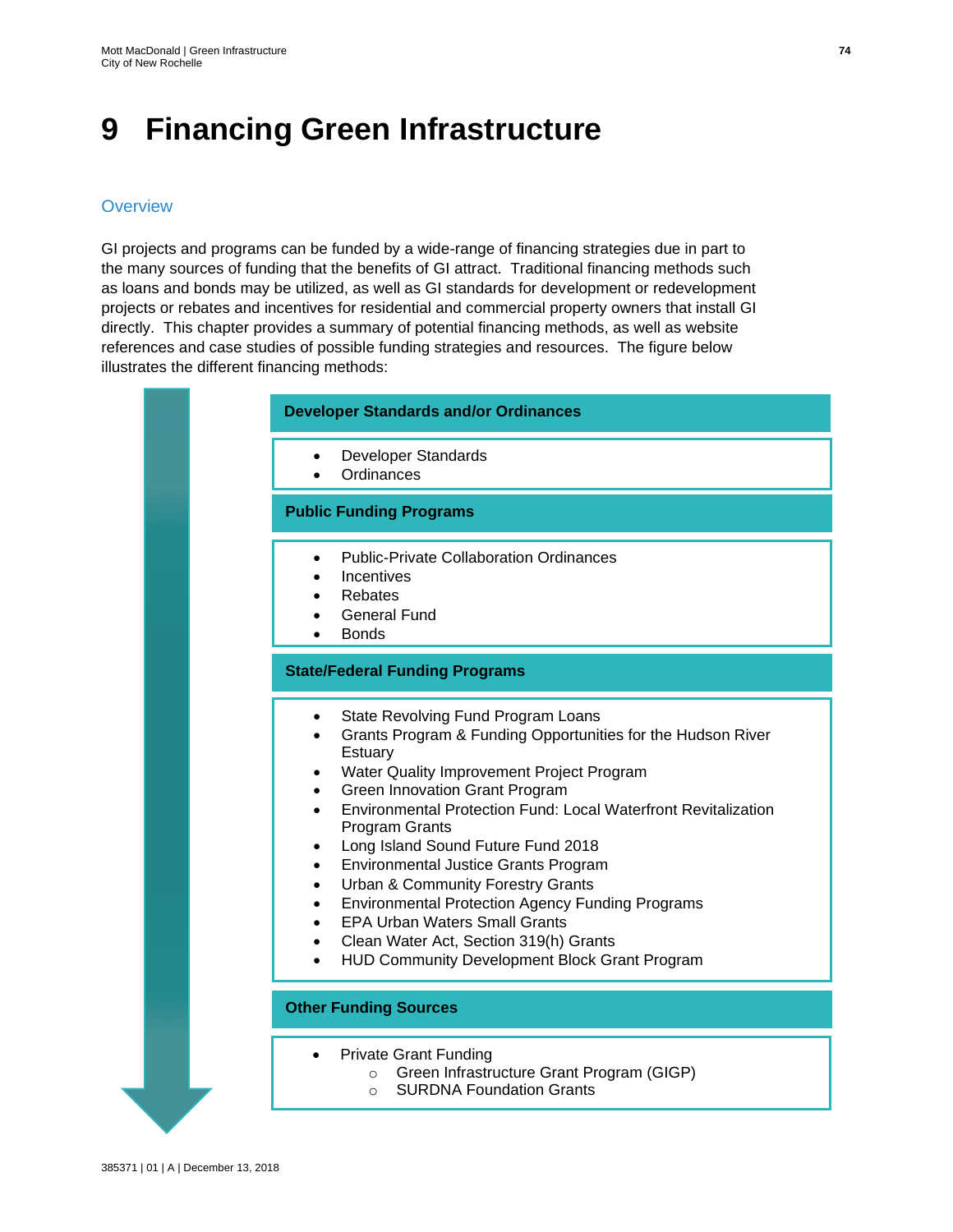# 9 Financing Green Infrastructure

## Overview

GI projects and programs can be funded by a wide-range of financing strategies due in part to the many sources of funding that the benefits of GI attract. Traditional financing methods such as loans and bonds may be utilized, as well as GI standards for development or redevelopment projects or rebates and incentives for residential and commercial property owners that install GI directly. This chapter provides a summary of potential financing methods, as well as website references and case studies of possible funding strategies and resources. The figure below illustrates the different financing methods:

**Developer Standards and/or Ordinances**

- Developer Standards
- Ordinances

**Public Funding Programs**

- Public-Private Collaboration Ordinances
- Incentives
- Rebates
- General Fund
- Bonds

**State/Federal Funding Programs**

- State Revolving Fund Program Loans
- Grants Program & Funding Opportunities for the Hudson River Estuary
- Water Quality Improvement Project Program
- Green Innovation Grant Program
- Environmental Protection Fund: Local Waterfront Revitalization Program Grants
- Long Island Sound Future Fund 2018
- Environmental Justice Grants Program
- Urban & Community Forestry Grants
- Environmental Protection Agency Funding Programs
- EPA Urban Waters Small Grants
- Clean Water Act, Section 319(h) Grants
- HUD Community Development Block Grant Program

**Other Funding Sources**

- Private Grant Funding
  - Green Infrastructure Grant Program (GIGP)
  - SURDNA Foundation Grants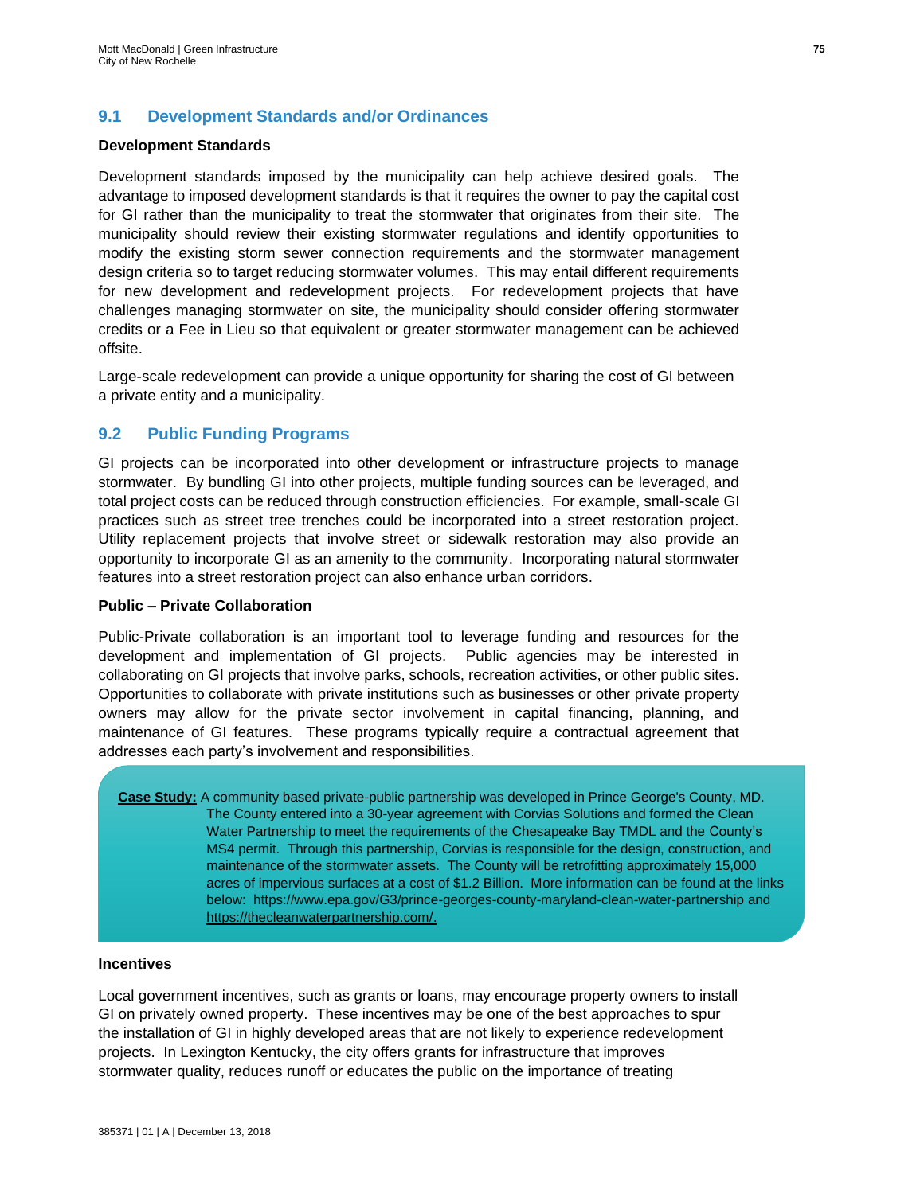## 9.1 Development Standards and/or Ordinances

**Development Standards**

Development standards imposed by the municipality can help achieve desired goals. The advantage to imposed development standards is that it requires the owner to pay the capital cost for GI rather than the municipality to treat the stormwater that originates from their site. The municipality should review their existing stormwater regulations and identify opportunities to modify the existing storm sewer connection requirements and the stormwater management design criteria so to target reducing stormwater volumes. This may entail different requirements for new development and redevelopment projects. For redevelopment projects that have challenges managing stormwater on site, the municipality should consider offering stormwater credits or a Fee in Lieu so that equivalent or greater stormwater management can be achieved offsite.

Large-scale redevelopment can provide a unique opportunity for sharing the cost of GI between a private entity and a municipality.

## 9.2 Public Funding Programs

GI projects can be incorporated into other development or infrastructure projects to manage stormwater. By bundling GI into other projects, multiple funding sources can be leveraged, and total project costs can be reduced through construction efficiencies. For example, small-scale GI practices such as street tree trenches could be incorporated into a street restoration project. Utility replacement projects that involve street or sidewalk restoration may also provide an opportunity to incorporate GI as an amenity to the community. Incorporating natural stormwater features into a street restoration project can also enhance urban corridors.

**Public – Private Collaboration**

Public-Private collaboration is an important tool to leverage funding and resources for the development and implementation of GI projects. Public agencies may be interested in collaborating on GI projects that involve parks, schools, recreation activities, or other public sites. Opportunities to collaborate with private institutions such as businesses or other private property owners may allow for the private sector involvement in capital financing, planning, and maintenance of GI features. These programs typically require a contractual agreement that addresses each party's involvement and responsibilities.

> **Case Study:** A community based private-public partnership was developed in Prince George's County, MD. The County entered into a 30-year agreement with Corvias Solutions and formed the Clean Water Partnership to meet the requirements of the Chesapeake Bay TMDL and the County's MS4 permit. Through this partnership, Corvias is responsible for the design, construction, and maintenance of the stormwater assets. The County will be retrofitting approximately 15,000 acres of impervious surfaces at a cost of $1.2 Billion. More information can be found at the links below: https://www.epa.gov/G3/prince-georges-county-maryland-clean-water-partnership and https://thecleanwaterpartnership.com/.

**Incentives**

Local government incentives, such as grants or loans, may encourage property owners to install GI on privately owned property. These incentives may be one of the best approaches to spur the installation of GI in highly developed areas that are not likely to experience redevelopment projects. In Lexington Kentucky, the city offers grants for infrastructure that improves stormwater quality, reduces runoff or educates the public on the importance of treating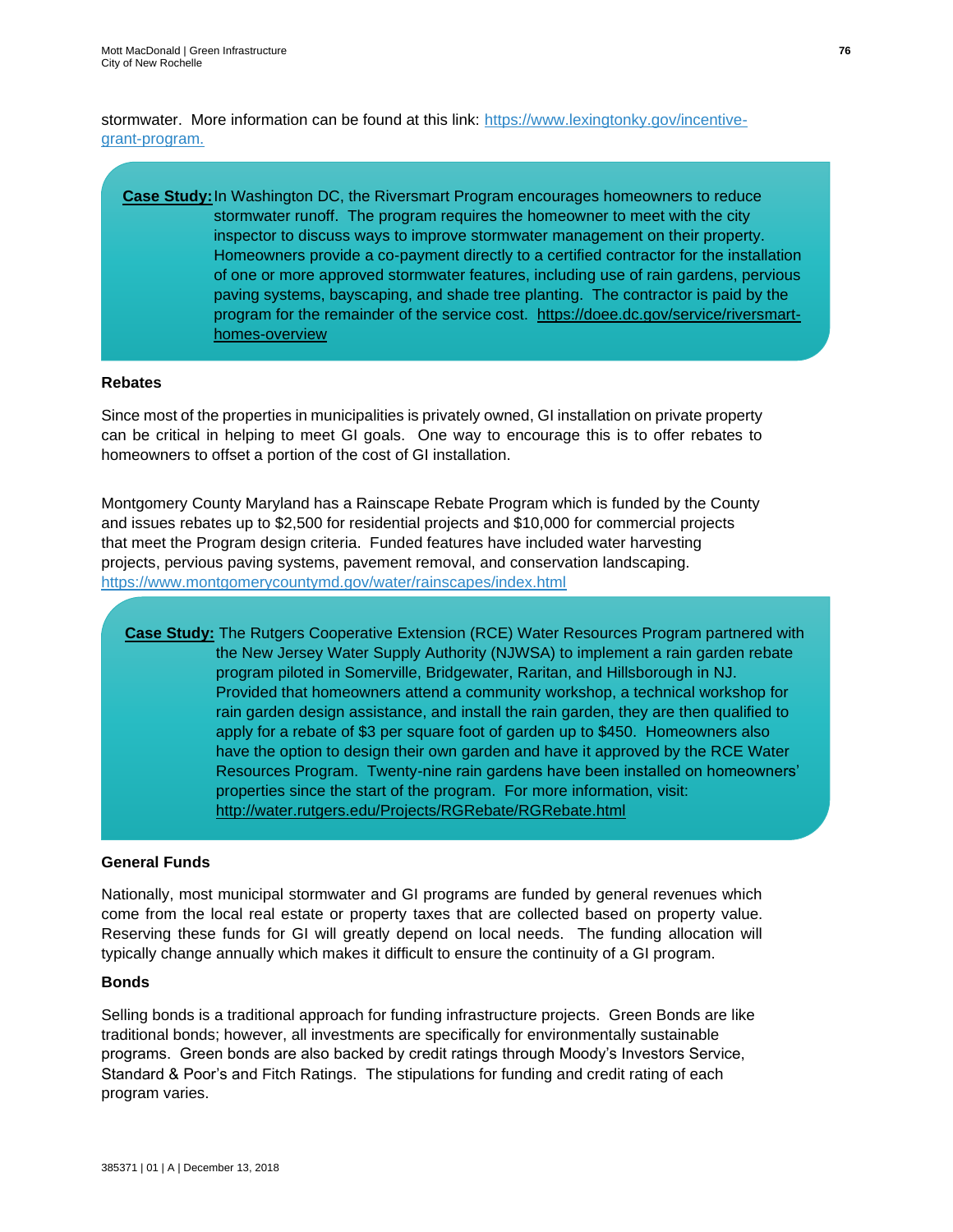stormwater. More information can be found at this link: [https://www.lexingtonky.gov/incentive-grant-program.](https://www.lexingtonky.gov/incentive-grant-program)

> **Case Study:** In Washington DC, the Riversmart Program encourages homeowners to reduce stormwater runoff. The program requires the homeowner to meet with the city inspector to discuss ways to improve stormwater management on their property. Homeowners provide a co-payment directly to a certified contractor for the installation of one or more approved stormwater features, including use of rain gardens, pervious paving systems, bayscaping, and shade tree planting. The contractor is paid by the program for the remainder of the service cost. [https://doee.dc.gov/service/riversmart-homes-overview](https://doee.dc.gov/service/riversmart-homes-overview)

### Rebates

Since most of the properties in municipalities is privately owned, GI installation on private property can be critical in helping to meet GI goals. One way to encourage this is to offer rebates to homeowners to offset a portion of the cost of GI installation.

Montgomery County Maryland has a Rainscape Rebate Program which is funded by the County and issues rebates up to $2,500 for residential projects and $10,000 for commercial projects that meet the Program design criteria. Funded features have included water harvesting projects, pervious paving systems, pavement removal, and conservation landscaping. [https://www.montgomerycountymd.gov/water/rainscapes/index.html](https://www.montgomerycountymd.gov/water/rainscapes/index.html)

> **Case Study:** The Rutgers Cooperative Extension (RCE) Water Resources Program partnered with the New Jersey Water Supply Authority (NJWSA) to implement a rain garden rebate program piloted in Somerville, Bridgewater, Raritan, and Hillsborough in NJ. Provided that homeowners attend a community workshop, a technical workshop for rain garden design assistance, and install the rain garden, they are then qualified to apply for a rebate of $3 per square foot of garden up to $450. Homeowners also have the option to design their own garden and have it approved by the RCE Water Resources Program. Twenty-nine rain gardens have been installed on homeowners' properties since the start of the program. For more information, visit: [http://water.rutgers.edu/Projects/RGRebate/RGRebate.html](http://water.rutgers.edu/Projects/RGRebate/RGRebate.html)

### General Funds

Nationally, most municipal stormwater and GI programs are funded by general revenues which come from the local real estate or property taxes that are collected based on property value. Reserving these funds for GI will greatly depend on local needs. The funding allocation will typically change annually which makes it difficult to ensure the continuity of a GI program.

### Bonds

Selling bonds is a traditional approach for funding infrastructure projects. Green Bonds are like traditional bonds; however, all investments are specifically for environmentally sustainable programs. Green bonds are also backed by credit ratings through Moody's Investors Service, Standard & Poor's and Fitch Ratings. The stipulations for funding and credit rating of each program varies.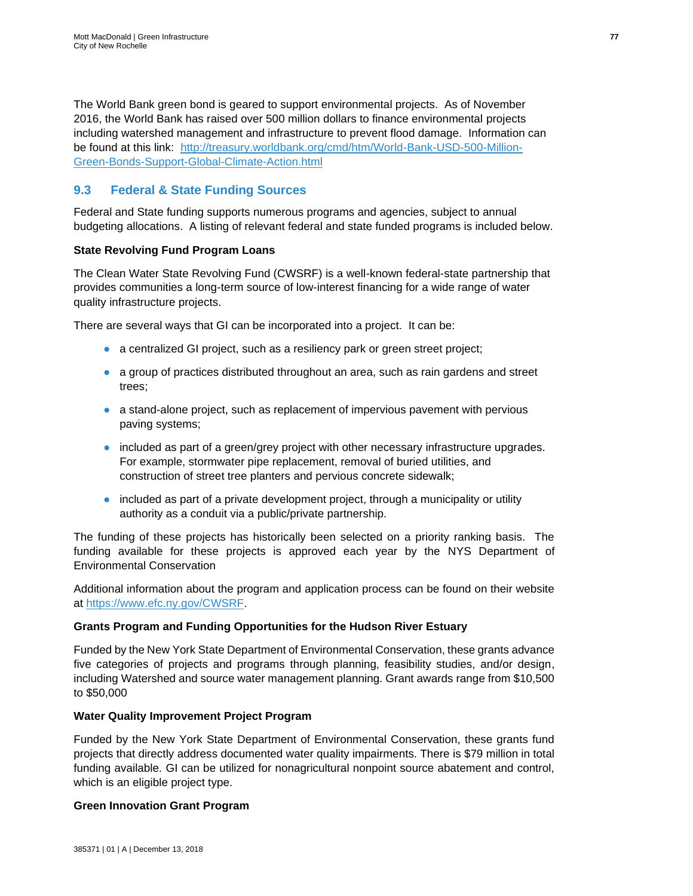The World Bank green bond is geared to support environmental projects. As of November 2016, the World Bank has raised over 500 million dollars to finance environmental projects including watershed management and infrastructure to prevent flood damage. Information can be found at this link: [http://treasury.worldbank.org/cmd/htm/World-Bank-USD-500-Million-Green-Bonds-Support-Global-Climate-Action.html](http://treasury.worldbank.org/cmd/htm/World-Bank-USD-500-Million-Green-Bonds-Support-Global-Climate-Action.html)

## 9.3 Federal & State Funding Sources

Federal and State funding supports numerous programs and agencies, subject to annual budgeting allocations. A listing of relevant federal and state funded programs is included below.

**State Revolving Fund Program Loans**

The Clean Water State Revolving Fund (CWSRF) is a well-known federal-state partnership that provides communities a long-term source of low-interest financing for a wide range of water quality infrastructure projects.

There are several ways that GI can be incorporated into a project. It can be:

- a centralized GI project, such as a resiliency park or green street project;
- a group of practices distributed throughout an area, such as rain gardens and street trees;
- a stand-alone project, such as replacement of impervious pavement with pervious paving systems;
- included as part of a green/grey project with other necessary infrastructure upgrades. For example, stormwater pipe replacement, removal of buried utilities, and construction of street tree planters and pervious concrete sidewalk;
- included as part of a private development project, through a municipality or utility authority as a conduit via a public/private partnership.

The funding of these projects has historically been selected on a priority ranking basis. The funding available for these projects is approved each year by the NYS Department of Environmental Conservation

Additional information about the program and application process can be found on their website at [https://www.efc.ny.gov/CWSRF](https://www.efc.ny.gov/CWSRF).

**Grants Program and Funding Opportunities for the Hudson River Estuary**

Funded by the New York State Department of Environmental Conservation, these grants advance five categories of projects and programs through planning, feasibility studies, and/or design, including Watershed and source water management planning. Grant awards range from $10,500 to $50,000

**Water Quality Improvement Project Program**

Funded by the New York State Department of Environmental Conservation, these grants fund projects that directly address documented water quality impairments. There is $79 million in total funding available. GI can be utilized for nonagricultural nonpoint source abatement and control, which is an eligible project type.

**Green Innovation Grant Program**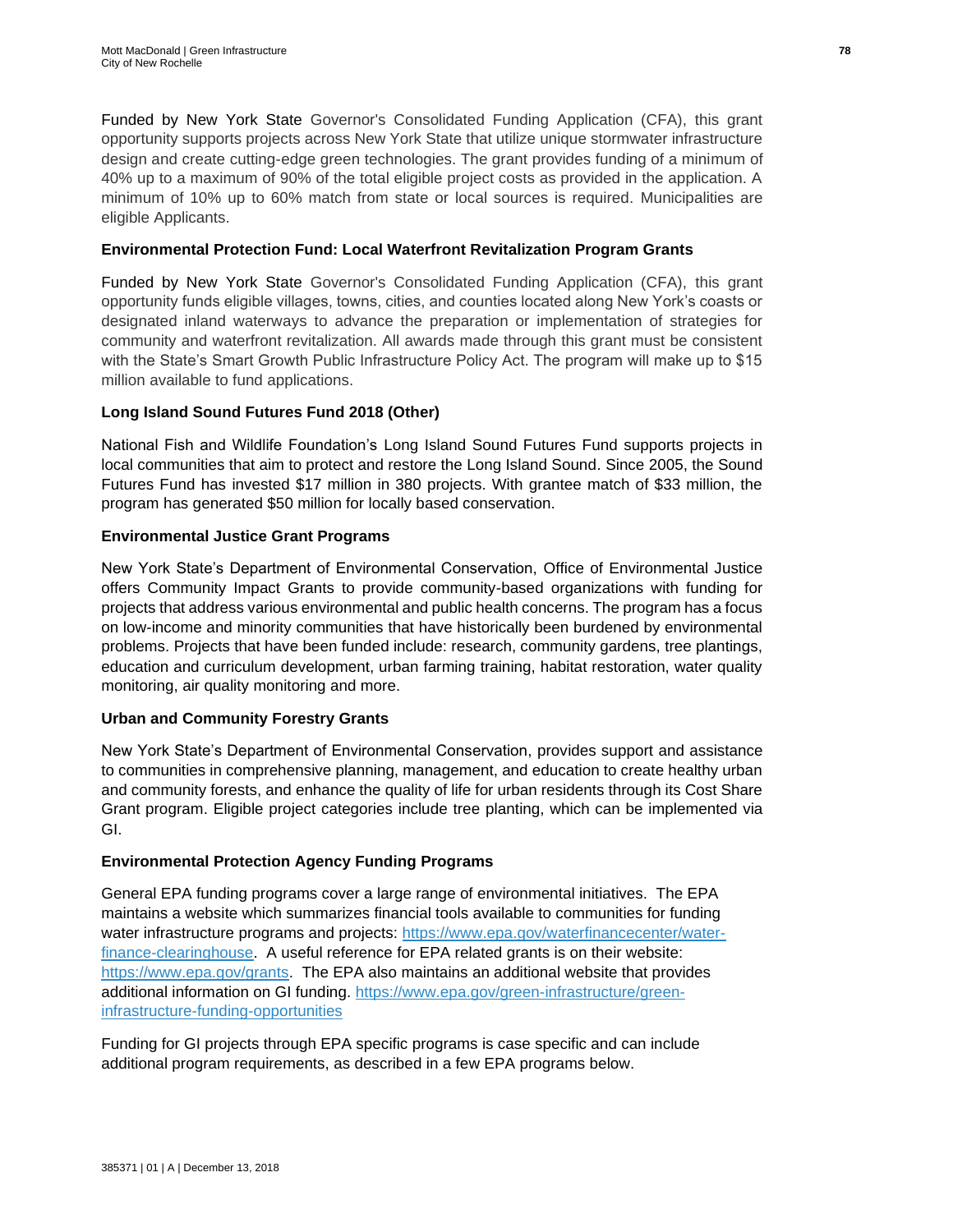Funded by New York State Governor's Consolidated Funding Application (CFA), this grant opportunity supports projects across New York State that utilize unique stormwater infrastructure design and create cutting-edge green technologies. The grant provides funding of a minimum of 40% up to a maximum of 90% of the total eligible project costs as provided in the application. A minimum of 10% up to 60% match from state or local sources is required. Municipalities are eligible Applicants.

**Environmental Protection Fund: Local Waterfront Revitalization Program Grants**

Funded by New York State Governor's Consolidated Funding Application (CFA), this grant opportunity funds eligible villages, towns, cities, and counties located along New York's coasts or designated inland waterways to advance the preparation or implementation of strategies for community and waterfront revitalization. All awards made through this grant must be consistent with the State's Smart Growth Public Infrastructure Policy Act. The program will make up to $15 million available to fund applications.

**Long Island Sound Futures Fund 2018 (Other)**

National Fish and Wildlife Foundation's Long Island Sound Futures Fund supports projects in local communities that aim to protect and restore the Long Island Sound. Since 2005, the Sound Futures Fund has invested $17 million in 380 projects. With grantee match of $33 million, the program has generated $50 million for locally based conservation.

**Environmental Justice Grant Programs**

New York State's Department of Environmental Conservation, Office of Environmental Justice offers Community Impact Grants to provide community-based organizations with funding for projects that address various environmental and public health concerns. The program has a focus on low-income and minority communities that have historically been burdened by environmental problems. Projects that have been funded include: research, community gardens, tree plantings, education and curriculum development, urban farming training, habitat restoration, water quality monitoring, air quality monitoring and more.

**Urban and Community Forestry Grants**

New York State's Department of Environmental Conservation, provides support and assistance to communities in comprehensive planning, management, and education to create healthy urban and community forests, and enhance the quality of life for urban residents through its Cost Share Grant program. Eligible project categories include tree planting, which can be implemented via GI.

**Environmental Protection Agency Funding Programs**

General EPA funding programs cover a large range of environmental initiatives. The EPA maintains a website which summarizes financial tools available to communities for funding water infrastructure programs and projects: [https://www.epa.gov/waterfinancecenter/water-finance-clearinghouse](https://www.epa.gov/waterfinancecenter/water-finance-clearinghouse). A useful reference for EPA related grants is on their website: [https://www.epa.gov/grants](https://www.epa.gov/grants). The EPA also maintains an additional website that provides additional information on GI funding. [https://www.epa.gov/green-infrastructure/green-infrastructure-funding-opportunities](https://www.epa.gov/green-infrastructure/green-infrastructure-funding-opportunities)

Funding for GI projects through EPA specific programs is case specific and can include additional program requirements, as described in a few EPA programs below.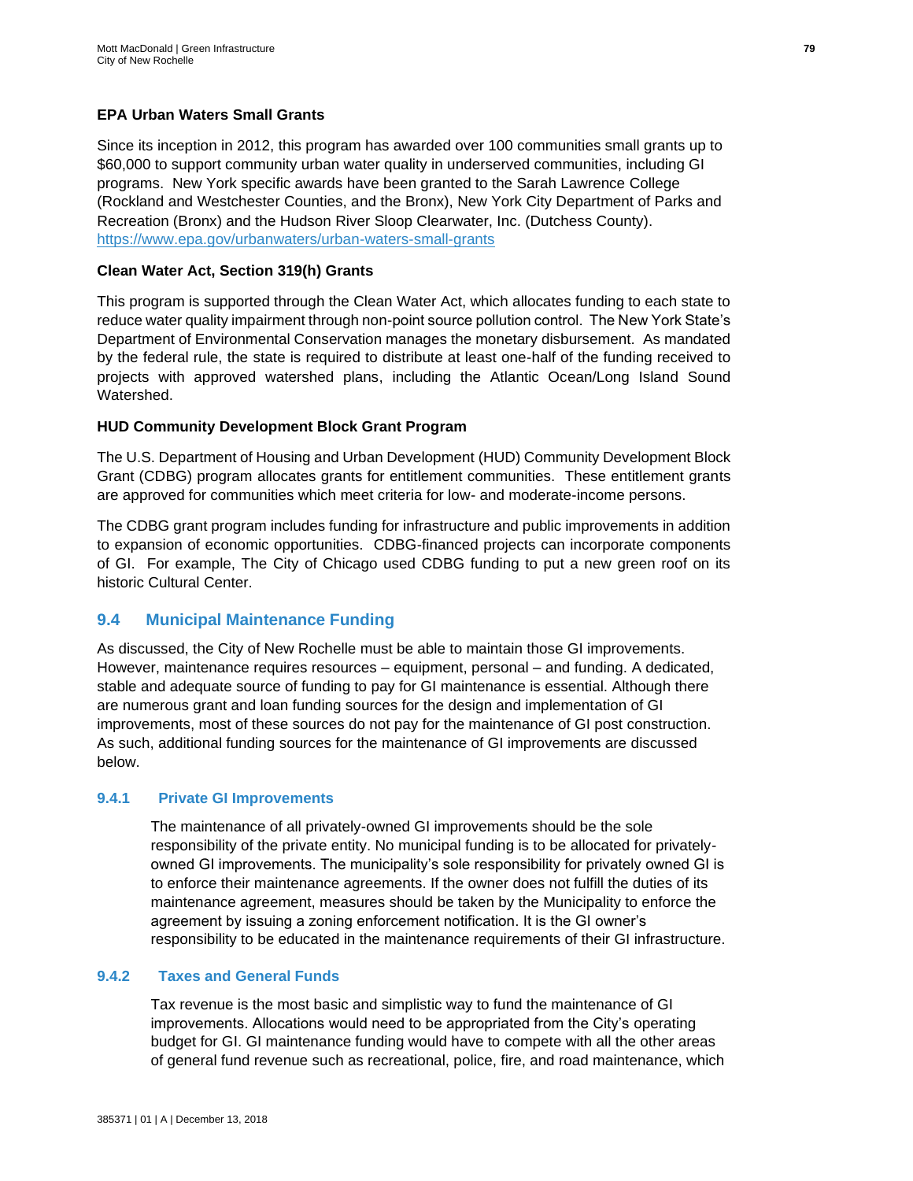**EPA Urban Waters Small Grants**

Since its inception in 2012, this program has awarded over 100 communities small grants up to $60,000 to support community urban water quality in underserved communities, including GI programs. New York specific awards have been granted to the Sarah Lawrence College (Rockland and Westchester Counties, and the Bronx), New York City Department of Parks and Recreation (Bronx) and the Hudson River Sloop Clearwater, Inc. (Dutchess County). https://www.epa.gov/urbanwaters/urban-waters-small-grants

**Clean Water Act, Section 319(h) Grants**

This program is supported through the Clean Water Act, which allocates funding to each state to reduce water quality impairment through non-point source pollution control. The New York State's Department of Environmental Conservation manages the monetary disbursement. As mandated by the federal rule, the state is required to distribute at least one-half of the funding received to projects with approved watershed plans, including the Atlantic Ocean/Long Island Sound Watershed.

**HUD Community Development Block Grant Program**

The U.S. Department of Housing and Urban Development (HUD) Community Development Block Grant (CDBG) program allocates grants for entitlement communities. These entitlement grants are approved for communities which meet criteria for low- and moderate-income persons.

The CDBG grant program includes funding for infrastructure and public improvements in addition to expansion of economic opportunities. CDBG-financed projects can incorporate components of GI. For example, The City of Chicago used CDBG funding to put a new green roof on its historic Cultural Center.

## 9.4 Municipal Maintenance Funding

As discussed, the City of New Rochelle must be able to maintain those GI improvements. However, maintenance requires resources – equipment, personal – and funding. A dedicated, stable and adequate source of funding to pay for GI maintenance is essential. Although there are numerous grant and loan funding sources for the design and implementation of GI improvements, most of these sources do not pay for the maintenance of GI post construction. As such, additional funding sources for the maintenance of GI improvements are discussed below.

### 9.4.1 Private GI Improvements

The maintenance of all privately-owned GI improvements should be the sole responsibility of the private entity. No municipal funding is to be allocated for privately-owned GI improvements. The municipality's sole responsibility for privately owned GI is to enforce their maintenance agreements. If the owner does not fulfill the duties of its maintenance agreement, measures should be taken by the Municipality to enforce the agreement by issuing a zoning enforcement notification. It is the GI owner's responsibility to be educated in the maintenance requirements of their GI infrastructure.

### 9.4.2 Taxes and General Funds

Tax revenue is the most basic and simplistic way to fund the maintenance of GI improvements. Allocations would need to be appropriated from the City's operating budget for GI. GI maintenance funding would have to compete with all the other areas of general fund revenue such as recreational, police, fire, and road maintenance, which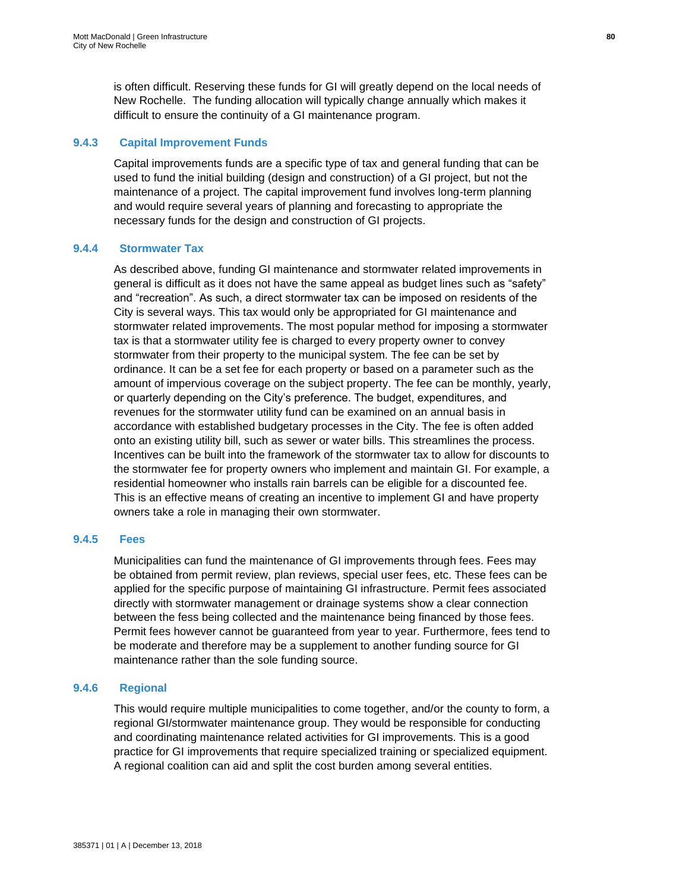is often difficult. Reserving these funds for GI will greatly depend on the local needs of New Rochelle. The funding allocation will typically change annually which makes it difficult to ensure the continuity of a GI maintenance program.

### 9.4.3 Capital Improvement Funds

Capital improvements funds are a specific type of tax and general funding that can be used to fund the initial building (design and construction) of a GI project, but not the maintenance of a project. The capital improvement fund involves long-term planning and would require several years of planning and forecasting to appropriate the necessary funds for the design and construction of GI projects.

### 9.4.4 Stormwater Tax

As described above, funding GI maintenance and stormwater related improvements in general is difficult as it does not have the same appeal as budget lines such as "safety" and "recreation". As such, a direct stormwater tax can be imposed on residents of the City is several ways. This tax would only be appropriated for GI maintenance and stormwater related improvements. The most popular method for imposing a stormwater tax is that a stormwater utility fee is charged to every property owner to convey stormwater from their property to the municipal system. The fee can be set by ordinance. It can be a set fee for each property or based on a parameter such as the amount of impervious coverage on the subject property. The fee can be monthly, yearly, or quarterly depending on the City's preference. The budget, expenditures, and revenues for the stormwater utility fund can be examined on an annual basis in accordance with established budgetary processes in the City. The fee is often added onto an existing utility bill, such as sewer or water bills. This streamlines the process. Incentives can be built into the framework of the stormwater tax to allow for discounts to the stormwater fee for property owners who implement and maintain GI. For example, a residential homeowner who installs rain barrels can be eligible for a discounted fee. This is an effective means of creating an incentive to implement GI and have property owners take a role in managing their own stormwater.

### 9.4.5 Fees

Municipalities can fund the maintenance of GI improvements through fees. Fees may be obtained from permit review, plan reviews, special user fees, etc. These fees can be applied for the specific purpose of maintaining GI infrastructure. Permit fees associated directly with stormwater management or drainage systems show a clear connection between the fess being collected and the maintenance being financed by those fees. Permit fees however cannot be guaranteed from year to year. Furthermore, fees tend to be moderate and therefore may be a supplement to another funding source for GI maintenance rather than the sole funding source.

### 9.4.6 Regional

This would require multiple municipalities to come together, and/or the county to form, a regional GI/stormwater maintenance group. They would be responsible for conducting and coordinating maintenance related activities for GI improvements. This is a good practice for GI improvements that require specialized training or specialized equipment. A regional coalition can aid and split the cost burden among several entities.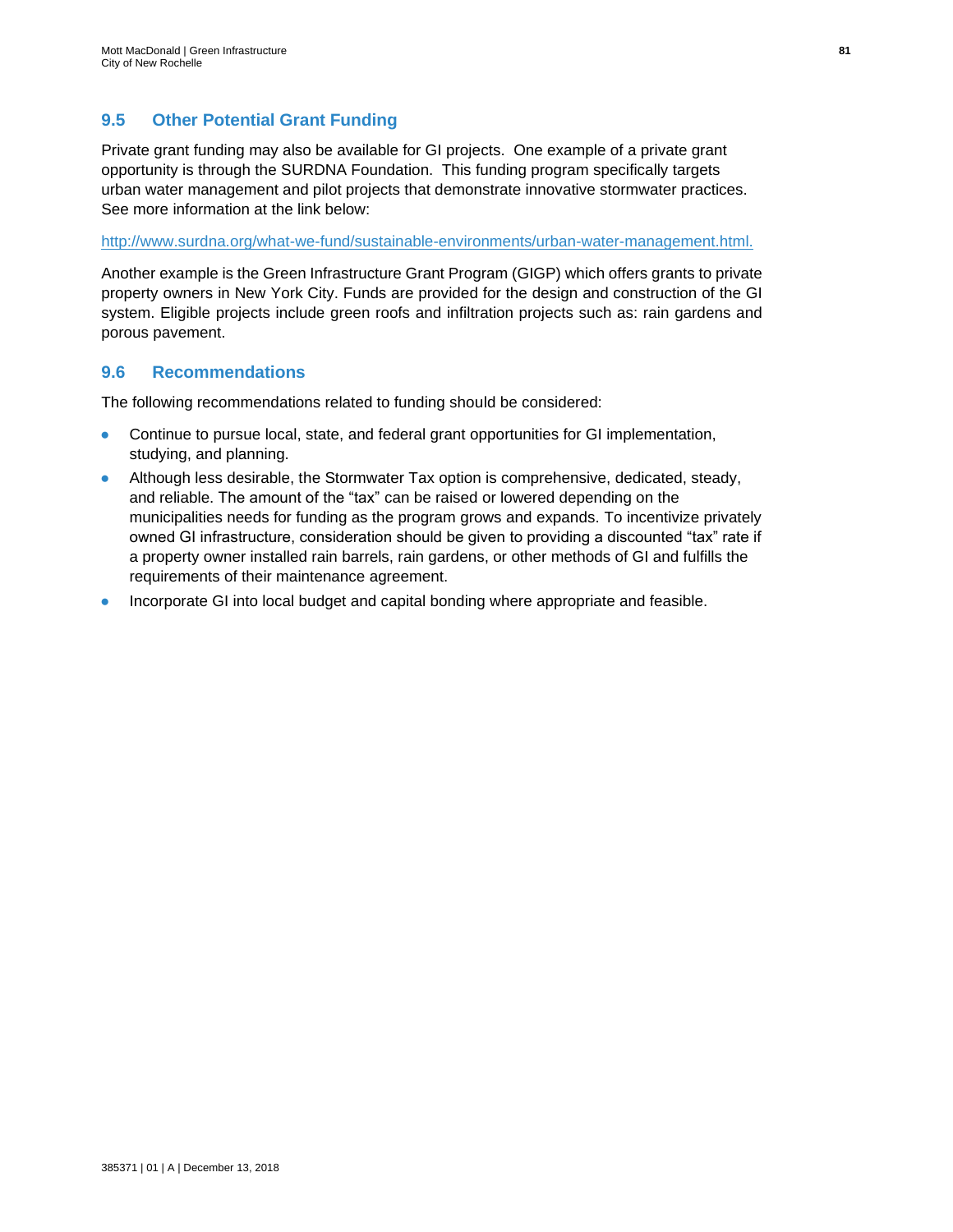## 9.5 Other Potential Grant Funding

Private grant funding may also be available for GI projects. One example of a private grant opportunity is through the SURDNA Foundation. This funding program specifically targets urban water management and pilot projects that demonstrate innovative stormwater practices. See more information at the link below:

http://www.surdna.org/what-we-fund/sustainable-environments/urban-water-management.html.

Another example is the Green Infrastructure Grant Program (GIGP) which offers grants to private property owners in New York City. Funds are provided for the design and construction of the GI system. Eligible projects include green roofs and infiltration projects such as: rain gardens and porous pavement.

## 9.6 Recommendations

The following recommendations related to funding should be considered:

- Continue to pursue local, state, and federal grant opportunities for GI implementation, studying, and planning.
- Although less desirable, the Stormwater Tax option is comprehensive, dedicated, steady, and reliable. The amount of the "tax" can be raised or lowered depending on the municipalities needs for funding as the program grows and expands. To incentivize privately owned GI infrastructure, consideration should be given to providing a discounted "tax" rate if a property owner installed rain barrels, rain gardens, or other methods of GI and fulfills the requirements of their maintenance agreement.
- Incorporate GI into local budget and capital bonding where appropriate and feasible.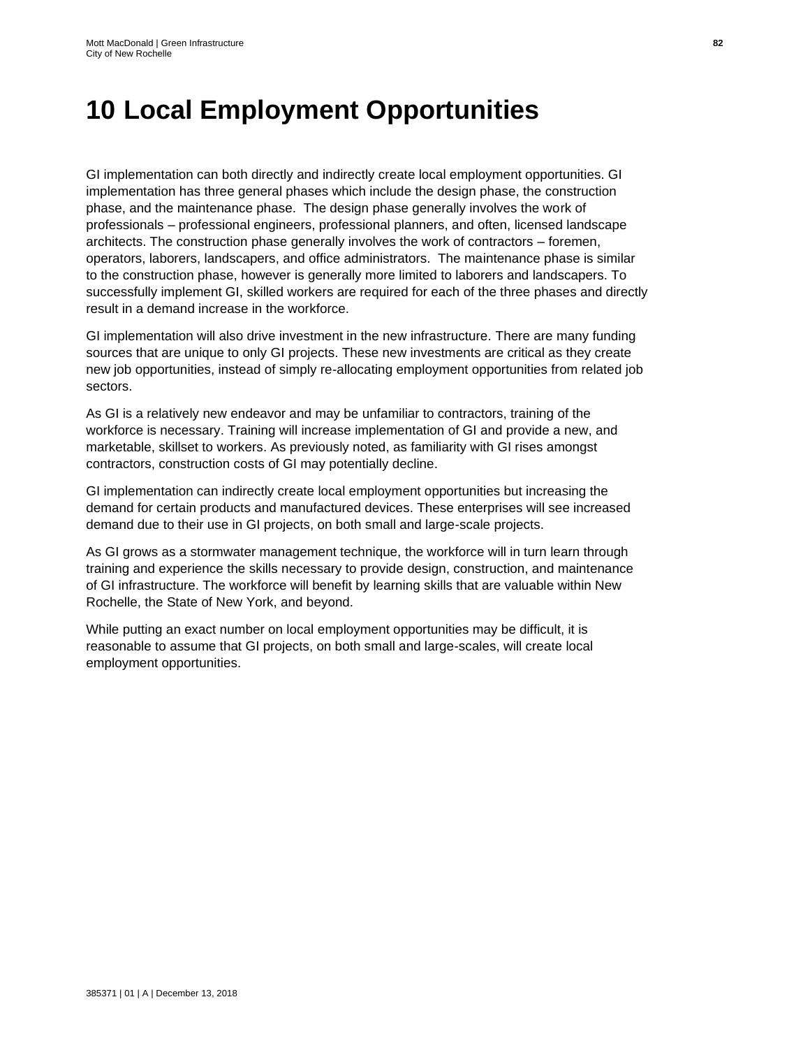# 10 Local Employment Opportunities

GI implementation can both directly and indirectly create local employment opportunities. GI implementation has three general phases which include the design phase, the construction phase, and the maintenance phase. The design phase generally involves the work of professionals – professional engineers, professional planners, and often, licensed landscape architects. The construction phase generally involves the work of contractors – foremen, operators, laborers, landscapers, and office administrators. The maintenance phase is similar to the construction phase, however is generally more limited to laborers and landscapers. To successfully implement GI, skilled workers are required for each of the three phases and directly result in a demand increase in the workforce.

GI implementation will also drive investment in the new infrastructure. There are many funding sources that are unique to only GI projects. These new investments are critical as they create new job opportunities, instead of simply re-allocating employment opportunities from related job sectors.

As GI is a relatively new endeavor and may be unfamiliar to contractors, training of the workforce is necessary. Training will increase implementation of GI and provide a new, and marketable, skillset to workers. As previously noted, as familiarity with GI rises amongst contractors, construction costs of GI may potentially decline.

GI implementation can indirectly create local employment opportunities but increasing the demand for certain products and manufactured devices. These enterprises will see increased demand due to their use in GI projects, on both small and large-scale projects.

As GI grows as a stormwater management technique, the workforce will in turn learn through training and experience the skills necessary to provide design, construction, and maintenance of GI infrastructure. The workforce will benefit by learning skills that are valuable within New Rochelle, the State of New York, and beyond.

While putting an exact number on local employment opportunities may be difficult, it is reasonable to assume that GI projects, on both small and large-scales, will create local employment opportunities.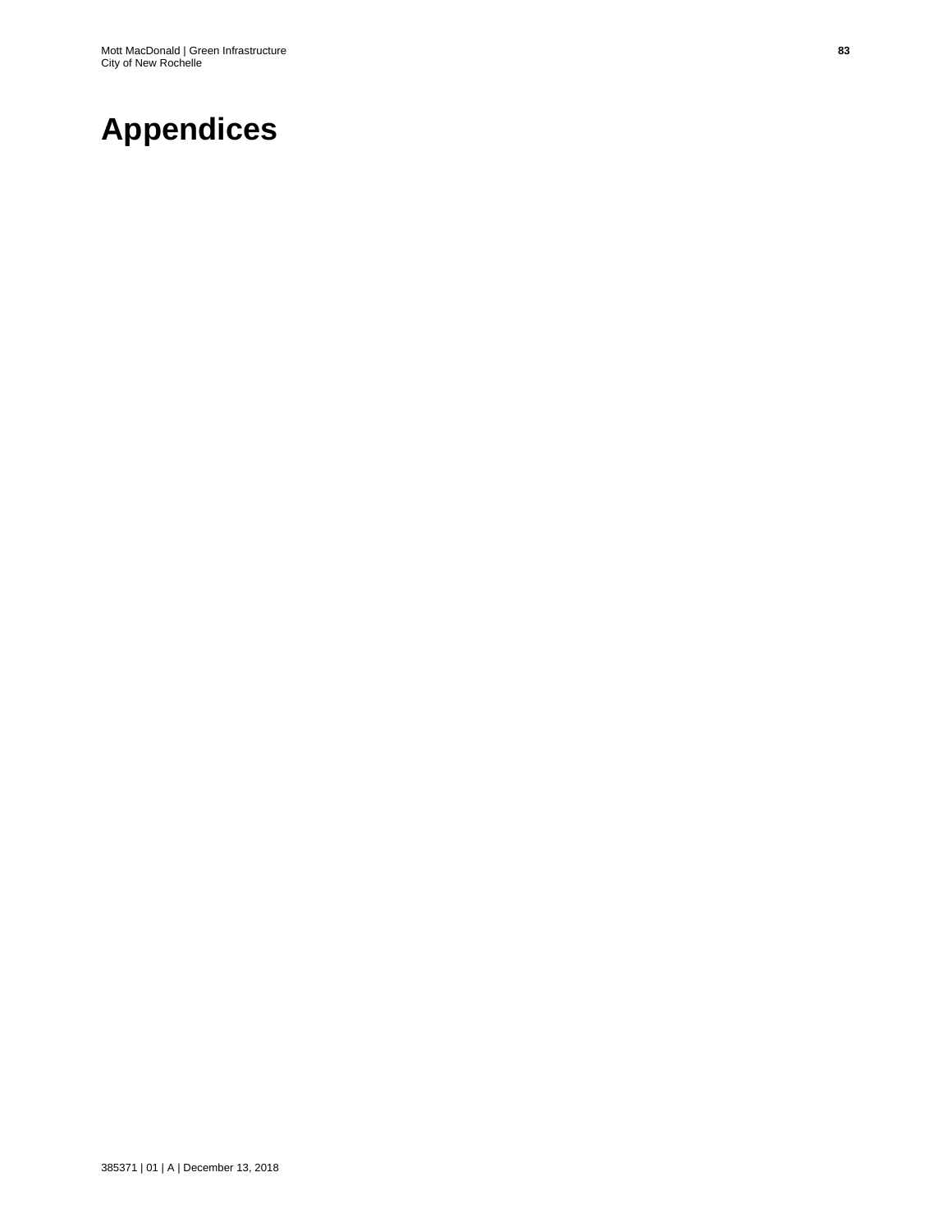# Appendices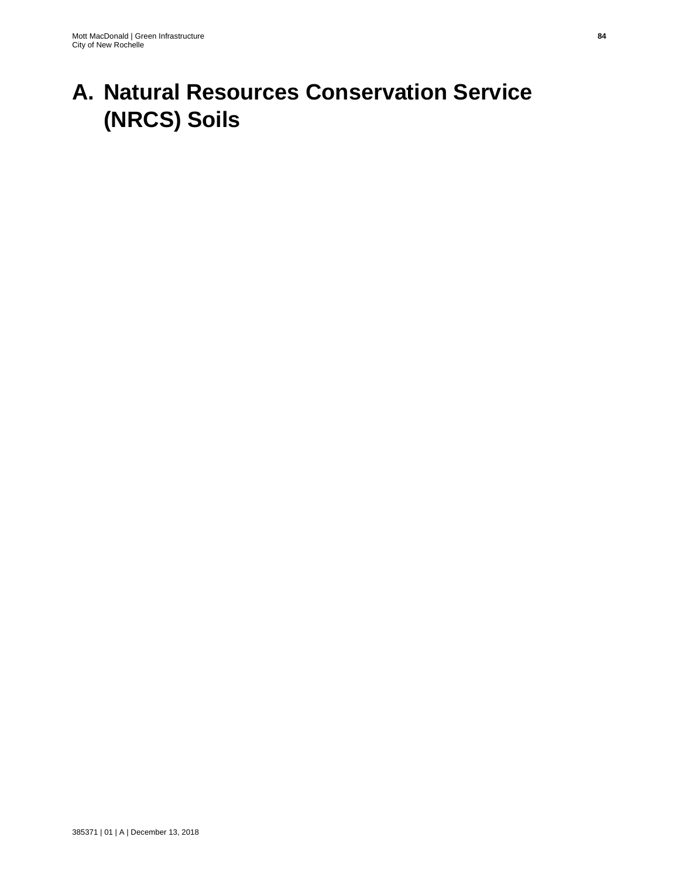# A. Natural Resources Conservation Service (NRCS) Soils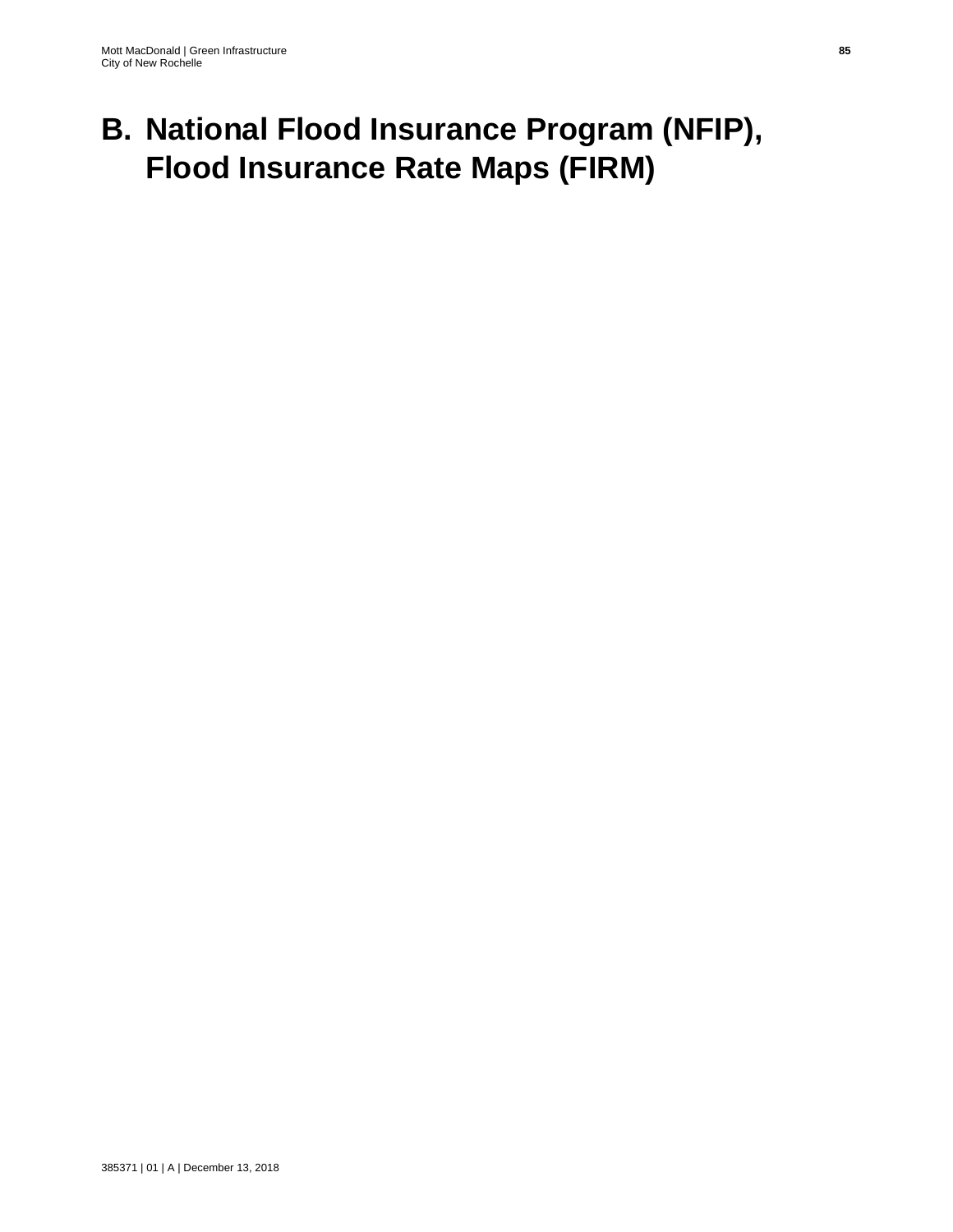# B. National Flood Insurance Program (NFIP), Flood Insurance Rate Maps (FIRM)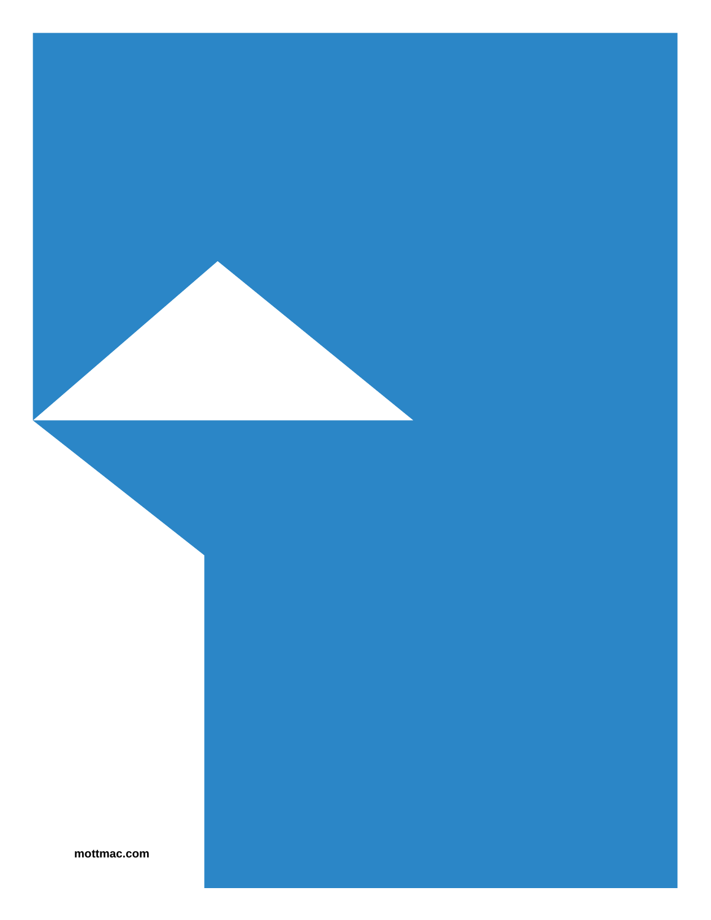mottmac.com